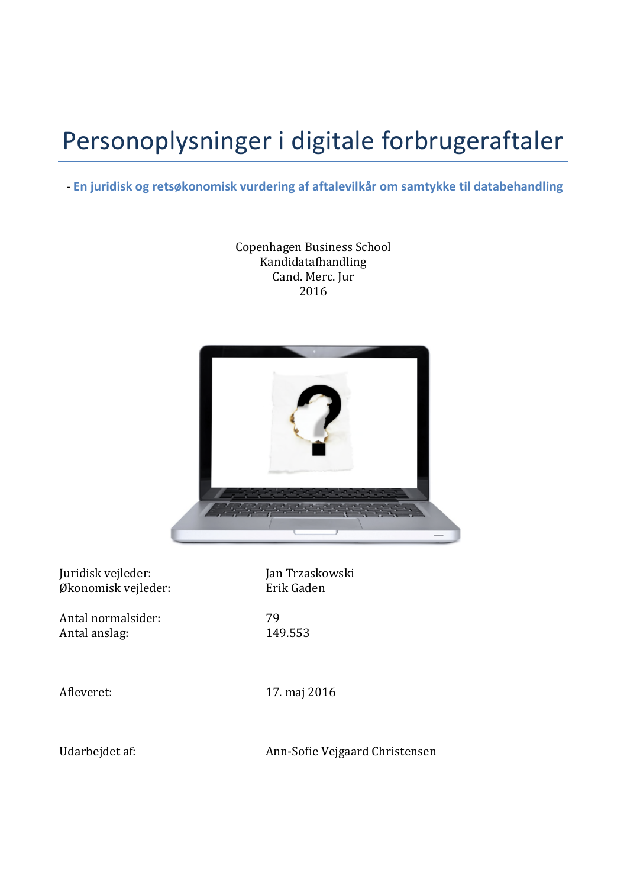# Personoplysninger i digitale forbrugeraftaler

- **En juridisk og retsøkonomisk vurdering af aftalevilkår om samtykke til databehandling**

Copenhagen Business School
Kandidatafhandling
Cand. Merc. Jur
2016

| | |
|---|---|
| Juridisk vejleder: | Jan Trzaskowski |
| Økonomisk vejleder: | Erik Gaden |
| Antal normalsider: | 79 |
| Antal anslag: | 149.553 |
| Afleveret: | 17. maj 2016 |
| Udarbejdet af: | Ann-Sofie Vejgaard Christensen |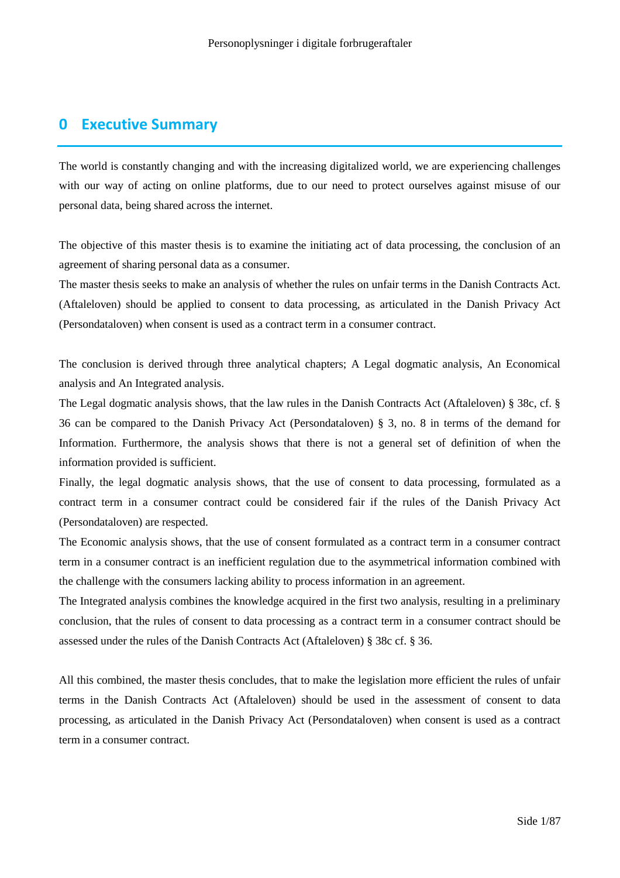# 0 Executive Summary

The world is constantly changing and with the increasing digitalized world, we are experiencing challenges with our way of acting on online platforms, due to our need to protect ourselves against misuse of our personal data, being shared across the internet.

The objective of this master thesis is to examine the initiating act of data processing, the conclusion of an agreement of sharing personal data as a consumer.

The master thesis seeks to make an analysis of whether the rules on unfair terms in the Danish Contracts Act. (Aftaleloven) should be applied to consent to data processing, as articulated in the Danish Privacy Act (Persondataloven) when consent is used as a contract term in a consumer contract.

The conclusion is derived through three analytical chapters; A Legal dogmatic analysis, An Economical analysis and An Integrated analysis.

The Legal dogmatic analysis shows, that the law rules in the Danish Contracts Act (Aftaleloven) § 38c, cf. § 36 can be compared to the Danish Privacy Act (Persondataloven) § 3, no. 8 in terms of the demand for Information. Furthermore, the analysis shows that there is not a general set of definition of when the information provided is sufficient.

Finally, the legal dogmatic analysis shows, that the use of consent to data processing, formulated as a contract term in a consumer contract could be considered fair if the rules of the Danish Privacy Act (Persondataloven) are respected.

The Economic analysis shows, that the use of consent formulated as a contract term in a consumer contract term in a consumer contract is an inefficient regulation due to the asymmetrical information combined with the challenge with the consumers lacking ability to process information in an agreement.

The Integrated analysis combines the knowledge acquired in the first two analysis, resulting in a preliminary conclusion, that the rules of consent to data processing as a contract term in a consumer contract should be assessed under the rules of the Danish Contracts Act (Aftaleloven) § 38c cf. § 36.

All this combined, the master thesis concludes, that to make the legislation more efficient the rules of unfair terms in the Danish Contracts Act (Aftaleloven) should be used in the assessment of consent to data processing, as articulated in the Danish Privacy Act (Persondataloven) when consent is used as a contract term in a consumer contract.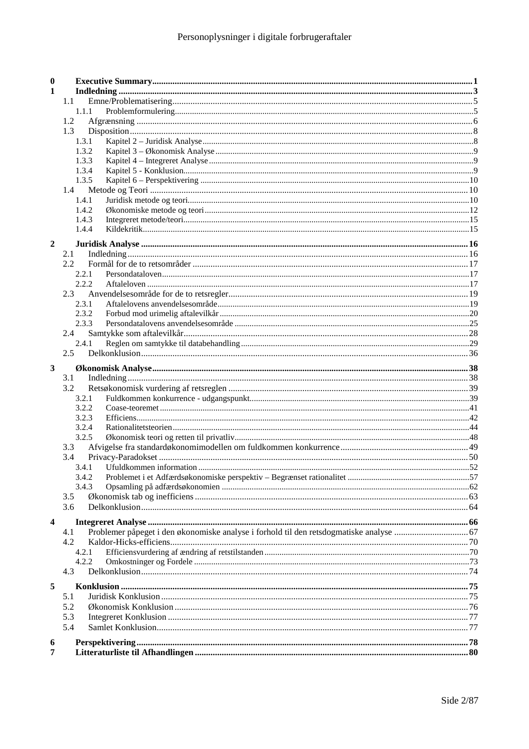0 **Executive Summary** 1
1 **Indledning** 3
- 1.1 Emne/Problematisering 5
  - 1.1.1 Problemformulering 5
- 1.2 Afgrænsning 6
- 1.3 Disposition 8
  - 1.3.1 Kapitel 2 – Juridisk Analyse 8
  - 1.3.2 Kapitel 3 – Økonomisk Analyse 9
  - 1.3.3 Kapitel 4 – Integreret Analyse 9
  - 1.3.4 Kapitel 5 - Konklusion 9
  - 1.3.5 Kapitel 6 – Perspektivering 10
- 1.4 Metode og Teori 10
  - 1.4.1 Juridisk metode og teori 10
  - 1.4.2 Økonomiske metode og teori 12
  - 1.4.3 Integreret metode/teori 15
  - 1.4.4 Kildekritik 15

2 **Juridisk Analyse** 16
- 2.1 Indledning 16
- 2.2 Formål for de to retsområder 17
  - 2.2.1 Persondataloven 17
  - 2.2.2 Aftaleloven 17
- 2.3 Anvendelsesområde for de to retsregler 19
  - 2.3.1 Aftalelovens anvendelsesområde 19
  - 2.3.2 Forbud mod urimelig aftalevilkår 20
  - 2.3.3 Persondatalovens anvendelsesområde 25
- 2.4 Samtykke som aftalevilkår 28
  - 2.4.1 Reglen om samtykke til databehandling 29
- 2.5 Delkonklusion 36

3 **Økonomisk Analyse** 38
- 3.1 Indledning 38
- 3.2 Retsøkonomisk vurdering af retsreglen 39
  - 3.2.1 Fuldkommen konkurrence - udgangspunkt 39
  - 3.2.2 Coase-teoremet 41
  - 3.2.3 Efficiens 42
  - 3.2.4 Rationalitetsteorien 44
  - 3.2.5 Økonomisk teori og retten til privatliv 48
- 3.3 Afvigelse fra standardøkonomimodellen om fuldkommen konkurrence 49
- 3.4 Privacy-Paradokset 50
  - 3.4.1 Ufuldkommen information 52
  - 3.4.2 Problemet i et Adfærdsøkonomiske perspektiv – Begrænset rationalitet 57
  - 3.4.3 Opsamling på adfærdsøkonomien 62
- 3.5 Økonomisk tab og inefficiens 63
- 3.6 Delkonklusion 64

4 **Integreret Analyse** 66
- 4.1 Problemer påpeget i den økonomiske analyse i forhold til den retsdogmatiske analyse 67
- 4.2 Kaldor-Hicks-efficiens 70
  - 4.2.1 Efficiensvurdering af ændring af retstilstanden 70
  - 4.2.2 Omkostninger og Fordele 73
- 4.3 Delkonklusion 74

5 **Konklusion** 75
- 5.1 Juridisk Konklusion 75
- 5.2 Økonomisk Konklusion 76
- 5.3 Integreret Konklusion 77
- 5.4 Samlet Konklusion 77

6 **Perspektivering** 78
7 **Litteraturliste til Afhandlingen** 80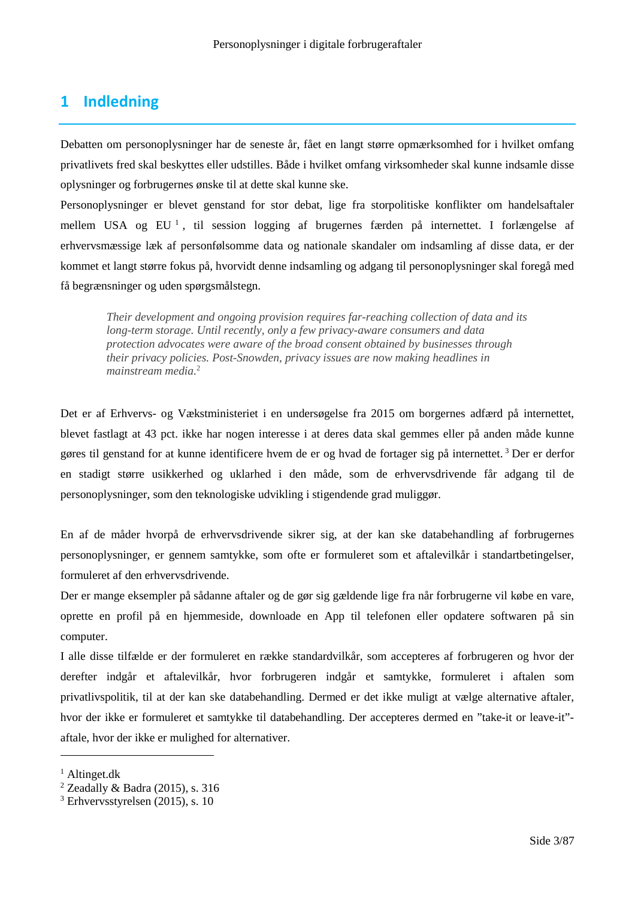# 1 Indledning

Debatten om personoplysninger har de seneste år, fået en langt større opmærksomhed for i hvilket omfang privatlivets fred skal beskyttes eller udstilles. Både i hvilket omfang virksomheder skal kunne indsamle disse oplysninger og forbrugernes ønske til at dette skal kunne ske.

Personoplysninger er blevet genstand for stor debat, lige fra storpolitiske konflikter om handelsaftaler mellem USA og EU [1], til session logging af brugernes færden på internettet. I forlængelse af erhvervsmæssige læk af personfølsomme data og nationale skandaler om indsamling af disse data, er der kommet et langt større fokus på, hvorvidt denne indsamling og adgang til personoplysninger skal foregå med få begrænsninger og uden spørgsmålstegn.

> *Their development and ongoing provision requires far-reaching collection of data and its long-term storage. Until recently, only a few privacy-aware consumers and data protection advocates were aware of the broad consent obtained by businesses through their privacy policies. Post-Snowden, privacy issues are now making headlines in mainstream media.*[2]

Det er af Erhvervs- og Vækstministeriet i en undersøgelse fra 2015 om borgernes adfærd på internettet, blevet fastlagt at 43 pct. ikke har nogen interesse i at deres data skal gemmes eller på anden måde kunne gøres til genstand for at kunne identificere hvem de er og hvad de fortager sig på internettet. [3] Der er derfor en stadigt større usikkerhed og uklarhed i den måde, som de erhvervsdrivende får adgang til de personoplysninger, som den teknologiske udvikling i stigendende grad muliggør.

En af de måder hvorpå de erhvervsdrivende sikrer sig, at der kan ske databehandling af forbrugernes personoplysninger, er gennem samtykke, som ofte er formuleret som et aftalevilkår i standartbetingelser, formuleret af den erhvervsdrivende.

Der er mange eksempler på sådanne aftaler og de gør sig gældende lige fra når forbrugerne vil købe en vare, oprette en profil på en hjemmeside, downloade en App til telefonen eller opdatere softwaren på sin computer.

I alle disse tilfælde er der formuleret en række standardvilkår, som accepteres af forbrugeren og hvor der derefter indgår et aftalevilkår, hvor forbrugeren indgår et samtykke, formuleret i aftalen som privatlivspolitik, til at der kan ske databehandling. Dermed er det ikke muligt at vælge alternative aftaler, hvor der ikke er formuleret et samtykke til databehandling. Der accepteres dermed en ”take-it or leave-it”-aftale, hvor der ikke er mulighed for alternativer.

---

[1] Altinget.dk
[2] Zeadally & Badra (2015), s. 316
[3] Erhvervsstyrelsen (2015), s. 10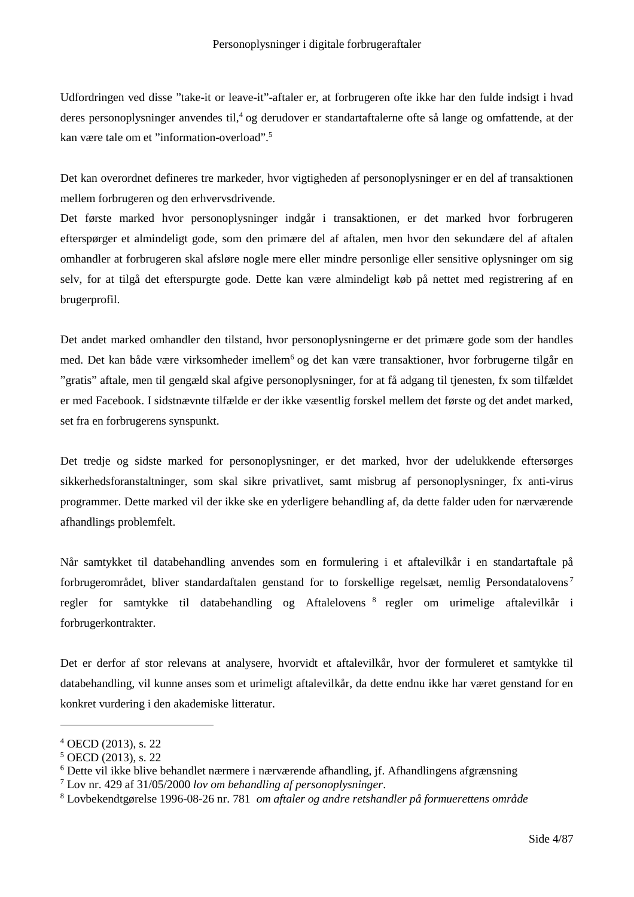Udfordringen ved disse ”take-it or leave-it”-aftaler er, at forbrugeren ofte ikke har den fulde indsigt i hvad deres personoplysninger anvendes til,[4] og derudover er standartaftalerne ofte så lange og omfattende, at der kan være tale om et ”information-overload”.[5]

Det kan overordnet defineres tre markeder, hvor vigtigheden af personoplysninger er en del af transaktionen mellem forbrugeren og den erhvervsdrivende.
Det første marked hvor personoplysninger indgår i transaktionen, er det marked hvor forbrugeren efterspørger et almindeligt gode, som den primære del af aftalen, men hvor den sekundære del af aftalen omhandler at forbrugeren skal afsløre nogle mere eller mindre personlige eller sensitive oplysninger om sig selv, for at tilgå det efterspurgte gode. Dette kan være almindeligt køb på nettet med registrering af en brugerprofil.

Det andet marked omhandler den tilstand, hvor personoplysningerne er det primære gode som der handles med. Det kan både være virksomheder imellem[6] og det kan være transaktioner, hvor forbrugerne tilgår en ”gratis” aftale, men til gengæld skal afgive personoplysninger, for at få adgang til tjenesten, fx som tilfældet er med Facebook. I sidstnævnte tilfælde er der ikke væsentlig forskel mellem det første og det andet marked, set fra en forbrugerens synspunkt.

Det tredje og sidste marked for personoplysninger, er det marked, hvor der udelukkende eftersørges sikkerhedsforanstaltninger, som skal sikre privatlivet, samt misbrug af personoplysninger, fx anti-virus programmer. Dette marked vil der ikke ske en yderligere behandling af, da dette falder uden for nærværende afhandlings problemfelt.

Når samtykket til databehandling anvendes som en formulering i et aftalevilkår i en standartaftale på forbrugerområdet, bliver standardaftalen genstand for to forskellige regelsæt, nemlig Persondatalovens[7] regler for samtykke til databehandling og Aftalelovens[8] regler om urimelige aftalevilkår i forbrugerkontrakter.

Det er derfor af stor relevans at analysere, hvorvidt et aftalevilkår, hvor der formuleret et samtykke til databehandling, vil kunne anses som et urimeligt aftalevilkår, da dette endnu ikke har været genstand for en konkret vurdering i den akademiske litteratur.

---

[4] OECD (2013), s. 22
[5] OECD (2013), s. 22
[6] Dette vil ikke blive behandlet nærmere i nærværende afhandling, jf. Afhandlingens afgrænsning
[7] Lov nr. 429 af 31/05/2000 *lov om behandling af personoplysninger*.
[8] Lovbekendtgørelse 1996-08-26 nr. 781 *om aftaler og andre retshandler på formuerettens område*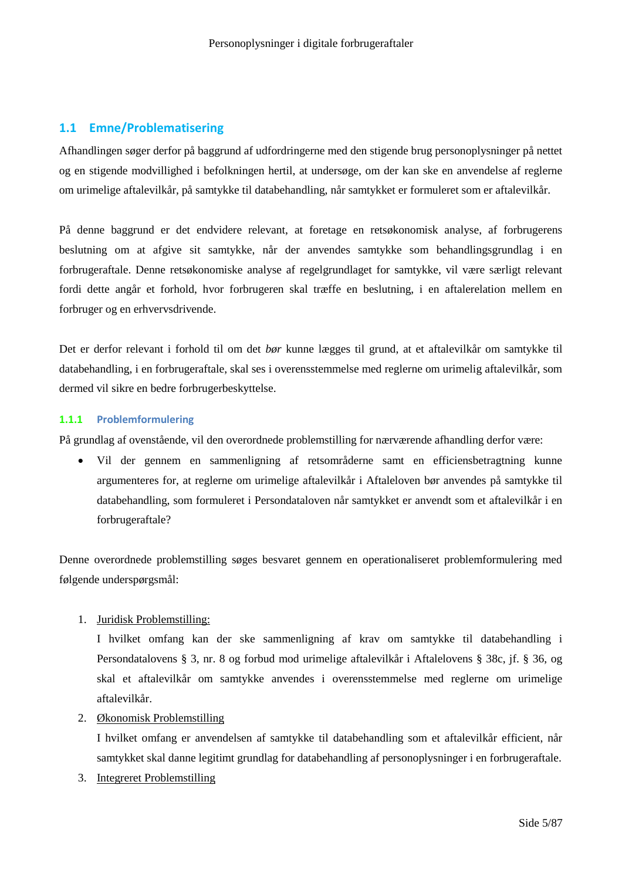## 1.1 Emne/Problematisering

Afhandlingen søger derfor på baggrund af udfordringerne med den stigende brug personoplysninger på nettet og en stigende modvillighed i befolkningen hertil, at undersøge, om der kan ske en anvendelse af reglerne om urimelige aftalevilkår, på samtykke til databehandling, når samtykket er formuleret som er aftalevilkår.

På denne baggrund er det endvidere relevant, at foretage en retsøkonomisk analyse, af forbrugerens beslutning om at afgive sit samtykke, når der anvendes samtykke som behandlingsgrundlag i en forbrugeraftale. Denne retsøkonomiske analyse af regelgrundlaget for samtykke, vil være særligt relevant fordi dette angår et forhold, hvor forbrugeren skal træffe en beslutning, i en aftalerelation mellem en forbruger og en erhvervsdrivende.

Det er derfor relevant i forhold til om det *bør* kunne lægges til grund, at et aftalevilkår om samtykke til databehandling, i en forbrugeraftale, skal ses i overensstemmelse med reglerne om urimelig aftalevilkår, som dermed vil sikre en bedre forbrugerbeskyttelse.

### 1.1.1 Problemformulering

På grundlag af ovenstående, vil den overordnede problemstilling for nærværende afhandling derfor være:

- Vil der gennem en sammenligning af retsområderne samt en efficiensbetragtning kunne argumenteres for, at reglerne om urimelige aftalevilkår i Aftaleloven bør anvendes på samtykke til databehandling, som formuleret i Persondataloven når samtykket er anvendt som et aftalevilkår i en forbrugeraftale?

Denne overordnede problemstilling søges besvaret gennem en operationaliseret problemformulering med følgende underspørgsmål:

1. <u>Juridisk Problemstilling:</u>
   I hvilket omfang kan der ske sammenligning af krav om samtykke til databehandling i Persondatalovens § 3, nr. 8 og forbud mod urimelige aftalevilkår i Aftalelovens § 38c, jf. § 36, og skal et aftalevilkår om samtykke anvendes i overensstemmelse med reglerne om urimelige aftalevilkår.
2. <u>Økonomisk Problemstilling</u>
   I hvilket omfang er anvendelsen af samtykke til databehandling som et aftalevilkår efficient, når samtykket skal danne legitimt grundlag for databehandling af personoplysninger i en forbrugeraftale.
3. <u>Integreret Problemstilling</u>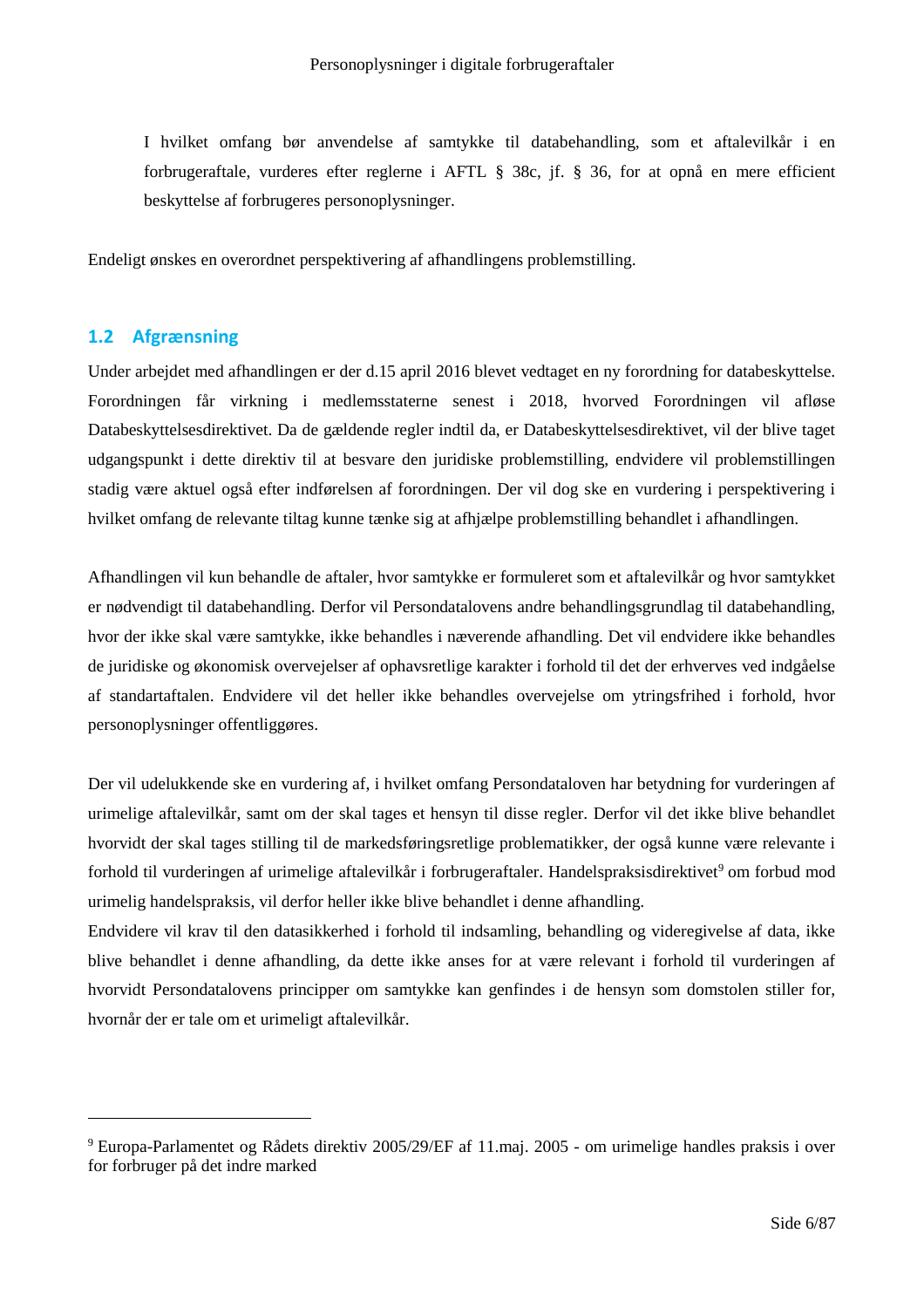I hvilket omfang bør anvendelse af samtykke til databehandling, som et aftalevilkår i en forbrugeraftale, vurderes efter reglerne i AFTL § 38c, jf. § 36, for at opnå en mere efficient beskyttelse af forbrugeres personoplysninger.

Endeligt ønskes en overordnet perspektivering af afhandlingens problemstilling.

## 1.2 Afgrænsning

Under arbejdet med afhandlingen er der d.15 april 2016 blevet vedtaget en ny forordning for databeskyttelse. Forordningen får virkning i medlemsstaterne senest i 2018, hvorved Forordningen vil afløse Databeskyttelsesdirektivet. Da de gældende regler indtil da, er Databeskyttelsesdirektivet, vil der blive taget udgangspunkt i dette direktiv til at besvare den juridiske problemstilling, endvidere vil problemstillingen stadig være aktuel også efter indførelsen af forordningen. Der vil dog ske en vurdering i perspektivering i hvilket omfang de relevante tiltag kunne tænke sig at afhjælpe problemstilling behandlet i afhandlingen.

Afhandlingen vil kun behandle de aftaler, hvor samtykke er formuleret som et aftalevilkår og hvor samtykket er nødvendigt til databehandling. Derfor vil Persondatalovens andre behandlingsgrundlag til databehandling, hvor der ikke skal være samtykke, ikke behandles i næverende afhandling. Det vil endvidere ikke behandles de juridiske og økonomisk overvejelser af ophavsretlige karakter i forhold til det der erhverves ved indgåelse af standartaftalen. Endvidere vil det heller ikke behandles overvejelse om ytringsfrihed i forhold, hvor personoplysninger offentliggøres.

Der vil udelukkende ske en vurdering af, i hvilket omfang Persondataloven har betydning for vurderingen af urimelige aftalevilkår, samt om der skal tages et hensyn til disse regler. Derfor vil det ikke blive behandlet hvorvidt der skal tages stilling til de markedsføringsretlige problematikker, der også kunne være relevante i forhold til vurderingen af urimelige aftalevilkår i forbrugeraftaler. Handelspraksisdirektivet[9] om forbud mod urimelig handelspraksis, vil derfor heller ikke blive behandlet i denne afhandling.
Endvidere vil krav til den datasikkerhed i forhold til indsamling, behandling og videregivelse af data, ikke blive behandlet i denne afhandling, da dette ikke anses for at være relevant i forhold til vurderingen af hvorvidt Persondatalovens principper om samtykke kan genfindes i de hensyn som domstolen stiller for, hvornår der er tale om et urimeligt aftalevilkår.

---

[9] Europa-Parlamentet og Rådets direktiv 2005/29/EF af 11.maj. 2005 - om urimelige handles praksis i over for forbruger på det indre marked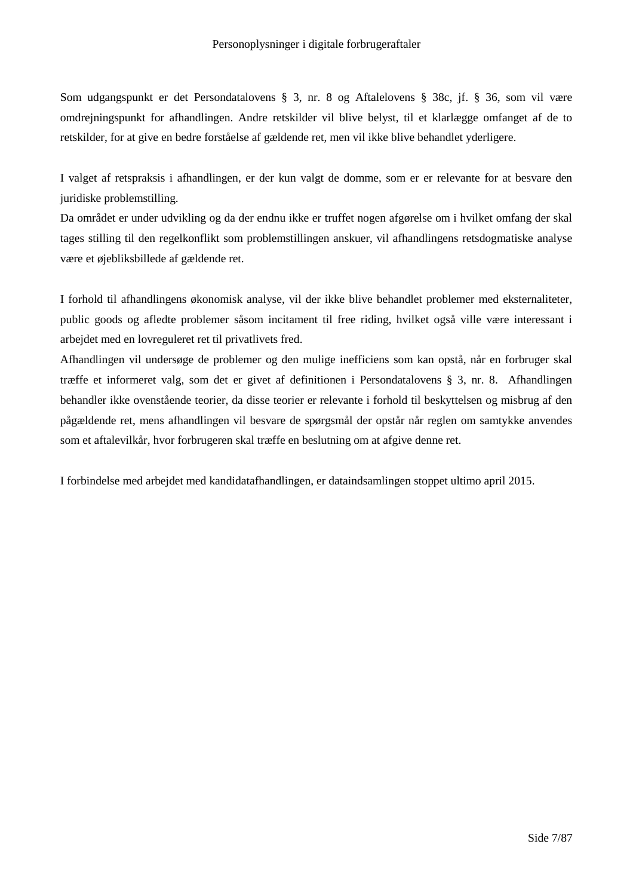Som udgangspunkt er det Persondatalovens § 3, nr. 8 og Aftalelovens § 38c, jf. § 36, som vil være omdrejningspunkt for afhandlingen. Andre retskilder vil blive belyst, til et klarlægge omfanget af de to retskilder, for at give en bedre forståelse af gældende ret, men vil ikke blive behandlet yderligere.

I valget af retspraksis i afhandlingen, er der kun valgt de domme, som er er relevante for at besvare den juridiske problemstilling.
Da området er under udvikling og da der endnu ikke er truffet nogen afgørelse om i hvilket omfang der skal tages stilling til den regelkonflikt som problemstillingen anskuer, vil afhandlingens retsdogmatiske analyse være et øjebliksbillede af gældende ret.

I forhold til afhandlingens økonomisk analyse, vil der ikke blive behandlet problemer med eksternaliteter, public goods og afledte problemer såsom incitament til free riding, hvilket også ville være interessant i arbejdet med en lovreguleret ret til privatlivets fred.
Afhandlingen vil undersøge de problemer og den mulige inefficiens som kan opstå, når en forbruger skal træffe et informeret valg, som det er givet af definitionen i Persondatalovens § 3, nr. 8. Afhandlingen behandler ikke ovenstående teorier, da disse teorier er relevante i forhold til beskyttelsen og misbrug af den pågældende ret, mens afhandlingen vil besvare de spørgsmål der opstår når reglen om samtykke anvendes som et aftalevilkår, hvor forbrugeren skal træffe en beslutning om at afgive denne ret.

I forbindelse med arbejdet med kandidatafhandlingen, er dataindsamlingen stoppet ultimo april 2015.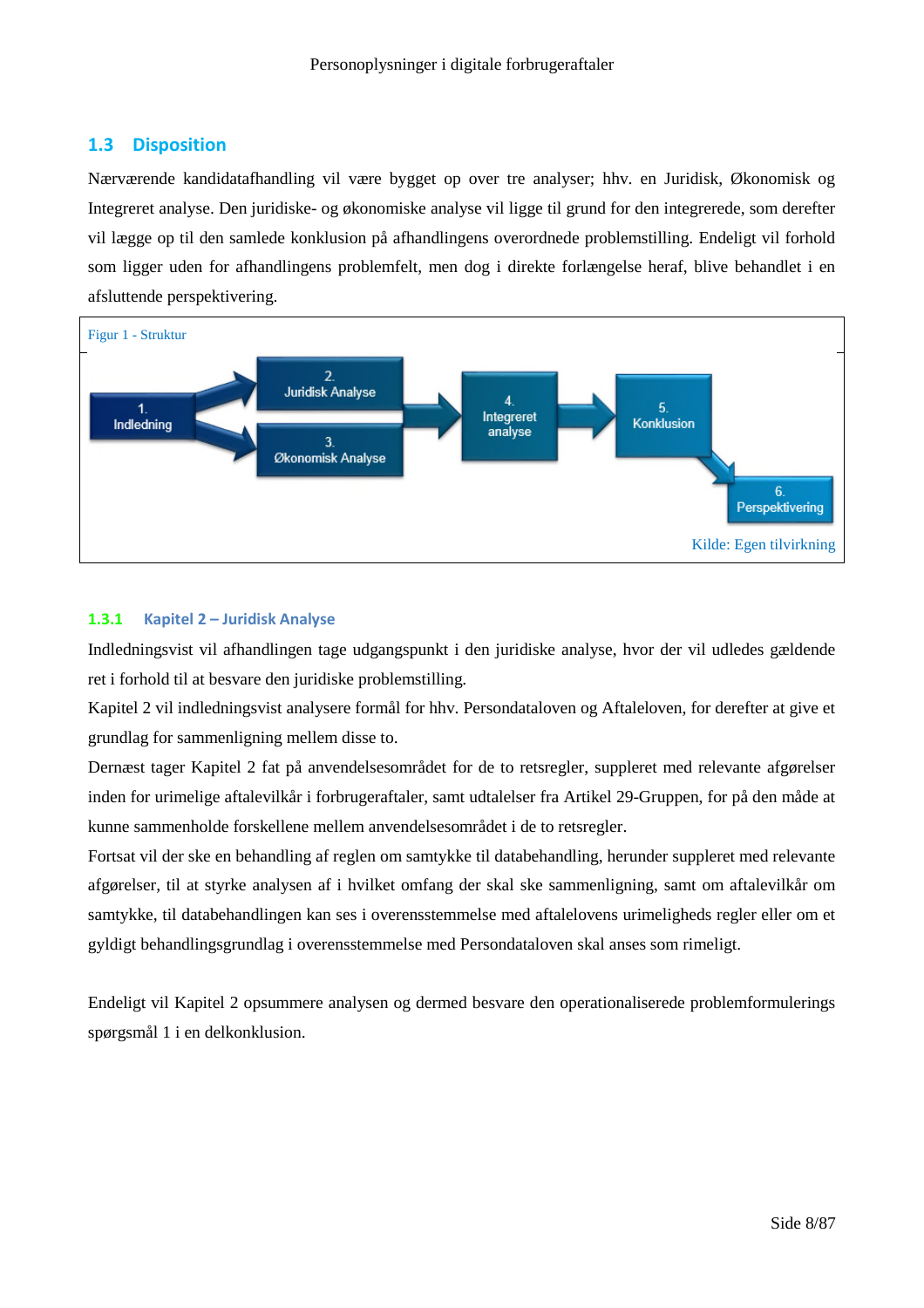## 1.3 Disposition

Nærværende kandidatafhandling vil være bygget op over tre analyser; hhv. en Juridisk, Økonomisk og Integreret analyse. Den juridiske- og økonomiske analyse vil ligge til grund for den integrerede, som derefter vil lægge op til den samlede konklusion på afhandlingens overordnede problemstilling. Endeligt vil forhold som ligger uden for afhandlingens problemfelt, men dog i direkte forlængelse heraf, blive behandlet i en afsluttende perspektivering.

Figur 1 - Struktur

1. Indledning → 2. Juridisk Analyse / 3. Økonomisk Analyse → 4. Integreret analyse → 5. Konklusion → 6. Perspektivering

Kilde: Egen tilvirkning

### 1.3.1 Kapitel 2 – Juridisk Analyse

Indledningsvist vil afhandlingen tage udgangspunkt i den juridiske analyse, hvor der vil udledes gældende ret i forhold til at besvare den juridiske problemstilling.

Kapitel 2 vil indledningsvist analysere formål for hhv. Persondataloven og Aftaleloven, for derefter at give et grundlag for sammenligning mellem disse to.

Dernæst tager Kapitel 2 fat på anvendelsesområdet for de to retsregler, suppleret med relevante afgørelser inden for urimelige aftalevilkår i forbrugeraftaler, samt udtalelser fra Artikel 29-Gruppen, for på den måde at kunne sammenholde forskellene mellem anvendelsesområdet i de to retsregler.

Fortsat vil der ske en behandling af reglen om samtykke til databehandling, herunder suppleret med relevante afgørelser, til at styrke analysen af i hvilket omfang der skal ske sammenligning, samt om aftalevilkår om samtykke, til databehandlingen kan ses i overensstemmelse med aftalelovens urimeligheds regler eller om et gyldigt behandlingsgrundlag i overensstemmelse med Persondataloven skal anses som rimeligt.

Endeligt vil Kapitel 2 opsummere analysen og dermed besvare den operationaliserede problemformulerings spørgsmål 1 i en delkonklusion.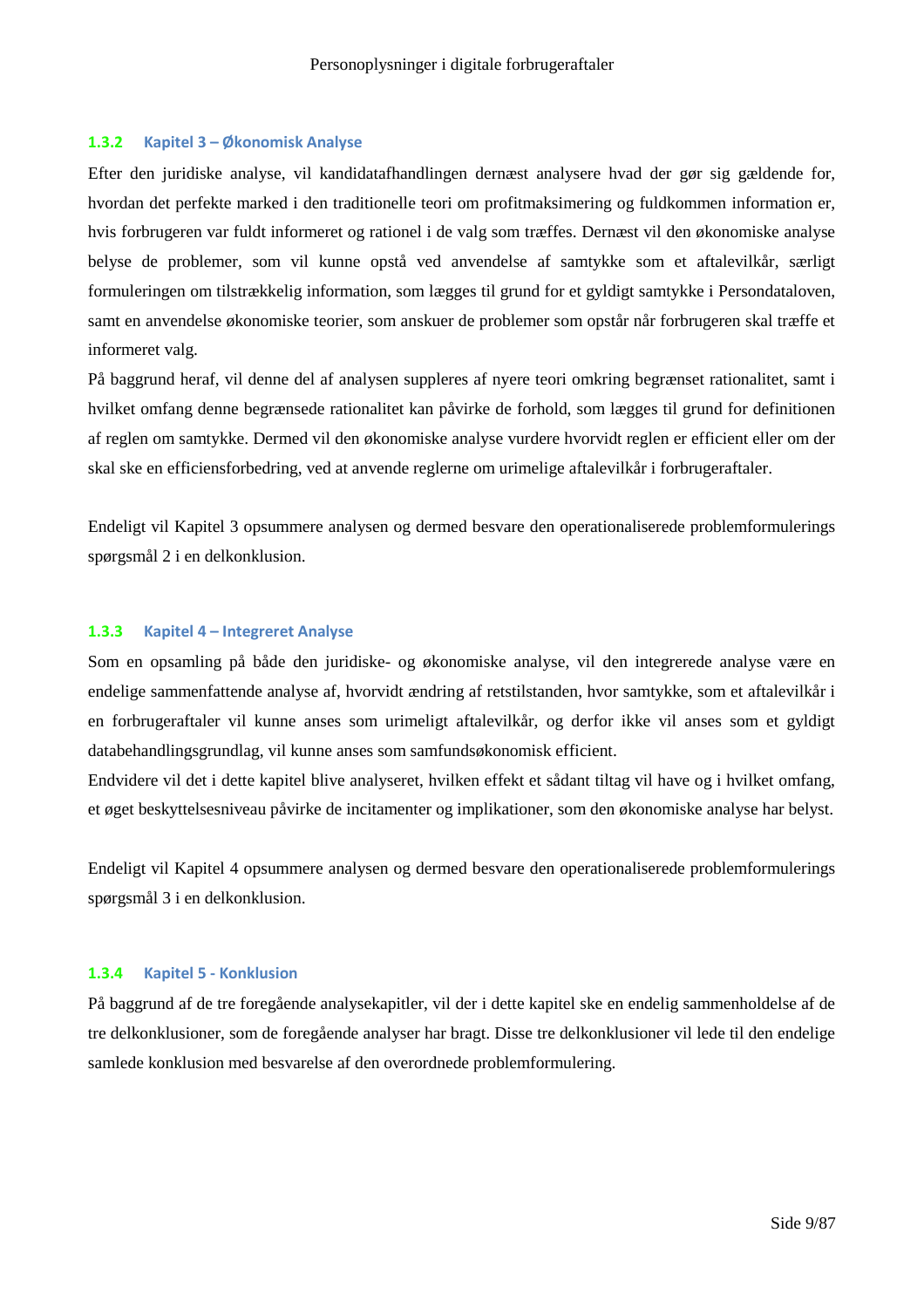### 1.3.2 Kapitel 3 – Økonomisk Analyse

Efter den juridiske analyse, vil kandidatafhandlingen dernæst analysere hvad der gør sig gældende for, hvordan det perfekte marked i den traditionelle teori om profitmaksimering og fuldkommen information er, hvis forbrugeren var fuldt informeret og rationel i de valg som træffes. Dernæst vil den økonomiske analyse belyse de problemer, som vil kunne opstå ved anvendelse af samtykke som et aftalevilkår, særligt formuleringen om tilstrækkelig information, som lægges til grund for et gyldigt samtykke i Persondataloven, samt en anvendelse økonomiske teorier, som anskuer de problemer som opstår når forbrugeren skal træffe et informeret valg.

På baggrund heraf, vil denne del af analysen suppleres af nyere teori omkring begrænset rationalitet, samt i hvilket omfang denne begrænsede rationalitet kan påvirke de forhold, som lægges til grund for definitionen af reglen om samtykke. Dermed vil den økonomiske analyse vurdere hvorvidt reglen er efficient eller om der skal ske en efficiensforbedring, ved at anvende reglerne om urimelige aftalevilkår i forbrugeraftaler.

Endeligt vil Kapitel 3 opsummere analysen og dermed besvare den operationaliserede problemformulerings spørgsmål 2 i en delkonklusion.

### 1.3.3 Kapitel 4 – Integreret Analyse

Som en opsamling på både den juridiske- og økonomiske analyse, vil den integrerede analyse være en endelige sammenfattende analyse af, hvorvidt ændring af retstilstanden, hvor samtykke, som et aftalevilkår i en forbrugeraftaler vil kunne anses som urimeligt aftalevilkår, og derfor ikke vil anses som et gyldigt databehandlingsgrundlag, vil kunne anses som samfundsøkonomisk efficient.

Endvidere vil det i dette kapitel blive analyseret, hvilken effekt et sådant tiltag vil have og i hvilket omfang, et øget beskyttelsesniveau påvirke de incitamenter og implikationer, som den økonomiske analyse har belyst.

Endeligt vil Kapitel 4 opsummere analysen og dermed besvare den operationaliserede problemformulerings spørgsmål 3 i en delkonklusion.

### 1.3.4 Kapitel 5 - Konklusion

På baggrund af de tre foregående analysekapitler, vil der i dette kapitel ske en endelig sammenholdelse af de tre delkonklusioner, som de foregående analyser har bragt. Disse tre delkonklusioner vil lede til den endelige samlede konklusion med besvarelse af den overordnede problemformulering.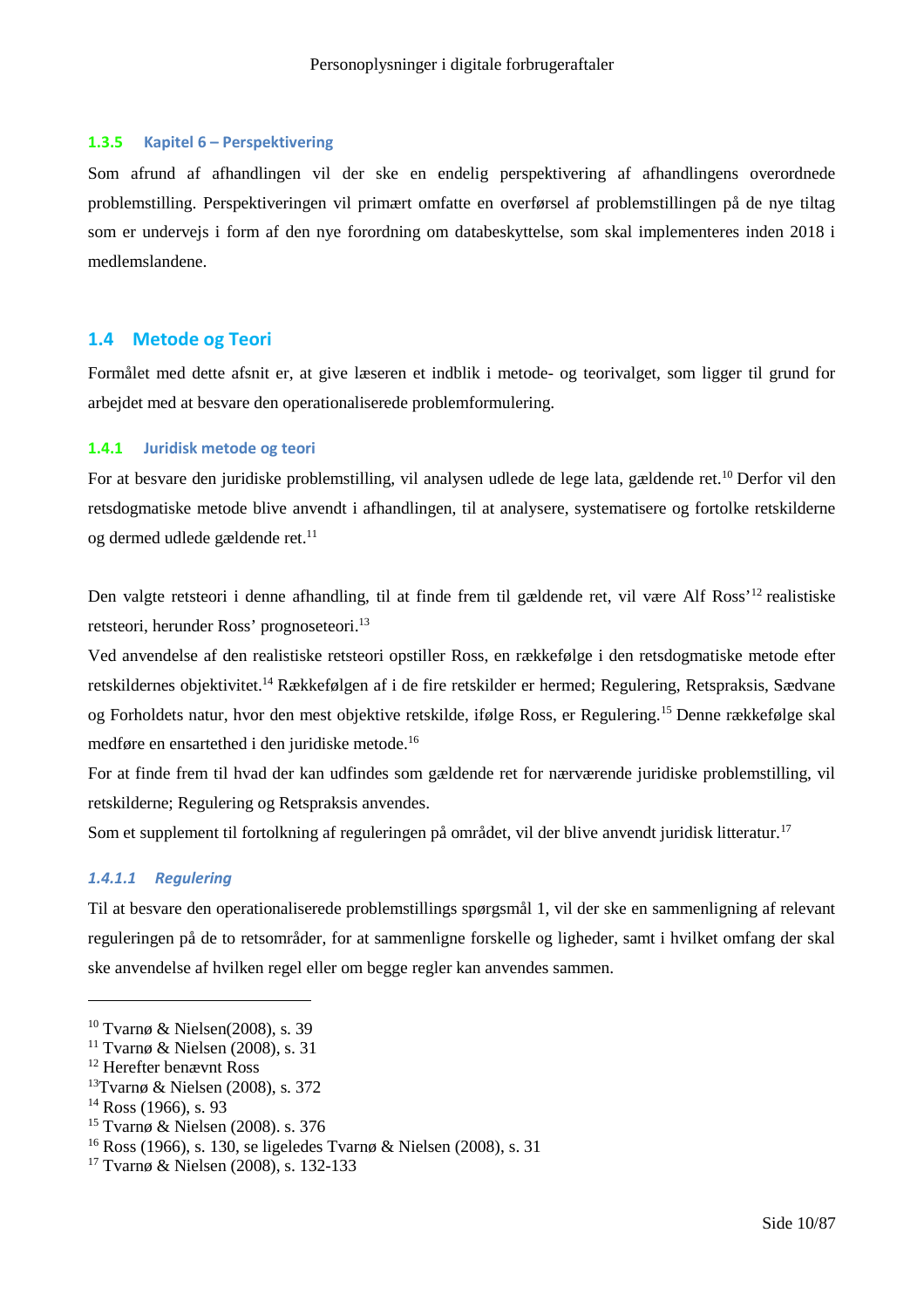### 1.3.5 Kapitel 6 – Perspektivering

Som afrund af afhandlingen vil der ske en endelig perspektivering af afhandlingens overordnede problemstilling. Perspektiveringen vil primært omfatte en overførsel af problemstillingen på de nye tiltag som er undervejs i form af den nye forordning om databeskyttelse, som skal implementeres inden 2018 i medlemslandene.

## 1.4 Metode og Teori

Formålet med dette afsnit er, at give læseren et indblik i metode- og teorivalget, som ligger til grund for arbejdet med at besvare den operationaliserede problemformulering.

### 1.4.1 Juridisk metode og teori

For at besvare den juridiske problemstilling, vil analysen udlede de lege lata, gældende ret.[10] Derfor vil den retsdogmatiske metode blive anvendt i afhandlingen, til at analysere, systematisere og fortolke retskilderne og dermed udlede gældende ret.[11]

Den valgte retsteori i denne afhandling, til at finde frem til gældende ret, vil være Alf Ross'[12] realistiske retsteori, herunder Ross' prognoseteori.[13]

Ved anvendelse af den realistiske retsteori opstiller Ross, en rækkefølge i den retsdogmatiske metode efter retskildernes objektivitet.[14] Rækkefølgen af i de fire retskilder er hermed; Regulering, Retspraksis, Sædvane og Forholdets natur, hvor den mest objektive retskilde, ifølge Ross, er Regulering.[15] Denne rækkefølge skal medføre en ensartethed i den juridiske metode.[16]

For at finde frem til hvad der kan udfindes som gældende ret for nærværende juridiske problemstilling, vil retskilderne; Regulering og Retspraksis anvendes.

Som et supplement til fortolkning af reguleringen på området, vil der blive anvendt juridisk litteratur.[17]

#### *1.4.1.1 Regulering*

Til at besvare den operationaliserede problemstillings spørgsmål 1, vil der ske en sammenligning af relevant reguleringen på de to retsområder, for at sammenligne forskelle og ligheder, samt i hvilket omfang der skal ske anvendelse af hvilken regel eller om begge regler kan anvendes sammen.

---

[10] Tvarnø & Nielsen(2008), s. 39
[11] Tvarnø & Nielsen (2008), s. 31
[12] Herefter benævnt Ross
[13] Tvarnø & Nielsen (2008), s. 372
[14] Ross (1966), s. 93
[15] Tvarnø & Nielsen (2008). s. 376
[16] Ross (1966), s. 130, se ligeledes Tvarnø & Nielsen (2008), s. 31
[17] Tvarnø & Nielsen (2008), s. 132-133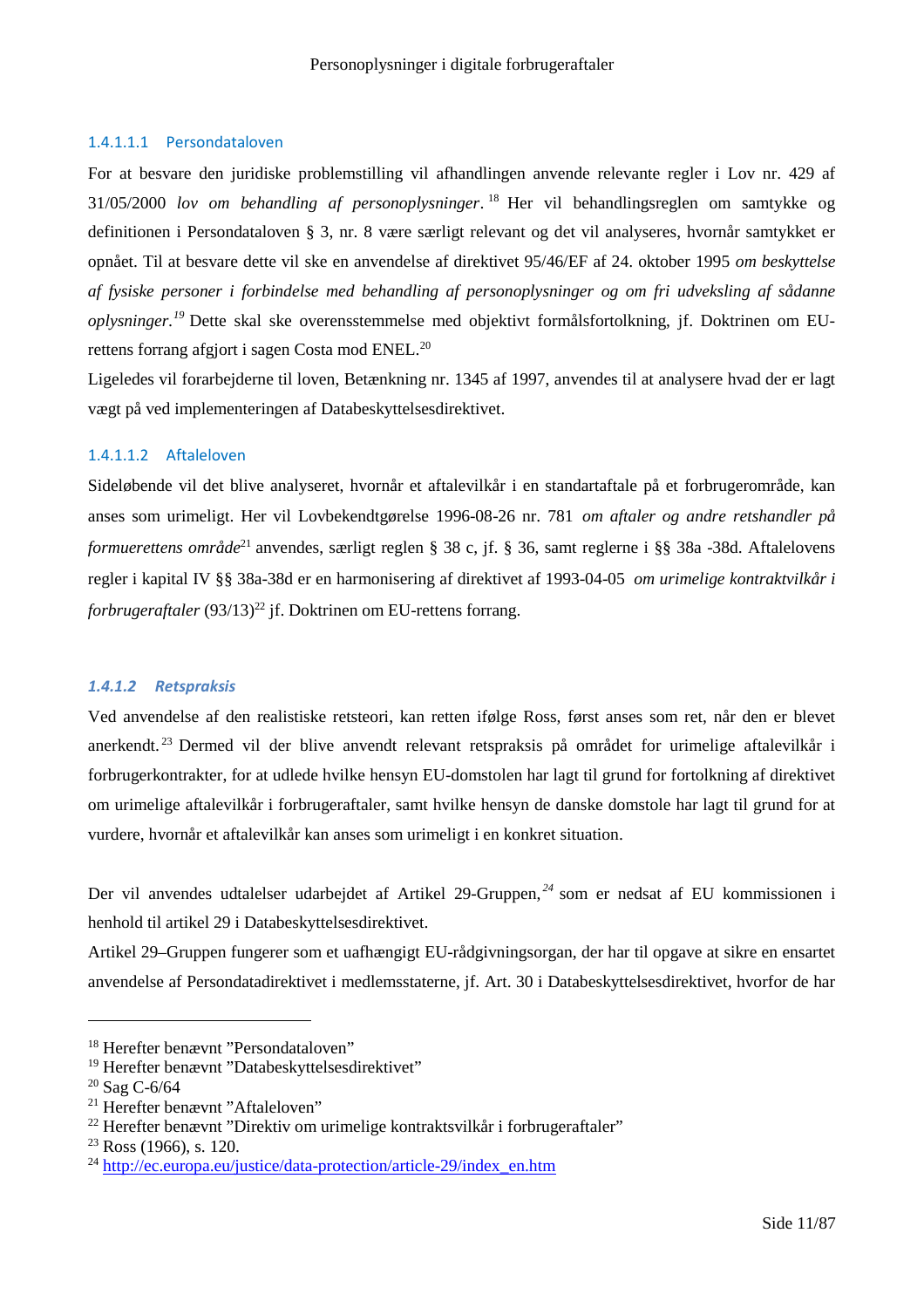##### 1.4.1.1.1 Persondataloven

For at besvare den juridiske problemstilling vil afhandlingen anvende relevante regler i Lov nr. 429 af 31/05/2000 *lov om behandling af personoplysninger*.[18] Her vil behandlingsreglen om samtykke og definitionen i Persondataloven § 3, nr. 8 være særligt relevant og det vil analyseres, hvornår samtykket er opnået. Til at besvare dette vil ske en anvendelse af direktivet 95/46/EF af 24. oktober 1995 *om beskyttelse af fysiske personer i forbindelse med behandling af personoplysninger og om fri udveksling af sådanne oplysninger.*[19] Dette skal ske overensstemmelse med objektivt formålsfortolkning, jf. Doktrinen om EU-rettens forrang afgjort i sagen Costa mod ENEL.[20]

Ligeledes vil forarbejderne til loven, Betænkning nr. 1345 af 1997, anvendes til at analysere hvad der er lagt vægt på ved implementeringen af Databeskyttelsesdirektivet.

##### 1.4.1.1.2 Aftaleloven

Sideløbende vil det blive analyseret, hvornår et aftalevilkår i en standartaftale på et forbrugerområde, kan anses som urimeligt. Her vil Lovbekendtgørelse 1996-08-26 nr. 781 *om aftaler og andre retshandler på formuerettens område*[21] anvendes, særligt reglen § 38 c, jf. § 36, samt reglerne i §§ 38a -38d. Aftalelovens regler i kapital IV §§ 38a-38d er en harmonisering af direktivet af 1993-04-05 *om urimelige kontraktvilkår i forbrugeraftaler* (93/13)[22] jf. Doktrinen om EU-rettens forrang.

#### *1.4.1.2 Retspraksis*

Ved anvendelse af den realistiske retsteori, kan retten ifølge Ross, først anses som ret, når den er blevet anerkendt.[23] Dermed vil der blive anvendt relevant retspraksis på området for urimelige aftalevilkår i forbrugerkontrakter, for at udlede hvilke hensyn EU-domstolen har lagt til grund for fortolkning af direktivet om urimelige aftalevilkår i forbrugeraftaler, samt hvilke hensyn de danske domstole har lagt til grund for at vurdere, hvornår et aftalevilkår kan anses som urimeligt i en konkret situation.

Der vil anvendes udtalelser udarbejdet af Artikel 29-Gruppen,[24] som er nedsat af EU kommissionen i henhold til artikel 29 i Databeskyttelsesdirektivet.

Artikel 29–Gruppen fungerer som et uafhængigt EU-rådgivningsorgan, der har til opgave at sikre en ensartet anvendelse af Persondatadirektivet i medlemsstaterne, jf. Art. 30 i Databeskyttelsesdirektivet, hvorfor de har

---

[18] Herefter benævnt ”Persondataloven”
[19] Herefter benævnt ”Databeskyttelsesdirektivet”
[20] Sag C-6/64
[21] Herefter benævnt ”Aftaleloven”
[22] Herefter benævnt ”Direktiv om urimelige kontraktsvilkår i forbrugeraftaler”
[23] Ross (1966), s. 120.
[24] http://ec.europa.eu/justice/data-protection/article-29/index_en.htm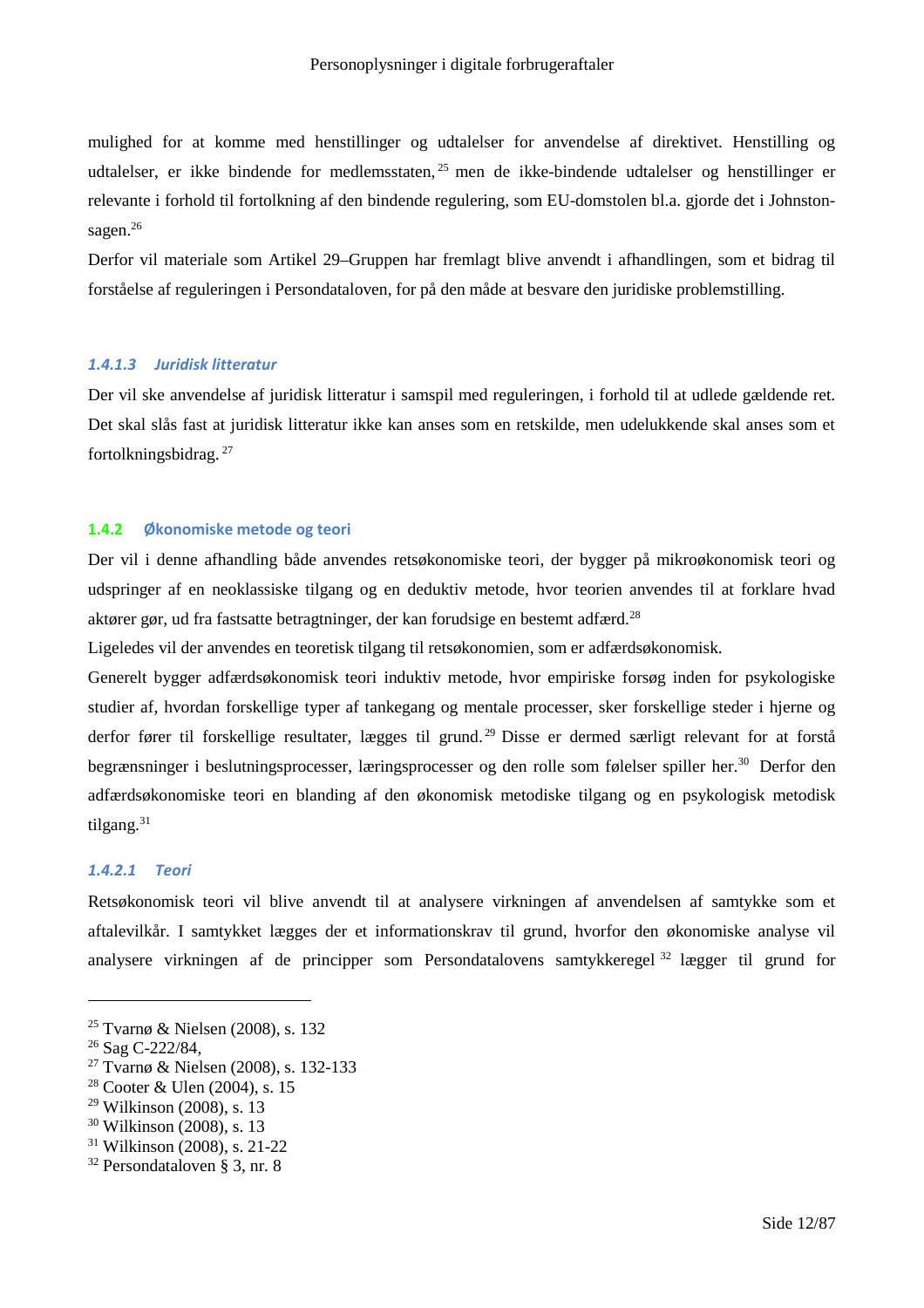mulighed for at komme med henstillinger og udtalelser for anvendelse af direktivet. Henstilling og udtalelser, er ikke bindende for medlemsstaten,[25] men de ikke-bindende udtalelser og henstillinger er relevante i forhold til fortolkning af den bindende regulering, som EU-domstolen bl.a. gjorde det i Johnston-sagen.[26]

Derfor vil materiale som Artikel 29–Gruppen har fremlagt blive anvendt i afhandlingen, som et bidrag til forståelse af reguleringen i Persondataloven, for på den måde at besvare den juridiske problemstilling.

#### *1.4.1.3 Juridisk litteratur*

Der vil ske anvendelse af juridisk litteratur i samspil med reguleringen, i forhold til at udlede gældende ret. Det skal slås fast at juridisk litteratur ikke kan anses som en retskilde, men udelukkende skal anses som et fortolkningsbidrag.[27]

### 1.4.2 Økonomiske metode og teori

Der vil i denne afhandling både anvendes retsøkonomiske teori, der bygger på mikroøkonomisk teori og udspringer af en neoklassiske tilgang og en deduktiv metode, hvor teorien anvendes til at forklare hvad aktører gør, ud fra fastsatte betragtninger, der kan forudsige en bestemt adfærd.[28]

Ligeledes vil der anvendes en teoretisk tilgang til retsøkonomien, som er adfærdsøkonomisk.

Generelt bygger adfærdsøkonomisk teori induktiv metode, hvor empiriske forsøg inden for psykologiske studier af, hvordan forskellige typer af tankegang og mentale processer, sker forskellige steder i hjerne og derfor fører til forskellige resultater, lægges til grund.[29] Disse er dermed særligt relevant for at forstå begrænsninger i beslutningsprocesser, læringsprocesser og den rolle som følelser spiller her.[30] Derfor den adfærdsøkonomiske teori en blanding af den økonomisk metodiske tilgang og en psykologisk metodisk tilgang.[31]

#### *1.4.2.1 Teori*

Retsøkonomisk teori vil blive anvendt til at analysere virkningen af anvendelsen af samtykke som et aftalevilkår. I samtykket lægges der et informationskrav til grund, hvorfor den økonomiske analyse vil analysere virkningen af de principper som Persondatalovens samtykkeregel[32] lægger til grund for

---

[25] Tvarnø & Nielsen (2008), s. 132
[26] Sag C-222/84,
[27] Tvarnø & Nielsen (2008), s. 132-133
[28] Cooter & Ulen (2004), s. 15
[29] Wilkinson (2008), s. 13
[30] Wilkinson (2008), s. 13
[31] Wilkinson (2008), s. 21-22
[32] Persondataloven § 3, nr. 8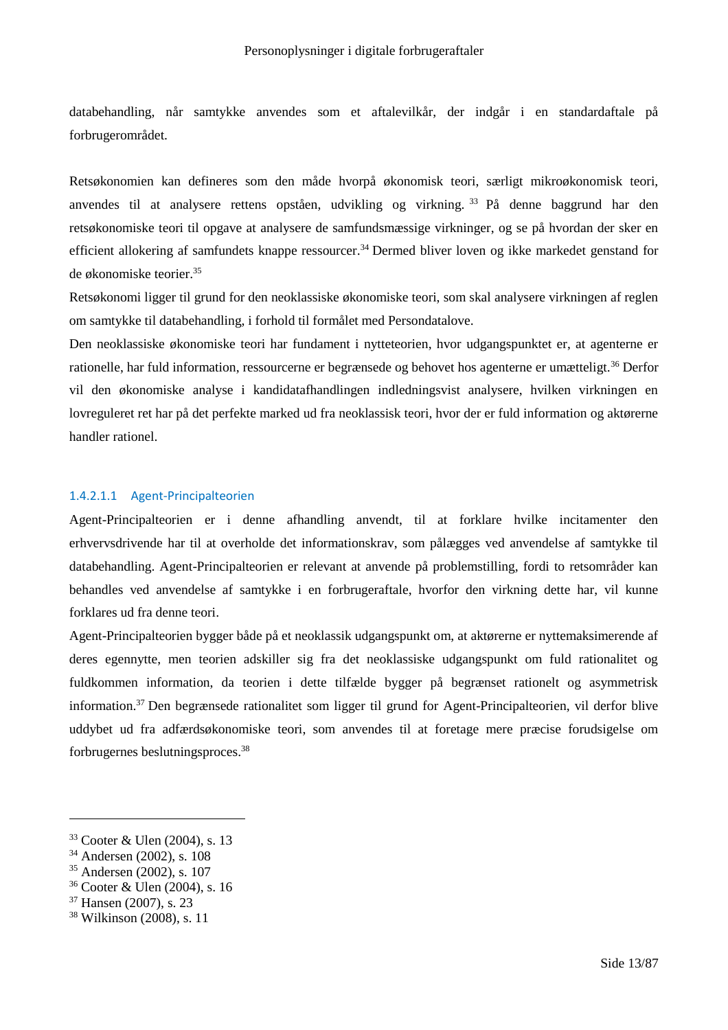databehandling, når samtykke anvendes som et aftalevilkår, der indgår i en standardaftale på forbrugerområdet.

Retsøkonomien kan defineres som den måde hvorpå økonomisk teori, særligt mikroøkonomisk teori, anvendes til at analysere rettens opståen, udvikling og virkning.[33] På denne baggrund har den retsøkonomiske teori til opgave at analysere de samfundsmæssige virkninger, og se på hvordan der sker en efficient allokering af samfundets knappe ressourcer.[34] Dermed bliver loven og ikke markedet genstand for de økonomiske teorier.[35]

Retsøkonomi ligger til grund for den neoklassiske økonomiske teori, som skal analysere virkningen af reglen om samtykke til databehandling, i forhold til formålet med Persondatalove.

Den neoklassiske økonomiske teori har fundament i nytteteorien, hvor udgangspunktet er, at agenterne er rationelle, har fuld information, ressourcerne er begrænsede og behovet hos agenterne er umætteligt.[36] Derfor vil den økonomiske analyse i kandidatafhandlingen indledningsvist analysere, hvilken virkningen en lovreguleret ret har på det perfekte marked ud fra neoklassisk teori, hvor der er fuld information og aktørerne handler rationel.

#### 1.4.2.1.1 Agent-Principalteorien

Agent-Principalteorien er i denne afhandling anvendt, til at forklare hvilke incitamenter den erhvervsdrivende har til at overholde det informationskrav, som pålægges ved anvendelse af samtykke til databehandling. Agent-Principalteorien er relevant at anvende på problemstilling, fordi to retsområder kan behandles ved anvendelse af samtykke i en forbrugeraftale, hvorfor den virkning dette har, vil kunne forklares ud fra denne teori.

Agent-Principalteorien bygger både på et neoklassik udgangspunkt om, at aktørerne er nyttemaksimerende af deres egennytte, men teorien adskiller sig fra det neoklassiske udgangspunkt om fuld rationalitet og fuldkommen information, da teorien i dette tilfælde bygger på begrænset rationelt og asymmetrisk information.[37] Den begrænsede rationalitet som ligger til grund for Agent-Principalteorien, vil derfor blive uddybet ud fra adfærdsøkonomiske teori, som anvendes til at foretage mere præcise forudsigelse om forbrugernes beslutningsproces.[38]

---

[33] Cooter & Ulen (2004), s. 13
[34] Andersen (2002), s. 108
[35] Andersen (2002), s. 107
[36] Cooter & Ulen (2004), s. 16
[37] Hansen (2007), s. 23
[38] Wilkinson (2008), s. 11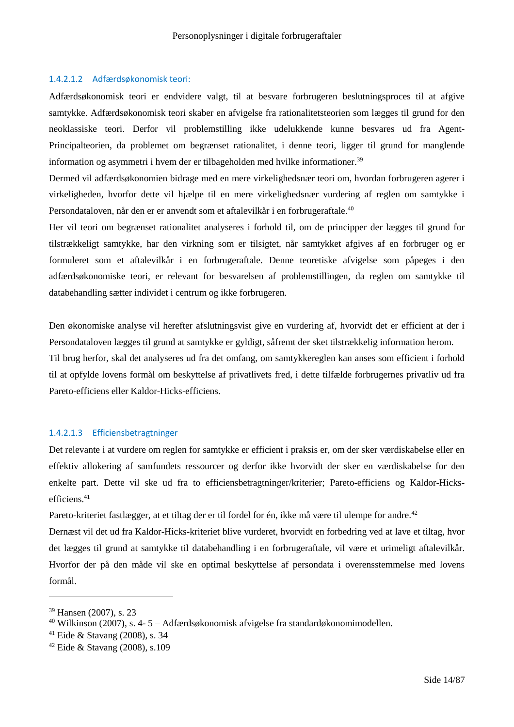#### 1.4.2.1.2 Adfærdsøkonomisk teori:

Adfærdsøkonomisk teori er endvidere valgt, til at besvare forbrugeren beslutningsproces til at afgive samtykke. Adfærdsøkonomisk teori skaber en afvigelse fra rationalitetsteorien som lægges til grund for den neoklassiske teori. Derfor vil problemstilling ikke udelukkende kunne besvares ud fra Agent-Principalteorien, da problemet om begrænset rationalitet, i denne teori, ligger til grund for manglende information og asymmetri i hvem der er tilbageholden med hvilke informationer.[39]

Dermed vil adfærdsøkonomien bidrage med en mere virkelighedsnær teori om, hvordan forbrugeren agerer i virkeligheden, hvorfor dette vil hjælpe til en mere virkelighedsnær vurdering af reglen om samtykke i Persondataloven, når den er er anvendt som et aftalevilkår i en forbrugeraftale.[40]

Her vil teori om begrænset rationalitet analyseres i forhold til, om de principper der lægges til grund for tilstrækkeligt samtykke, har den virkning som er tilsigtet, når samtykket afgives af en forbruger og er formuleret som et aftalevilkår i en forbrugeraftale. Denne teoretiske afvigelse som påpeges i den adfærdsøkonomiske teori, er relevant for besvarelsen af problemstillingen, da reglen om samtykke til databehandling sætter individet i centrum og ikke forbrugeren.

Den økonomiske analyse vil herefter afslutningsvist give en vurdering af, hvorvidt det er efficient at der i Persondataloven lægges til grund at samtykke er gyldigt, såfremt der sket tilstrækkelig information herom.

Til brug herfor, skal det analyseres ud fra det omfang, om samtykkereglen kan anses som efficient i forhold til at opfylde lovens formål om beskyttelse af privatlivets fred, i dette tilfælde forbrugernes privatliv ud fra Pareto-efficiens eller Kaldor-Hicks-efficiens.

#### 1.4.2.1.3 Efficiensbetragtninger

Det relevante i at vurdere om reglen for samtykke er efficient i praksis er, om der sker værdiskabelse eller en effektiv allokering af samfundets ressourcer og derfor ikke hvorvidt der sker en værdiskabelse for den enkelte part. Dette vil ske ud fra to efficiensbetragtninger/kriterier; Pareto-efficiens og Kaldor-Hicks-efficiens.[41]

Pareto-kriteriet fastlægger, at et tiltag der er til fordel for én, ikke må være til ulempe for andre.[42]

Dernæst vil det ud fra Kaldor-Hicks-kriteriet blive vurderet, hvorvidt en forbedring ved at lave et tiltag, hvor det lægges til grund at samtykke til databehandling i en forbrugeraftale, vil være et urimeligt aftalevilkår. Hvorfor der på den måde vil ske en optimal beskyttelse af persondata i overensstemmelse med lovens formål.

---

[39] Hansen (2007), s. 23

[40] Wilkinson (2007), s. 4- 5 – Adfærdsøkonomisk afvigelse fra standardøkonomimodellen.

[41] Eide & Stavang (2008), s. 34

[42] Eide & Stavang (2008), s.109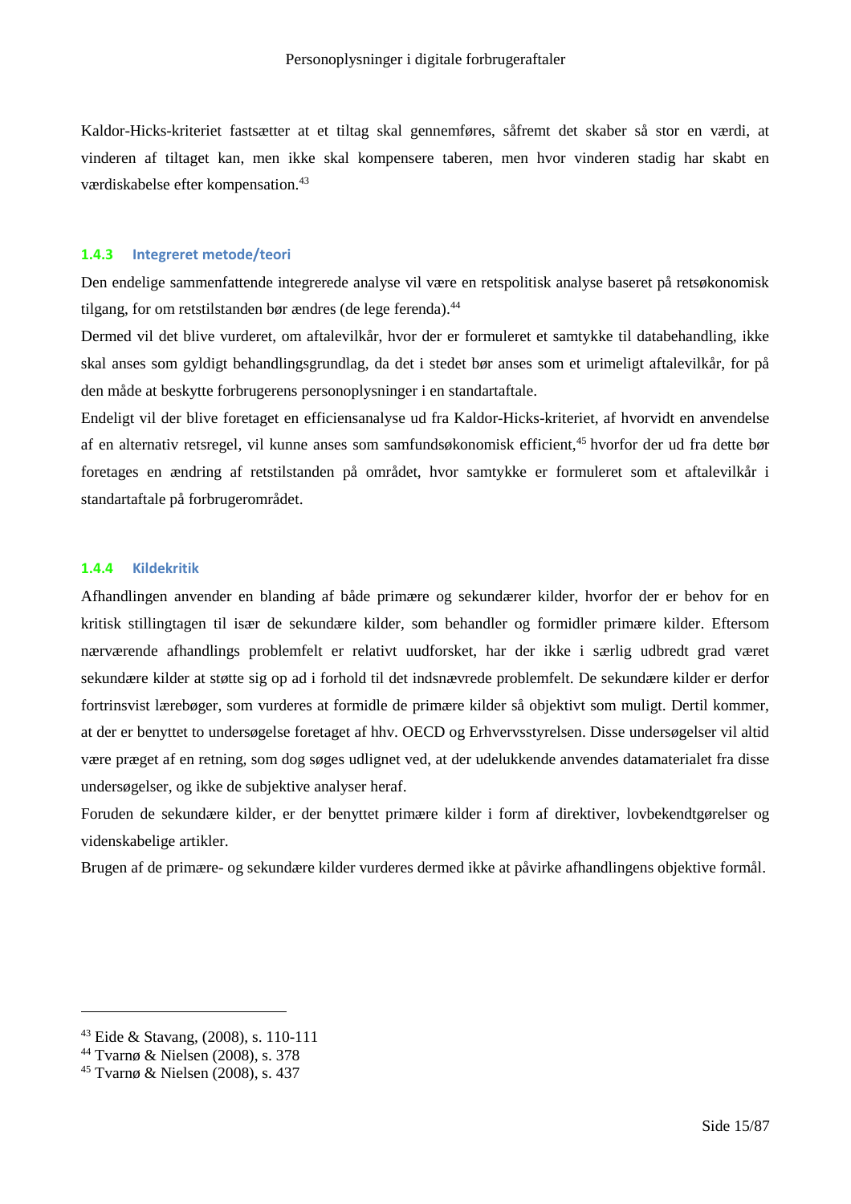Kaldor-Hicks-kriteriet fastsætter at et tiltag skal gennemføres, såfremt det skaber så stor en værdi, at vinderen af tiltaget kan, men ikke skal kompensere taberen, men hvor vinderen stadig har skabt en værdiskabelse efter kompensation.[43]

### 1.4.3 Integreret metode/teori

Den endelige sammenfattende integrerede analyse vil være en retspolitisk analyse baseret på retsøkonomisk tilgang, for om retstilstanden bør ændres (de lege ferenda).[44]

Dermed vil det blive vurderet, om aftalevilkår, hvor der er formuleret et samtykke til databehandling, ikke skal anses som gyldigt behandlingsgrundlag, da det i stedet bør anses som et urimeligt aftalevilkår, for på den måde at beskytte forbrugerens personoplysninger i en standartaftale.

Endeligt vil der blive foretaget en efficiensanalyse ud fra Kaldor-Hicks-kriteriet, af hvorvidt en anvendelse af en alternativ retsregel, vil kunne anses som samfundsøkonomisk efficient,[45] hvorfor der ud fra dette bør foretages en ændring af retstilstanden på området, hvor samtykke er formuleret som et aftalevilkår i standartaftale på forbrugerområdet.

### 1.4.4 Kildekritik

Afhandlingen anvender en blanding af både primære og sekundærer kilder, hvorfor der er behov for en kritisk stillingtagen til især de sekundære kilder, som behandler og formidler primære kilder. Eftersom nærværende afhandlings problemfelt er relativt uudforsket, har der ikke i særlig udbredt grad været sekundære kilder at støtte sig op ad i forhold til det indsnævrede problemfelt. De sekundære kilder er derfor fortrinsvist lærebøger, som vurderes at formidle de primære kilder så objektivt som muligt. Dertil kommer, at der er benyttet to undersøgelse foretaget af hhv. OECD og Erhvervsstyrelsen. Disse undersøgelser vil altid være præget af en retning, som dog søges udlignet ved, at der udelukkende anvendes datamaterialet fra disse undersøgelser, og ikke de subjektive analyser heraf.

Foruden de sekundære kilder, er der benyttet primære kilder i form af direktiver, lovbekendtgørelser og videnskabelige artikler.

Brugen af de primære- og sekundære kilder vurderes dermed ikke at påvirke afhandlingens objektive formål.

---

[43] Eide & Stavang, (2008), s. 110-111

[44] Tvarnø & Nielsen (2008), s. 378

[45] Tvarnø & Nielsen (2008), s. 437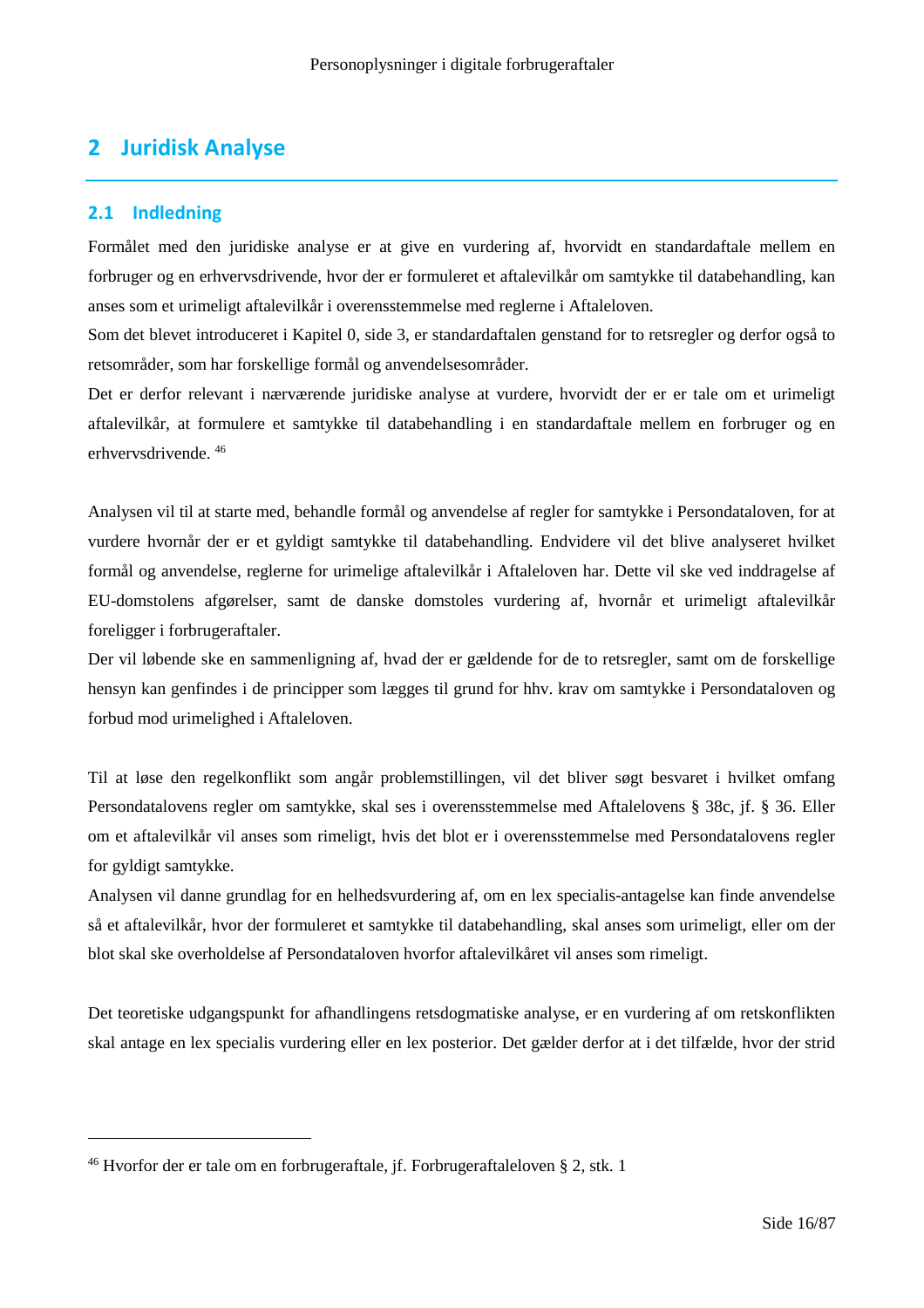## 2 Juridisk Analyse

### 2.1 Indledning

Formålet med den juridiske analyse er at give en vurdering af, hvorvidt en standardaftale mellem en forbruger og en erhvervsdrivende, hvor der er formuleret et aftalevilkår om samtykke til databehandling, kan anses som et urimeligt aftalevilkår i overensstemmelse med reglerne i Aftaleloven.

Som det blevet introduceret i Kapitel 0, side 3, er standardaftalen genstand for to retsregler og derfor også to retsområder, som har forskellige formål og anvendelsesområder.

Det er derfor relevant i nærværende juridiske analyse at vurdere, hvorvidt der er er tale om et urimeligt aftalevilkår, at formulere et samtykke til databehandling i en standardaftale mellem en forbruger og en erhvervsdrivende. [46]

Analysen vil til at starte med, behandle formål og anvendelse af regler for samtykke i Persondataloven, for at vurdere hvornår der er et gyldigt samtykke til databehandling. Endvidere vil det blive analyseret hvilket formål og anvendelse, reglerne for urimelige aftalevilkår i Aftaleloven har. Dette vil ske ved inddragelse af EU-domstolens afgørelser, samt de danske domstoles vurdering af, hvornår et urimeligt aftalevilkår foreligger i forbrugeraftaler.

Der vil løbende ske en sammenligning af, hvad der er gældende for de to retsregler, samt om de forskellige hensyn kan genfindes i de principper som lægges til grund for hhv. krav om samtykke i Persondataloven og forbud mod urimelighed i Aftaleloven.

Til at løse den regelkonflikt som angår problemstillingen, vil det bliver søgt besvaret i hvilket omfang Persondatalovens regler om samtykke, skal ses i overensstemmelse med Aftalelovens § 38c, jf. § 36. Eller om et aftalevilkår vil anses som rimeligt, hvis det blot er i overensstemmelse med Persondatalovens regler for gyldigt samtykke.

Analysen vil danne grundlag for en helhedsvurdering af, om en lex specialis-antagelse kan finde anvendelse så et aftalevilkår, hvor der formuleret et samtykke til databehandling, skal anses som urimeligt, eller om der blot skal ske overholdelse af Persondataloven hvorfor aftalevilkåret vil anses som rimeligt.

Det teoretiske udgangspunkt for afhandlingens retsdogmatiske analyse, er en vurdering af om retskonflikten skal antage en lex specialis vurdering eller en lex posterior. Det gælder derfor at i det tilfælde, hvor der strid

---

[46] Hvorfor der er tale om en forbrugeraftale, jf. Forbrugeraftaleloven § 2, stk. 1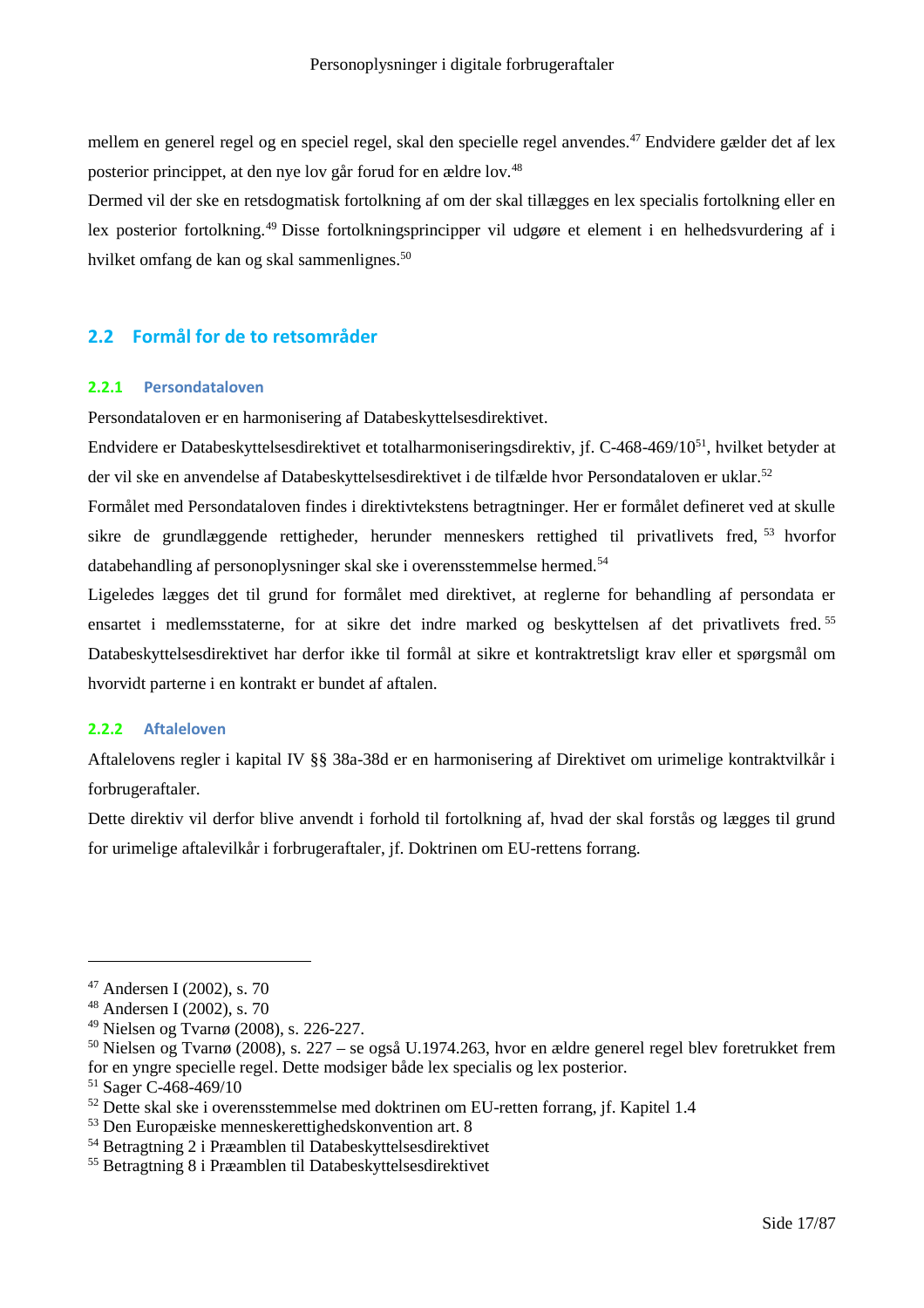mellem en generel regel og en speciel regel, skal den specielle regel anvendes.[47] Endvidere gælder det af lex posterior princippet, at den nye lov går forud for en ældre lov.[48]

Dermed vil der ske en retsdogmatisk fortolkning af om der skal tillægges en lex specialis fortolkning eller en lex posterior fortolkning.[49] Disse fortolkningsprincipper vil udgøre et element i en helhedsvurdering af i hvilket omfang de kan og skal sammenlignes.[50]

## 2.2 Formål for de to retsområder

### 2.2.1 Persondataloven

Persondataloven er en harmonisering af Databeskyttelsesdirektivet.

Endvidere er Databeskyttelsesdirektivet et totalharmoniseringsdirektiv, jf. C-468-469/10[51], hvilket betyder at der vil ske en anvendelse af Databeskyttelsesdirektivet i de tilfælde hvor Persondataloven er uklar.[52]

Formålet med Persondataloven findes i direktivtekstens betragtninger. Her er formålet defineret ved at skulle sikre de grundlæggende rettigheder, herunder menneskers rettighed til privatlivets fred,[53] hvorfor databehandling af personoplysninger skal ske i overensstemmelse hermed.[54]

Ligeledes lægges det til grund for formålet med direktivet, at reglerne for behandling af persondata er ensartet i medlemsstaterne, for at sikre det indre marked og beskyttelsen af det privatlivets fred.[55] Databeskyttelsesdirektivet har derfor ikke til formål at sikre et kontraktretsligt krav eller et spørgsmål om hvorvidt parterne i en kontrakt er bundet af aftalen.

### 2.2.2 Aftaleloven

Aftalelovens regler i kapital IV §§ 38a-38d er en harmonisering af Direktivet om urimelige kontraktvilkår i forbrugeraftaler.

Dette direktiv vil derfor blive anvendt i forhold til fortolkning af, hvad der skal forstås og lægges til grund for urimelige aftalevilkår i forbrugeraftaler, jf. Doktrinen om EU-rettens forrang.

---

[47] Andersen I (2002), s. 70
[48] Andersen I (2002), s. 70
[49] Nielsen og Tvarnø (2008), s. 226-227.
[50] Nielsen og Tvarnø (2008), s. 227 – se også U.1974.263, hvor en ældre generel regel blev foretrukket frem for en yngre specielle regel. Dette modsiger både lex specialis og lex posterior.
[51] Sager C-468-469/10
[52] Dette skal ske i overensstemmelse med doktrinen om EU-retten forrang, jf. Kapitel 1.4
[53] Den Europæiske menneskerettighedskonvention art. 8
[54] Betragtning 2 i Præamblen til Databeskyttelsesdirektivet
[55] Betragtning 8 i Præamblen til Databeskyttelsesdirektivet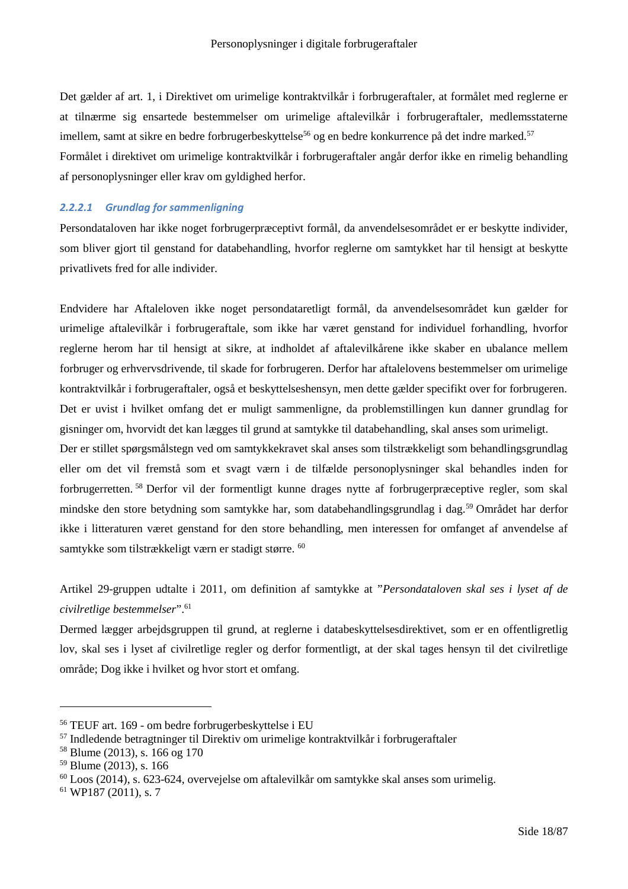Det gælder af art. 1, i Direktivet om urimelige kontraktvilkår i forbrugeraftaler, at formålet med reglerne er at tilnærme sig ensartede bestemmelser om urimelige aftalevilkår i forbrugeraftaler, medlemsstaterne imellem, samt at sikre en bedre forbrugerbeskyttelse[56] og en bedre konkurrence på det indre marked.[57] Formålet i direktivet om urimelige kontraktvilkår i forbrugeraftaler angår derfor ikke en rimelig behandling af personoplysninger eller krav om gyldighed herfor.

#### *2.2.2.1 Grundlag for sammenligning*

Persondataloven har ikke noget forbrugerpræceptivt formål, da anvendelsesområdet er er beskytte individer, som bliver gjort til genstand for databehandling, hvorfor reglerne om samtykket har til hensigt at beskytte privatlivets fred for alle individer.

Endvidere har Aftaleloven ikke noget persondataretligt formål, da anvendelsesområdet kun gælder for urimelige aftalevilkår i forbrugeraftale, som ikke har været genstand for individuel forhandling, hvorfor reglerne herom har til hensigt at sikre, at indholdet af aftalevilkårene ikke skaber en ubalance mellem forbruger og erhvervsdrivende, til skade for forbrugeren. Derfor har aftalelovens bestemmelser om urimelige kontraktvilkår i forbrugeraftaler, også et beskyttelseshensyn, men dette gælder specifikt over for forbrugeren. Det er uvist i hvilket omfang det er muligt sammenligne, da problemstillingen kun danner grundlag for gisninger om, hvorvidt det kan lægges til grund at samtykke til databehandling, skal anses som urimeligt.
Der er stillet spørgsmålstegn ved om samtykkekravet skal anses som tilstrækkeligt som behandlingsgrundlag eller om det vil fremstå som et svagt værn i de tilfælde personoplysninger skal behandles inden for forbrugerretten.[58] Derfor vil der formentligt kunne drages nytte af forbrugerpræceptive regler, som skal mindske den store betydning som samtykke har, som databehandlingsgrundlag i dag.[59] Området har derfor ikke i litteraturen været genstand for den store behandling, men interessen for omfanget af anvendelse af samtykke som tilstrækkeligt værn er stadigt større.[60]

Artikel 29-gruppen udtalte i 2011, om definition af samtykke at "*Persondataloven skal ses i lyset af de civilretlige bestemmelser*".[61]
Dermed lægger arbejdsgruppen til grund, at reglerne i databeskyttelsesdirektivet, som er en offentligretlig lov, skal ses i lyset af civilretlige regler og derfor formentligt, at der skal tages hensyn til det civilretlige område; Dog ikke i hvilket og hvor stort et omfang.

---

[56] TEUF art. 169 - om bedre forbrugerbeskyttelse i EU
[57] Indledende betragtninger til Direktiv om urimelige kontraktvilkår i forbrugeraftaler
[58] Blume (2013), s. 166 og 170
[59] Blume (2013), s. 166
[60] Loos (2014), s. 623-624, overvejelse om aftalevilkår om samtykke skal anses som urimelig.
[61] WP187 (2011), s. 7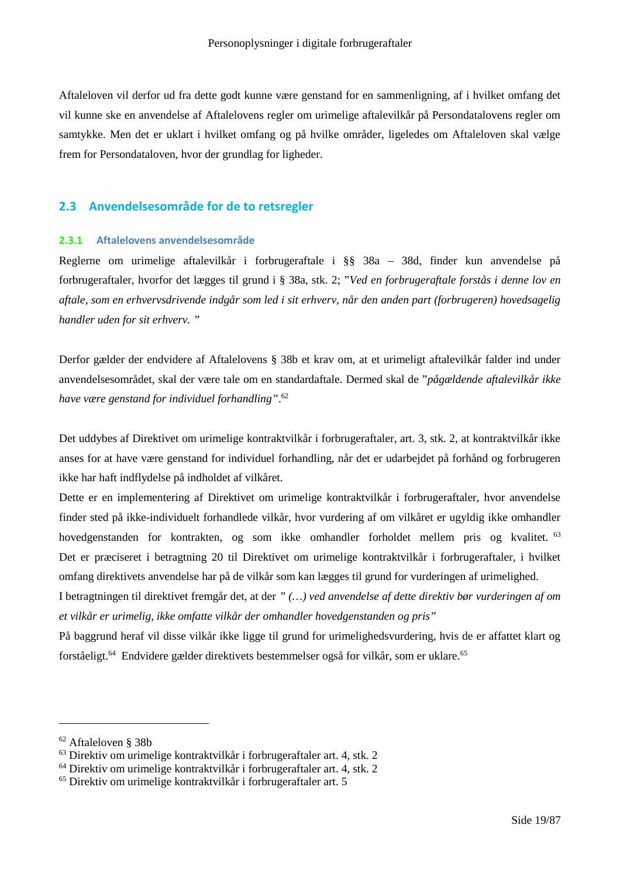Aftaleloven vil derfor ud fra dette godt kunne være genstand for en sammenligning, af i hvilket omfang det vil kunne ske en anvendelse af Aftalelovens regler om urimelige aftalevilkår på Persondatalovens regler om samtykke. Men det er uklart i hvilket omfang og på hvilke områder, ligeledes om Aftaleloven skal vælge frem for Persondataloven, hvor der grundlag for ligheder.

## 2.3 Anvendelsesområde for de to retsregler

### 2.3.1 Aftalelovens anvendelsesområde

Reglerne om urimelige aftalevilkår i forbrugeraftale i §§ 38a – 38d, finder kun anvendelse på forbrugeraftaler, hvorfor det lægges til grund i § 38a, stk. 2; ”*Ved en forbrugeraftale forstås i denne lov en aftale, som en erhvervsdrivende indgår som led i sit erhverv, når den anden part (forbrugeren) hovedsagelig handler uden for sit erhverv.* ”

Derfor gælder der endvidere af Aftalelovens § 38b et krav om, at et urimeligt aftalevilkår falder ind under anvendelsesområdet, skal der være tale om en standardaftale. Dermed skal de ”*pågældende aftalevilkår ikke have være genstand for individuel forhandling”*.[62]

Det uddybes af Direktivet om urimelige kontraktvilkår i forbrugeraftaler, art. 3, stk. 2, at kontraktvilkår ikke anses for at have være genstand for individuel forhandling, når det er udarbejdet på forhånd og forbrugeren ikke har haft indflydelse på indholdet af vilkåret.

Dette er en implementering af Direktivet om urimelige kontraktvilkår i forbrugeraftaler, hvor anvendelse finder sted på ikke-individuelt forhandlede vilkår, hvor vurdering af om vilkåret er ugyldig ikke omhandler hovedgenstanden for kontrakten, og som ikke omhandler forholdet mellem pris og kvalitet. [63] Det er præciseret i betragtning 20 til Direktivet om urimelige kontraktvilkår i forbrugeraftaler, i hvilket omfang direktivets anvendelse har på de vilkår som kan lægges til grund for vurderingen af urimelighed.

I betragtningen til direktivet fremgår det, at der *” (…) ved anvendelse af dette direktiv bør vurderingen af om et vilkår er urimelig, ikke omfatte vilkår der omhandler hovedgenstanden og pris”*

På baggrund heraf vil disse vilkår ikke ligge til grund for urimelighedsvurdering, hvis de er affattet klart og forståeligt.[64] Endvidere gælder direktivets bestemmelser også for vilkår, som er uklare.[65]

---

[62] Aftaleloven § 38b
[63] Direktiv om urimelige kontraktvilkår i forbrugeraftaler art. 4, stk. 2
[64] Direktiv om urimelige kontraktvilkår i forbrugeraftaler art. 4, stk. 2
[65] Direktiv om urimelige kontraktvilkår i forbrugeraftaler art. 5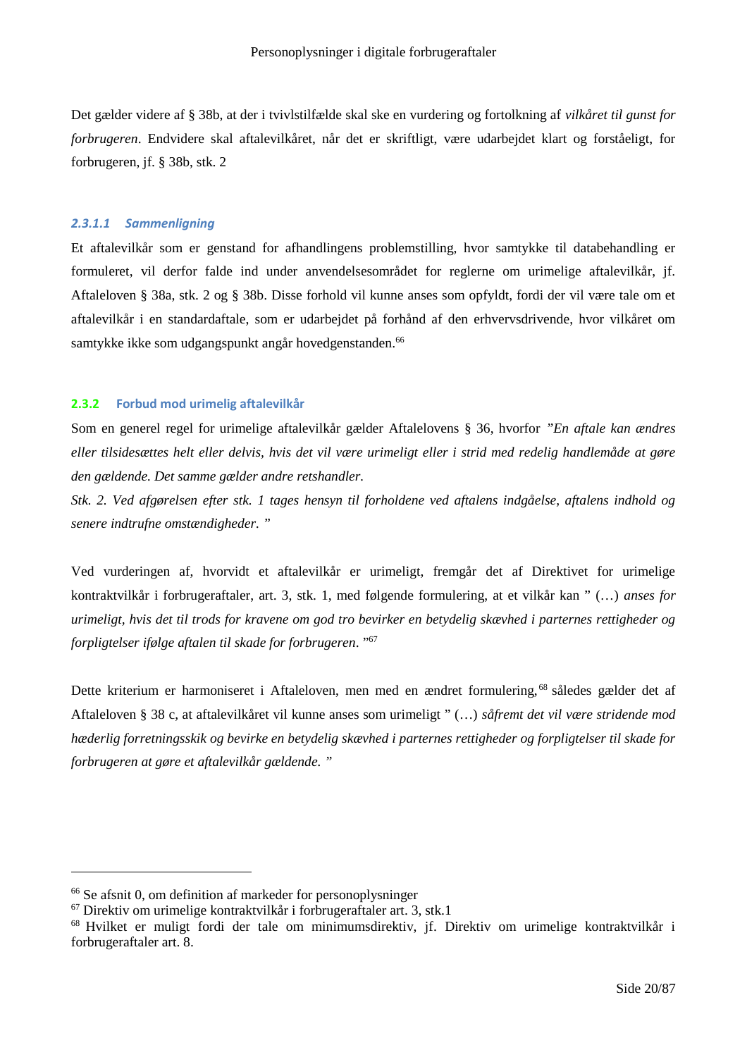Det gælder videre af § 38b, at der i tvivlstilfælde skal ske en vurdering og fortolkning af *vilkåret til gunst for forbrugeren*. Endvidere skal aftalevilkåret, når det er skriftligt, være udarbejdet klart og forståeligt, for forbrugeren, jf. § 38b, stk. 2

#### 2.3.1.1 Sammenligning

Et aftalevilkår som er genstand for afhandlingens problemstilling, hvor samtykke til databehandling er formuleret, vil derfor falde ind under anvendelsesområdet for reglerne om urimelige aftalevilkår, jf. Aftaleloven § 38a, stk. 2 og § 38b. Disse forhold vil kunne anses som opfyldt, fordi der vil være tale om et aftalevilkår i en standardaftale, som er udarbejdet på forhånd af den erhvervsdrivende, hvor vilkåret om samtykke ikke som udgangspunkt angår hovedgenstanden.[66]

### 2.3.2 Forbud mod urimelig aftalevilkår

Som en generel regel for urimelige aftalevilkår gælder Aftalelovens § 36, hvorfor *"En aftale kan ændres eller tilsidesættes helt eller delvis, hvis det vil være urimeligt eller i strid med redelig handlemåde at gøre den gældende. Det samme gælder andre retshandler.*

*Stk. 2. Ved afgørelsen efter stk. 1 tages hensyn til forholdene ved aftalens indgåelse, aftalens indhold og senere indtrufne omstændigheder. "*

Ved vurderingen af, hvorvidt et aftalevilkår er urimeligt, fremgår det af Direktivet for urimelige kontraktvilkår i forbrugeraftaler, art. 3, stk. 1, med følgende formulering, at et vilkår kan " (…) *anses for urimeligt, hvis det til trods for kravene om god tro bevirker en betydelig skævhed i parternes rettigheder og forpligtelser ifølge aftalen til skade for forbrugeren*. "[67]

Dette kriterium er harmoniseret i Aftaleloven, men med en ændret formulering,[68] således gælder det af Aftaleloven § 38 c, at aftalevilkåret vil kunne anses som urimeligt " (…) *såfremt det vil være stridende mod hæderlig forretningsskik og bevirke en betydelig skævhed i parternes rettigheder og forpligtelser til skade for forbrugeren at gøre et aftalevilkår gældende. "*

---

[66] Se afsnit 0, om definition af markeder for personoplysninger

[67] Direktiv om urimelige kontraktvilkår i forbrugeraftaler art. 3, stk.1

[68] Hvilket er muligt fordi der tale om minimumsdirektiv, jf. Direktiv om urimelige kontraktvilkår i forbrugeraftaler art. 8.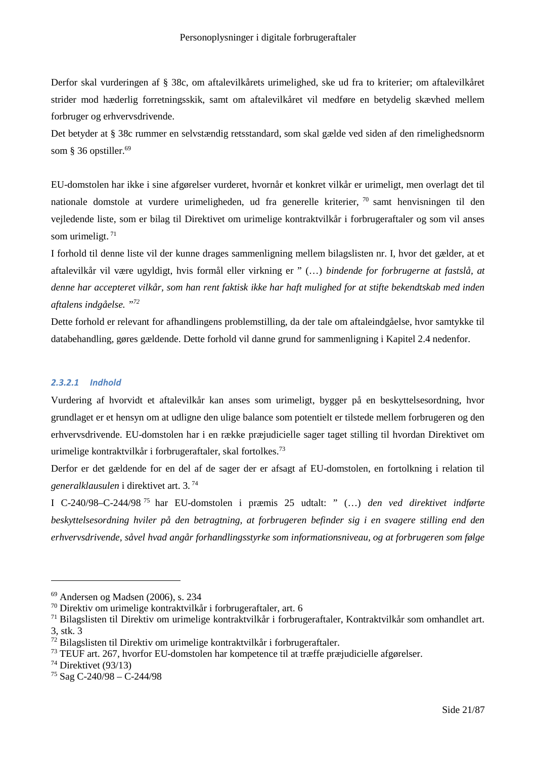Derfor skal vurderingen af § 38c, om aftalevilkårets urimelighed, ske ud fra to kriterier; om aftalevilkåret strider mod hæderlig forretningsskik, samt om aftalevilkåret vil medføre en betydelig skævhed mellem forbruger og erhvervsdrivende.

Det betyder at § 38c rummer en selvstændig retsstandard, som skal gælde ved siden af den rimelighedsnorm som § 36 opstiller.[69]

EU-domstolen har ikke i sine afgørelser vurderet, hvornår et konkret vilkår er urimeligt, men overlagt det til nationale domstole at vurdere urimeligheden, ud fra generelle kriterier, [70] samt henvisningen til den vejledende liste, som er bilag til Direktivet om urimelige kontraktvilkår i forbrugeraftaler og som vil anses som urimeligt. [71]

I forhold til denne liste vil der kunne drages sammenligning mellem bilagslisten nr. I, hvor det gælder, at et aftalevilkår vil være ugyldigt, hvis formål eller virkning er " (…) *bindende for forbrugerne at fastslå, at denne har accepteret vilkår, som han rent faktisk ikke har haft mulighed for at stifte bekendtskab med inden aftalens indgåelse. "*[72]

Dette forhold er relevant for afhandlingens problemstilling, da der tale om aftaleindgåelse, hvor samtykke til databehandling, gøres gældende. Dette forhold vil danne grund for sammenligning i Kapitel 2.4 nedenfor.

#### *2.3.2.1 Indhold*

Vurdering af hvorvidt et aftalevilkår kan anses som urimeligt, bygger på en beskyttelsesordning, hvor grundlaget er et hensyn om at udligne den ulige balance som potentielt er tilstede mellem forbrugeren og den erhvervsdrivende. EU-domstolen har i en række præjudicielle sager taget stilling til hvordan Direktivet om urimelige kontraktvilkår i forbrugeraftaler, skal fortolkes.[73]

Derfor er det gældende for en del af de sager der er afsagt af EU-domstolen, en fortolkning i relation til *generalklausulen* i direktivet art. 3. [74]

I C-240/98–C-244/98 [75] har EU-domstolen i præmis 25 udtalt: " (…) *den ved direktivet indførte beskyttelsesordning hviler på den betragtning, at forbrugeren befinder sig i en svagere stilling end den erhvervsdrivende, såvel hvad angår forhandlingsstyrke som informationsniveau, og at forbrugeren som følge*

---

[69] Andersen og Madsen (2006), s. 234

[70] Direktiv om urimelige kontraktvilkår i forbrugeraftaler, art. 6

[71] Bilagslisten til Direktiv om urimelige kontraktvilkår i forbrugeraftaler, Kontraktvilkår som omhandlet art. 3, stk. 3

[72] Bilagslisten til Direktiv om urimelige kontraktvilkår i forbrugeraftaler.

[73] TEUF art. 267, hvorfor EU-domstolen har kompetence til at træffe præjudicielle afgørelser.

[74] Direktivet (93/13)

[75] Sag C-240/98 – C-244/98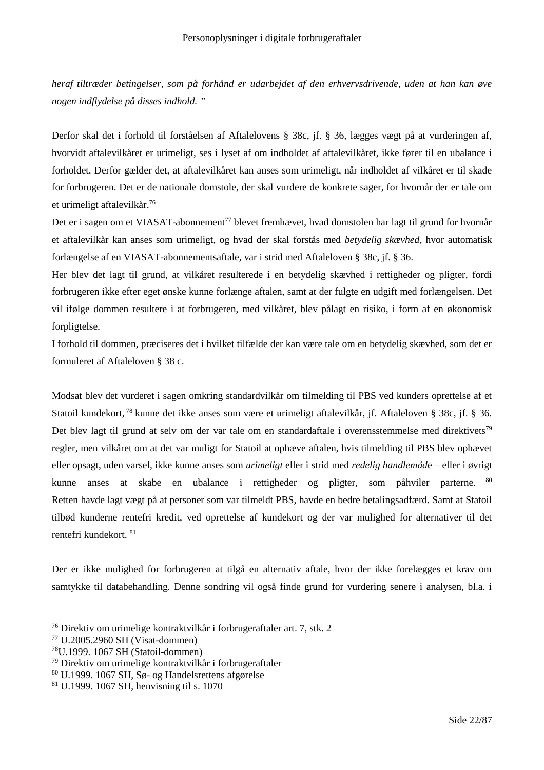*heraf tiltræder betingelser, som på forhånd er udarbejdet af den erhvervsdrivende, uden at han kan øve nogen indflydelse på disses indhold. "*

Derfor skal det i forhold til forståelsen af Aftalelovens § 38c, jf. § 36, lægges vægt på at vurderingen af, hvorvidt aftalevilkåret er urimeligt, ses i lyset af om indholdet af aftalevilkåret, ikke fører til en ubalance i forholdet. Derfor gælder det, at aftalevilkåret kan anses som urimeligt, når indholdet af vilkåret er til skade for forbrugeren. Det er de nationale domstole, der skal vurdere de konkrete sager, for hvornår der er tale om et urimeligt aftalevilkår.[76]

Det er i sagen om et VIASAT-abonnement[77] blevet fremhævet, hvad domstolen har lagt til grund for hvornår et aftalevilkår kan anses som urimeligt, og hvad der skal forstås med *betydelig skævhed*, hvor automatisk forlængelse af en VIASAT-abonnementsaftale, var i strid med Aftaleloven § 38c, jf. § 36.

Her blev det lagt til grund, at vilkåret resulterede i en betydelig skævhed i rettigheder og pligter, fordi forbrugeren ikke efter eget ønske kunne forlænge aftalen, samt at der fulgte en udgift med forlængelsen. Det vil ifølge dommen resultere i at forbrugeren, med vilkåret, blev pålagt en risiko, i form af en økonomisk forpligtelse.

I forhold til dommen, præciseres det i hvilket tilfælde der kan være tale om en betydelig skævhed, som det er formuleret af Aftaleloven § 38 c.

Modsat blev det vurderet i sagen omkring standardvilkår om tilmelding til PBS ved kunders oprettelse af et Statoil kundekort, [78] kunne det ikke anses som være et urimeligt aftalevilkår, jf. Aftaleloven § 38c, jf. § 36. Det blev lagt til grund at selv om der var tale om en standardaftale i overensstemmelse med direktivets[79] regler, men vilkåret om at det var muligt for Statoil at ophæve aftalen, hvis tilmelding til PBS blev ophævet eller opsagt, uden varsel, ikke kunne anses som *urimeligt* eller i strid med *redelig handlemåde* – eller i øvrigt kunne anses at skabe en ubalance i rettigheder og pligter, som påhviler parterne. [80] Retten havde lagt vægt på at personer som var tilmeldt PBS, havde en bedre betalingsadfærd. Samt at Statoil tilbød kunderne rentefri kredit, ved oprettelse af kundekort og der var mulighed for alternativer til det rentefri kundekort. [81]

Der er ikke mulighed for forbrugeren at tilgå en alternativ aftale, hvor der ikke forelægges et krav om samtykke til databehandling. Denne sondring vil også finde grund for vurdering senere i analysen, bl.a. i

---

[76] Direktiv om urimelige kontraktvilkår i forbrugeraftaler art. 7, stk. 2

[77] U.2005.2960 SH (Visat-dommen)

[78] U.1999. 1067 SH (Statoil-dommen)

[79] Direktiv om urimelige kontraktvilkår i forbrugeraftaler

[80] U.1999. 1067 SH, Sø- og Handelsrettens afgørelse

[81] U.1999. 1067 SH, henvisning til s. 1070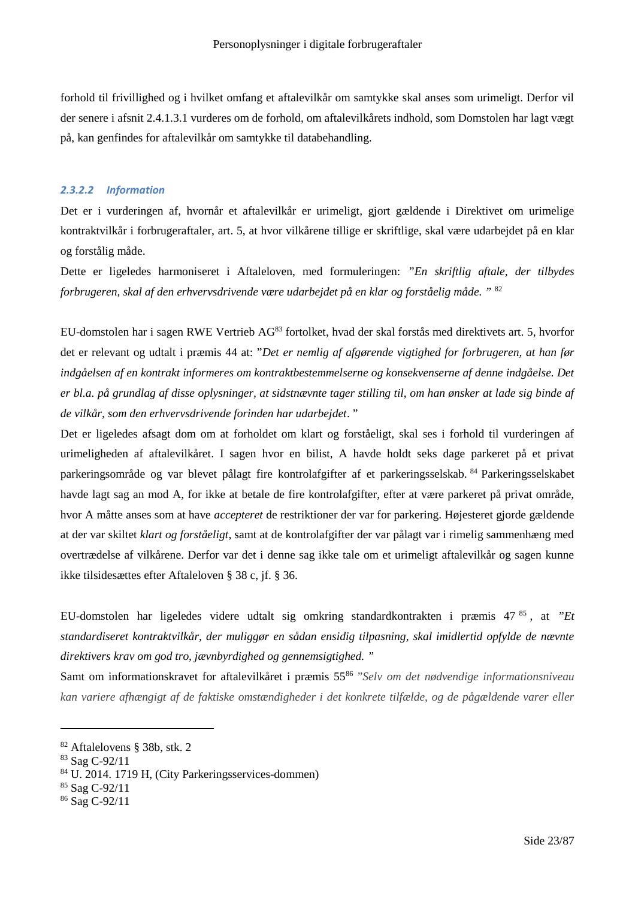forhold til frivillighed og i hvilket omfang et aftalevilkår om samtykke skal anses som urimeligt. Derfor vil der senere i afsnit 2.4.1.3.1 vurderes om de forhold, om aftalevilkårets indhold, som Domstolen har lagt vægt på, kan genfindes for aftalevilkår om samtykke til databehandling.

#### *2.3.2.2 Information*

Det er i vurderingen af, hvornår et aftalevilkår er urimeligt, gjort gældende i Direktivet om urimelige kontraktvilkår i forbrugeraftaler, art. 5, at hvor vilkårene tillige er skriftlige, skal være udarbejdet på en klar og forstålig måde.

Dette er ligeledes harmoniseret i Aftaleloven, med formuleringen: *"En skriftlig aftale, der tilbydes forbrugeren, skal af den erhvervsdrivende være udarbejdet på en klar og forståelig måde. "* [82]

EU-domstolen har i sagen RWE Vertrieb AG[83] fortolket, hvad der skal forstås med direktivets art. 5, hvorfor det er relevant og udtalt i præmis 44 at: "*Det er nemlig af afgørende vigtighed for forbrugeren, at han før indgåelsen af en kontrakt informeres om kontraktbestemmelserne og konsekvenserne af denne indgåelse. Det er bl.a. på grundlag af disse oplysninger, at sidstnævnte tager stilling til, om han ønsker at lade sig binde af de vilkår, som den erhvervsdrivende forinden har udarbejdet*."

Det er ligeledes afsagt dom om at forholdet om klart og forståeligt, skal ses i forhold til vurderingen af urimeligheden af aftalevilkåret. I sagen hvor en bilist, A havde holdt seks dage parkeret på et privat parkeringsområde og var blevet pålagt fire kontrolafgifter af et parkeringsselskab. [84] Parkeringsselskabet havde lagt sag an mod A, for ikke at betale de fire kontrolafgifter, efter at være parkeret på privat område, hvor A måtte anses som at have *accepteret* de restriktioner der var for parkering. Højesteret gjorde gældende at der var skiltet *klart og forståeligt*, samt at de kontrolafgifter der var pålagt var i rimelig sammenhæng med overtrædelse af vilkårene. Derfor var det i denne sag ikke tale om et urimeligt aftalevilkår og sagen kunne ikke tilsidesættes efter Aftaleloven § 38 c, jf. § 36.

EU-domstolen har ligeledes videre udtalt sig omkring standardkontrakten i præmis 47 [85], at *"Et standardiseret kontraktvilkår, der muliggør en sådan ensidig tilpasning, skal imidlertid opfylde de nævnte direktivers krav om god tro, jævnbyrdighed og gennemsigtighed. "*

Samt om informationskravet for aftalevilkåret i præmis 55[86] *"Selv om det nødvendige informationsniveau kan variere afhængigt af de faktiske omstændigheder i det konkrete tilfælde, og de pågældende varer eller*

---

[82] Aftalelovens § 38b, stk. 2
[83] Sag C-92/11
[84] U. 2014. 1719 H, (City Parkeringsservices-dommen)
[85] Sag C-92/11
[86] Sag C-92/11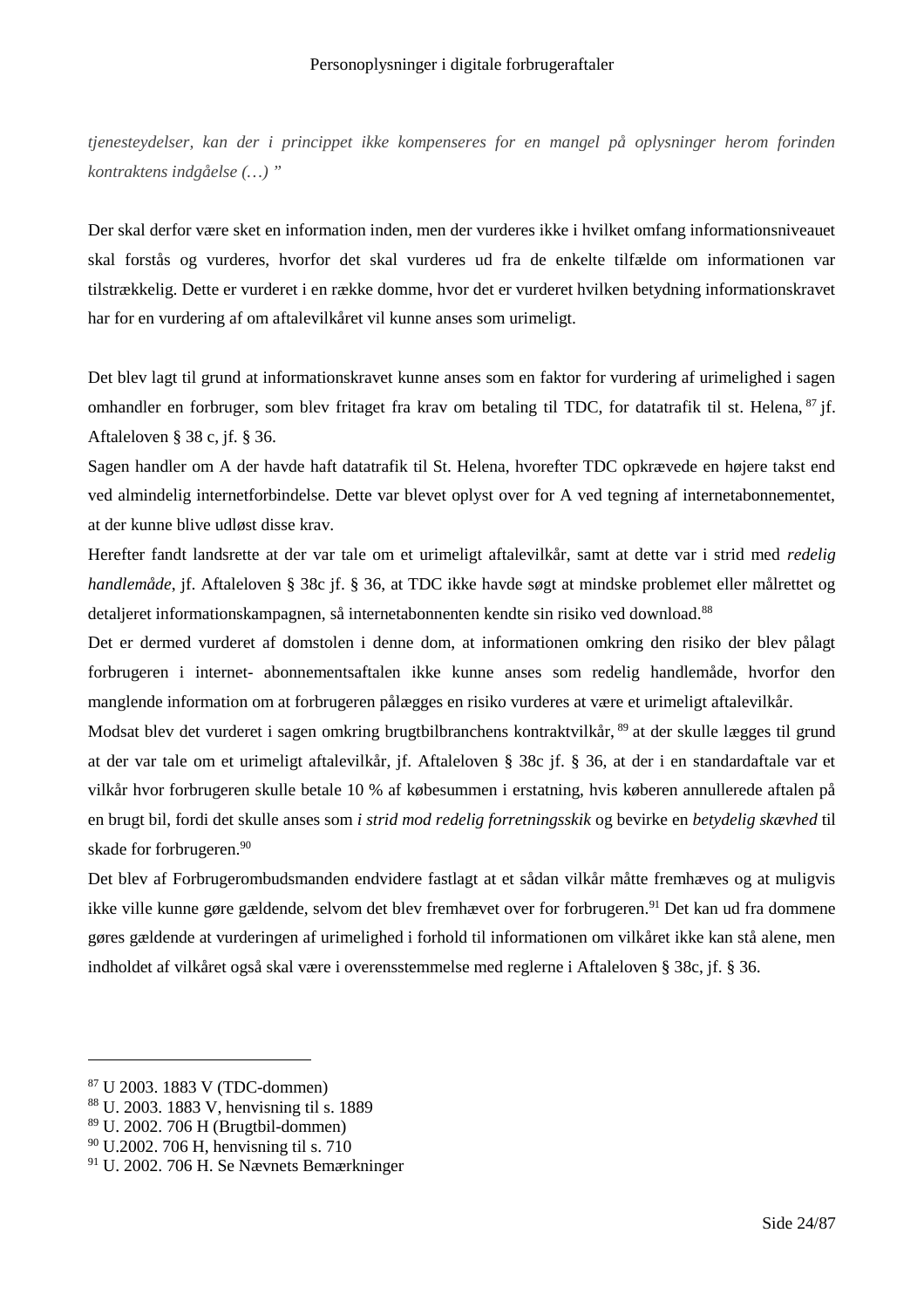*tjenesteydelser, kan der i princippet ikke kompenseres for en mangel på oplysninger herom forinden kontraktens indgåelse (…) "*

Der skal derfor være sket en information inden, men der vurderes ikke i hvilket omfang informationsniveauet skal forstås og vurderes, hvorfor det skal vurderes ud fra de enkelte tilfælde om informationen var tilstrækkelig. Dette er vurderet i en række domme, hvor det er vurderet hvilken betydning informationskravet har for en vurdering af om aftalevilkåret vil kunne anses som urimeligt.

Det blev lagt til grund at informationskravet kunne anses som en faktor for vurdering af urimelighed i sagen omhandler en forbruger, som blev fritaget fra krav om betaling til TDC, for datatrafik til st. Helena, [87] jf. Aftaleloven § 38 c, jf. § 36.

Sagen handler om A der havde haft datatrafik til St. Helena, hvorefter TDC opkrævede en højere takst end ved almindelig internetforbindelse. Dette var blevet oplyst over for A ved tegning af internetabonnementet, at der kunne blive udløst disse krav.

Herefter fandt landsrette at der var tale om et urimeligt aftalevilkår, samt at dette var i strid med *redelig handlemåde*, jf. Aftaleloven § 38c jf. § 36, at TDC ikke havde søgt at mindske problemet eller målrettet og detaljeret informationskampagnen, så internetabonnenten kendte sin risiko ved download.[88]

Det er dermed vurderet af domstolen i denne dom, at informationen omkring den risiko der blev pålagt forbrugeren i internet- abonnementsaftalen ikke kunne anses som redelig handlemåde, hvorfor den manglende information om at forbrugeren pålægges en risiko vurderes at være et urimeligt aftalevilkår.

Modsat blev det vurderet i sagen omkring brugtbilbranchens kontraktvilkår, [89] at der skulle lægges til grund at der var tale om et urimeligt aftalevilkår, jf. Aftaleloven § 38c jf. § 36, at der i en standardaftale var et vilkår hvor forbrugeren skulle betale 10 % af købesummen i erstatning, hvis køberen annullerede aftalen på en brugt bil, fordi det skulle anses som *i strid mod redelig forretningsskik* og bevirke en *betydelig skævhed* til skade for forbrugeren.[90]

Det blev af Forbrugerombudsmanden endvidere fastlagt at et sådan vilkår måtte fremhæves og at muligvis ikke ville kunne gøre gældende, selvom det blev fremhævet over for forbrugeren.[91] Det kan ud fra dommene gøres gældende at vurderingen af urimelighed i forhold til informationen om vilkåret ikke kan stå alene, men indholdet af vilkåret også skal være i overensstemmelse med reglerne i Aftaleloven § 38c, jf. § 36.

---

[87] U 2003. 1883 V (TDC-dommen)
[88] U. 2003. 1883 V, henvisning til s. 1889
[89] U. 2002. 706 H (Brugtbil-dommen)
[90] U.2002. 706 H, henvisning til s. 710
[91] U. 2002. 706 H. Se Nævnets Bemærkninger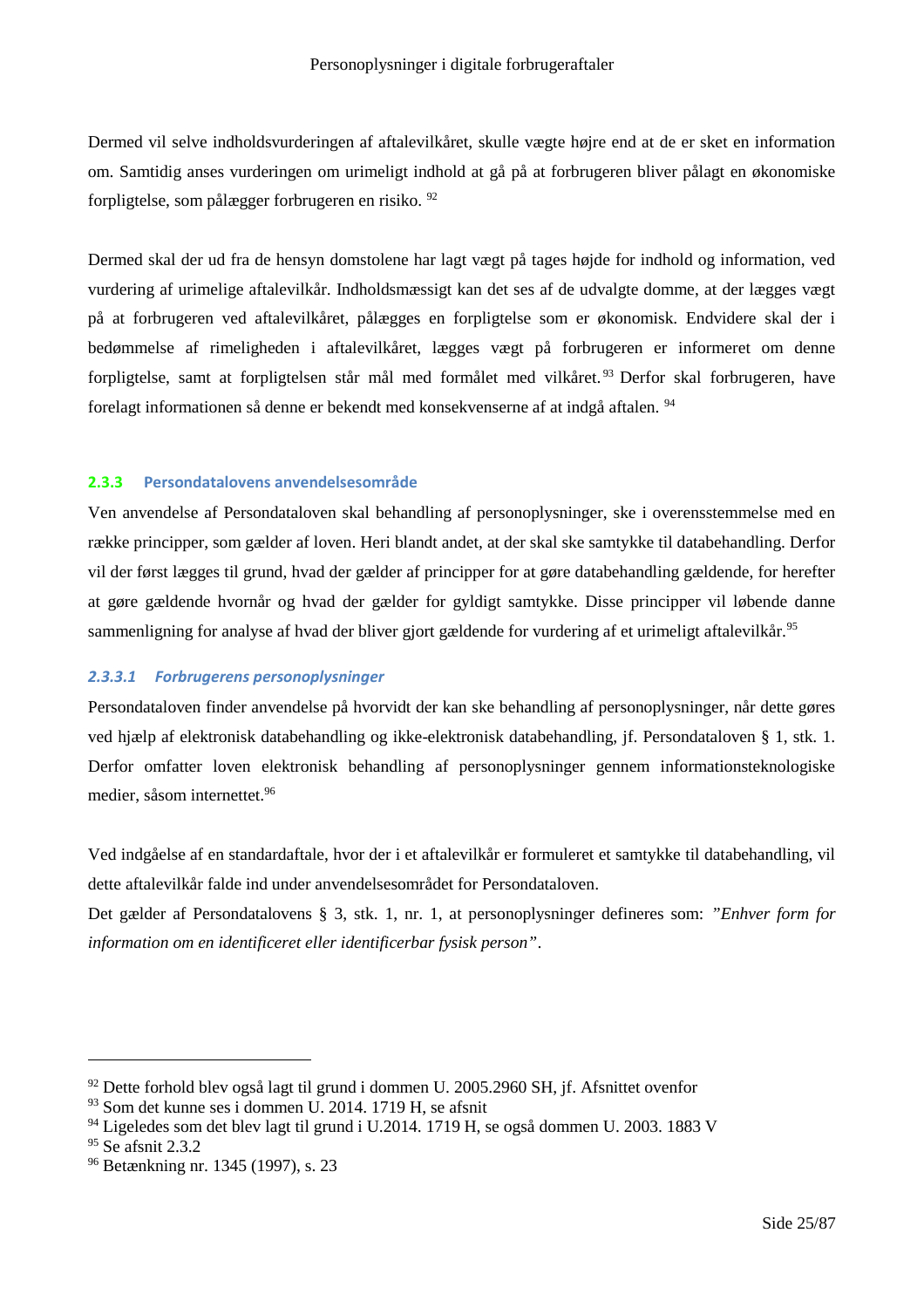Dermed vil selve indholdsvurderingen af aftalevilkåret, skulle vægte højre end at de er sket en information om. Samtidig anses vurderingen om urimeligt indhold at gå på at forbrugeren bliver pålagt en økonomiske forpligtelse, som pålægger forbrugeren en risiko. [92]

Dermed skal der ud fra de hensyn domstolene har lagt vægt på tages højde for indhold og information, ved vurdering af urimelige aftalevilkår. Indholdsmæssigt kan det ses af de udvalgte domme, at der lægges vægt på at forbrugeren ved aftalevilkåret, pålægges en forpligtelse som er økonomisk. Endvidere skal der i bedømmelse af rimeligheden i aftalevilkåret, lægges vægt på forbrugeren er informeret om denne forpligtelse, samt at forpligtelsen står mål med formålet med vilkåret.[93] Derfor skal forbrugeren, have forelagt informationen så denne er bekendt med konsekvenserne af at indgå aftalen. [94]

### 2.3.3 Persondatalovens anvendelsesområde

Ven anvendelse af Persondataloven skal behandling af personoplysninger, ske i overensstemmelse med en række principper, som gælder af loven. Heri blandt andet, at der skal ske samtykke til databehandling. Derfor vil der først lægges til grund, hvad der gælder af principper for at gøre databehandling gældende, for herefter at gøre gældende hvornår og hvad der gælder for gyldigt samtykke. Disse principper vil løbende danne sammenligning for analyse af hvad der bliver gjort gældende for vurdering af et urimeligt aftalevilkår.[95]

#### *2.3.3.1 Forbrugerens personoplysninger*

Persondataloven finder anvendelse på hvorvidt der kan ske behandling af personoplysninger, når dette gøres ved hjælp af elektronisk databehandling og ikke-elektronisk databehandling, jf. Persondataloven § 1, stk. 1. Derfor omfatter loven elektronisk behandling af personoplysninger gennem informationsteknologiske medier, såsom internettet.[96]

Ved indgåelse af en standardaftale, hvor der i et aftalevilkår er formuleret et samtykke til databehandling, vil dette aftalevilkår falde ind under anvendelsesområdet for Persondataloven.

Det gælder af Persondatalovens § 3, stk. 1, nr. 1, at personoplysninger defineres som: *"Enhver form for information om en identificeret eller identificerbar fysisk person"*.

---

[92] Dette forhold blev også lagt til grund i dommen U. 2005.2960 SH, jf. Afsnittet ovenfor

[93] Som det kunne ses i dommen U. 2014. 1719 H, se afsnit

[94] Ligeledes som det blev lagt til grund i U.2014. 1719 H, se også dommen U. 2003. 1883 V

[95] Se afsnit 2.3.2

[96] Betænkning nr. 1345 (1997), s. 23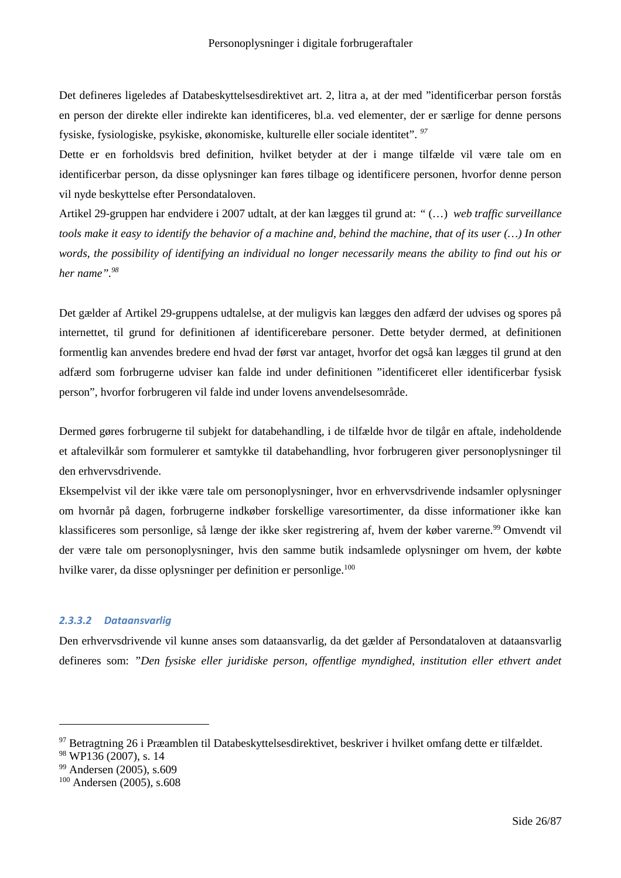Det defineres ligeledes af Databeskyttelsesdirektivet art. 2, litra a, at der med ”identificerbar person forstås en person der direkte eller indirekte kan identificeres, bl.a. ved elementer, der er særlige for denne persons fysiske, fysiologiske, psykiske, økonomiske, kulturelle eller sociale identitet”. [97]

Dette er en forholdsvis bred definition, hvilket betyder at der i mange tilfælde vil være tale om en identificerbar person, da disse oplysninger kan føres tilbage og identificere personen, hvorfor denne person vil nyde beskyttelse efter Persondataloven.

Artikel 29-gruppen har endvidere i 2007 udtalt, at der kan lægges til grund at: *" (…) web traffic surveillance tools make it easy to identify the behavior of a machine and, behind the machine, that of its user (…) In other words, the possibility of identifying an individual no longer necessarily means the ability to find out his or her name".*[98]

Det gælder af Artikel 29-gruppens udtalelse, at der muligvis kan lægges den adfærd der udvises og spores på internettet, til grund for definitionen af identificerebare personer. Dette betyder dermed, at definitionen formentlig kan anvendes bredere end hvad der først var antaget, hvorfor det også kan lægges til grund at den adfærd som forbrugerne udviser kan falde ind under definitionen ”identificeret eller identificerbar fysisk person”, hvorfor forbrugeren vil falde ind under lovens anvendelsesområde.

Dermed gøres forbrugerne til subjekt for databehandling, i de tilfælde hvor de tilgår en aftale, indeholdende et aftalevilkår som formulerer et samtykke til databehandling, hvor forbrugeren giver personoplysninger til den erhvervsdrivende.

Eksempelvist vil der ikke være tale om personoplysninger, hvor en erhvervsdrivende indsamler oplysninger om hvornår på dagen, forbrugerne indkøber forskellige varesortimenter, da disse informationer ikke kan klassificeres som personlige, så længe der ikke sker registrering af, hvem der køber varerne.[99] Omvendt vil der være tale om personoplysninger, hvis den samme butik indsamlede oplysninger om hvem, der købte hvilke varer, da disse oplysninger per definition er personlige.[100]

#### *2.3.3.2 Dataansvarlig*

Den erhvervsdrivende vil kunne anses som dataansvarlig, da det gælder af Persondataloven at dataansvarlig defineres som: *”Den fysiske eller juridiske person, offentlige myndighed, institution eller ethvert andet*

---

[97] Betragtning 26 i Præamblen til Databeskyttelsesdirektivet, beskriver i hvilket omfang dette er tilfældet.
[98] WP136 (2007), s. 14
[99] Andersen (2005), s.609
[100] Andersen (2005), s.608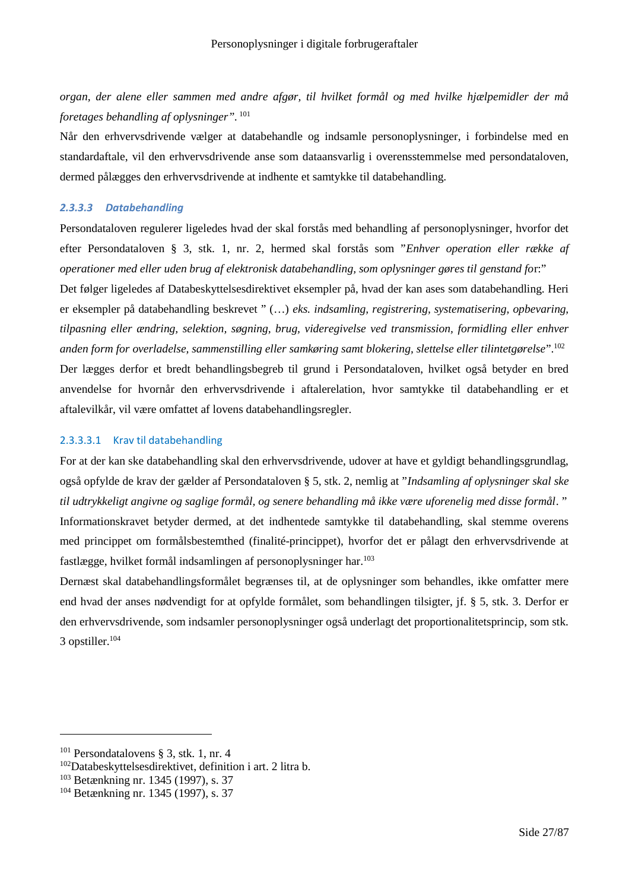*organ, der alene eller sammen med andre afgør, til hvilket formål og med hvilke hjælpemidler der må foretages behandling af oplysninger".* [101]

Når den erhvervsdrivende vælger at databehandle og indsamle personoplysninger, i forbindelse med en standardaftale, vil den erhvervsdrivende anse som dataansvarlig i overensstemmelse med persondataloven, dermed pålægges den erhvervsdrivende at indhente et samtykke til databehandling.

#### *2.3.3.3 Databehandling*

Persondataloven regulerer ligeledes hvad der skal forstås med behandling af personoplysninger, hvorfor det efter Persondataloven § 3, stk. 1, nr. 2, hermed skal forstås som "*Enhver operation eller række af operationer med eller uden brug af elektronisk databehandling, som oplysninger gøres til genstand fo*r:"

Det følger ligeledes af Databeskyttelsesdirektivet eksempler på, hvad der kan ases som databehandling. Heri er eksempler på databehandling beskrevet " (…) *eks. indsamling, registrering, systematisering, opbevaring, tilpasning eller ændring, selektion, søgning, brug, videregivelse ved transmission, formidling eller enhver anden form for overladelse, sammenstilling eller samkøring samt blokering, slettelse eller tilintetgørelse*".[102]

Der lægges derfor et bredt behandlingsbegreb til grund i Persondataloven, hvilket også betyder en bred anvendelse for hvornår den erhvervsdrivende i aftalerelation, hvor samtykke til databehandling er et aftalevilkår, vil være omfattet af lovens databehandlingsregler.

##### 2.3.3.3.1 Krav til databehandling

For at der kan ske databehandling skal den erhvervsdrivende, udover at have et gyldigt behandlingsgrundlag, også opfylde de krav der gælder af Persondataloven § 5, stk. 2, nemlig at "*Indsamling af oplysninger skal ske til udtrykkeligt angivne og saglige formål, og senere behandling må ikke være uforenelig med disse formål*. "

Informationskravet betyder dermed, at det indhentede samtykke til databehandling, skal stemme overens med princippet om formålsbestemthed (finalité-princippet), hvorfor det er pålagt den erhvervsdrivende at fastlægge, hvilket formål indsamlingen af personoplysninger har.[103]

Dernæst skal databehandlingsformålet begrænses til, at de oplysninger som behandles, ikke omfatter mere end hvad der anses nødvendigt for at opfylde formålet, som behandlingen tilsigter, jf. § 5, stk. 3. Derfor er den erhvervsdrivende, som indsamler personoplysninger også underlagt det proportionalitetsprincip, som stk. 3 opstiller.[104]

---

[101] Persondatalovens § 3, stk. 1, nr. 4

[102] Databeskyttelsesdirektivet, definition i art. 2 litra b.

[103] Betænkning nr. 1345 (1997), s. 37

[104] Betænkning nr. 1345 (1997), s. 37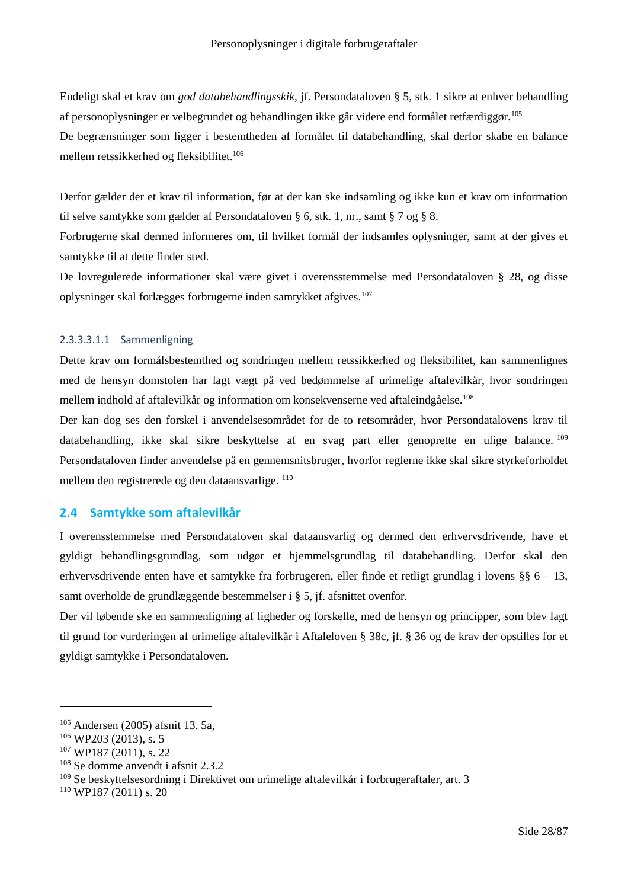Endeligt skal et krav om *god databehandlingsskik*, jf. Persondataloven § 5, stk. 1 sikre at enhver behandling af personoplysninger er velbegrundet og behandlingen ikke går videre end formålet retfærdiggør.[105]
De begrænsninger som ligger i bestemtheden af formålet til databehandling, skal derfor skabe en balance mellem retssikkerhed og fleksibilitet.[106]

Derfor gælder der et krav til information, før at der kan ske indsamling og ikke kun et krav om information til selve samtykke som gælder af Persondataloven § 6, stk. 1, nr., samt § 7 og § 8.
Forbrugerne skal dermed informeres om, til hvilket formål der indsamles oplysninger, samt at der gives et samtykke til at dette finder sted.
De lovregulerede informationer skal være givet i overensstemmelse med Persondataloven § 28, og disse oplysninger skal forlægges forbrugerne inden samtykket afgives.[107]

###### 2.3.3.3.1.1 Sammenligning

Dette krav om formålsbestemthed og sondringen mellem retssikkerhed og fleksibilitet, kan sammenlignes med de hensyn domstolen har lagt vægt på ved bedømmelse af urimelige aftalevilkår, hvor sondringen mellem indhold af aftalevilkår og information om konsekvenserne ved aftaleindgåelse.[108]
Der kan dog ses den forskel i anvendelsesområdet for de to retsområder, hvor Persondatalovens krav til databehandling, ikke skal sikre beskyttelse af en svag part eller genoprette en ulige balance.[109]
Persondataloven finder anvendelse på en gennemsnitsbruger, hvorfor reglerne ikke skal sikre styrkeforholdet mellem den registrerede og den dataansvarlige.[110]

## 2.4 Samtykke som aftalevilkår

I overensstemmelse med Persondataloven skal dataansvarlig og dermed den erhvervsdrivende, have et gyldigt behandlingsgrundlag, som udgør et hjemmelsgrundlag til databehandling. Derfor skal den erhvervsdrivende enten have et samtykke fra forbrugeren, eller finde et retligt grundlag i lovens §§ 6 – 13, samt overholde de grundlæggende bestemmelser i § 5, jf. afsnittet ovenfor.
Der vil løbende ske en sammenligning af ligheder og forskelle, med de hensyn og principper, som blev lagt til grund for vurderingen af urimelige aftalevilkår i Aftaleloven § 38c, jf. § 36 og de krav der opstilles for et gyldigt samtykke i Persondataloven.

---

[105] Andersen (2005) afsnit 13. 5a,
[106] WP203 (2013), s. 5
[107] WP187 (2011), s. 22
[108] Se domme anvendt i afsnit 2.3.2
[109] Se beskyttelsesordning i Direktivet om urimelige aftalevilkår i forbrugeraftaler, art. 3
[110] WP187 (2011) s. 20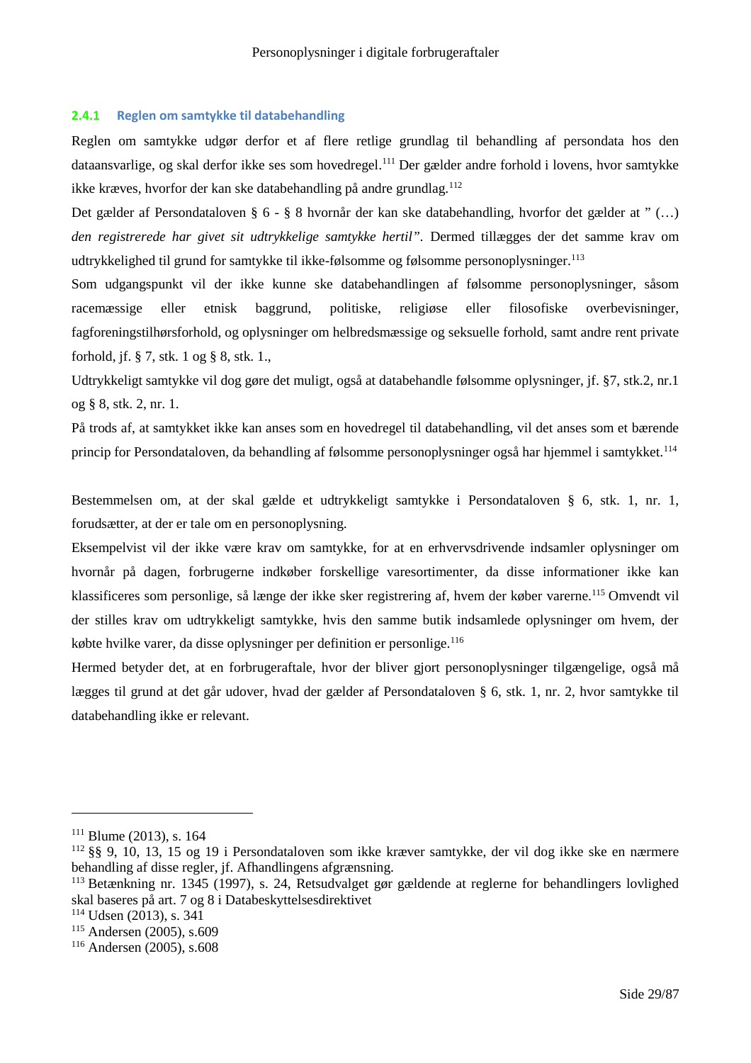### 2.4.1 Reglen om samtykke til databehandling

Reglen om samtykke udgør derfor et af flere retlige grundlag til behandling af persondata hos den dataansvarlige, og skal derfor ikke ses som hovedregel.[111] Der gælder andre forhold i lovens, hvor samtykke ikke kræves, hvorfor der kan ske databehandling på andre grundlag.[112]

Det gælder af Persondataloven § 6 - § 8 hvornår der kan ske databehandling, hvorfor det gælder at " (…) *den registrerede har givet sit udtrykkelige samtykke hertil"*. Dermed tillægges der det samme krav om udtrykkelighed til grund for samtykke til ikke-følsomme og følsomme personoplysninger.[113]

Som udgangspunkt vil der ikke kunne ske databehandlingen af følsomme personoplysninger, såsom racemæssige eller etnisk baggrund, politiske, religiøse eller filosofiske overbevisninger, fagforeningstilhørsforhold, og oplysninger om helbredsmæssige og seksuelle forhold, samt andre rent private forhold, jf. § 7, stk. 1 og § 8, stk. 1.,

Udtrykkeligt samtykke vil dog gøre det muligt, også at databehandle følsomme oplysninger, jf. §7, stk.2, nr.1 og § 8, stk. 2, nr. 1.

På trods af, at samtykket ikke kan anses som en hovedregel til databehandling, vil det anses som et bærende princip for Persondataloven, da behandling af følsomme personoplysninger også har hjemmel i samtykket.[114]

Bestemmelsen om, at der skal gælde et udtrykkeligt samtykke i Persondataloven § 6, stk. 1, nr. 1, forudsætter, at der er tale om en personoplysning.

Eksempelvist vil der ikke være krav om samtykke, for at en erhvervsdrivende indsamler oplysninger om hvornår på dagen, forbrugerne indkøber forskellige varesortimenter, da disse informationer ikke kan klassificeres som personlige, så længe der ikke sker registrering af, hvem der køber varerne.[115] Omvendt vil der stilles krav om udtrykkeligt samtykke, hvis den samme butik indsamlede oplysninger om hvem, der købte hvilke varer, da disse oplysninger per definition er personlige.[116]

Hermed betyder det, at en forbrugeraftale, hvor der bliver gjort personoplysninger tilgængelige, også må lægges til grund at det går udover, hvad der gælder af Persondataloven § 6, stk. 1, nr. 2, hvor samtykke til databehandling ikke er relevant.

---

[111] Blume (2013), s. 164

[112] §§ 9, 10, 13, 15 og 19 i Persondataloven som ikke kræver samtykke, der vil dog ikke ske en nærmere behandling af disse regler, jf. Afhandlingens afgrænsning.

[113] Betænkning nr. 1345 (1997), s. 24, Retsudvalget gør gældende at reglerne for behandlingers lovlighed skal baseres på art. 7 og 8 i Databeskyttelsesdirektivet

[114] Udsen (2013), s. 341

[115] Andersen (2005), s.609

[116] Andersen (2005), s.608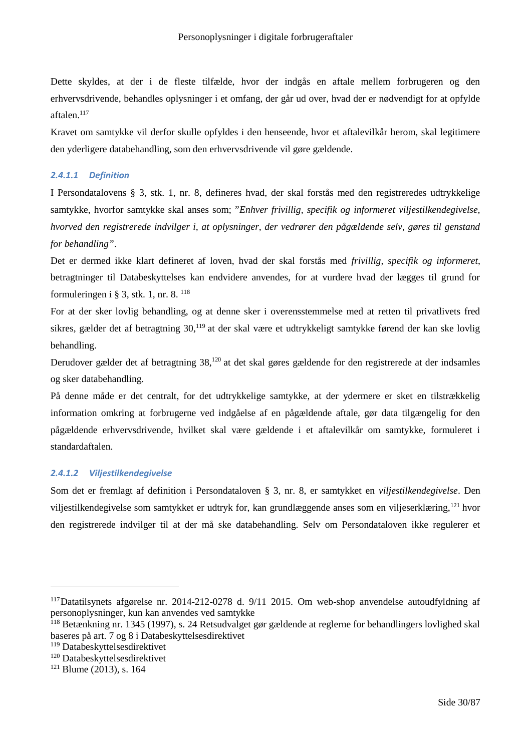Dette skyldes, at der i de fleste tilfælde, hvor der indgås en aftale mellem forbrugeren og den erhvervsdrivende, behandles oplysninger i et omfang, der går ud over, hvad der er nødvendigt for at opfylde aftalen.[117]

Kravet om samtykke vil derfor skulle opfyldes i den henseende, hvor et aftalevilkår herom, skal legitimere den yderligere databehandling, som den erhvervsdrivende vil gøre gældende.

#### *2.4.1.1 Definition*

I Persondatalovens § 3, stk. 1, nr. 8, defineres hvad, der skal forstås med den registreredes udtrykkelige samtykke, hvorfor samtykke skal anses som; ”*Enhver frivillig, specifik og informeret viljestilkendegivelse, hvorved den registrerede indvilger i, at oplysninger, der vedrører den pågældende selv, gøres til genstand for behandling”*.

Det er dermed ikke klart defineret af loven, hvad der skal forstås med *frivillig, specifik og informeret*, betragtninger til Databeskyttelses kan endvidere anvendes, for at vurdere hvad der lægges til grund for formuleringen i § 3, stk. 1, nr. 8. [118]

For at der sker lovlig behandling, og at denne sker i overensstemmelse med at retten til privatlivets fred sikres, gælder det af betragtning 30,[119] at der skal være et udtrykkeligt samtykke førend der kan ske lovlig behandling.

Derudover gælder det af betragtning 38,[120] at det skal gøres gældende for den registrerede at der indsamles og sker databehandling.

På denne måde er det centralt, for det udtrykkelige samtykke, at der ydermere er sket en tilstrækkelig information omkring at forbrugerne ved indgåelse af en pågældende aftale, gør data tilgængelig for den pågældende erhvervsdrivende, hvilket skal være gældende i et aftalevilkår om samtykke, formuleret i standardaftalen.

#### *2.4.1.2 Viljestilkendegivelse*

Som det er fremlagt af definition i Persondataloven § 3, nr. 8, er samtykket en *viljestilkendegivelse*. Den viljestilkendegivelse som samtykket er udtryk for, kan grundlæggende anses som en viljeserklæring,[121] hvor den registrerede indvilger til at der må ske databehandling. Selv om Persondataloven ikke regulerer et

---

[117] Datatilsynets afgørelse nr. 2014-212-0278 d. 9/11 2015. Om web-shop anvendelse autoudfyldning af personoplysninger, kun kan anvendes ved samtykke

[118] Betænkning nr. 1345 (1997), s. 24 Retsudvalget gør gældende at reglerne for behandlingers lovlighed skal baseres på art. 7 og 8 i Databeskyttelsesdirektivet

[119] Databeskyttelsesdirektivet

[120] Databeskyttelsesdirektivet

[121] Blume (2013), s. 164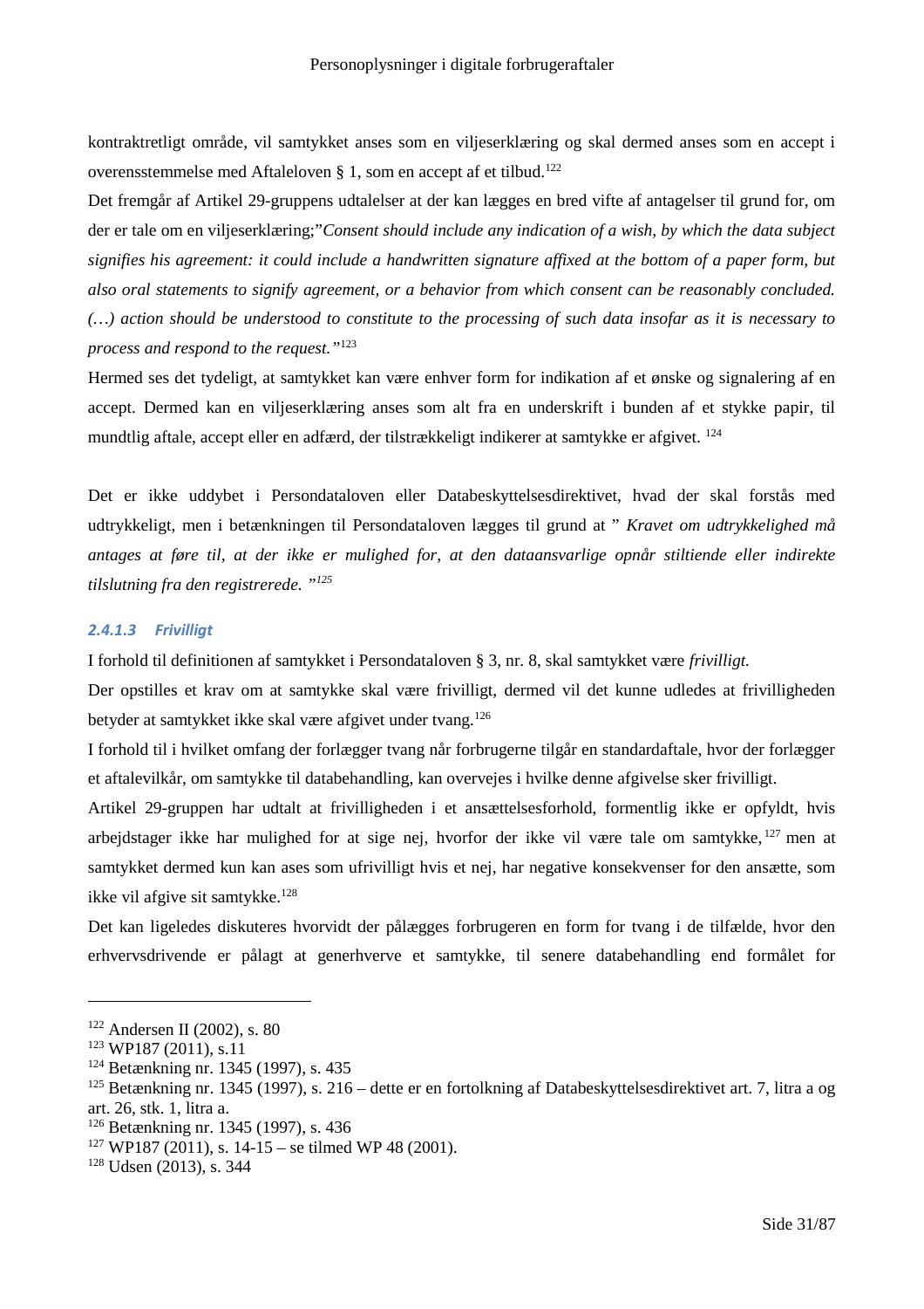kontraktretligt område, vil samtykket anses som en viljeserklæring og skal dermed anses som en accept i overensstemmelse med Aftaleloven § 1, som en accept af et tilbud.[122]

Det fremgår af Artikel 29-gruppens udtalelser at der kan lægges en bred vifte af antagelser til grund for, om der er tale om en viljeserklæring;"*Consent should include any indication of a wish, by which the data subject signifies his agreement: it could include a handwritten signature affixed at the bottom of a paper form, but also oral statements to signify agreement, or a behavior from which consent can be reasonably concluded. (…) action should be understood to constitute to the processing of such data insofar as it is necessary to process and respond to the request."*[123]

Hermed ses det tydeligt, at samtykket kan være enhver form for indikation af et ønske og signalering af en accept. Dermed kan en viljeserklæring anses som alt fra en underskrift i bunden af et stykke papir, til mundtlig aftale, accept eller en adfærd, der tilstrækkeligt indikerer at samtykke er afgivet. [124]

Det er ikke uddybet i Persondataloven eller Databeskyttelsesdirektivet, hvad der skal forstås med udtrykkeligt, men i betænkningen til Persondataloven lægges til grund at " *Kravet om udtrykkelighed må antages at føre til, at der ikke er mulighed for, at den dataansvarlige opnår stiltiende eller indirekte tilslutning fra den registrerede. "*[125]

#### *2.4.1.3 Frivilligt*

I forhold til definitionen af samtykket i Persondataloven § 3, nr. 8, skal samtykket være *frivilligt.*

Der opstilles et krav om at samtykke skal være frivilligt, dermed vil det kunne udledes at frivilligheden betyder at samtykket ikke skal være afgivet under tvang.[126]

I forhold til i hvilket omfang der forlægger tvang når forbrugerne tilgår en standardaftale, hvor der forlægger et aftalevilkår, om samtykke til databehandling, kan overvejes i hvilke denne afgivelse sker frivilligt.

Artikel 29-gruppen har udtalt at frivilligheden i et ansættelsesforhold, formentlig ikke er opfyldt, hvis arbejdstager ikke har mulighed for at sige nej, hvorfor der ikke vil være tale om samtykke, [127] men at samtykket dermed kun kan ases som ufrivilligt hvis et nej, har negative konsekvenser for den ansætte, som ikke vil afgive sit samtykke.[128]

Det kan ligeledes diskuteres hvorvidt der pålægges forbrugeren en form for tvang i de tilfælde, hvor den erhvervsdrivende er pålagt at generhverve et samtykke, til senere databehandling end formålet for

---

[122] Andersen II (2002), s. 80

[123] WP187 (2011), s.11

[124] Betænkning nr. 1345 (1997), s. 435

[125] Betænkning nr. 1345 (1997), s. 216 – dette er en fortolkning af Databeskyttelsesdirektivet art. 7, litra a og art. 26, stk. 1, litra a.

[126] Betænkning nr. 1345 (1997), s. 436

[127] WP187 (2011), s. 14-15 – se tilmed WP 48 (2001).

[128] Udsen (2013), s. 344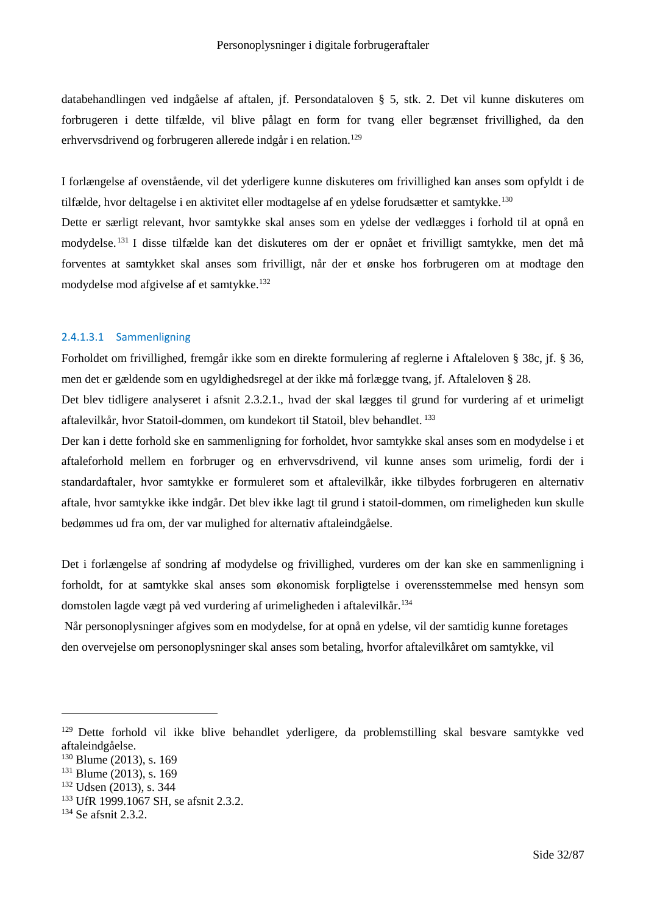databehandlingen ved indgåelse af aftalen, jf. Persondataloven § 5, stk. 2. Det vil kunne diskuteres om forbrugeren i dette tilfælde, vil blive pålagt en form for tvang eller begrænset frivillighed, da den erhvervsdrivend og forbrugeren allerede indgår i en relation.[129]

I forlængelse af ovenstående, vil det yderligere kunne diskuteres om frivillighed kan anses som opfyldt i de tilfælde, hvor deltagelse i en aktivitet eller modtagelse af en ydelse forudsætter et samtykke.[130]
Dette er særligt relevant, hvor samtykke skal anses som en ydelse der vedlægges i forhold til at opnå en modydelse.[131] I disse tilfælde kan det diskuteres om der er opnået et frivilligt samtykke, men det må forventes at samtykket skal anses som frivilligt, når der et ønske hos forbrugeren om at modtage den modydelse mod afgivelse af et samtykke.[132]

###### 2.4.1.3.1 Sammenligning

Forholdet om frivillighed, fremgår ikke som en direkte formulering af reglerne i Aftaleloven § 38c, jf. § 36, men det er gældende som en ugyldighedsregel at der ikke må forlægge tvang, jf. Aftaleloven § 28.
Det blev tidligere analyseret i afsnit 2.3.2.1., hvad der skal lægges til grund for vurdering af et urimeligt aftalevilkår, hvor Statoil-dommen, om kundekort til Statoil, blev behandlet. [133]
Der kan i dette forhold ske en sammenligning for forholdet, hvor samtykke skal anses som en modydelse i et aftaleforhold mellem en forbruger og en erhvervsdrivend, vil kunne anses som urimelig, fordi der i standardaftaler, hvor samtykke er formuleret som et aftalevilkår, ikke tilbydes forbrugeren en alternativ aftale, hvor samtykke ikke indgår. Det blev ikke lagt til grund i statoil-dommen, om rimeligheden kun skulle bedømmes ud fra om, der var mulighed for alternativ aftaleindgåelse.

Det i forlængelse af sondring af modydelse og frivillighed, vurderes om der kan ske en sammenligning i forholdt, for at samtykke skal anses som økonomisk forpligtelse i overensstemmelse med hensyn som domstolen lagde vægt på ved vurdering af urimeligheden i aftalevilkår.[134]
Når personoplysninger afgives som en modydelse, for at opnå en ydelse, vil der samtidig kunne foretages den overvejelse om personoplysninger skal anses som betaling, hvorfor aftalevilkåret om samtykke, vil

---

[129] Dette forhold vil ikke blive behandlet yderligere, da problemstilling skal besvare samtykke ved aftaleindgåelse.
[130] Blume (2013), s. 169
[131] Blume (2013), s. 169
[132] Udsen (2013), s. 344
[133] UfR 1999.1067 SH, se afsnit 2.3.2.
[134] Se afsnit 2.3.2.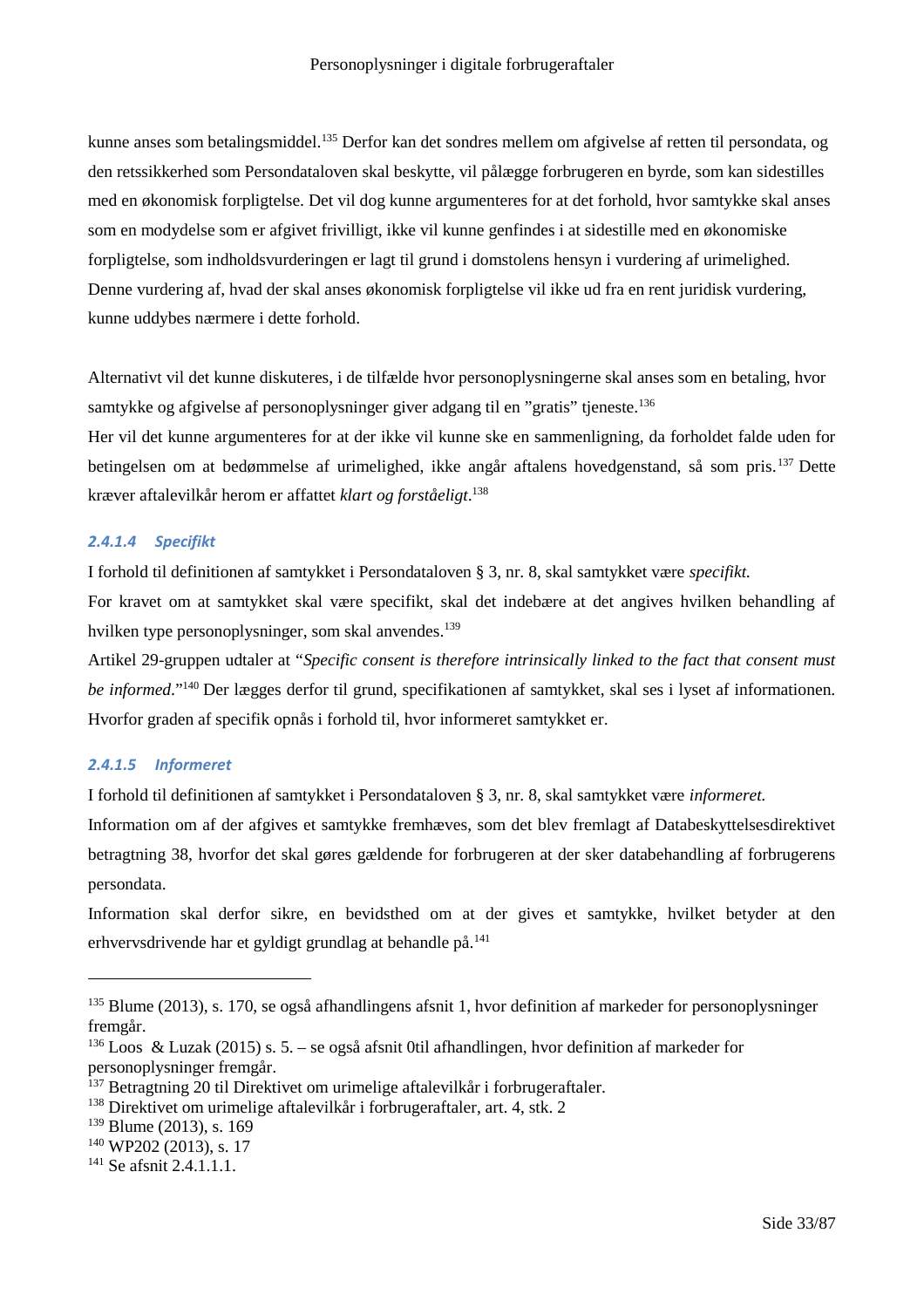kunne anses som betalingsmiddel.[135] Derfor kan det sondres mellem om afgivelse af retten til persondata, og den retssikkerhed som Persondataloven skal beskytte, vil pålægge forbrugeren en byrde, som kan sidestilles med en økonomisk forpligtelse. Det vil dog kunne argumenteres for at det forhold, hvor samtykke skal anses som en modydelse som er afgivet frivilligt, ikke vil kunne genfindes i at sidestille med en økonomiske forpligtelse, som indholdsvurderingen er lagt til grund i domstolens hensyn i vurdering af urimelighed. Denne vurdering af, hvad der skal anses økonomisk forpligtelse vil ikke ud fra en rent juridisk vurdering, kunne uddybes nærmere i dette forhold.

Alternativt vil det kunne diskuteres, i de tilfælde hvor personoplysningerne skal anses som en betaling, hvor samtykke og afgivelse af personoplysninger giver adgang til en "gratis" tjeneste.[136]
Her vil det kunne argumenteres for at der ikke vil kunne ske en sammenligning, da forholdet falde uden for betingelsen om at bedømmelse af urimelighed, ikke angår aftalens hovedgenstand, så som pris.[137] Dette kræver aftalevilkår herom er affattet *klart og forståeligt.*[138]

#### *2.4.1.4 Specifikt*

I forhold til definitionen af samtykket i Persondataloven § 3, nr. 8, skal samtykket være *specifikt.*
For kravet om at samtykket skal være specifikt, skal det indebære at det angives hvilken behandling af hvilken type personoplysninger, som skal anvendes.[139]
Artikel 29-gruppen udtaler at "*Specific consent is therefore intrinsically linked to the fact that consent must be informed*."[140] Der lægges derfor til grund, specifikationen af samtykket, skal ses i lyset af informationen. Hvorfor graden af specifik opnås i forhold til, hvor informeret samtykket er.

#### *2.4.1.5 Informeret*

I forhold til definitionen af samtykket i Persondataloven § 3, nr. 8, skal samtykket være *informeret.*
Information om af der afgives et samtykke fremhæves, som det blev fremlagt af Databeskyttelsesdirektivet betragtning 38, hvorfor det skal gøres gældende for forbrugeren at der sker databehandling af forbrugerens persondata.
Information skal derfor sikre, en bevidsthed om at der gives et samtykke, hvilket betyder at den erhvervsdrivende har et gyldigt grundlag at behandle på.[141]

---

[135] Blume (2013), s. 170, se også afhandlingens afsnit 1, hvor definition af markeder for personoplysninger fremgår.
[136] Loos & Luzak (2015) s. 5. – se også afsnit 0til afhandlingen, hvor definition af markeder for personoplysninger fremgår.
[137] Betragtning 20 til Direktivet om urimelige aftalevilkår i forbrugeraftaler.
[138] Direktivet om urimelige aftalevilkår i forbrugeraftaler, art. 4, stk. 2
[139] Blume (2013), s. 169
[140] WP202 (2013), s. 17
[141] Se afsnit 2.4.1.1.1.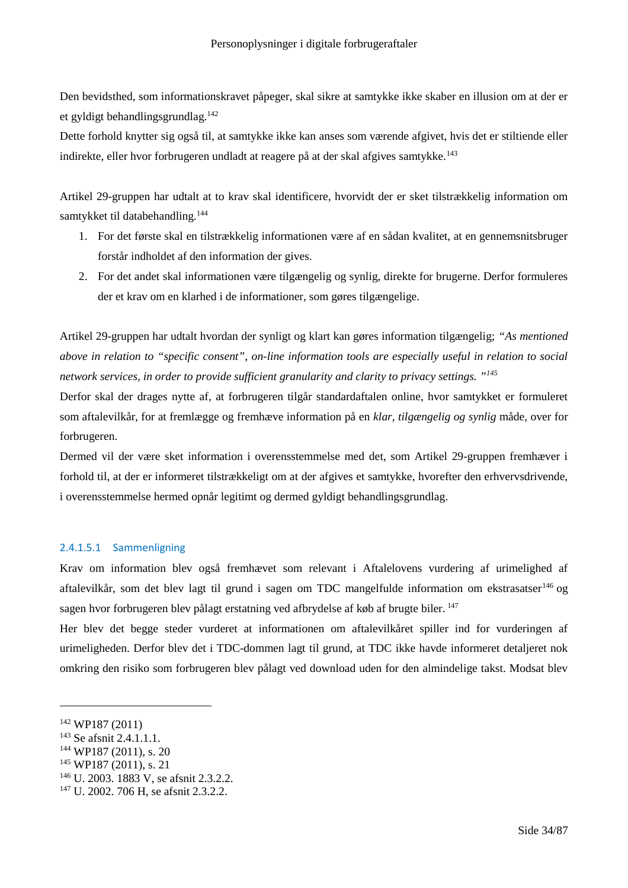Den bevidsthed, som informationskravet påpeger, skal sikre at samtykke ikke skaber en illusion om at der er et gyldigt behandlingsgrundlag.[142]

Dette forhold knytter sig også til, at samtykke ikke kan anses som værende afgivet, hvis det er stiltiende eller indirekte, eller hvor forbrugeren undladt at reagere på at der skal afgives samtykke.[143]

Artikel 29-gruppen har udtalt at to krav skal identificere, hvorvidt der er sket tilstrækkelig information om samtykket til databehandling.[144]

1. For det første skal en tilstrækkelig informationen være af en sådan kvalitet, at en gennemsnitsbruger forstår indholdet af den information der gives.
2. For det andet skal informationen være tilgængelig og synlig, direkte for brugerne. Derfor formuleres der et krav om en klarhed i de informationer, som gøres tilgængelige.

Artikel 29-gruppen har udtalt hvordan der synligt og klart kan gøres information tilgængelig; *"As mentioned above in relation to "specific consent", on-line information tools are especially useful in relation to social network services, in order to provide sufficient granularity and clarity to privacy settings. "*[145]

Derfor skal der drages nytte af, at forbrugeren tilgår standardaftalen online, hvor samtykket er formuleret som aftalevilkår, for at fremlægge og fremhæve information på en *klar, tilgængelig og synlig* måde, over for forbrugeren.

Dermed vil der være sket information i overensstemmelse med det, som Artikel 29-gruppen fremhæver i forhold til, at der er informeret tilstrækkeligt om at der afgives et samtykke, hvorefter den erhvervsdrivende, i overensstemmelse hermed opnår legitimt og dermed gyldigt behandlingsgrundlag.

###### 2.4.1.5.1 Sammenligning

Krav om information blev også fremhævet som relevant i Aftalelovens vurdering af urimelighed af aftalevilkår, som det blev lagt til grund i sagen om TDC mangelfulde information om ekstrasatser[146] og sagen hvor forbrugeren blev pålagt erstatning ved afbrydelse af køb af brugte biler.[147]

Her blev det begge steder vurderet at informationen om aftalevilkåret spiller ind for vurderingen af urimeligheden. Derfor blev det i TDC-dommen lagt til grund, at TDC ikke havde informeret detaljeret nok omkring den risiko som forbrugeren blev pålagt ved download uden for den almindelige takst. Modsat blev

---

[142] WP187 (2011)
[143] Se afsnit 2.4.1.1.1.
[144] WP187 (2011), s. 20
[145] WP187 (2011), s. 21
[146] U. 2003. 1883 V, se afsnit 2.3.2.2.
[147] U. 2002. 706 H, se afsnit 2.3.2.2.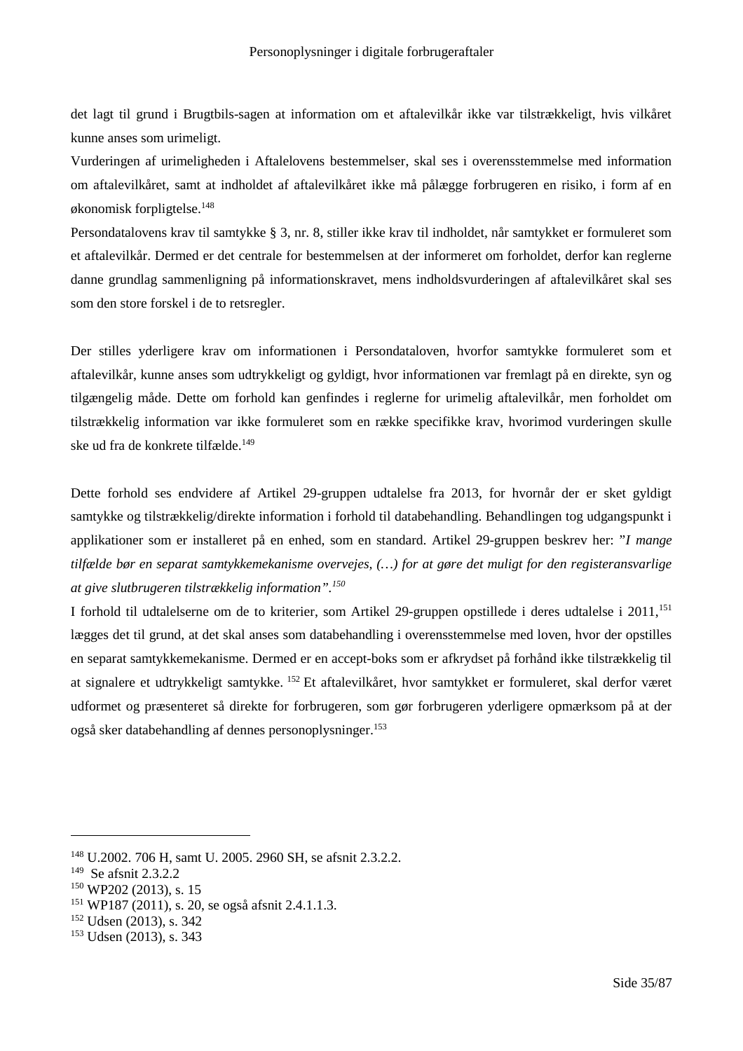det lagt til grund i Brugtbils-sagen at information om et aftalevilkår ikke var tilstrækkeligt, hvis vilkåret kunne anses som urimeligt.

Vurderingen af urimeligheden i Aftalelovens bestemmelser, skal ses i overensstemmelse med information om aftalevilkåret, samt at indholdet af aftalevilkåret ikke må pålægge forbrugeren en risiko, i form af en økonomisk forpligtelse.[148]

Persondatalovens krav til samtykke § 3, nr. 8, stiller ikke krav til indholdet, når samtykket er formuleret som et aftalevilkår. Dermed er det centrale for bestemmelsen at der informeret om forholdet, derfor kan reglerne danne grundlag sammenligning på informationskravet, mens indholdsvurderingen af aftalevilkåret skal ses som den store forskel i de to retsregler.

Der stilles yderligere krav om informationen i Persondataloven, hvorfor samtykke formuleret som et aftalevilkår, kunne anses som udtrykkeligt og gyldigt, hvor informationen var fremlagt på en direkte, syn og tilgængelig måde. Dette om forhold kan genfindes i reglerne for urimelig aftalevilkår, men forholdet om tilstrækkelig information var ikke formuleret som en række specifikke krav, hvorimod vurderingen skulle ske ud fra de konkrete tilfælde.[149]

Dette forhold ses endvidere af Artikel 29-gruppen udtalelse fra 2013, for hvornår der er sket gyldigt samtykke og tilstrækkelig/direkte information i forhold til databehandling. Behandlingen tog udgangspunkt i applikationer som er installeret på en enhed, som en standard. Artikel 29-gruppen beskrev her: "*I mange tilfælde bør en separat samtykkemekanisme overvejes, (…) for at gøre det muligt for den registeransvarlige at give slutbrugeren tilstrækkelig information"*.[150]

I forhold til udtalelserne om de to kriterier, som Artikel 29-gruppen opstillede i deres udtalelse i 2011,[151] lægges det til grund, at det skal anses som databehandling i overensstemmelse med loven, hvor der opstilles en separat samtykkemekanisme. Dermed er en accept-boks som er afkrydset på forhånd ikke tilstrækkelig til at signalere et udtrykkeligt samtykke.[152] Et aftalevilkåret, hvor samtykket er formuleret, skal derfor været udformet og præsenteret så direkte for forbrugeren, som gør forbrugeren yderligere opmærksom på at der også sker databehandling af dennes personoplysninger.[153]

---

[148] U.2002. 706 H, samt U. 2005. 2960 SH, se afsnit 2.3.2.2.

[149] Se afsnit 2.3.2.2

[150] WP202 (2013), s. 15

[151] WP187 (2011), s. 20, se også afsnit 2.4.1.1.3.

[152] Udsen (2013), s. 342

[153] Udsen (2013), s. 343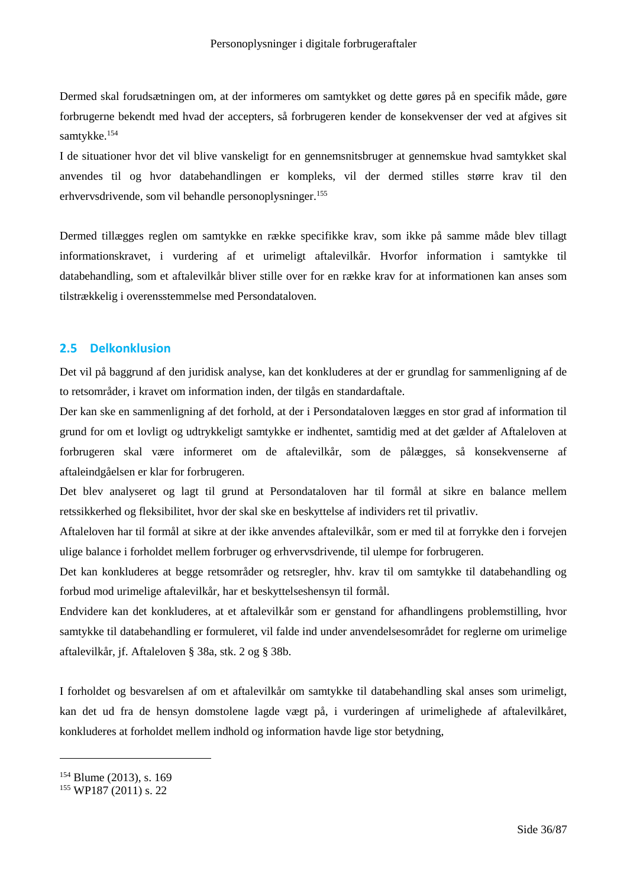Dermed skal forudsætningen om, at der informeres om samtykket og dette gøres på en specifik måde, gøre forbrugerne bekendt med hvad der accepters, så forbrugeren kender de konsekvenser der ved at afgives sit samtykke.[154]

I de situationer hvor det vil blive vanskeligt for en gennemsnitsbruger at gennemskue hvad samtykket skal anvendes til og hvor databehandlingen er kompleks, vil der dermed stilles større krav til den erhvervsdrivende, som vil behandle personoplysninger.[155]

Dermed tillægges reglen om samtykke en række specifikke krav, som ikke på samme måde blev tillagt informationskravet, i vurdering af et urimeligt aftalevilkår. Hvorfor information i samtykke til databehandling, som et aftalevilkår bliver stille over for en række krav for at informationen kan anses som tilstrækkelig i overensstemmelse med Persondataloven.

## 2.5 Delkonklusion

Det vil på baggrund af den juridisk analyse, kan det konkluderes at der er grundlag for sammenligning af de to retsområder, i kravet om information inden, der tilgås en standardaftale.

Der kan ske en sammenligning af det forhold, at der i Persondataloven lægges en stor grad af information til grund for om et lovligt og udtrykkeligt samtykke er indhentet, samtidig med at det gælder af Aftaleloven at forbrugeren skal være informeret om de aftalevilkår, som de pålægges, så konsekvenserne af aftaleindgåelsen er klar for forbrugeren.

Det blev analyseret og lagt til grund at Persondataloven har til formål at sikre en balance mellem retssikkerhed og fleksibilitet, hvor der skal ske en beskyttelse af individers ret til privatliv.

Aftaleloven har til formål at sikre at der ikke anvendes aftalevilkår, som er med til at forrykke den i forvejen ulige balance i forholdet mellem forbruger og erhvervsdrivende, til ulempe for forbrugeren.

Det kan konkluderes at begge retsområder og retsregler, hhv. krav til om samtykke til databehandling og forbud mod urimelige aftalevilkår, har et beskyttelseshensyn til formål.

Endvidere kan det konkluderes, at et aftalevilkår som er genstand for afhandlingens problemstilling, hvor samtykke til databehandling er formuleret, vil falde ind under anvendelsesområdet for reglerne om urimelige aftalevilkår, jf. Aftaleloven § 38a, stk. 2 og § 38b.

I forholdet og besvarelsen af om et aftalevilkår om samtykke til databehandling skal anses som urimeligt, kan det ud fra de hensyn domstolene lagde vægt på, i vurderingen af urimelighede af aftalevilkåret, konkluderes at forholdet mellem indhold og information havde lige stor betydning,

---

[154] Blume (2013), s. 169

[155] WP187 (2011) s. 22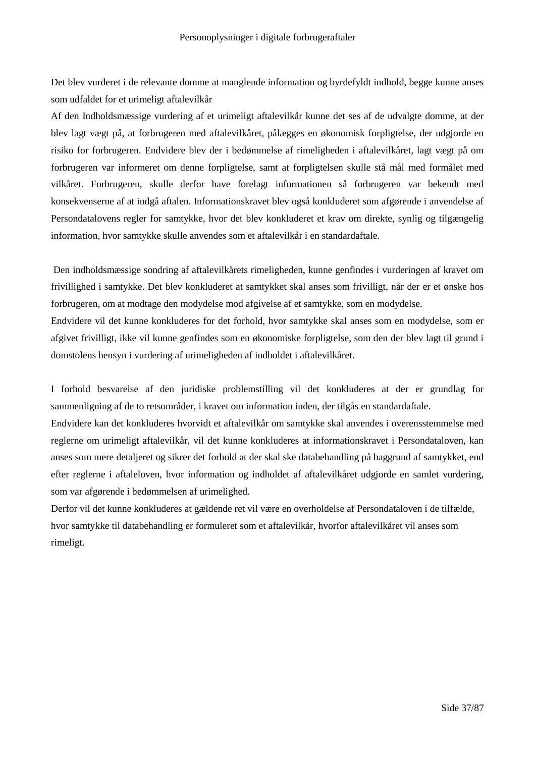Det blev vurderet i de relevante domme at manglende information og byrdefyldt indhold, begge kunne anses som udfaldet for et urimeligt aftalevilkår

Af den Indholdsmæssige vurdering af et urimeligt aftalevilkår kunne det ses af de udvalgte domme, at der blev lagt vægt på, at forbrugeren med aftalevilkåret, pålægges en økonomisk forpligtelse, der udgjorde en risiko for forbrugeren. Endvidere blev der i bedømmelse af rimeligheden i aftalevilkåret, lagt vægt på om forbrugeren var informeret om denne forpligtelse, samt at forpligtelsen skulle stå mål med formålet med vilkåret. Forbrugeren, skulle derfor have forelagt informationen så forbrugeren var bekendt med konsekvenserne af at indgå aftalen. Informationskravet blev også konkluderet som afgørende i anvendelse af Persondatalovens regler for samtykke, hvor det blev konkluderet et krav om direkte, synlig og tilgængelig information, hvor samtykke skulle anvendes som et aftalevilkår i en standardaftale.

Den indholdsmæssige sondring af aftalevilkårets rimeligheden, kunne genfindes i vurderingen af kravet om frivillighed i samtykke. Det blev konkluderet at samtykket skal anses som frivilligt, når der er et ønske hos forbrugeren, om at modtage den modydelse mod afgivelse af et samtykke, som en modydelse.

Endvidere vil det kunne konkluderes for det forhold, hvor samtykke skal anses som en modydelse, som er afgivet frivilligt, ikke vil kunne genfindes som en økonomiske forpligtelse, som den der blev lagt til grund i domstolens hensyn i vurdering af urimeligheden af indholdet i aftalevilkåret.

I forhold besvarelse af den juridiske problemstilling vil det konkluderes at der er grundlag for sammenligning af de to retsområder, i kravet om information inden, der tilgås en standardaftale.

Endvidere kan det konkluderes hvorvidt et aftalevilkår om samtykke skal anvendes i overensstemmelse med reglerne om urimeligt aftalevilkår, vil det kunne konkluderes at informationskravet i Persondataloven, kan anses som mere detaljeret og sikrer det forhold at der skal ske databehandling på baggrund af samtykket, end efter reglerne i aftaleloven, hvor information og indholdet af aftalevilkåret udgjorde en samlet vurdering, som var afgørende i bedømmelsen af urimelighed.

Derfor vil det kunne konkluderes at gældende ret vil være en overholdelse af Persondataloven i de tilfælde, hvor samtykke til databehandling er formuleret som et aftalevilkår, hvorfor aftalevilkåret vil anses som rimeligt.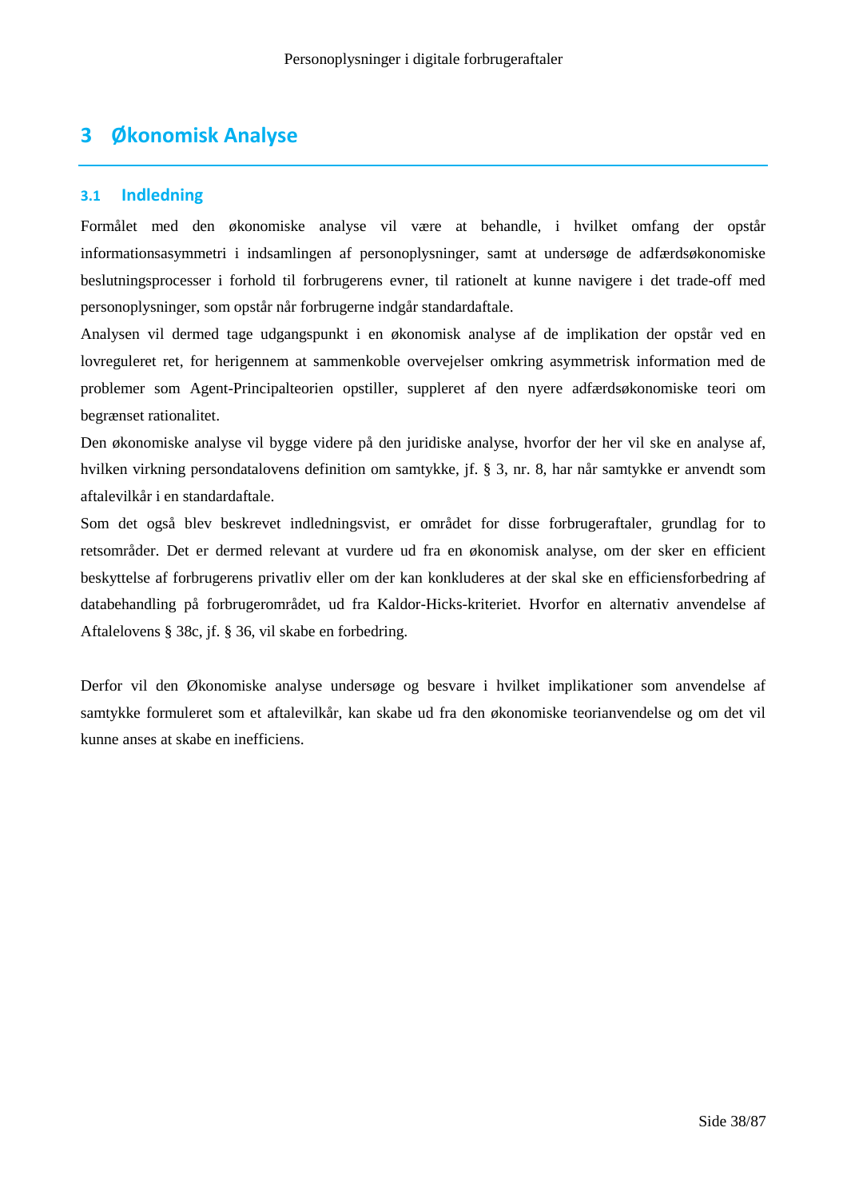# 3 Økonomisk Analyse

## 3.1 Indledning

Formålet med den økonomiske analyse vil være at behandle, i hvilket omfang der opstår informationsasymmetri i indsamlingen af personoplysninger, samt at undersøge de adfærdsøkonomiske beslutningsprocesser i forhold til forbrugerens evner, til rationelt at kunne navigere i det trade-off med personoplysninger, som opstår når forbrugerne indgår standardaftale.

Analysen vil dermed tage udgangspunkt i en økonomisk analyse af de implikation der opstår ved en lovreguleret ret, for herigennem at sammenkoble overvejelser omkring asymmetrisk information med de problemer som Agent-Principalteorien opstiller, suppleret af den nyere adfærdsøkonomiske teori om begrænset rationalitet.

Den økonomiske analyse vil bygge videre på den juridiske analyse, hvorfor der her vil ske en analyse af, hvilken virkning persondatalovens definition om samtykke, jf. § 3, nr. 8, har når samtykke er anvendt som aftalevilkår i en standardaftale.

Som det også blev beskrevet indledningsvist, er området for disse forbrugeraftaler, grundlag for to retsområder. Det er dermed relevant at vurdere ud fra en økonomisk analyse, om der sker en efficient beskyttelse af forbrugerens privatliv eller om der kan konkluderes at der skal ske en efficiensforbedring af databehandling på forbrugerområdet, ud fra Kaldor-Hicks-kriteriet. Hvorfor en alternativ anvendelse af Aftalelovens § 38c, jf. § 36, vil skabe en forbedring.

Derfor vil den Økonomiske analyse undersøge og besvare i hvilket implikationer som anvendelse af samtykke formuleret som et aftalevilkår, kan skabe ud fra den økonomiske teorianvendelse og om det vil kunne anses at skabe en inefficiens.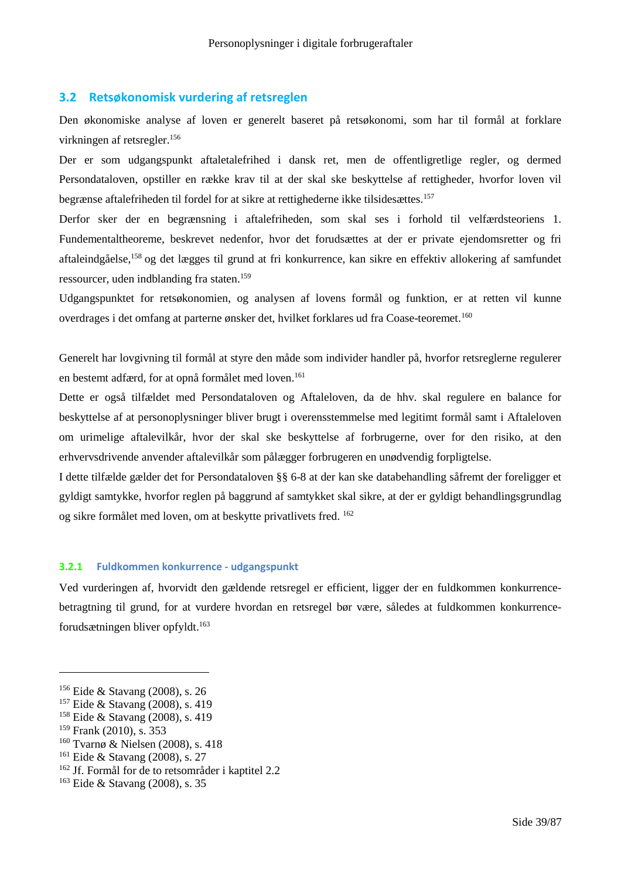## 3.2 Retsøkonomisk vurdering af retsreglen

Den økonomiske analyse af loven er generelt baseret på retsøkonomi, som har til formål at forklare virkningen af retsregler.[156]

Der er som udgangspunkt aftaletalefrihed i dansk ret, men de offentligretlige regler, og dermed Persondataloven, opstiller en række krav til at der skal ske beskyttelse af rettigheder, hvorfor loven vil begrænse aftalefriheden til fordel for at sikre at rettighederne ikke tilsidesættes.[157]

Derfor sker der en begrænsning i aftalefriheden, som skal ses i forhold til velfærdsteoriens 1. Fundementaltheoreme, beskrevet nedenfor, hvor det forudsættes at der er private ejendomsretter og fri aftaleindgåelse,[158] og det lægges til grund at fri konkurrence, kan sikre en effektiv allokering af samfundet ressourcer, uden indblanding fra staten.[159]

Udgangspunktet for retsøkonomien, og analysen af lovens formål og funktion, er at retten vil kunne overdrages i det omfang at parterne ønsker det, hvilket forklares ud fra Coase-teoremet.[160]

Generelt har lovgivning til formål at styre den måde som individer handler på, hvorfor retsreglerne regulerer en bestemt adfærd, for at opnå formålet med loven.[161]

Dette er også tilfældet med Persondataloven og Aftaleloven, da de hhv. skal regulere en balance for beskyttelse af at personoplysninger bliver brugt i overensstemmelse med legitimt formål samt i Aftaleloven om urimelige aftalevilkår, hvor der skal ske beskyttelse af forbrugerne, over for den risiko, at den erhvervsdrivende anvender aftalevilkår som pålægger forbrugeren en unødvendig forpligtelse.

I dette tilfælde gælder det for Persondataloven §§ 6-8 at der kan ske databehandling såfremt der foreligger et gyldigt samtykke, hvorfor reglen på baggrund af samtykket skal sikre, at der er gyldigt behandlingsgrundlag og sikre formålet med loven, om at beskytte privatlivets fred. [162]

### 3.2.1 Fuldkommen konkurrence - udgangspunkt

Ved vurderingen af, hvorvidt den gældende retsregel er efficient, ligger der en fuldkommen konkurrence-betragtning til grund, for at vurdere hvordan en retsregel bør være, således at fuldkommen konkurrence-forudsætningen bliver opfyldt.[163]

---

[156] Eide & Stavang (2008), s. 26
[157] Eide & Stavang (2008), s. 419
[158] Eide & Stavang (2008), s. 419
[159] Frank (2010), s. 353
[160] Tvarnø & Nielsen (2008), s. 418
[161] Eide & Stavang (2008), s. 27
[162] Jf. Formål for de to retsområder i kaptitel 2.2
[163] Eide & Stavang (2008), s. 35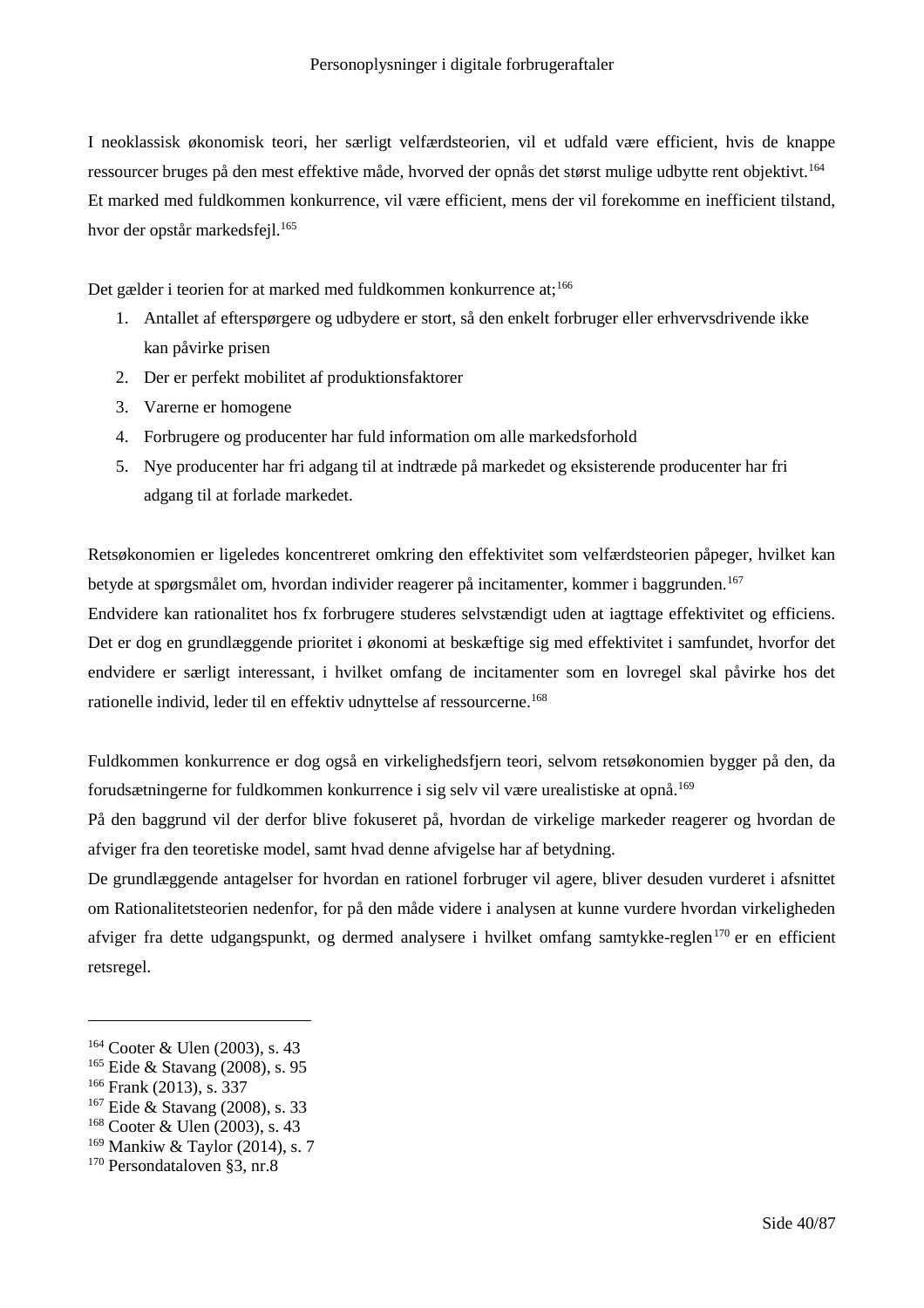I neoklassisk økonomisk teori, her særligt velfærdsteorien, vil et udfald være efficient, hvis de knappe ressourcer bruges på den mest effektive måde, hvorved der opnås det størst mulige udbytte rent objektivt.[164]
Et marked med fuldkommen konkurrence, vil være efficient, mens der vil forekomme en inefficient tilstand, hvor der opstår markedsfejl.[165]

Det gælder i teorien for at marked med fuldkommen konkurrence at;[166]

1. Antallet af efterspørgere og udbydere er stort, så den enkelt forbruger eller erhvervsdrivende ikke kan påvirke prisen
2. Der er perfekt mobilitet af produktionsfaktorer
3. Varerne er homogene
4. Forbrugere og producenter har fuld information om alle markedsforhold
5. Nye producenter har fri adgang til at indtræde på markedet og eksisterende producenter har fri adgang til at forlade markedet.

Retsøkonomien er ligeledes koncentreret omkring den effektivitet som velfærdsteorien påpeger, hvilket kan betyde at spørgsmålet om, hvordan individer reagerer på incitamenter, kommer i baggrunden.[167]
Endvidere kan rationalitet hos fx forbrugere studeres selvstændigt uden at iagttage effektivitet og efficiens. Det er dog en grundlæggende prioritet i økonomi at beskæftige sig med effektivitet i samfundet, hvorfor det endvidere er særligt interessant, i hvilket omfang de incitamenter som en lovregel skal påvirke hos det rationelle individ, leder til en effektiv udnyttelse af ressourcerne.[168]

Fuldkommen konkurrence er dog også en virkelighedsfjern teori, selvom retsøkonomien bygger på den, da forudsætningerne for fuldkommen konkurrence i sig selv vil være urealistiske at opnå.[169]
På den baggrund vil der derfor blive fokuseret på, hvordan de virkelige markeder reagerer og hvordan de afviger fra den teoretiske model, samt hvad denne afvigelse har af betydning.
De grundlæggende antagelser for hvordan en rationel forbruger vil agere, bliver desuden vurderet i afsnittet om Rationalitetsteorien nedenfor, for på den måde videre i analysen at kunne vurdere hvordan virkeligheden afviger fra dette udgangspunkt, og dermed analysere i hvilket omfang samtykke-reglen[170] er en efficient retsregel.

---

[164] Cooter & Ulen (2003), s. 43
[165] Eide & Stavang (2008), s. 95
[166] Frank (2013), s. 337
[167] Eide & Stavang (2008), s. 33
[168] Cooter & Ulen (2003), s. 43
[169] Mankiw & Taylor (2014), s. 7
[170] Persondataloven §3, nr.8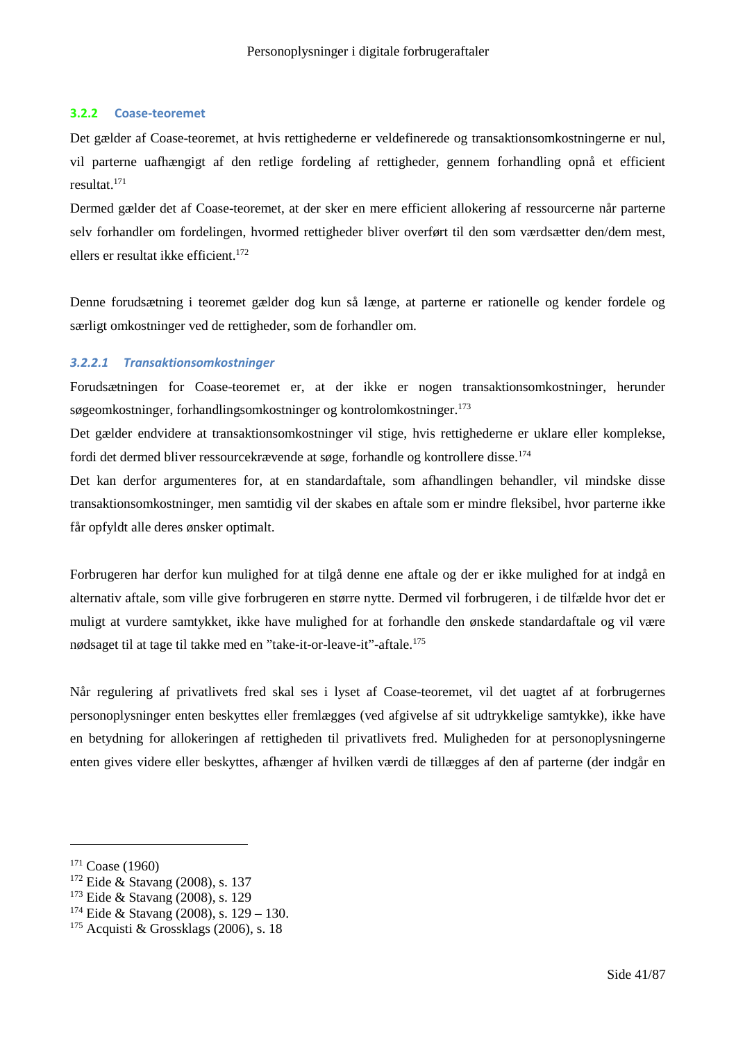### 3.2.2 Coase-teoremet

Det gælder af Coase-teoremet, at hvis rettighederne er veldefinerede og transaktionsomkostningerne er nul, vil parterne uafhængigt af den retlige fordeling af rettigheder, gennem forhandling opnå et efficient resultat.[171]

Dermed gælder det af Coase-teoremet, at der sker en mere efficient allokering af ressourcerne når parterne selv forhandler om fordelingen, hvormed rettigheder bliver overført til den som værdsætter den/dem mest, ellers er resultat ikke efficient.[172]

Denne forudsætning i teoremet gælder dog kun så længe, at parterne er rationelle og kender fordele og særligt omkostninger ved de rettigheder, som de forhandler om.

#### *3.2.2.1 Transaktionsomkostninger*

Forudsætningen for Coase-teoremet er, at der ikke er nogen transaktionsomkostninger, herunder søgeomkostninger, forhandlingsomkostninger og kontrolomkostninger.[173]

Det gælder endvidere at transaktionsomkostninger vil stige, hvis rettighederne er uklare eller komplekse, fordi det dermed bliver ressourcekrævende at søge, forhandle og kontrollere disse.[174]

Det kan derfor argumenteres for, at en standardaftale, som afhandlingen behandler, vil mindske disse transaktionsomkostninger, men samtidig vil der skabes en aftale som er mindre fleksibel, hvor parterne ikke får opfyldt alle deres ønsker optimalt.

Forbrugeren har derfor kun mulighed for at tilgå denne ene aftale og der er ikke mulighed for at indgå en alternativ aftale, som ville give forbrugeren en større nytte. Dermed vil forbrugeren, i de tilfælde hvor det er muligt at vurdere samtykket, ikke have mulighed for at forhandle den ønskede standardaftale og vil være nødsaget til at tage til takke med en "take-it-or-leave-it"-aftale.[175]

Når regulering af privatlivets fred skal ses i lyset af Coase-teoremet, vil det uagtet af at forbrugernes personoplysninger enten beskyttes eller fremlægges (ved afgivelse af sit udtrykkelige samtykke), ikke have en betydning for allokeringen af rettigheden til privatlivets fred. Muligheden for at personoplysningerne enten gives videre eller beskyttes, afhænger af hvilken værdi de tillægges af den af parterne (der indgår en

---

[171] Coase (1960)
[172] Eide & Stavang (2008), s. 137
[173] Eide & Stavang (2008), s. 129
[174] Eide & Stavang (2008), s. 129 – 130.
[175] Acquisti & Grossklags (2006), s. 18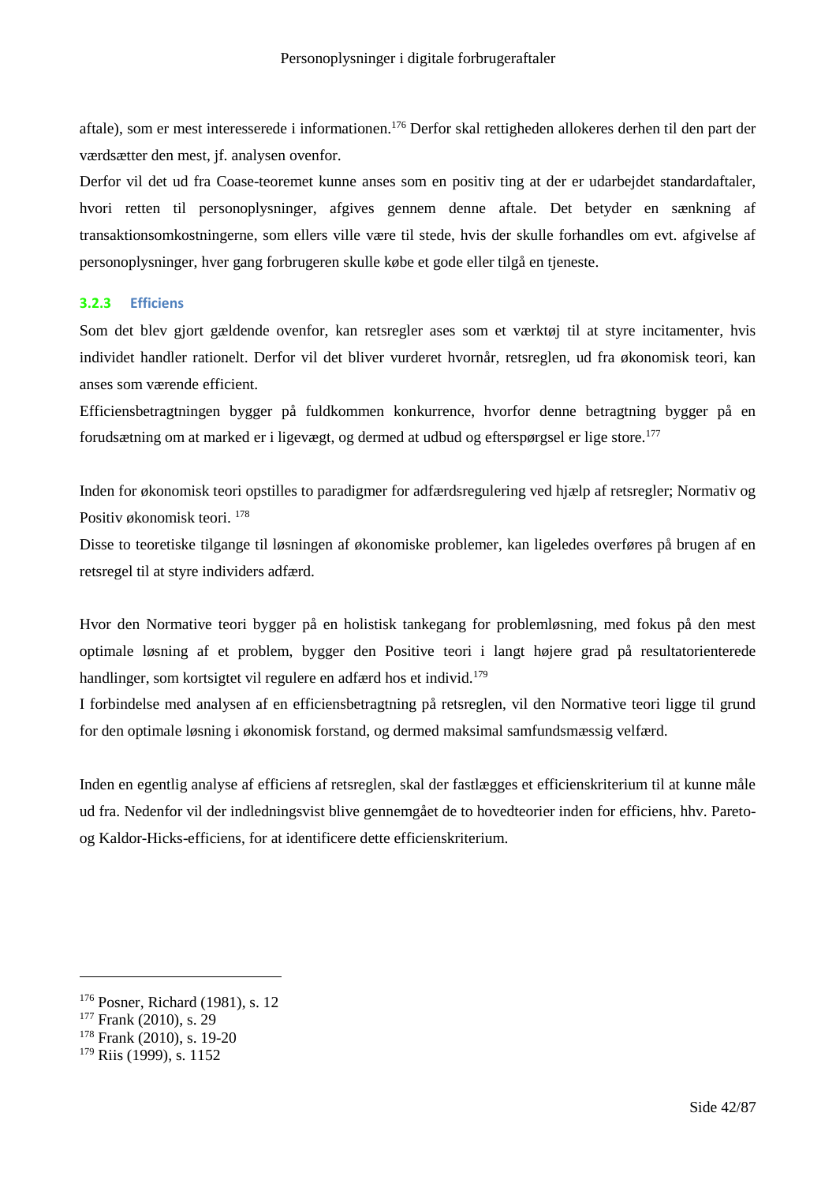aftale), som er mest interesserede i informationen.[176] Derfor skal rettigheden allokeres derhen til den part der værdsætter den mest, jf. analysen ovenfor.

Derfor vil det ud fra Coase-teoremet kunne anses som en positiv ting at der er udarbejdet standardaftaler, hvori retten til personoplysninger, afgives gennem denne aftale. Det betyder en sænkning af transaktionsomkostningerne, som ellers ville være til stede, hvis der skulle forhandles om evt. afgivelse af personoplysninger, hver gang forbrugeren skulle købe et gode eller tilgå en tjeneste.

### 3.2.3 Efficiens

Som det blev gjort gældende ovenfor, kan retsregler ases som et værktøj til at styre incitamenter, hvis individet handler rationelt. Derfor vil det bliver vurderet hvornår, retsreglen, ud fra økonomisk teori, kan anses som værende efficient.

Efficiensbetragtningen bygger på fuldkommen konkurrence, hvorfor denne betragtning bygger på en forudsætning om at marked er i ligevægt, og dermed at udbud og efterspørgsel er lige store.[177]

Inden for økonomisk teori opstilles to paradigmer for adfærdsregulering ved hjælp af retsregler; Normativ og Positiv økonomisk teori. [178]

Disse to teoretiske tilgange til løsningen af økonomiske problemer, kan ligeledes overføres på brugen af en retsregel til at styre individers adfærd.

Hvor den Normative teori bygger på en holistisk tankegang for problemløsning, med fokus på den mest optimale løsning af et problem, bygger den Positive teori i langt højere grad på resultatorienterede handlinger, som kortsigtet vil regulere en adfærd hos et individ.[179]

I forbindelse med analysen af en efficiensbetragtning på retsreglen, vil den Normative teori ligge til grund for den optimale løsning i økonomisk forstand, og dermed maksimal samfundsmæssig velfærd.

Inden en egentlig analyse af efficiens af retsreglen, skal der fastlægges et efficienskriterium til at kunne måle ud fra. Nedenfor vil der indledningsvist blive gennemgået de to hovedteorier inden for efficiens, hhv. Pareto- og Kaldor-Hicks-efficiens, for at identificere dette efficienskriterium.

---

[176] Posner, Richard (1981), s. 12
[177] Frank (2010), s. 29
[178] Frank (2010), s. 19-20
[179] Riis (1999), s. 1152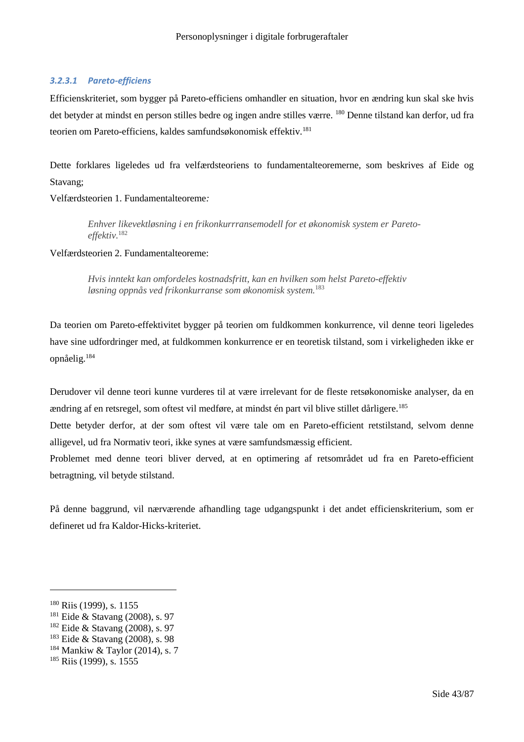#### 3.2.3.1 Pareto-efficiens

Efficienskriteriet, som bygger på Pareto-efficiens omhandler en situation, hvor en ændring kun skal ske hvis det betyder at mindst en person stilles bedre og ingen andre stilles være. [180] Denne tilstand kan derfor, ud fra teorien om Pareto-efficiens, kaldes samfundsøkonomisk effektiv.[181]

Dette forklares ligeledes ud fra velfærdsteoriens to fundamentalteoremerne, som beskrives af Eide og Stavang;

Velfærdsteorien 1. Fundamentalteoreme*:*

> *Enhver likevektløsning i en frikonkurrransemodell for et økonomisk system er Pareto-effektiv.*[182]

Velfærdsteorien 2. Fundamentalteoreme:

> *Hvis inntekt kan omfordeles kostnadsfritt, kan en hvilken som helst Pareto-effektiv løsning oppnås ved frikonkurranse som økonomisk system.*[183]

Da teorien om Pareto-effektivitet bygger på teorien om fuldkommen konkurrence, vil denne teori ligeledes have sine udfordringer med, at fuldkommen konkurrence er en teoretisk tilstand, som i virkeligheden ikke er opnåelig.[184]

Derudover vil denne teori kunne vurderes til at være irrelevant for de fleste retsøkonomiske analyser, da en ændring af en retsregel, som oftest vil medføre, at mindst én part vil blive stillet dårligere.[185]

Dette betyder derfor, at der som oftest vil være tale om en Pareto-efficient retstilstand, selvom denne alligevel, ud fra Normativ teori, ikke synes at være samfundsmæssig efficient.

Problemet med denne teori bliver derved, at en optimering af retsområdet ud fra en Pareto-efficient betragtning, vil betyde stilstand.

På denne baggrund, vil nærværende afhandling tage udgangspunkt i det andet efficienskriterium, som er defineret ud fra Kaldor-Hicks-kriteriet.

---

[180] Riis (1999), s. 1155
[181] Eide & Stavang (2008), s. 97
[182] Eide & Stavang (2008), s. 97
[183] Eide & Stavang (2008), s. 98
[184] Mankiw & Taylor (2014), s. 7
[185] Riis (1999), s. 1555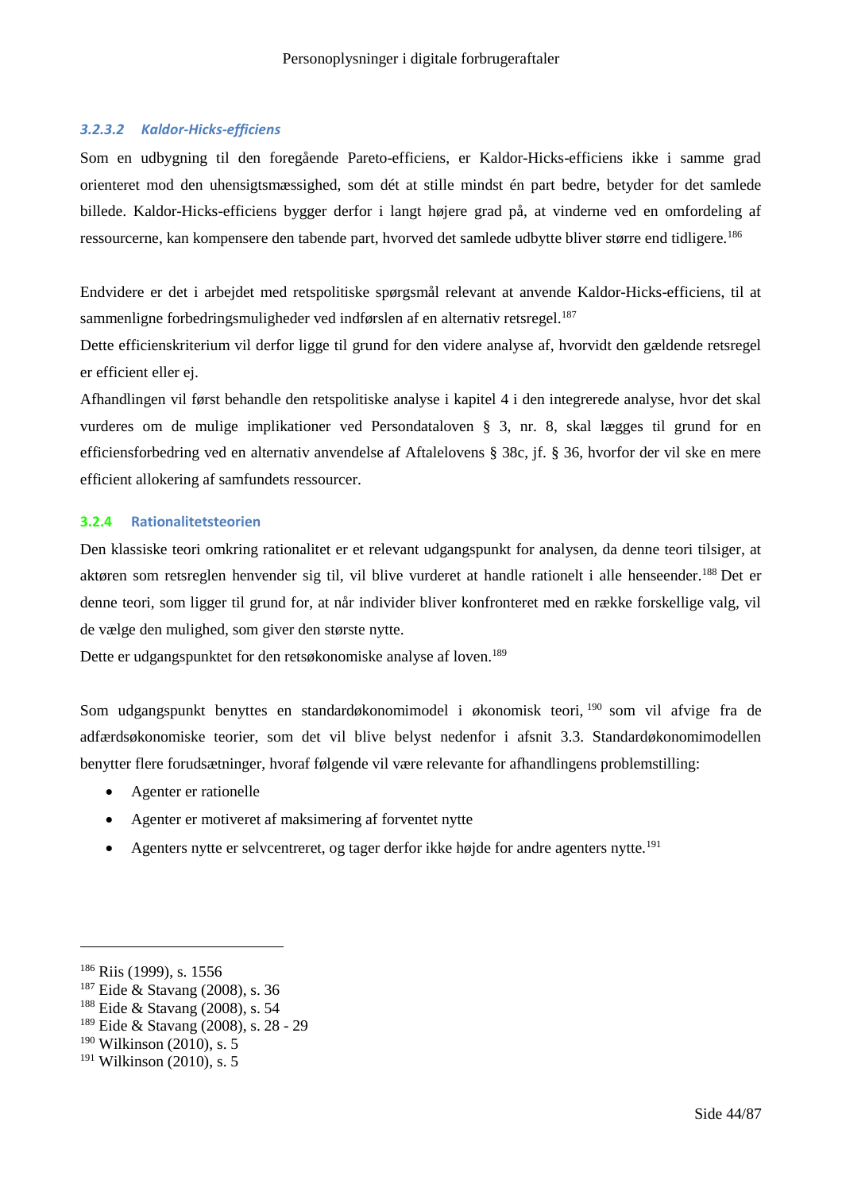#### *3.2.3.2 Kaldor-Hicks-efficiens*

Som en udbygning til den foregående Pareto-efficiens, er Kaldor-Hicks-efficiens ikke i samme grad orienteret mod den uhensigtsmæssighed, som dét at stille mindst én part bedre, betyder for det samlede billede. Kaldor-Hicks-efficiens bygger derfor i langt højere grad på, at vinderne ved en omfordeling af ressourcerne, kan kompensere den tabende part, hvorved det samlede udbytte bliver større end tidligere.[186]

Endvidere er det i arbejdet med retspolitiske spørgsmål relevant at anvende Kaldor-Hicks-efficiens, til at sammenligne forbedringsmuligheder ved indførslen af en alternativ retsregel.[187]
Dette efficienskriterium vil derfor ligge til grund for den videre analyse af, hvorvidt den gældende retsregel er efficient eller ej.
Afhandlingen vil først behandle den retspolitiske analyse i kapitel 4 i den integrerede analyse, hvor det skal vurderes om de mulige implikationer ved Persondataloven § 3, nr. 8, skal lægges til grund for en efficiensforbedring ved en alternativ anvendelse af Aftalelovens § 38c, jf. § 36, hvorfor der vil ske en mere efficient allokering af samfundets ressourcer.

### 3.2.4 Rationalitetsteorien

Den klassiske teori omkring rationalitet er et relevant udgangspunkt for analysen, da denne teori tilsiger, at aktøren som retsreglen henvender sig til, vil blive vurderet at handle rationelt i alle henseender.[188] Det er denne teori, som ligger til grund for, at når individer bliver konfronteret med en række forskellige valg, vil de vælge den mulighed, som giver den største nytte.
Dette er udgangspunktet for den retsøkonomiske analyse af loven.[189]

Som udgangspunkt benyttes en standardøkonomimodel i økonomisk teori,[190] som vil afvige fra de adfærdsøkonomiske teorier, som det vil blive belyst nedenfor i afsnit 3.3. Standardøkonomimodellen benytter flere forudsætninger, hvoraf følgende vil være relevante for afhandlingens problemstilling:

- Agenter er rationelle
- Agenter er motiveret af maksimering af forventet nytte
- Agenters nytte er selvcentreret, og tager derfor ikke højde for andre agenters nytte.[191]

---

[186] Riis (1999), s. 1556
[187] Eide & Stavang (2008), s. 36
[188] Eide & Stavang (2008), s. 54
[189] Eide & Stavang (2008), s. 28 - 29
[190] Wilkinson (2010), s. 5
[191] Wilkinson (2010), s. 5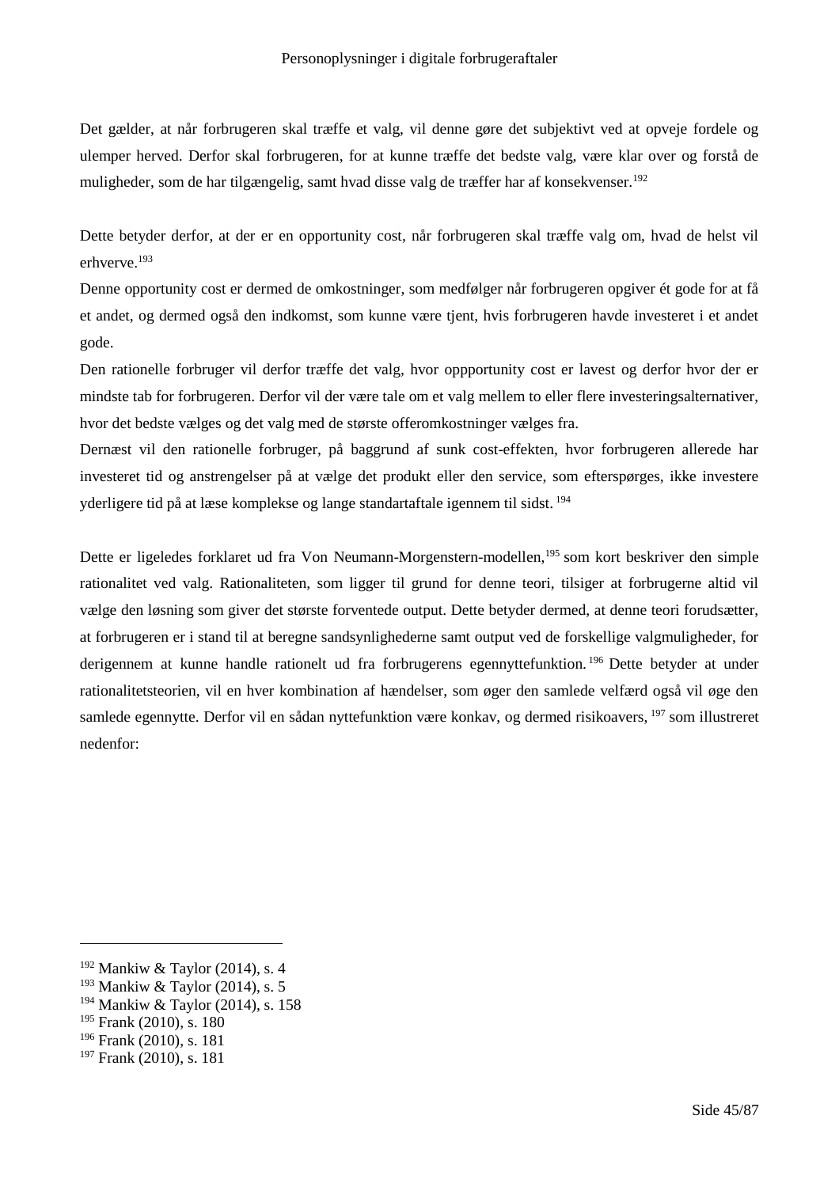Det gælder, at når forbrugeren skal træffe et valg, vil denne gøre det subjektivt ved at opveje fordele og ulemper herved. Derfor skal forbrugeren, for at kunne træffe det bedste valg, være klar over og forstå de muligheder, som de har tilgængelig, samt hvad disse valg de træffer har af konsekvenser.[192]

Dette betyder derfor, at der er en opportunity cost, når forbrugeren skal træffe valg om, hvad de helst vil erhverve.[193]

Denne opportunity cost er dermed de omkostninger, som medfølger når forbrugeren opgiver ét gode for at få et andet, og dermed også den indkomst, som kunne være tjent, hvis forbrugeren havde investeret i et andet gode.

Den rationelle forbruger vil derfor træffe det valg, hvor oppportunity cost er lavest og derfor hvor der er mindste tab for forbrugeren. Derfor vil der være tale om et valg mellem to eller flere investeringsalternativer, hvor det bedste vælges og det valg med de største offeromkostninger vælges fra.

Dernæst vil den rationelle forbruger, på baggrund af sunk cost-effekten, hvor forbrugeren allerede har investeret tid og anstrengelser på at vælge det produkt eller den service, som efterspørges, ikke investere yderligere tid på at læse komplekse og lange standartaftale igennem til sidst.[194]

Dette er ligeledes forklaret ud fra Von Neumann-Morgenstern-modellen,[195] som kort beskriver den simple rationalitet ved valg. Rationaliteten, som ligger til grund for denne teori, tilsiger at forbrugerne altid vil vælge den løsning som giver det største forventede output. Dette betyder dermed, at denne teori forudsætter, at forbrugeren er i stand til at beregne sandsynlighederne samt output ved de forskellige valgmuligheder, for derigennem at kunne handle rationelt ud fra forbrugerens egennyttefunktion.[196] Dette betyder at under rationalitetsteorien, vil en hver kombination af hændelser, som øger den samlede velfærd også vil øge den samlede egennytte. Derfor vil en sådan nyttefunktion være konkav, og dermed risikoavers,[197] som illustreret nedenfor:

---

[192] Mankiw & Taylor (2014), s. 4
[193] Mankiw & Taylor (2014), s. 5
[194] Mankiw & Taylor (2014), s. 158
[195] Frank (2010), s. 180
[196] Frank (2010), s. 181
[197] Frank (2010), s. 181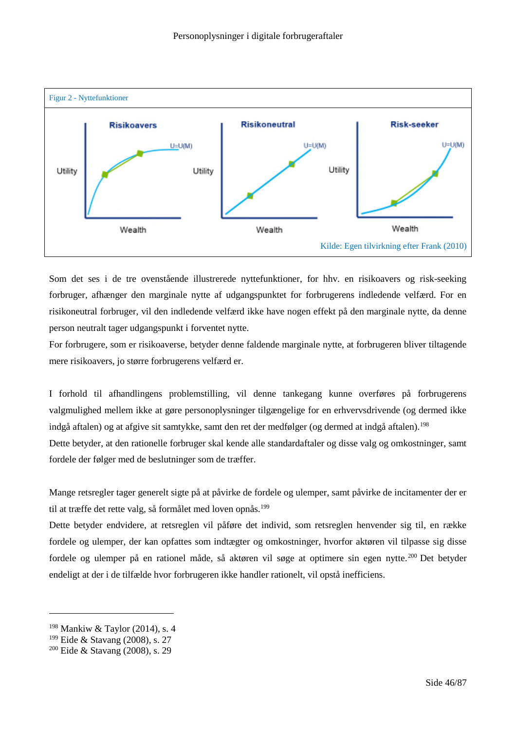Figur 2 - Nyttefunktioner

Kilde: Egen tilvirkning efter Frank (2010)

Som det ses i de tre ovenstående illustrerede nyttefunktioner, for hhv. en risikoavers og risk-seeking forbruger, afhænger den marginale nytte af udgangspunktet for forbrugerens indledende velfærd. For en risikoneutral forbruger, vil den indledende velfærd ikke have nogen effekt på den marginale nytte, da denne person neutralt tager udgangspunkt i forventet nytte.

For forbrugere, som er risikoaverse, betyder denne faldende marginale nytte, at forbrugeren bliver tiltagende mere risikoavers, jo større forbrugerens velfærd er.

I forhold til afhandlingens problemstilling, vil denne tankegang kunne overføres på forbrugerens valgmulighed mellem ikke at gøre personoplysninger tilgængelige for en erhvervsdrivende (og dermed ikke indgå aftalen) og at afgive sit samtykke, samt den ret der medfølger (og dermed at indgå aftalen).[198]

Dette betyder, at den rationelle forbruger skal kende alle standardaftaler og disse valg og omkostninger, samt fordele der følger med de beslutninger som de træffer.

Mange retsregler tager generelt sigte på at påvirke de fordele og ulemper, samt påvirke de incitamenter der er til at træffe det rette valg, så formålet med loven opnås.[199]

Dette betyder endvidere, at retsreglen vil påføre det individ, som retsreglen henvender sig til, en række fordele og ulemper, der kan opfattes som indtægter og omkostninger, hvorfor aktøren vil tilpasse sig disse fordele og ulemper på en rationel måde, så aktøren vil søge at optimere sin egen nytte.[200] Det betyder endeligt at der i de tilfælde hvor forbrugeren ikke handler rationelt, vil opstå inefficiens.

---

[198] Mankiw & Taylor (2014), s. 4

[199] Eide & Stavang (2008), s. 27

[200] Eide & Stavang (2008), s. 29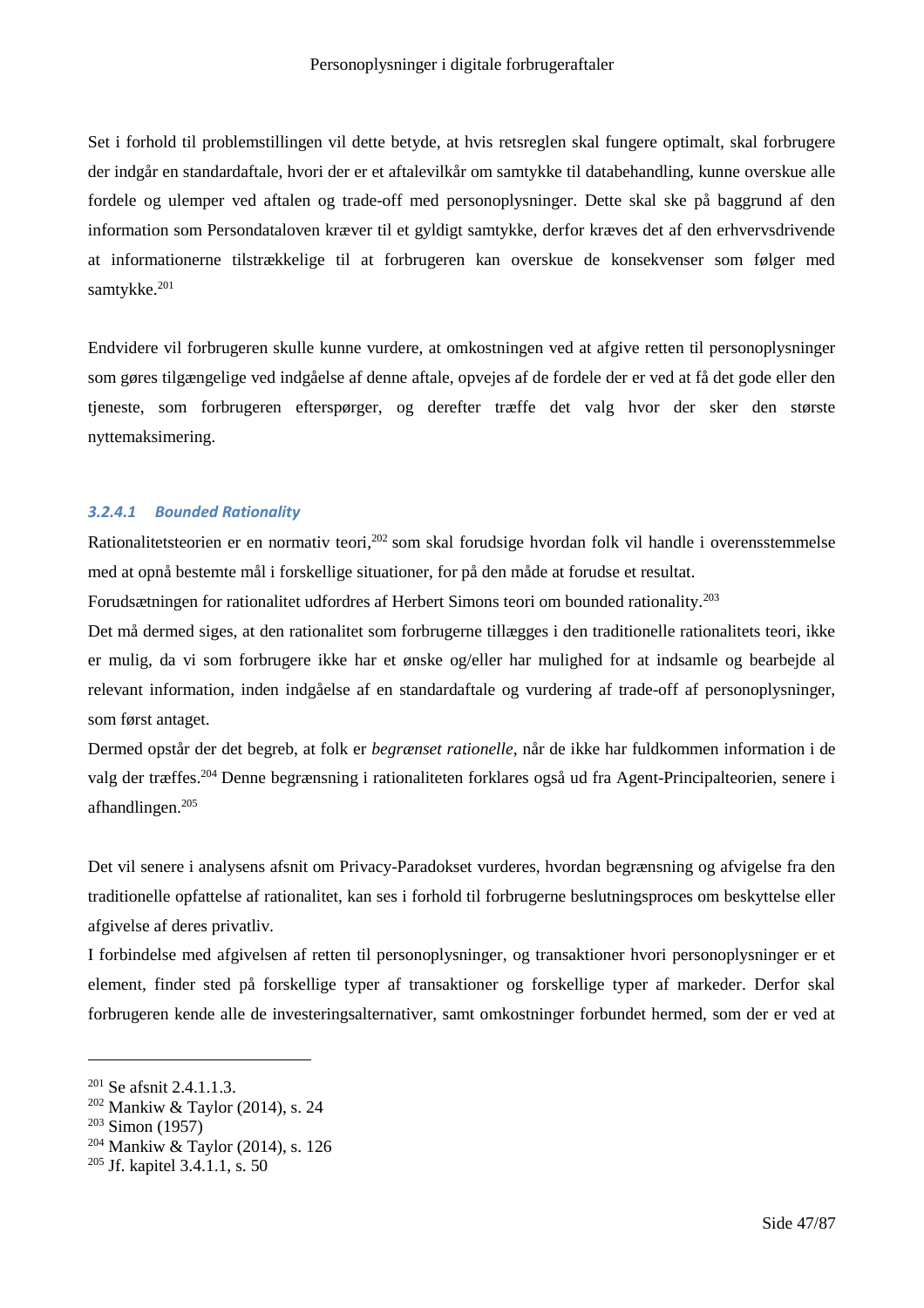Set i forhold til problemstillingen vil dette betyde, at hvis retsreglen skal fungere optimalt, skal forbrugere der indgår en standardaftale, hvori der er et aftalevilkår om samtykke til databehandling, kunne overskue alle fordele og ulemper ved aftalen og trade-off med personoplysninger. Dette skal ske på baggrund af den information som Persondataloven kræver til et gyldigt samtykke, derfor kræves det af den erhvervsdrivende at informationerne tilstrækkelige til at forbrugeren kan overskue de konsekvenser som følger med samtykke.[201]

Endvidere vil forbrugeren skulle kunne vurdere, at omkostningen ved at afgive retten til personoplysninger som gøres tilgængelige ved indgåelse af denne aftale, opvejes af de fordele der er ved at få det gode eller den tjeneste, som forbrugeren efterspørger, og derefter træffe det valg hvor der sker den største nyttemaksimering.

#### *3.2.4.1 Bounded Rationality*

Rationalitetsteorien er en normativ teori,[202] som skal forudsige hvordan folk vil handle i overensstemmelse med at opnå bestemte mål i forskellige situationer, for på den måde at forudse et resultat.

Forudsætningen for rationalitet udfordres af Herbert Simons teori om bounded rationality.[203]

Det må dermed siges, at den rationalitet som forbrugerne tillægges i den traditionelle rationalitets teori, ikke er mulig, da vi som forbrugere ikke har et ønske og/eller har mulighed for at indsamle og bearbejde al relevant information, inden indgåelse af en standardaftale og vurdering af trade-off af personoplysninger, som først antaget.

Dermed opstår der det begreb, at folk er *begrænset rationelle*, når de ikke har fuldkommen information i de valg der træffes.[204] Denne begrænsning i rationaliteten forklares også ud fra Agent-Principalteorien, senere i afhandlingen.[205]

Det vil senere i analysens afsnit om Privacy-Paradokset vurderes, hvordan begrænsning og afvigelse fra den traditionelle opfattelse af rationalitet, kan ses i forhold til forbrugerne beslutningsproces om beskyttelse eller afgivelse af deres privatliv.

I forbindelse med afgivelsen af retten til personoplysninger, og transaktioner hvori personoplysninger er et element, finder sted på forskellige typer af transaktioner og forskellige typer af markeder. Derfor skal forbrugeren kende alle de investeringsalternativer, samt omkostninger forbundet hermed, som der er ved at

---

[201] Se afsnit 2.4.1.1.3.

[202] Mankiw & Taylor (2014), s. 24

[203] Simon (1957)

[204] Mankiw & Taylor (2014), s. 126

[205] Jf. kapitel 3.4.1.1, s. 50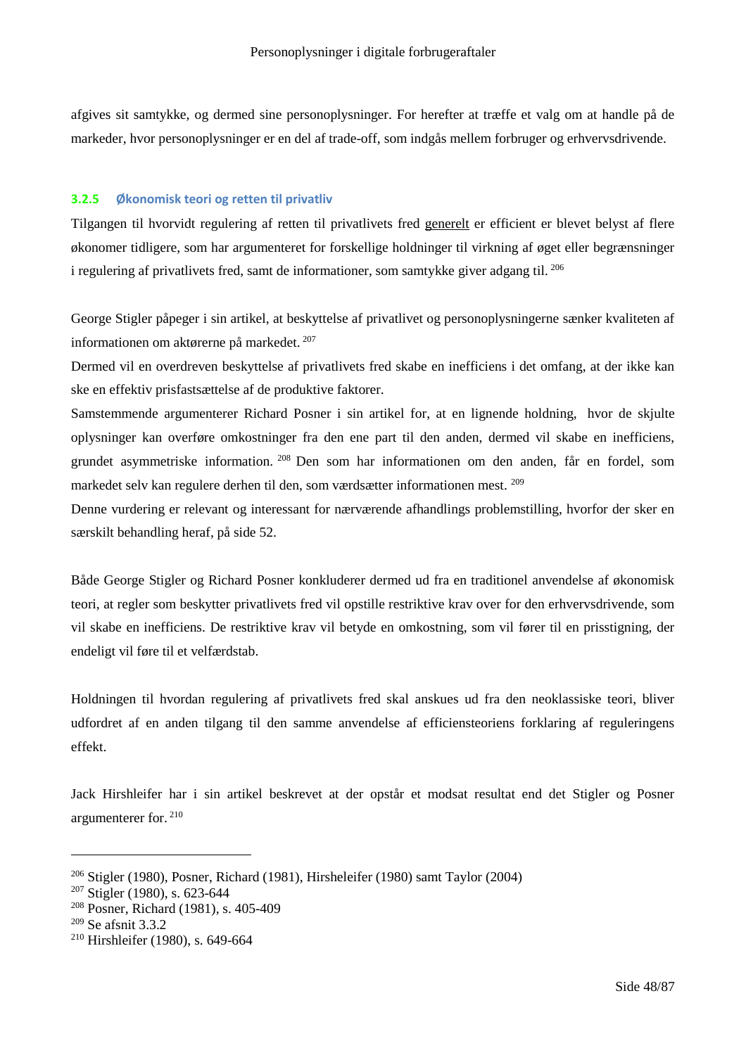afgives sit samtykke, og dermed sine personoplysninger. For herefter at træffe et valg om at handle på de markeder, hvor personoplysninger er en del af trade-off, som indgås mellem forbruger og erhvervsdrivende.

### 3.2.5 Økonomisk teori og retten til privatliv

Tilgangen til hvorvidt regulering af retten til privatlivets fred generelt er efficient er blevet belyst af flere økonomer tidligere, som har argumenteret for forskellige holdninger til virkning af øget eller begrænsninger i regulering af privatlivets fred, samt de informationer, som samtykke giver adgang til. [206]

George Stigler påpeger i sin artikel, at beskyttelse af privatlivet og personoplysningerne sænker kvaliteten af informationen om aktørerne på markedet. [207]

Dermed vil en overdreven beskyttelse af privatlivets fred skabe en inefficiens i det omfang, at der ikke kan ske en effektiv prisfastsættelse af de produktive faktorer.

Samstemmende argumenterer Richard Posner i sin artikel for, at en lignende holdning, hvor de skjulte oplysninger kan overføre omkostninger fra den ene part til den anden, dermed vil skabe en inefficiens, grundet asymmetriske information. [208] Den som har informationen om den anden, får en fordel, som markedet selv kan regulere derhen til den, som værdsætter informationen mest. [209]

Denne vurdering er relevant og interessant for nærværende afhandlings problemstilling, hvorfor der sker en særskilt behandling heraf, på side 52.

Både George Stigler og Richard Posner konkluderer dermed ud fra en traditionel anvendelse af økonomisk teori, at regler som beskytter privatlivets fred vil opstille restriktive krav over for den erhvervsdrivende, som vil skabe en inefficiens. De restriktive krav vil betyde en omkostning, som vil fører til en prisstigning, der endeligt vil føre til et velfærdstab.

Holdningen til hvordan regulering af privatlivets fred skal anskues ud fra den neoklassiske teori, bliver udfordret af en anden tilgang til den samme anvendelse af efficiensteoriens forklaring af reguleringens effekt.

Jack Hirshleifer har i sin artikel beskrevet at der opstår et modsat resultat end det Stigler og Posner argumenterer for. [210]

---

[206] Stigler (1980), Posner, Richard (1981), Hirsheleifer (1980) samt Taylor (2004)

[207] Stigler (1980), s. 623-644

[208] Posner, Richard (1981), s. 405-409

[209] Se afsnit 3.3.2

[210] Hirshleifer (1980), s. 649-664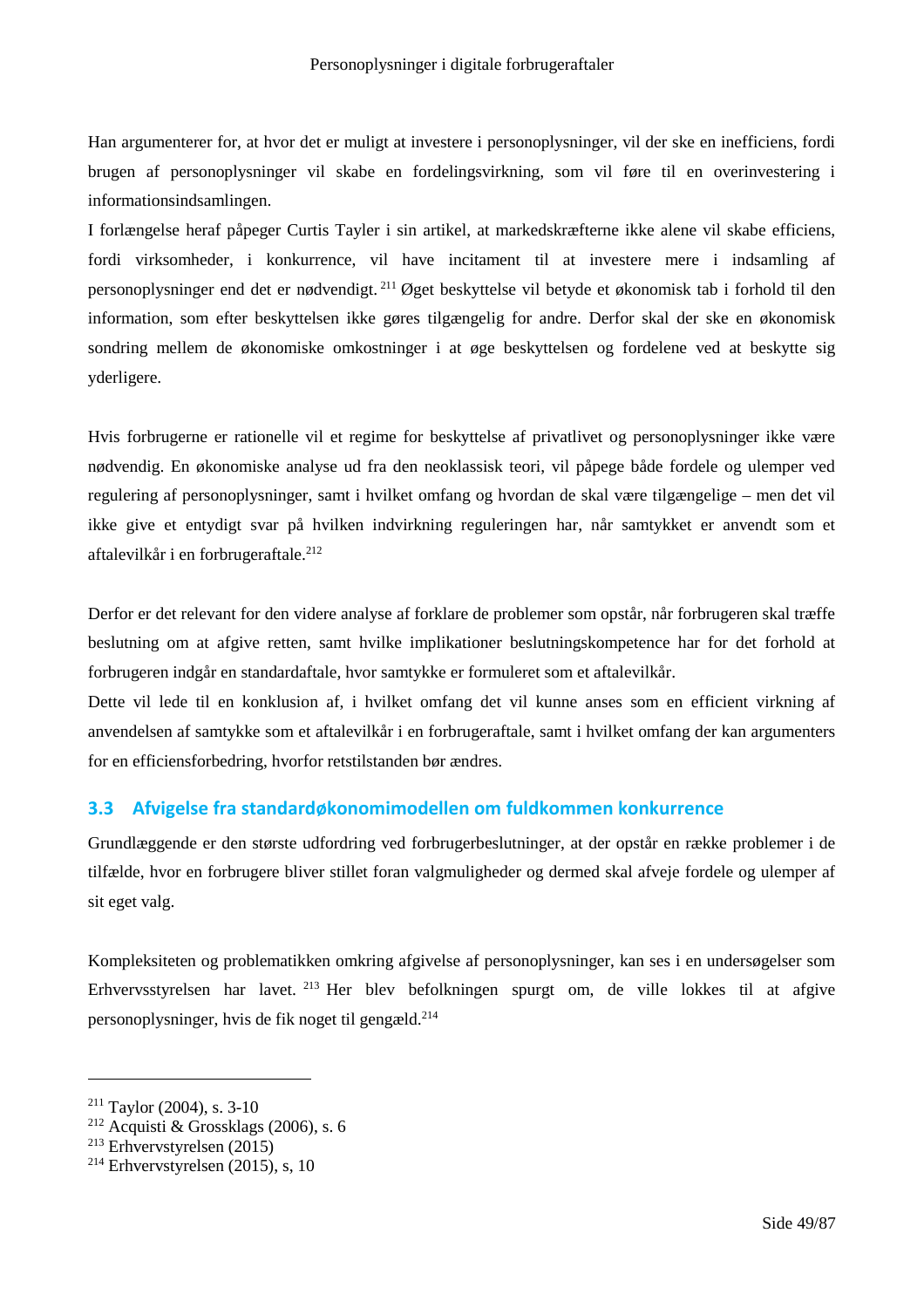Han argumenterer for, at hvor det er muligt at investere i personoplysninger, vil der ske en inefficiens, fordi brugen af personoplysninger vil skabe en fordelingsvirkning, som vil føre til en overinvestering i informationsindsamlingen.

I forlængelse heraf påpeger Curtis Tayler i sin artikel, at markedskræfterne ikke alene vil skabe efficiens, fordi virksomheder, i konkurrence, vil have incitament til at investere mere i indsamling af personoplysninger end det er nødvendigt.[211] Øget beskyttelse vil betyde et økonomisk tab i forhold til den information, som efter beskyttelsen ikke gøres tilgængelig for andre. Derfor skal der ske en økonomisk sondring mellem de økonomiske omkostninger i at øge beskyttelsen og fordelene ved at beskytte sig yderligere.

Hvis forbrugerne er rationelle vil et regime for beskyttelse af privatlivet og personoplysninger ikke være nødvendig. En økonomiske analyse ud fra den neoklassisk teori, vil påpege både fordele og ulemper ved regulering af personoplysninger, samt i hvilket omfang og hvordan de skal være tilgængelige – men det vil ikke give et entydigt svar på hvilken indvirkning reguleringen har, når samtykket er anvendt som et aftalevilkår i en forbrugeraftale.[212]

Derfor er det relevant for den videre analyse af forklare de problemer som opstår, når forbrugeren skal træffe beslutning om at afgive retten, samt hvilke implikationer beslutningskompetence har for det forhold at forbrugeren indgår en standardaftale, hvor samtykke er formuleret som et aftalevilkår.

Dette vil lede til en konklusion af, i hvilket omfang det vil kunne anses som en efficient virkning af anvendelsen af samtykke som et aftalevilkår i en forbrugeraftale, samt i hvilket omfang der kan argumenters for en efficiensforbedring, hvorfor retstilstanden bør ændres.

## 3.3 Afvigelse fra standardøkonomimodellen om fuldkommen konkurrence

Grundlæggende er den største udfordring ved forbrugerbeslutninger, at der opstår en række problemer i de tilfælde, hvor en forbrugere bliver stillet foran valgmuligheder og dermed skal afveje fordele og ulemper af sit eget valg.

Kompleksiteten og problematikken omkring afgivelse af personoplysninger, kan ses i en undersøgelser som Erhvervsstyrelsen har lavet.[213] Her blev befolkningen spurgt om, de ville lokkes til at afgive personoplysninger, hvis de fik noget til gengæld.[214]

---

[211] Taylor (2004), s. 3-10

[212] Acquisti & Grossklags (2006), s. 6

[213] Erhvervstyrelsen (2015)

[214] Erhvervstyrelsen (2015), s, 10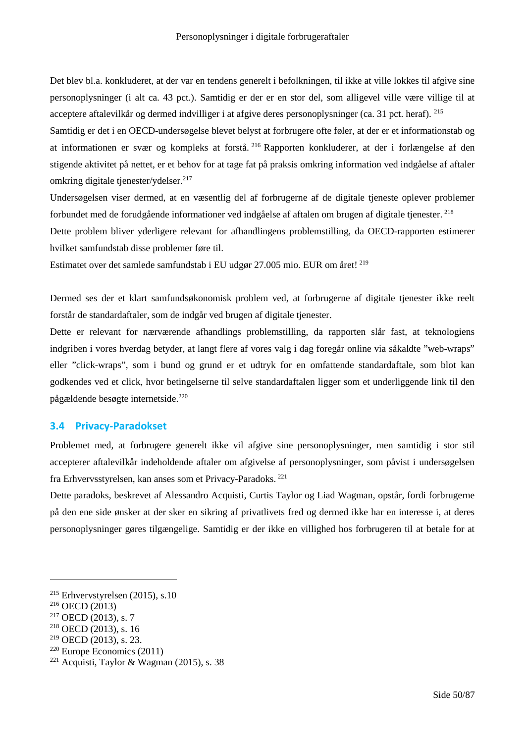Det blev bl.a. konkluderet, at der var en tendens generelt i befolkningen, til ikke at ville lokkes til afgive sine personoplysninger (i alt ca. 43 pct.). Samtidig er der er en stor del, som alligevel ville være villige til at acceptere aftalevilkår og dermed indvilliger i at afgive deres personoplysninger (ca. 31 pct. heraf). [215]

Samtidig er det i en OECD-undersøgelse blevet belyst at forbrugere ofte føler, at der er et informationstab og at informationen er svær og kompleks at forstå. [216] Rapporten konkluderer, at der i forlængelse af den stigende aktivitet på nettet, er et behov for at tage fat på praksis omkring information ved indgåelse af aftaler omkring digitale tjenester/ydelser.[217]

Undersøgelsen viser dermed, at en væsentlig del af forbrugerne af de digitale tjeneste oplever problemer forbundet med de forudgående informationer ved indgåelse af aftalen om brugen af digitale tjenester. [218]

Dette problem bliver yderligere relevant for afhandlingens problemstilling, da OECD-rapporten estimerer hvilket samfundstab disse problemer føre til.

Estimatet over det samlede samfundstab i EU udgør 27.005 mio. EUR om året! [219]

Dermed ses der et klart samfundsøkonomisk problem ved, at forbrugerne af digitale tjenester ikke reelt forstår de standardaftaler, som de indgår ved brugen af digitale tjenester.

Dette er relevant for nærværende afhandlings problemstilling, da rapporten slår fast, at teknologiens indgriben i vores hverdag betyder, at langt flere af vores valg i dag foregår online via såkaldte "web-wraps" eller "click-wraps", som i bund og grund er et udtryk for en omfattende standardaftale, som blot kan godkendes ved et click, hvor betingelserne til selve standardaftalen ligger som et underliggende link til den pågældende besøgte internetside.[220]

## 3.4 Privacy-Paradokset

Problemet med, at forbrugere generelt ikke vil afgive sine personoplysninger, men samtidig i stor stil accepterer aftalevilkår indeholdende aftaler om afgivelse af personoplysninger, som påvist i undersøgelsen fra Erhvervsstyrelsen, kan anses som et Privacy-Paradoks. [221]

Dette paradoks, beskrevet af Alessandro Acquisti, Curtis Taylor og Liad Wagman, opstår, fordi forbrugerne på den ene side ønsker at der sker en sikring af privatlivets fred og dermed ikke har en interesse i, at deres personoplysninger gøres tilgængelige. Samtidig er der ikke en villighed hos forbrugeren til at betale for at

---

[215] Erhvervstyrelsen (2015), s.10
[216] OECD (2013)
[217] OECD (2013), s. 7
[218] OECD (2013), s. 16
[219] OECD (2013), s. 23.
[220] Europe Economics (2011)
[221] Acquisti, Taylor & Wagman (2015), s. 38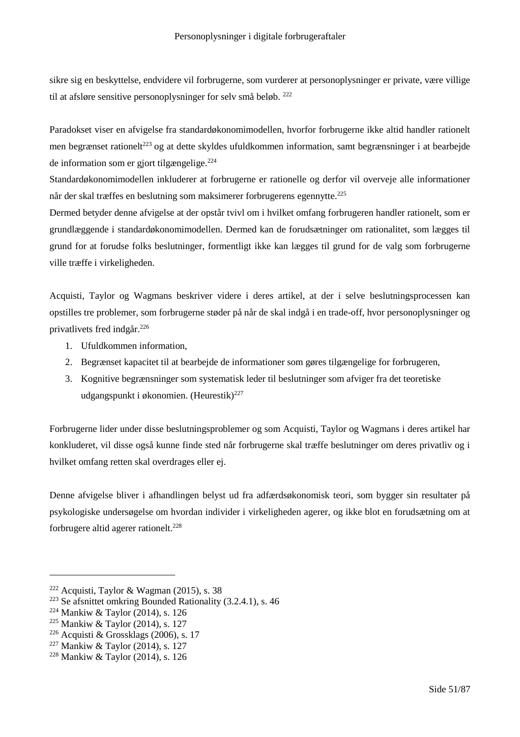sikre sig en beskyttelse, endvidere vil forbrugerne, som vurderer at personoplysninger er private, være villige til at afsløre sensitive personoplysninger for selv små beløb. [222]

Paradokset viser en afvigelse fra standardøkonomimodellen, hvorfor forbrugerne ikke altid handler rationelt men begrænset rationelt[223] og at dette skyldes ufuldkommen information, samt begrænsninger i at bearbejde de information som er gjort tilgængelige.[224]
Standardøkonomimodellen inkluderer at forbrugerne er rationelle og derfor vil overveje alle informationer når der skal træffes en beslutning som maksimerer forbrugerens egennytte.[225]
Dermed betyder denne afvigelse at der opstår tvivl om i hvilket omfang forbrugeren handler rationelt, som er grundlæggende i standardøkonomimodellen. Dermed kan de forudsætninger om rationalitet, som lægges til grund for at forudse folks beslutninger, formentligt ikke kan lægges til grund for de valg som forbrugerne ville træffe i virkeligheden.

Acquisti, Taylor og Wagmans beskriver videre i deres artikel, at der i selve beslutningsprocessen kan opstilles tre problemer, som forbrugerne støder på når de skal indgå i en trade-off, hvor personoplysninger og privatlivets fred indgår.[226]

1. Ufuldkommen information,
2. Begrænset kapacitet til at bearbejde de informationer som gøres tilgængelige for forbrugeren,
3. Kognitive begrænsninger som systematisk leder til beslutninger som afviger fra det teoretiske udgangspunkt i økonomien. (Heurestik)[227]

Forbrugerne lider under disse beslutningsproblemer og som Acquisti, Taylor og Wagmans i deres artikel har konkluderet, vil disse også kunne finde sted når forbrugerne skal træffe beslutninger om deres privatliv og i hvilket omfang retten skal overdrages eller ej.

Denne afvigelse bliver i afhandlingen belyst ud fra adfærdsøkonomisk teori, som bygger sin resultater på psykologiske undersøgelse om hvordan individer i virkeligheden agerer, og ikke blot en forudsætning om at forbrugere altid agerer rationelt.[228]

---

[222] Acquisti, Taylor & Wagman (2015), s. 38
[223] Se afsnittet omkring Bounded Rationality (3.2.4.1), s. 46
[224] Mankiw & Taylor (2014), s. 126
[225] Mankiw & Taylor (2014), s. 127
[226] Acquisti & Grossklags (2006), s. 17
[227] Mankiw & Taylor (2014), s. 127
[228] Mankiw & Taylor (2014), s. 126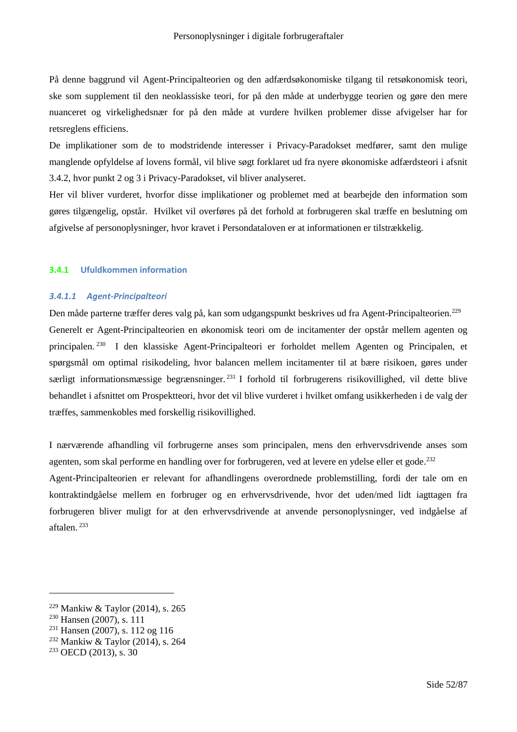På denne baggrund vil Agent-Principalteorien og den adfærdsøkonomiske tilgang til retsøkonomisk teori, ske som supplement til den neoklassiske teori, for på den måde at underbygge teorien og gøre den mere nuanceret og virkelighedsnær for på den måde at vurdere hvilken problemer disse afvigelser har for retsreglens efficiens.

De implikationer som de to modstridende interesser i Privacy-Paradokset medfører, samt den mulige manglende opfyldelse af lovens formål, vil blive søgt forklaret ud fra nyere økonomiske adfærdsteori i afsnit 3.4.2, hvor punkt 2 og 3 i Privacy-Paradokset, vil bliver analyseret.

Her vil bliver vurderet, hvorfor disse implikationer og problemet med at bearbejde den information som gøres tilgængelig, opstår. Hvilket vil overføres på det forhold at forbrugeren skal træffe en beslutning om afgivelse af personoplysninger, hvor kravet i Persondataloven er at informationen er tilstrækkelig.

### 3.4.1 Ufuldkommen information

#### *3.4.1.1 Agent-Principalteori*

Den måde parterne træffer deres valg på, kan som udgangspunkt beskrives ud fra Agent-Principalteorien.[229]

Generelt er Agent-Principalteorien en økonomisk teori om de incitamenter der opstår mellem agenten og principalen.[230] I den klassiske Agent-Principalteori er forholdet mellem Agenten og Principalen, et spørgsmål om optimal risikodeling, hvor balancen mellem incitamenter til at bære risikoen, gøres under særligt informationsmæssige begrænsninger.[231] I forhold til forbrugerens risikovillighed, vil dette blive behandlet i afsnittet om Prospektteori, hvor det vil blive vurderet i hvilket omfang usikkerheden i de valg der træffes, sammenkobles med forskellig risikovillighed.

I nærværende afhandling vil forbrugerne anses som principalen, mens den erhvervsdrivende anses som agenten, som skal performe en handling over for forbrugeren, ved at levere en ydelse eller et gode.[232]

Agent-Principalteorien er relevant for afhandlingens overordnede problemstilling, fordi der tale om en kontraktindgåelse mellem en forbruger og en erhvervsdrivende, hvor det uden/med lidt iagttagen fra forbrugeren bliver muligt for at den erhvervsdrivende at anvende personoplysninger, ved indgåelse af aftalen.[233]

---

[229] Mankiw & Taylor (2014), s. 265
[230] Hansen (2007), s. 111
[231] Hansen (2007), s. 112 og 116
[232] Mankiw & Taylor (2014), s. 264
[233] OECD (2013), s. 30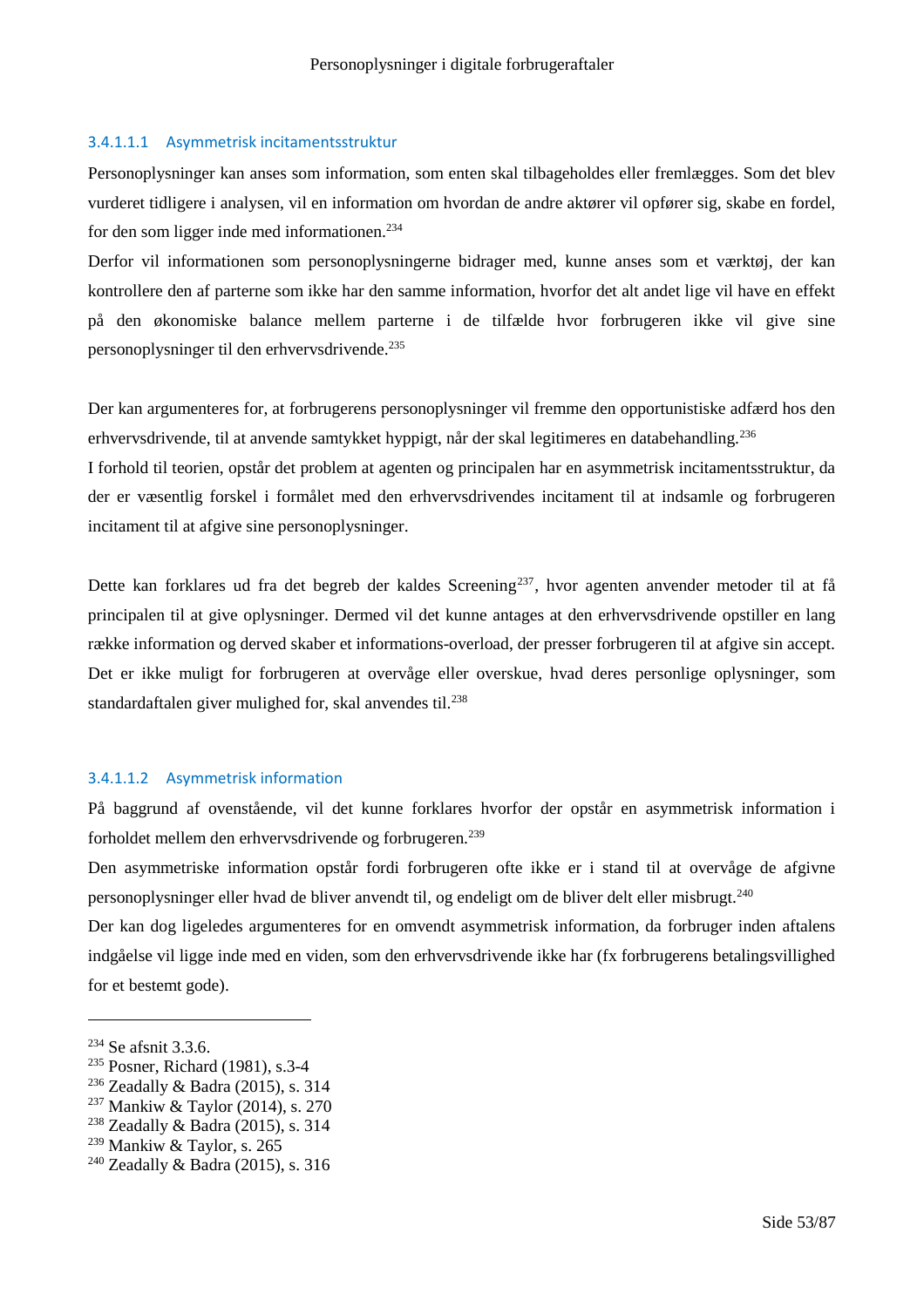#### 3.4.1.1.1 Asymmetrisk incitamentsstruktur

Personoplysninger kan anses som information, som enten skal tilbageholdes eller fremlægges. Som det blev vurderet tidligere i analysen, vil en information om hvordan de andre aktører vil opfører sig, skabe en fordel, for den som ligger inde med informationen.[234]

Derfor vil informationen som personoplysningerne bidrager med, kunne anses som et værktøj, der kan kontrollere den af parterne som ikke har den samme information, hvorfor det alt andet lige vil have en effekt på den økonomiske balance mellem parterne i de tilfælde hvor forbrugeren ikke vil give sine personoplysninger til den erhvervsdrivende.[235]

Der kan argumenteres for, at forbrugerens personoplysninger vil fremme den opportunistiske adfærd hos den erhvervsdrivende, til at anvende samtykket hyppigt, når der skal legitimeres en databehandling.[236]

I forhold til teorien, opstår det problem at agenten og principalen har en asymmetrisk incitamentsstruktur, da der er væsentlig forskel i formålet med den erhvervsdrivendes incitament til at indsamle og forbrugeren incitament til at afgive sine personoplysninger.

Dette kan forklares ud fra det begreb der kaldes Screening[237], hvor agenten anvender metoder til at få principalen til at give oplysninger. Dermed vil det kunne antages at den erhvervsdrivende opstiller en lang række information og derved skaber et informations-overload, der presser forbrugeren til at afgive sin accept. Det er ikke muligt for forbrugeren at overvåge eller overskue, hvad deres personlige oplysninger, som standardaftalen giver mulighed for, skal anvendes til.[238]

#### 3.4.1.1.2 Asymmetrisk information

På baggrund af ovenstående, vil det kunne forklares hvorfor der opstår en asymmetrisk information i forholdet mellem den erhvervsdrivende og forbrugeren.[239]

Den asymmetriske information opstår fordi forbrugeren ofte ikke er i stand til at overvåge de afgivne personoplysninger eller hvad de bliver anvendt til, og endeligt om de bliver delt eller misbrugt.[240]

Der kan dog ligeledes argumenteres for en omvendt asymmetrisk information, da forbruger inden aftalens indgåelse vil ligge inde med en viden, som den erhvervsdrivende ikke har (fx forbrugerens betalingsvillighed for et bestemt gode).

---

[234] Se afsnit 3.3.6.
[235] Posner, Richard (1981), s.3-4
[236] Zeadally & Badra (2015), s. 314
[237] Mankiw & Taylor (2014), s. 270
[238] Zeadally & Badra (2015), s. 314
[239] Mankiw & Taylor, s. 265
[240] Zeadally & Badra (2015), s. 316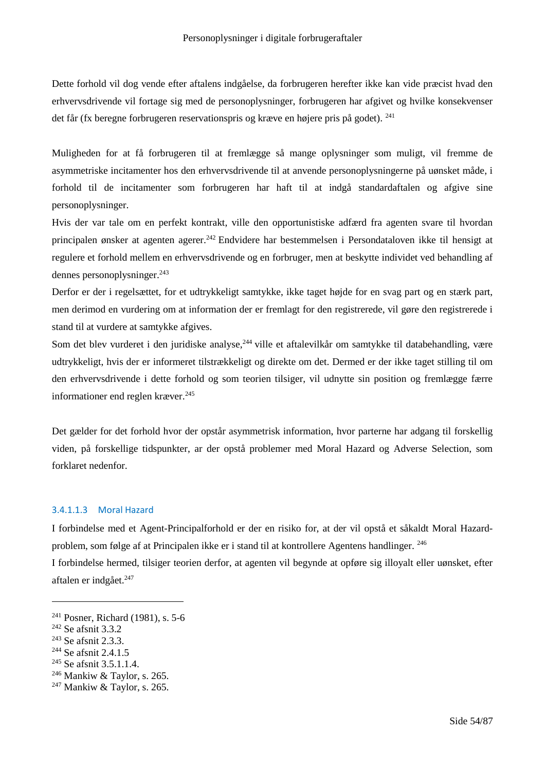Dette forhold vil dog vende efter aftalens indgåelse, da forbrugeren herefter ikke kan vide præcist hvad den erhvervsdrivende vil fortage sig med de personoplysninger, forbrugeren har afgivet og hvilke konsekvenser det får (fx beregne forbrugeren reservationspris og kræve en højere pris på godet). [241]

Muligheden for at få forbrugeren til at fremlægge så mange oplysninger som muligt, vil fremme de asymmetriske incitamenter hos den erhvervsdrivende til at anvende personoplysningerne på uønsket måde, i forhold til de incitamenter som forbrugeren har haft til at indgå standardaftalen og afgive sine personoplysninger.

Hvis der var tale om en perfekt kontrakt, ville den opportunistiske adfærd fra agenten svare til hvordan principalen ønsker at agenten agerer.[242] Endvidere har bestemmelsen i Persondataloven ikke til hensigt at regulere et forhold mellem en erhvervsdrivende og en forbruger, men at beskytte individet ved behandling af dennes personoplysninger.[243]

Derfor er der i regelsættet, for et udtrykkeligt samtykke, ikke taget højde for en svag part og en stærk part, men derimod en vurdering om at information der er fremlagt for den registrerede, vil gøre den registrerede i stand til at vurdere at samtykke afgives.

Som det blev vurderet i den juridiske analyse,[244] ville et aftalevilkår om samtykke til databehandling, være udtrykkeligt, hvis der er informeret tilstrækkeligt og direkte om det. Dermed er der ikke taget stilling til om den erhvervsdrivende i dette forhold og som teorien tilsiger, vil udnytte sin position og fremlægge færre informationer end reglen kræver.[245]

Det gælder for det forhold hvor der opstår asymmetrisk information, hvor parterne har adgang til forskellig viden, på forskellige tidspunkter, ar der opstå problemer med Moral Hazard og Adverse Selection, som forklaret nedenfor.

#### 3.4.1.1.3 Moral Hazard

I forbindelse med et Agent-Principalforhold er der en risiko for, at der vil opstå et såkaldt Moral Hazard-problem, som følge af at Principalen ikke er i stand til at kontrollere Agentens handlinger. [246]

I forbindelse hermed, tilsiger teorien derfor, at agenten vil begynde at opføre sig illoyalt eller uønsket, efter aftalen er indgået.[247]

---

[241] Posner, Richard (1981), s. 5-6
[242] Se afsnit 3.3.2
[243] Se afsnit 2.3.3.
[244] Se afsnit 2.4.1.5
[245] Se afsnit 3.5.1.1.4.
[246] Mankiw & Taylor, s. 265.
[247] Mankiw & Taylor, s. 265.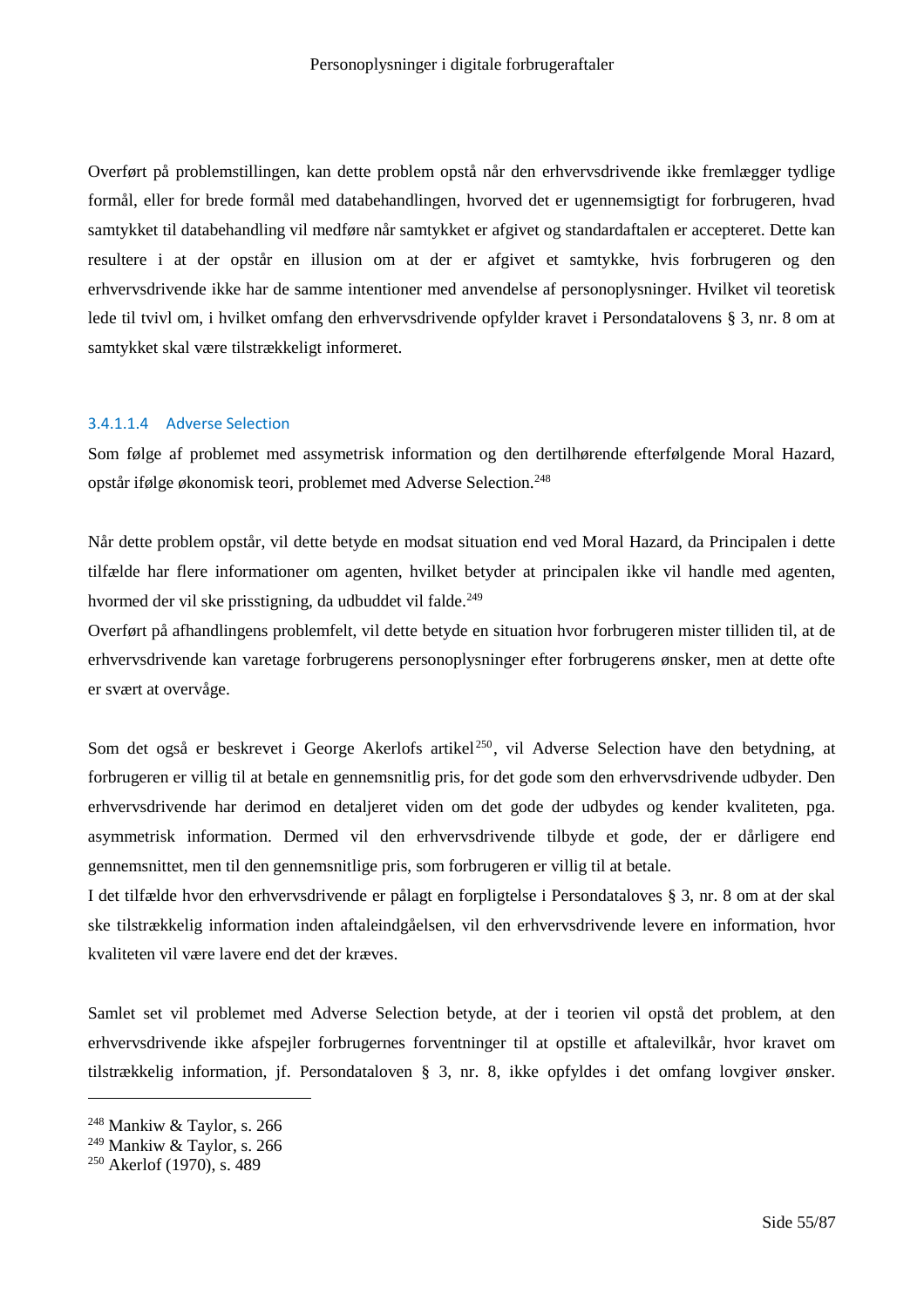Overført på problemstillingen, kan dette problem opstå når den erhvervsdrivende ikke fremlægger tydlige formål, eller for brede formål med databehandlingen, hvorved det er ugennemsigtigt for forbrugeren, hvad samtykket til databehandling vil medføre når samtykket er afgivet og standardaftalen er accepteret. Dette kan resultere i at der opstår en illusion om at der er afgivet et samtykke, hvis forbrugeren og den erhvervsdrivende ikke har de samme intentioner med anvendelse af personoplysninger. Hvilket vil teoretisk lede til tvivl om, i hvilket omfang den erhvervsdrivende opfylder kravet i Persondatalovens § 3, nr. 8 om at samtykket skal være tilstrækkeligt informeret.

#### 3.4.1.1.4 Adverse Selection

Som følge af problemet med assymetrisk information og den dertilhørende efterfølgende Moral Hazard, opstår ifølge økonomisk teori, problemet med Adverse Selection.[248]

Når dette problem opstår, vil dette betyde en modsat situation end ved Moral Hazard, da Principalen i dette tilfælde har flere informationer om agenten, hvilket betyder at principalen ikke vil handle med agenten, hvormed der vil ske prisstigning, da udbuddet vil falde.[249]

Overført på afhandlingens problemfelt, vil dette betyde en situation hvor forbrugeren mister tilliden til, at de erhvervsdrivende kan varetage forbrugerens personoplysninger efter forbrugerens ønsker, men at dette ofte er svært at overvåge.

Som det også er beskrevet i George Akerlofs artikel[250], vil Adverse Selection have den betydning, at forbrugeren er villig til at betale en gennemsnitlig pris, for det gode som den erhvervsdrivende udbyder. Den erhvervsdrivende har derimod en detaljeret viden om det gode der udbydes og kender kvaliteten, pga. asymmetrisk information. Dermed vil den erhvervsdrivende tilbyde et gode, der er dårligere end gennemsnittet, men til den gennemsnitlige pris, som forbrugeren er villig til at betale.

I det tilfælde hvor den erhvervsdrivende er pålagt en forpligtelse i Persondataloves § 3, nr. 8 om at der skal ske tilstrækkelig information inden aftaleindgåelsen, vil den erhvervsdrivende levere en information, hvor kvaliteten vil være lavere end det der kræves.

Samlet set vil problemet med Adverse Selection betyde, at der i teorien vil opstå det problem, at den erhvervsdrivende ikke afspejler forbrugernes forventninger til at opstille et aftalevilkår, hvor kravet om tilstrækkelig information, jf. Persondataloven § 3, nr. 8, ikke opfyldes i det omfang lovgiver ønsker.

---

[248] Mankiw & Taylor, s. 266
[249] Mankiw & Taylor, s. 266
[250] Akerlof (1970), s. 489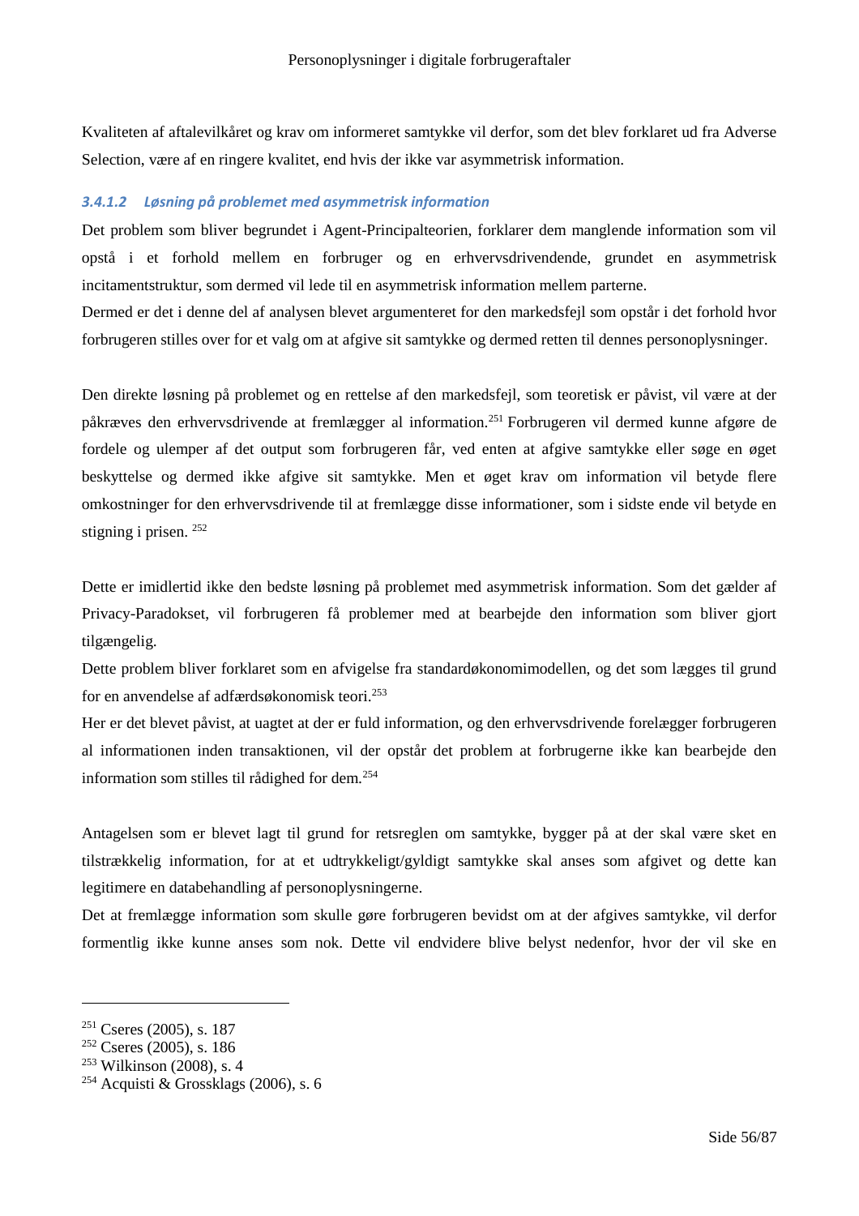Kvaliteten af aftalevilkåret og krav om informeret samtykke vil derfor, som det blev forklaret ud fra Adverse Selection, være af en ringere kvalitet, end hvis der ikke var asymmetrisk information.

#### *3.4.1.2 Løsning på problemet med asymmetrisk information*

Det problem som bliver begrundet i Agent-Principalteorien, forklarer dem manglende information som vil opstå i et forhold mellem en forbruger og en erhvervsdrivendende, grundet en asymmetrisk incitamentstruktur, som dermed vil lede til en asymmetrisk information mellem parterne.

Dermed er det i denne del af analysen blevet argumenteret for den markedsfejl som opstår i det forhold hvor forbrugeren stilles over for et valg om at afgive sit samtykke og dermed retten til dennes personoplysninger.

Den direkte løsning på problemet og en rettelse af den markedsfejl, som teoretisk er påvist, vil være at der påkræves den erhvervsdrivende at fremlægger al information.[251] Forbrugeren vil dermed kunne afgøre de fordele og ulemper af det output som forbrugeren får, ved enten at afgive samtykke eller søge en øget beskyttelse og dermed ikke afgive sit samtykke. Men et øget krav om information vil betyde flere omkostninger for den erhvervsdrivende til at fremlægge disse informationer, som i sidste ende vil betyde en stigning i prisen. [252]

Dette er imidlertid ikke den bedste løsning på problemet med asymmetrisk information. Som det gælder af Privacy-Paradokset, vil forbrugeren få problemer med at bearbejde den information som bliver gjort tilgængelig.

Dette problem bliver forklaret som en afvigelse fra standardøkonomimodellen, og det som lægges til grund for en anvendelse af adfærdsøkonomisk teori.[253]

Her er det blevet påvist, at uagtet at der er fuld information, og den erhvervsdrivende forelægger forbrugeren al informationen inden transaktionen, vil der opstår det problem at forbrugerne ikke kan bearbejde den information som stilles til rådighed for dem.[254]

Antagelsen som er blevet lagt til grund for retsreglen om samtykke, bygger på at der skal være sket en tilstrækkelig information, for at et udtrykkeligt/gyldigt samtykke skal anses som afgivet og dette kan legitimere en databehandling af personoplysningerne.

Det at fremlægge information som skulle gøre forbrugeren bevidst om at der afgives samtykke, vil derfor formentlig ikke kunne anses som nok. Dette vil endvidere blive belyst nedenfor, hvor der vil ske en

---

[251] Cseres (2005), s. 187
[252] Cseres (2005), s. 186
[253] Wilkinson (2008), s. 4
[254] Acquisti & Grossklags (2006), s. 6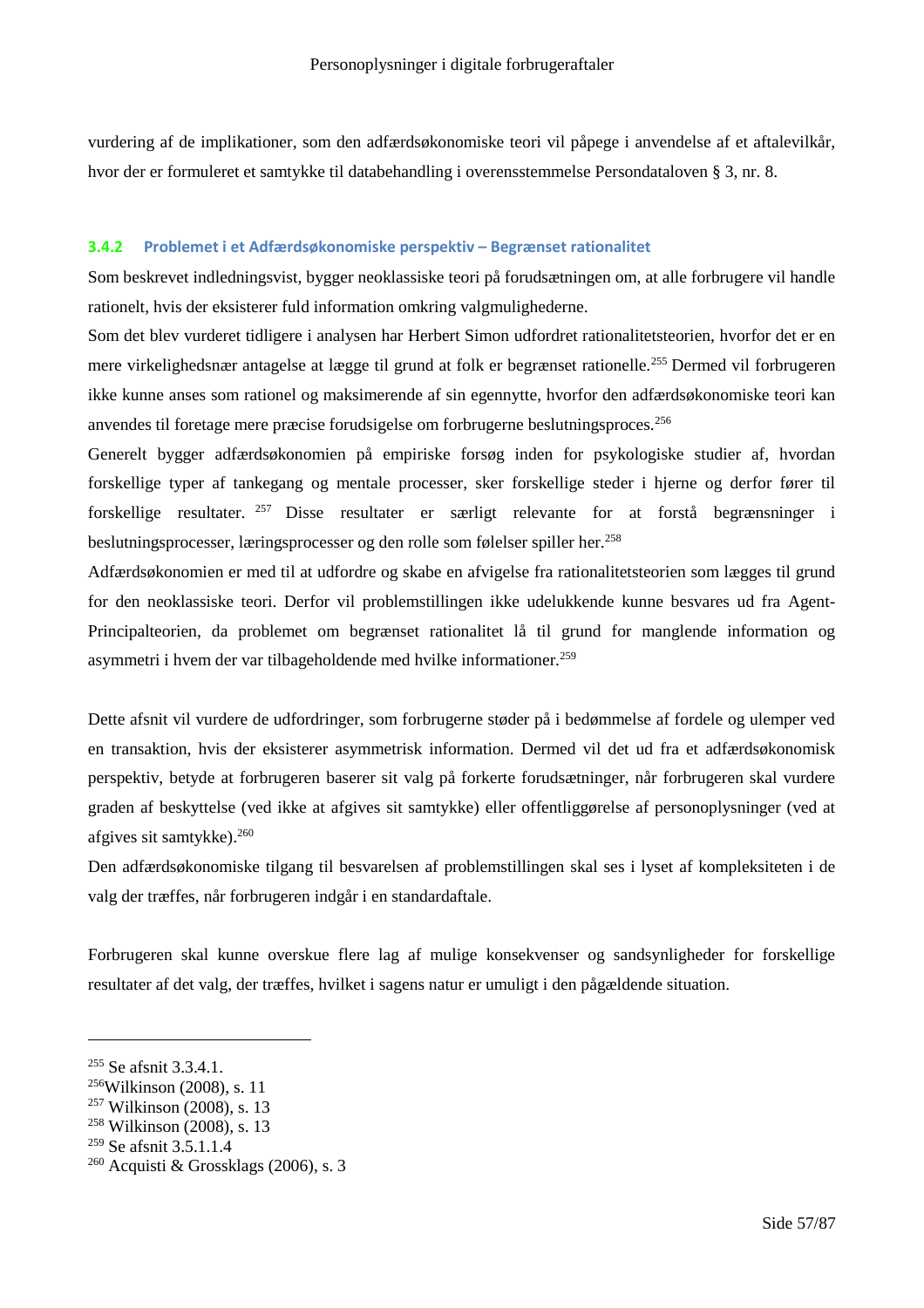vurdering af de implikationer, som den adfærdsøkonomiske teori vil påpege i anvendelse af et aftalevilkår, hvor der er formuleret et samtykke til databehandling i overensstemmelse Persondataloven § 3, nr. 8.

### 3.4.2 Problemet i et Adfærdsøkonomiske perspektiv – Begrænset rationalitet

Som beskrevet indledningsvist, bygger neoklassiske teori på forudsætningen om, at alle forbrugere vil handle rationelt, hvis der eksisterer fuld information omkring valgmulighederne.

Som det blev vurderet tidligere i analysen har Herbert Simon udfordret rationalitetsteorien, hvorfor det er en mere virkelighedsnær antagelse at lægge til grund at folk er begrænset rationelle.[255] Dermed vil forbrugeren ikke kunne anses som rationel og maksimerende af sin egennytte, hvorfor den adfærdsøkonomiske teori kan anvendes til foretage mere præcise forudsigelse om forbrugerne beslutningsproces.[256]

Generelt bygger adfærdsøkonomien på empiriske forsøg inden for psykologiske studier af, hvordan forskellige typer af tankegang og mentale processer, sker forskellige steder i hjerne og derfor fører til forskellige resultater. [257] Disse resultater er særligt relevante for at forstå begrænsninger i beslutningsprocesser, læringsprocesser og den rolle som følelser spiller her.[258]

Adfærdsøkonomien er med til at udfordre og skabe en afvigelse fra rationalitetsteorien som lægges til grund for den neoklassiske teori. Derfor vil problemstillingen ikke udelukkende kunne besvares ud fra Agent-Principalteorien, da problemet om begrænset rationalitet lå til grund for manglende information og asymmetri i hvem der var tilbageholdende med hvilke informationer.[259]

Dette afsnit vil vurdere de udfordringer, som forbrugerne støder på i bedømmelse af fordele og ulemper ved en transaktion, hvis der eksisterer asymmetrisk information. Dermed vil det ud fra et adfærdsøkonomisk perspektiv, betyde at forbrugeren baserer sit valg på forkerte forudsætninger, når forbrugeren skal vurdere graden af beskyttelse (ved ikke at afgives sit samtykke) eller offentliggørelse af personoplysninger (ved at afgives sit samtykke).[260]

Den adfærdsøkonomiske tilgang til besvarelsen af problemstillingen skal ses i lyset af kompleksiteten i de valg der træffes, når forbrugeren indgår i en standardaftale.

Forbrugeren skal kunne overskue flere lag af mulige konsekvenser og sandsynligheder for forskellige resultater af det valg, der træffes, hvilket i sagens natur er umuligt i den pågældende situation.

---

[255] Se afsnit 3.3.4.1.
[256] Wilkinson (2008), s. 11
[257] Wilkinson (2008), s. 13
[258] Wilkinson (2008), s. 13
[259] Se afsnit 3.5.1.1.4
[260] Acquisti & Grossklags (2006), s. 3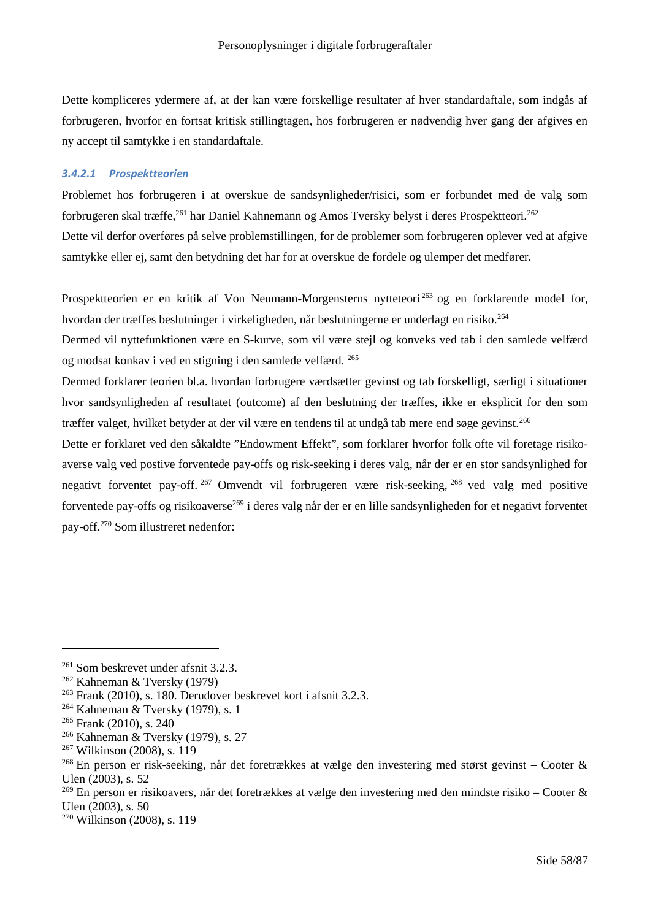Dette kompliceres ydermere af, at der kan være forskellige resultater af hver standardaftale, som indgås af forbrugeren, hvorfor en fortsat kritisk stillingtagen, hos forbrugeren er nødvendig hver gang der afgives en ny accept til samtykke i en standardaftale.

#### *3.4.2.1 Prospektteorien*

Problemet hos forbrugeren i at overskue de sandsynligheder/risici, som er forbundet med de valg som forbrugeren skal træffe,[261] har Daniel Kahnemann og Amos Tversky belyst i deres Prospektteori.[262]
Dette vil derfor overføres på selve problemstillingen, for de problemer som forbrugeren oplever ved at afgive samtykke eller ej, samt den betydning det har for at overskue de fordele og ulemper det medfører.

Prospektteorien er en kritik af Von Neumann-Morgensterns nytteteori[263] og en forklarende model for, hvordan der træffes beslutninger i virkeligheden, når beslutningerne er underlagt en risiko.[264]
Dermed vil nyttefunktionen være en S-kurve, som vil være stejl og konveks ved tab i den samlede velfærd og modsat konkav i ved en stigning i den samlede velfærd. [265]
Dermed forklarer teorien bl.a. hvordan forbrugere værdsætter gevinst og tab forskelligt, særligt i situationer hvor sandsynligheden af resultatet (outcome) af den beslutning der træffes, ikke er eksplicit for den som træffer valget, hvilket betyder at der vil være en tendens til at undgå tab mere end søge gevinst.[266]
Dette er forklaret ved den såkaldte "Endowment Effekt", som forklarer hvorfor folk ofte vil foretage risiko-averse valg ved postive forventede pay-offs og risk-seeking i deres valg, når der er en stor sandsynlighed for negativt forventet pay-off. [267] Omvendt vil forbrugeren være risk-seeking, [268] ved valg med positive forventede pay-offs og risikoaverse[269] i deres valg når der er en lille sandsynligheden for et negativt forventet pay-off.[270] Som illustreret nedenfor:

---

[261] Som beskrevet under afsnit 3.2.3.
[262] Kahneman & Tversky (1979)
[263] Frank (2010), s. 180. Derudover beskrevet kort i afsnit 3.2.3.
[264] Kahneman & Tversky (1979), s. 1
[265] Frank (2010), s. 240
[266] Kahneman & Tversky (1979), s. 27
[267] Wilkinson (2008), s. 119
[268] En person er risk-seeking, når det foretrækkes at vælge den investering med størst gevinst – Cooter & Ulen (2003), s. 52
[269] En person er risikoavers, når det foretrækkes at vælge den investering med den mindste risiko – Cooter & Ulen (2003), s. 50
[270] Wilkinson (2008), s. 119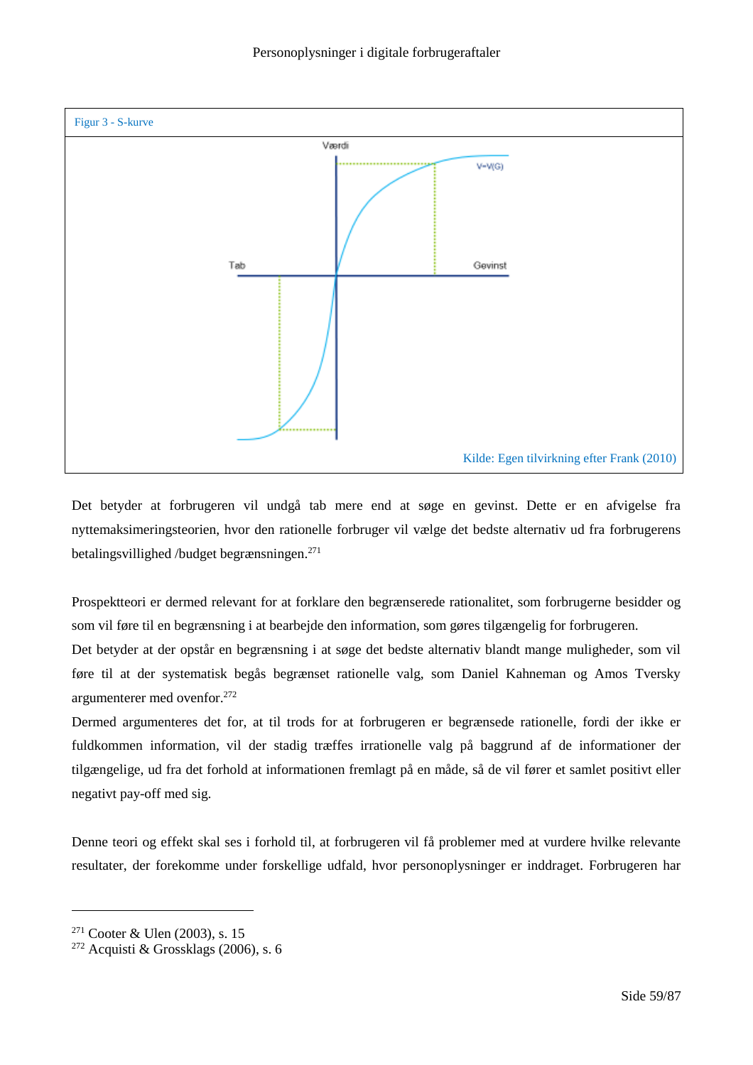Figur 3 - S-kurve

Kilde: Egen tilvirkning efter Frank (2010)

Det betyder at forbrugeren vil undgå tab mere end at søge en gevinst. Dette er en afvigelse fra nyttemaksimeringsteorien, hvor den rationelle forbruger vil vælge det bedste alternativ ud fra forbrugerens betalingsvillighed /budget begrænsningen.[271]

Prospektteori er dermed relevant for at forklare den begrænserede rationalitet, som forbrugerne besidder og som vil føre til en begrænsning i at bearbejde den information, som gøres tilgængelig for forbrugeren.
Det betyder at der opstår en begrænsning i at søge det bedste alternativ blandt mange muligheder, som vil føre til at der systematisk begås begrænset rationelle valg, som Daniel Kahneman og Amos Tversky argumenterer med ovenfor.[272]
Dermed argumenteres det for, at til trods for at forbrugeren er begrænsede rationelle, fordi der ikke er fuldkommen information, vil der stadig træffes irrationelle valg på baggrund af de informationer der tilgængelige, ud fra det forhold at informationen fremlagt på en måde, så de vil fører et samlet positivt eller negativt pay-off med sig.

Denne teori og effekt skal ses i forhold til, at forbrugeren vil få problemer med at vurdere hvilke relevante resultater, der forekomme under forskellige udfald, hvor personoplysninger er inddraget. Forbrugeren har

[271] Cooter & Ulen (2003), s. 15
[272] Acquisti & Grossklags (2006), s. 6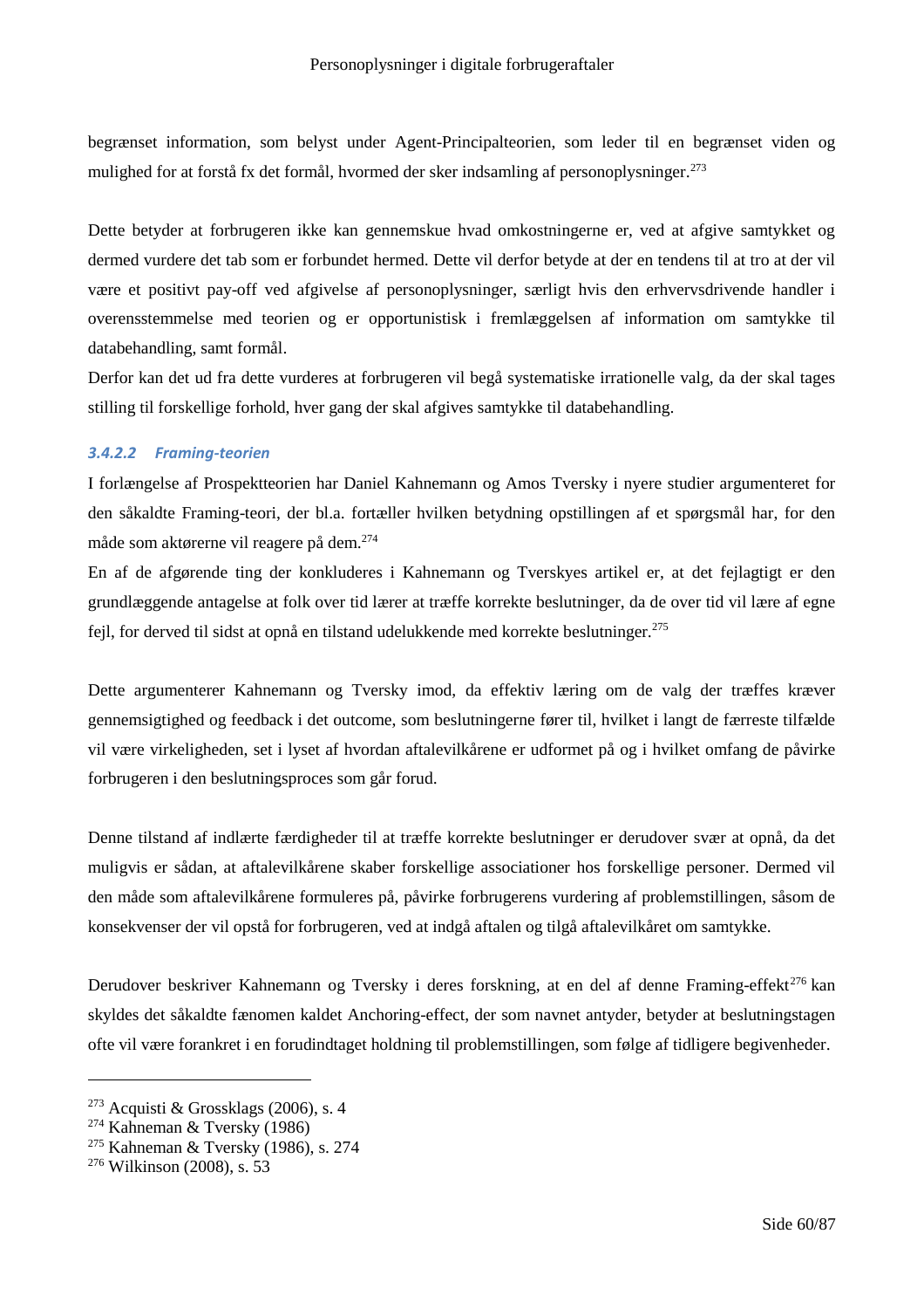begrænset information, som belyst under Agent-Principalteorien, som leder til en begrænset viden og mulighed for at forstå fx det formål, hvormed der sker indsamling af personoplysninger.[273]

Dette betyder at forbrugeren ikke kan gennemskue hvad omkostningerne er, ved at afgive samtykket og dermed vurdere det tab som er forbundet hermed. Dette vil derfor betyde at der en tendens til at tro at der vil være et positivt pay-off ved afgivelse af personoplysninger, særligt hvis den erhvervsdrivende handler i overensstemmelse med teorien og er opportunistisk i fremlæggelsen af information om samtykke til databehandling, samt formål.

Derfor kan det ud fra dette vurderes at forbrugeren vil begå systematiske irrationelle valg, da der skal tages stilling til forskellige forhold, hver gang der skal afgives samtykke til databehandling.

#### *3.4.2.2 Framing-teorien*

I forlængelse af Prospektteorien har Daniel Kahnemann og Amos Tversky i nyere studier argumenteret for den såkaldte Framing-teori, der bl.a. fortæller hvilken betydning opstillingen af et spørgsmål har, for den måde som aktørerne vil reagere på dem.[274]

En af de afgørende ting der konkluderes i Kahnemann og Tverskyes artikel er, at det fejlagtigt er den grundlæggende antagelse at folk over tid lærer at træffe korrekte beslutninger, da de over tid vil lære af egne fejl, for derved til sidst at opnå en tilstand udelukkende med korrekte beslutninger.[275]

Dette argumenterer Kahnemann og Tversky imod, da effektiv læring om de valg der træffes kræver gennemsigtighed og feedback i det outcome, som beslutningerne fører til, hvilket i langt de færreste tilfælde vil være virkeligheden, set i lyset af hvordan aftalevilkårene er udformet på og i hvilket omfang de påvirke forbrugeren i den beslutningsproces som går forud.

Denne tilstand af indlærte færdigheder til at træffe korrekte beslutninger er derudover svær at opnå, da det muligvis er sådan, at aftalevilkårene skaber forskellige associationer hos forskellige personer. Dermed vil den måde som aftalevilkårene formuleres på, påvirke forbrugerens vurdering af problemstillingen, såsom de konsekvenser der vil opstå for forbrugeren, ved at indgå aftalen og tilgå aftalevilkåret om samtykke.

Derudover beskriver Kahnemann og Tversky i deres forskning, at en del af denne Framing-effekt[276] kan skyldes det såkaldte fænomen kaldet Anchoring-effect, der som navnet antyder, betyder at beslutningstagen ofte vil være forankret i en forudindtaget holdning til problemstillingen, som følge af tidligere begivenheder.

---

[273] Acquisti & Grossklags (2006), s. 4
[274] Kahneman & Tversky (1986)
[275] Kahneman & Tversky (1986), s. 274
[276] Wilkinson (2008), s. 53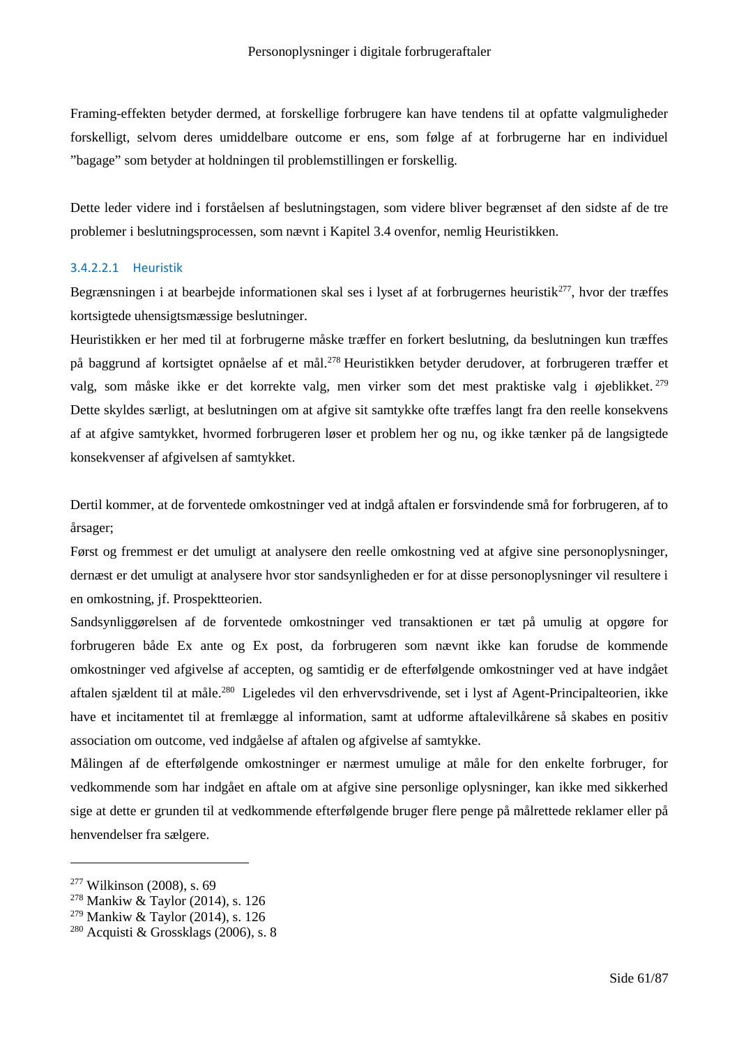Framing-effekten betyder dermed, at forskellige forbrugere kan have tendens til at opfatte valgmuligheder forskelligt, selvom deres umiddelbare outcome er ens, som følge af at forbrugerne har en individuel ”bagage” som betyder at holdningen til problemstillingen er forskellig.

Dette leder videre ind i forståelsen af beslutningstagen, som videre bliver begrænset af den sidste af de tre problemer i beslutningsprocessen, som nævnt i Kapitel 3.4 ovenfor, nemlig Heuristikken.

##### 3.4.2.2.1 Heuristik

Begrænsningen i at bearbejde informationen skal ses i lyset af at forbrugernes heuristik[277], hvor der træffes kortsigtede uhensigtsmæssige beslutninger.

Heuristikken er her med til at forbrugerne måske træffer en forkert beslutning, da beslutningen kun træffes på baggrund af kortsigtet opnåelse af et mål.[278] Heuristikken betyder derudover, at forbrugeren træffer et valg, som måske ikke er det korrekte valg, men virker som det mest praktiske valg i øjeblikket.[279] Dette skyldes særligt, at beslutningen om at afgive sit samtykke ofte træffes langt fra den reelle konsekvens af at afgive samtykket, hvormed forbrugeren løser et problem her og nu, og ikke tænker på de langsigtede konsekvenser af afgivelsen af samtykket.

Dertil kommer, at de forventede omkostninger ved at indgå aftalen er forsvindende små for forbrugeren, af to årsager;

Først og fremmest er det umuligt at analysere den reelle omkostning ved at afgive sine personoplysninger, dernæst er det umuligt at analysere hvor stor sandsynligheden er for at disse personoplysninger vil resultere i en omkostning, jf. Prospektteorien.

Sandsynliggørelsen af de forventede omkostninger ved transaktionen er tæt på umulig at opgøre for forbrugeren både Ex ante og Ex post, da forbrugeren som nævnt ikke kan forudse de kommende omkostninger ved afgivelse af accepten, og samtidig er de efterfølgende omkostninger ved at have indgået aftalen sjældent til at måle.[280] Ligeledes vil den erhvervsdrivende, set i lyst af Agent-Principalteorien, ikke have et incitamentet til at fremlægge al information, samt at udforme aftalevilkårene så skabes en positiv association om outcome, ved indgåelse af aftalen og afgivelse af samtykke.

Målingen af de efterfølgende omkostninger er nærmest umulige at måle for den enkelte forbruger, for vedkommende som har indgået en aftale om at afgive sine personlige oplysninger, kan ikke med sikkerhed sige at dette er grunden til at vedkommende efterfølgende bruger flere penge på målrettede reklamer eller på henvendelser fra sælgere.

---

[277] Wilkinson (2008), s. 69
[278] Mankiw & Taylor (2014), s. 126
[279] Mankiw & Taylor (2014), s. 126
[280] Acquisti & Grossklags (2006), s. 8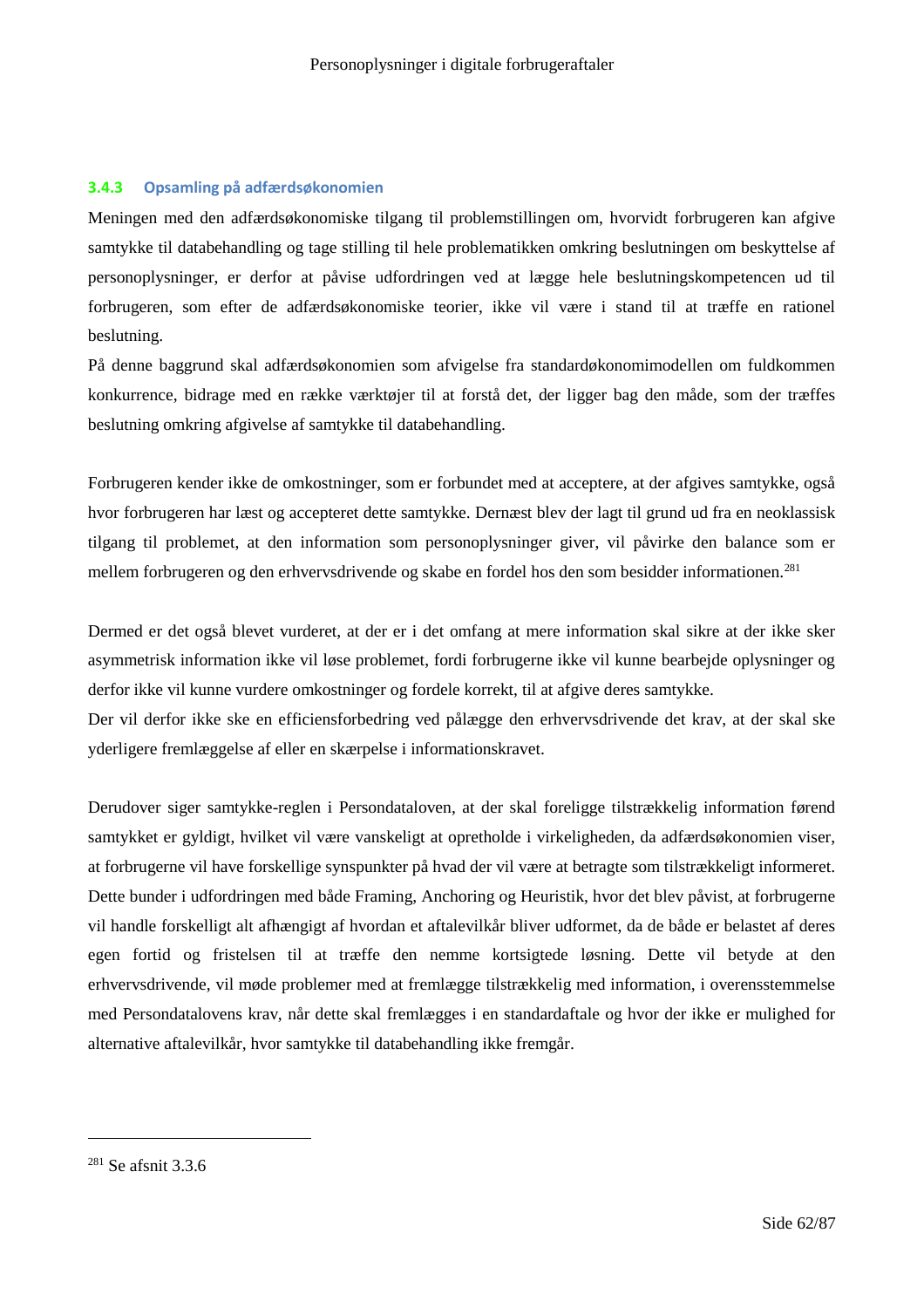### 3.4.3 Opsamling på adfærdsøkonomien

Meningen med den adfærdsøkonomiske tilgang til problemstillingen om, hvorvidt forbrugeren kan afgive samtykke til databehandling og tage stilling til hele problematikken omkring beslutningen om beskyttelse af personoplysninger, er derfor at påvise udfordringen ved at lægge hele beslutningskompetencen ud til forbrugeren, som efter de adfærdsøkonomiske teorier, ikke vil være i stand til at træffe en rationel beslutning.

På denne baggrund skal adfærdsøkonomien som afvigelse fra standardøkonomimodellen om fuldkommen konkurrence, bidrage med en række værktøjer til at forstå det, der ligger bag den måde, som der træffes beslutning omkring afgivelse af samtykke til databehandling.

Forbrugeren kender ikke de omkostninger, som er forbundet med at acceptere, at der afgives samtykke, også hvor forbrugeren har læst og accepteret dette samtykke. Dernæst blev der lagt til grund ud fra en neoklassisk tilgang til problemet, at den information som personoplysninger giver, vil påvirke den balance som er mellem forbrugeren og den erhvervsdrivende og skabe en fordel hos den som besidder informationen.[281]

Dermed er det også blevet vurderet, at der er i det omfang at mere information skal sikre at der ikke sker asymmetrisk information ikke vil løse problemet, fordi forbrugerne ikke vil kunne bearbejde oplysninger og derfor ikke vil kunne vurdere omkostninger og fordele korrekt, til at afgive deres samtykke.

Der vil derfor ikke ske en efficiensforbedring ved pålægge den erhvervsdrivende det krav, at der skal ske yderligere fremlæggelse af eller en skærpelse i informationskravet.

Derudover siger samtykke-reglen i Persondataloven, at der skal foreligge tilstrækkelig information førend samtykket er gyldigt, hvilket vil være vanskeligt at opretholde i virkeligheden, da adfærdsøkonomien viser, at forbrugerne vil have forskellige synspunkter på hvad der vil være at betragte som tilstrækkeligt informeret. Dette bunder i udfordringen med både Framing, Anchoring og Heuristik, hvor det blev påvist, at forbrugerne vil handle forskelligt alt afhængigt af hvordan et aftalevilkår bliver udformet, da de både er belastet af deres egen fortid og fristelsen til at træffe den nemme kortsigtede løsning. Dette vil betyde at den erhvervsdrivende, vil møde problemer med at fremlægge tilstrækkelig med information, i overensstemmelse med Persondatalovens krav, når dette skal fremlægges i en standardaftale og hvor der ikke er mulighed for alternative aftalevilkår, hvor samtykke til databehandling ikke fremgår.

---

[281] Se afsnit 3.3.6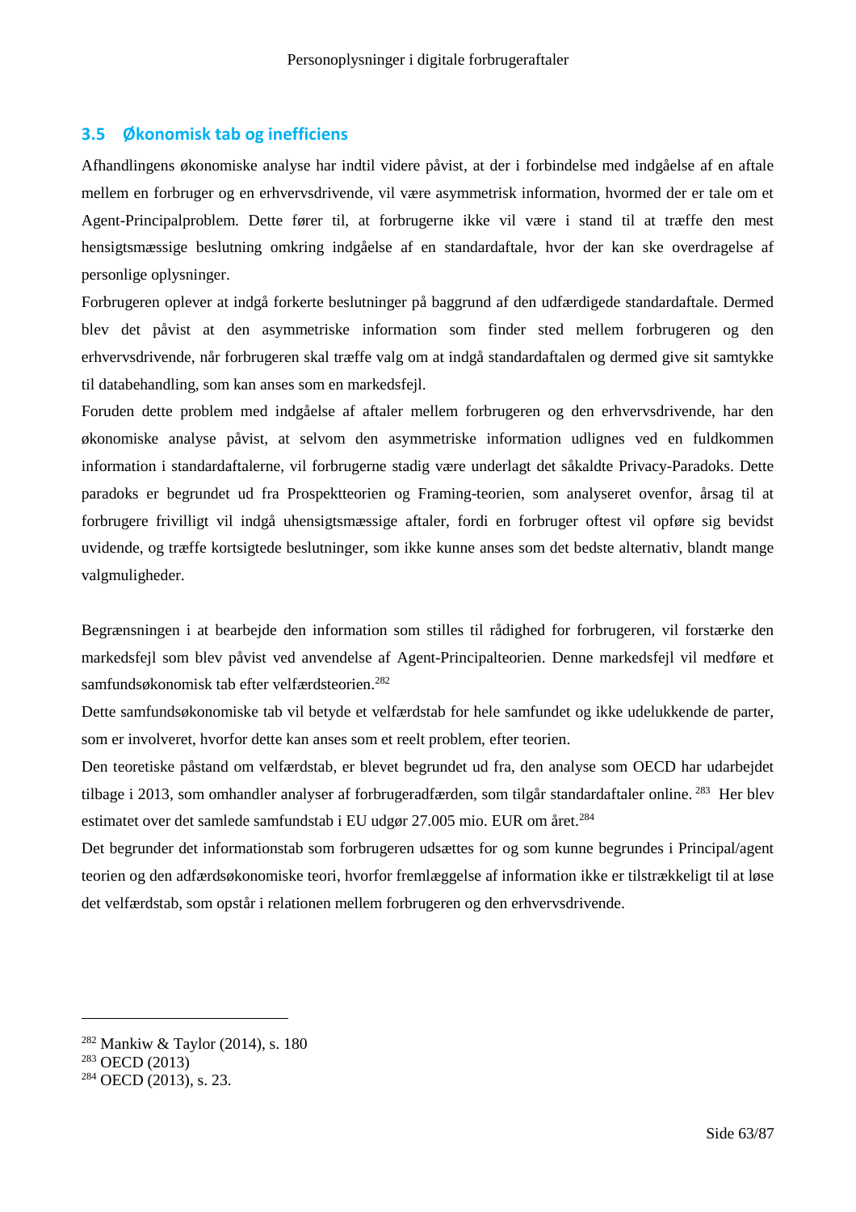## 3.5 Økonomisk tab og inefficiens

Afhandlingens økonomiske analyse har indtil videre påvist, at der i forbindelse med indgåelse af en aftale mellem en forbruger og en erhvervsdrivende, vil være asymmetrisk information, hvormed der er tale om et Agent-Principalproblem. Dette fører til, at forbrugerne ikke vil være i stand til at træffe den mest hensigtsmæssige beslutning omkring indgåelse af en standardaftale, hvor der kan ske overdragelse af personlige oplysninger.

Forbrugeren oplever at indgå forkerte beslutninger på baggrund af den udfærdigede standardaftale. Dermed blev det påvist at den asymmetriske information som finder sted mellem forbrugeren og den erhvervsdrivende, når forbrugeren skal træffe valg om at indgå standardaftalen og dermed give sit samtykke til databehandling, som kan anses som en markedsfejl.

Foruden dette problem med indgåelse af aftaler mellem forbrugeren og den erhvervsdrivende, har den økonomiske analyse påvist, at selvom den asymmetriske information udlignes ved en fuldkommen information i standardaftalerne, vil forbrugerne stadig være underlagt det såkaldte Privacy-Paradoks. Dette paradoks er begrundet ud fra Prospektteorien og Framing-teorien, som analyseret ovenfor, årsag til at forbrugere frivilligt vil indgå uhensigtsmæssige aftaler, fordi en forbruger oftest vil opføre sig bevidst uvidende, og træffe kortsigtede beslutninger, som ikke kunne anses som det bedste alternativ, blandt mange valgmuligheder.

Begrænsningen i at bearbejde den information som stilles til rådighed for forbrugeren, vil forstærke den markedsfejl som blev påvist ved anvendelse af Agent-Principalteorien. Denne markedsfejl vil medføre et samfundsøkonomisk tab efter velfærdsteorien.[282]

Dette samfundsøkonomiske tab vil betyde et velfærdstab for hele samfundet og ikke udelukkende de parter, som er involveret, hvorfor dette kan anses som et reelt problem, efter teorien.

Den teoretiske påstand om velfærdstab, er blevet begrundet ud fra, den analyse som OECD har udarbejdet tilbage i 2013, som omhandler analyser af forbrugeradfærden, som tilgår standardaftaler online.[283] Her blev estimatet over det samlede samfundstab i EU udgør 27.005 mio. EUR om året.[284]

Det begrunder det informationstab som forbrugeren udsættes for og som kunne begrundes i Principal/agent teorien og den adfærdsøkonomiske teori, hvorfor fremlæggelse af information ikke er tilstrækkeligt til at løse det velfærdstab, som opstår i relationen mellem forbrugeren og den erhvervsdrivende.

---

[282] Mankiw & Taylor (2014), s. 180

[283] OECD (2013)

[284] OECD (2013), s. 23.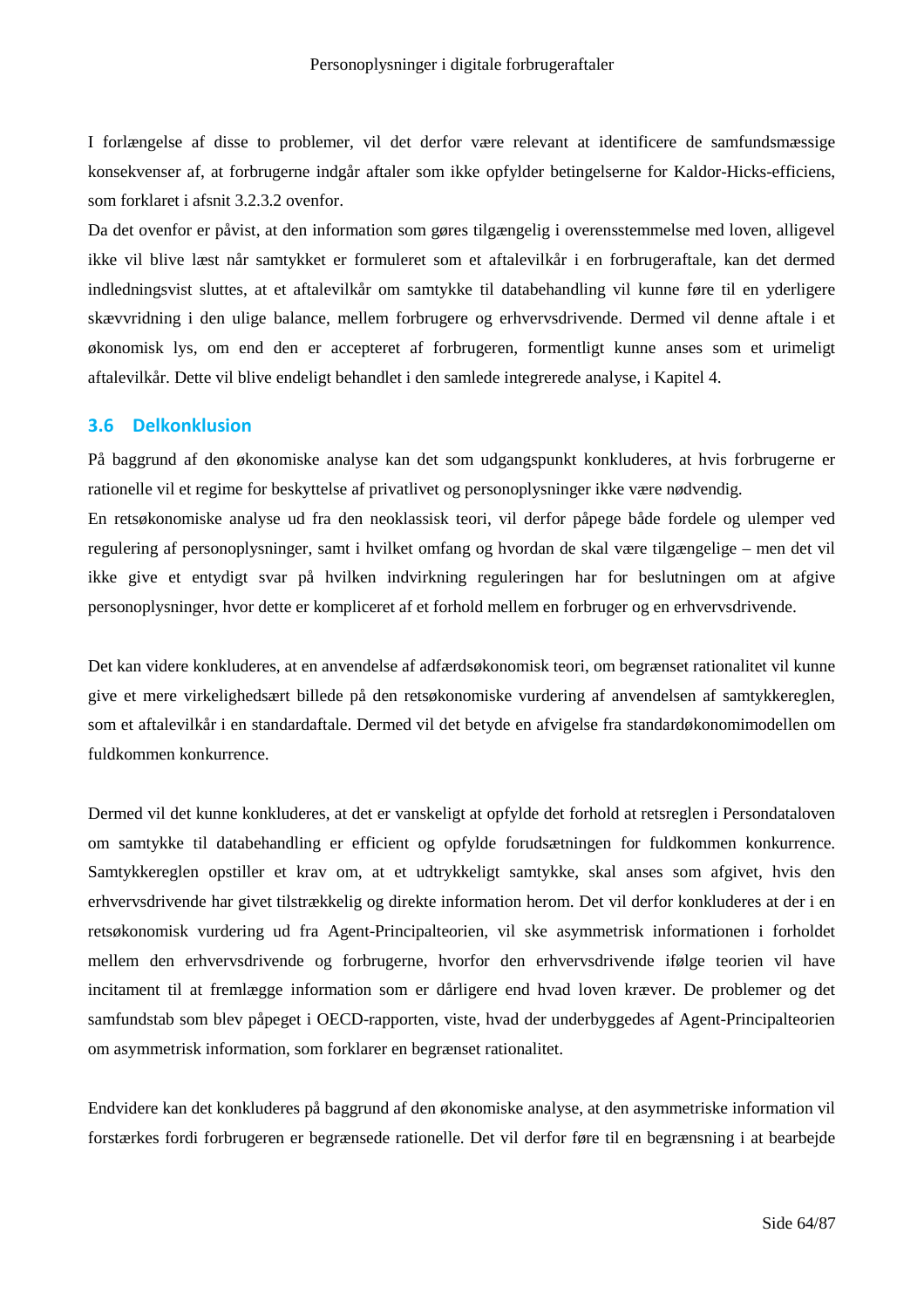I forlængelse af disse to problemer, vil det derfor være relevant at identificere de samfundsmæssige konsekvenser af, at forbrugerne indgår aftaler som ikke opfylder betingelserne for Kaldor-Hicks-efficiens, som forklaret i afsnit 3.2.3.2 ovenfor.

Da det ovenfor er påvist, at den information som gøres tilgængelig i overensstemmelse med loven, alligevel ikke vil blive læst når samtykket er formuleret som et aftalevilkår i en forbrugeraftale, kan det dermed indledningsvist sluttes, at et aftalevilkår om samtykke til databehandling vil kunne føre til en yderligere skævvridning i den ulige balance, mellem forbrugere og erhvervsdrivende. Dermed vil denne aftale i et økonomisk lys, om end den er accepteret af forbrugeren, formentligt kunne anses som et urimeligt aftalevilkår. Dette vil blive endeligt behandlet i den samlede integrerede analyse, i Kapitel 4.

## 3.6 Delkonklusion

På baggrund af den økonomiske analyse kan det som udgangspunkt konkluderes, at hvis forbrugerne er rationelle vil et regime for beskyttelse af privatlivet og personoplysninger ikke være nødvendig.

En retsøkonomiske analyse ud fra den neoklassisk teori, vil derfor påpege både fordele og ulemper ved regulering af personoplysninger, samt i hvilket omfang og hvordan de skal være tilgængelige – men det vil ikke give et entydigt svar på hvilken indvirkning reguleringen har for beslutningen om at afgive personoplysninger, hvor dette er kompliceret af et forhold mellem en forbruger og en erhvervsdrivende.

Det kan videre konkluderes, at en anvendelse af adfærdsøkonomisk teori, om begrænset rationalitet vil kunne give et mere virkelighedsært billede på den retsøkonomiske vurdering af anvendelsen af samtykkereglen, som et aftalevilkår i en standardaftale. Dermed vil det betyde en afvigelse fra standardøkonomimodellen om fuldkommen konkurrence.

Dermed vil det kunne konkluderes, at det er vanskeligt at opfylde det forhold at retsreglen i Persondataloven om samtykke til databehandling er efficient og opfylde forudsætningen for fuldkommen konkurrence. Samtykkereglen opstiller et krav om, at et udtrykkeligt samtykke, skal anses som afgivet, hvis den erhvervsdrivende har givet tilstrækkelig og direkte information herom. Det vil derfor konkluderes at der i en retsøkonomisk vurdering ud fra Agent-Principalteorien, vil ske asymmetrisk informationen i forholdet mellem den erhvervsdrivende og forbrugerne, hvorfor den erhvervsdrivende ifølge teorien vil have incitament til at fremlægge information som er dårligere end hvad loven kræver. De problemer og det samfundstab som blev påpeget i OECD-rapporten, viste, hvad der underbyggedes af Agent-Principalteorien om asymmetrisk information, som forklarer en begrænset rationalitet.

Endvidere kan det konkluderes på baggrund af den økonomiske analyse, at den asymmetriske information vil forstærkes fordi forbrugeren er begrænsede rationelle. Det vil derfor føre til en begrænsning i at bearbejde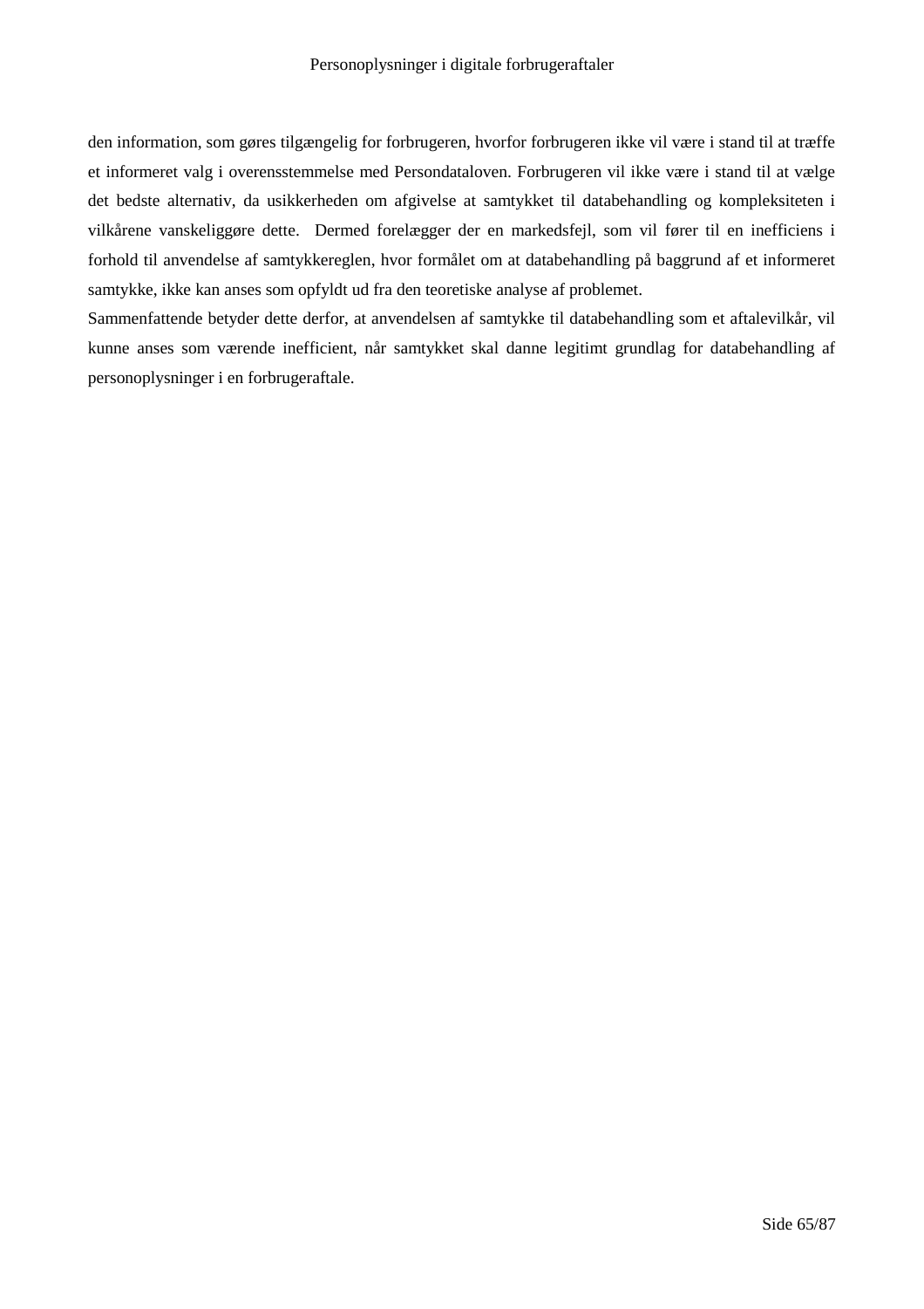den information, som gøres tilgængelig for forbrugeren, hvorfor forbrugeren ikke vil være i stand til at træffe et informeret valg i overensstemmelse med Persondataloven. Forbrugeren vil ikke være i stand til at vælge det bedste alternativ, da usikkerheden om afgivelse at samtykket til databehandling og kompleksiteten i vilkårene vanskeliggøre dette. Dermed forelægger der en markedsfejl, som vil fører til en inefficiens i forhold til anvendelse af samtykkereglen, hvor formålet om at databehandling på baggrund af et informeret samtykke, ikke kan anses som opfyldt ud fra den teoretiske analyse af problemet.

Sammenfattende betyder dette derfor, at anvendelsen af samtykke til databehandling som et aftalevilkår, vil kunne anses som værende inefficient, når samtykket skal danne legitimt grundlag for databehandling af personoplysninger i en forbrugeraftale.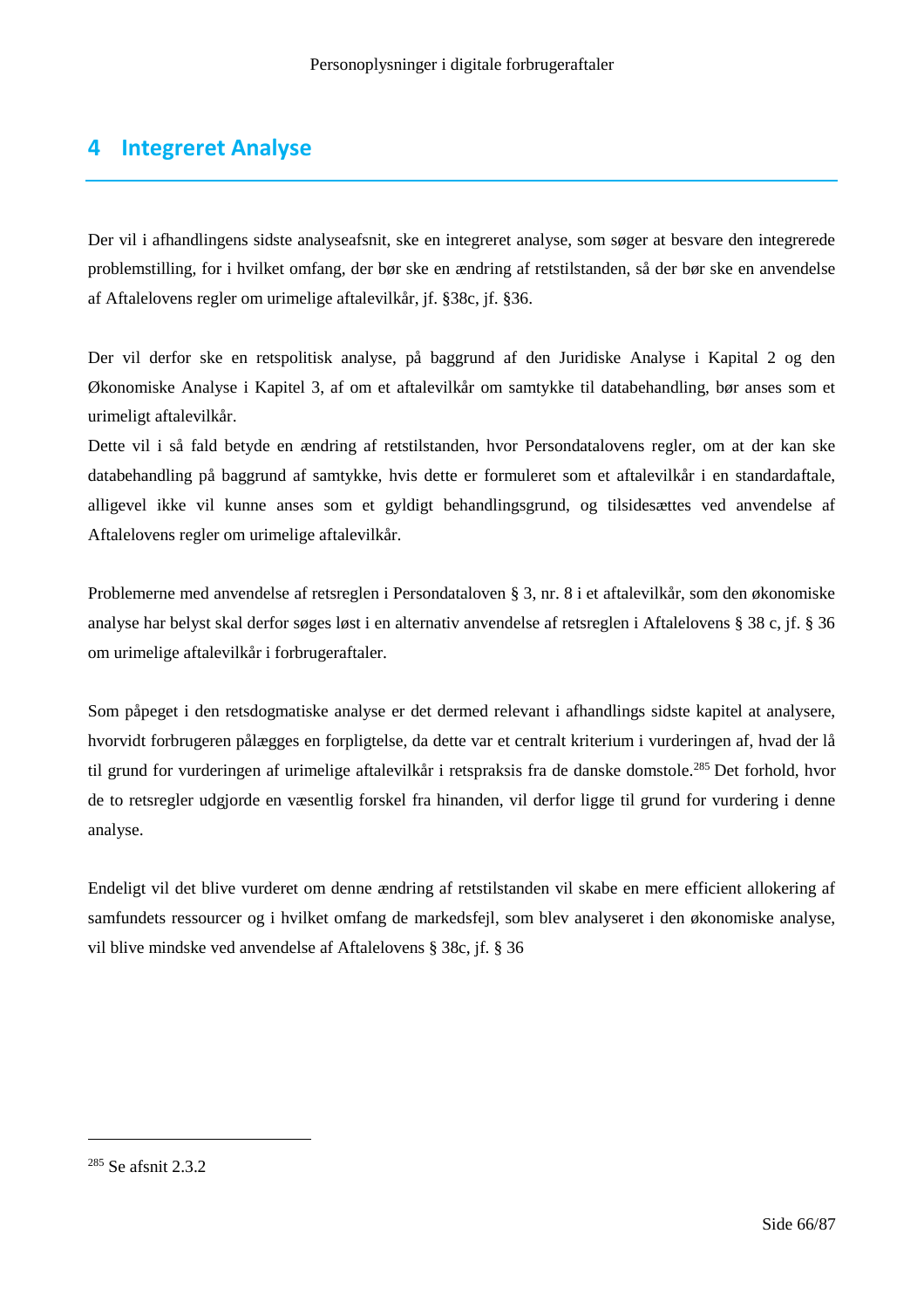# 4 Integreret Analyse

Der vil i afhandlingens sidste analyseafsnit, ske en integreret analyse, som søger at besvare den integrerede problemstilling, for i hvilket omfang, der bør ske en ændring af retstilstanden, så der bør ske en anvendelse af Aftalelovens regler om urimelige aftalevilkår, jf. §38c, jf. §36.

Der vil derfor ske en retspolitisk analyse, på baggrund af den Juridiske Analyse i Kapital 2 og den Økonomiske Analyse i Kapitel 3, af om et aftalevilkår om samtykke til databehandling, bør anses som et urimeligt aftalevilkår.
Dette vil i så fald betyde en ændring af retstilstanden, hvor Persondatalovens regler, om at der kan ske databehandling på baggrund af samtykke, hvis dette er formuleret som et aftalevilkår i en standardaftale, alligevel ikke vil kunne anses som et gyldigt behandlingsgrund, og tilsidesættes ved anvendelse af Aftalelovens regler om urimelige aftalevilkår.

Problemerne med anvendelse af retsreglen i Persondataloven § 3, nr. 8 i et aftalevilkår, som den økonomiske analyse har belyst skal derfor søges løst i en alternativ anvendelse af retsreglen i Aftalelovens § 38 c, jf. § 36 om urimelige aftalevilkår i forbrugeraftaler.

Som påpeget i den retsdogmatiske analyse er det dermed relevant i afhandlings sidste kapitel at analysere, hvorvidt forbrugeren pålægges en forpligtelse, da dette var et centralt kriterium i vurderingen af, hvad der lå til grund for vurderingen af urimelige aftalevilkår i retspraksis fra de danske domstole.[285] Det forhold, hvor de to retsregler udgjorde en væsentlig forskel fra hinanden, vil derfor ligge til grund for vurdering i denne analyse.

Endeligt vil det blive vurderet om denne ændring af retstilstanden vil skabe en mere efficient allokering af samfundets ressourcer og i hvilket omfang de markedsfejl, som blev analyseret i den økonomiske analyse, vil blive mindske ved anvendelse af Aftalelovens § 38c, jf. § 36

[285] Se afsnit 2.3.2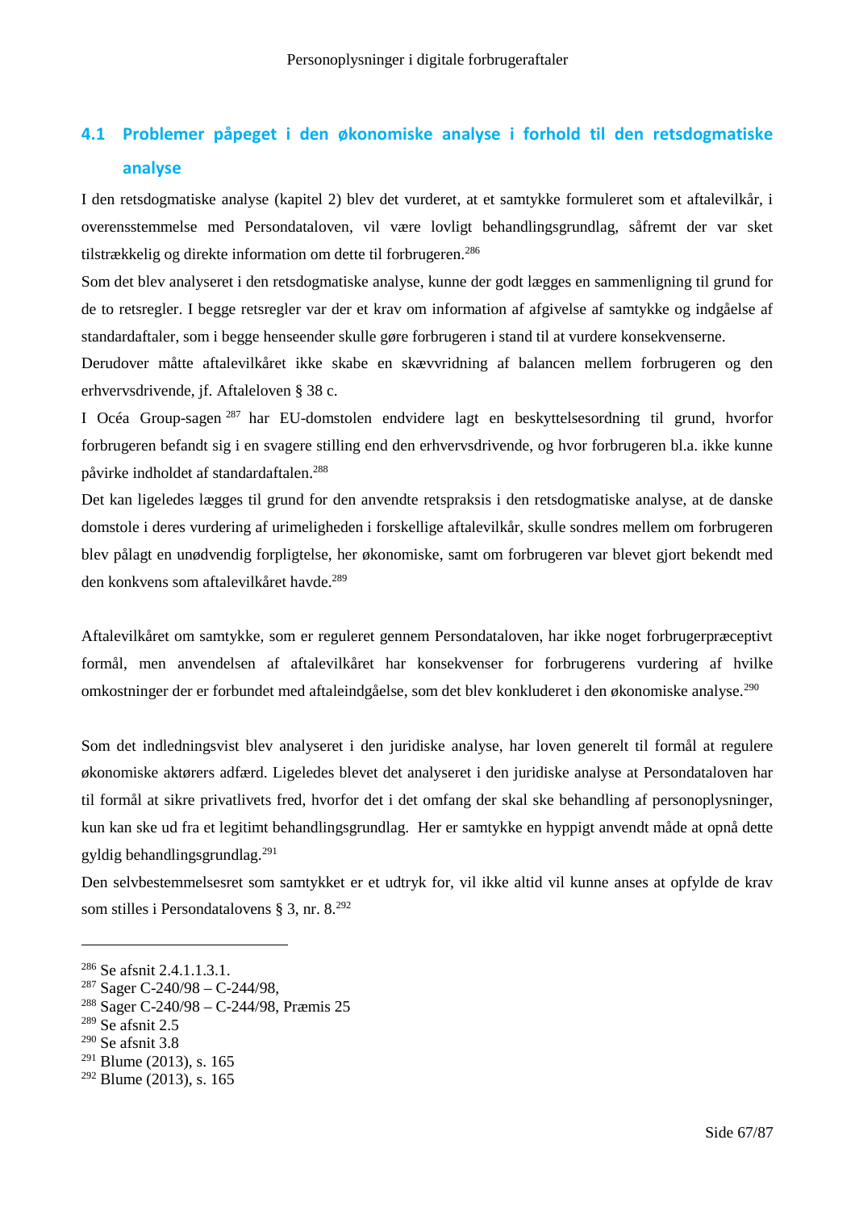## 4.1 Problemer påpeget i den økonomiske analyse i forhold til den retsdogmatiske analyse

I den retsdogmatiske analyse (kapitel 2) blev det vurderet, at et samtykke formuleret som et aftalevilkår, i overensstemmelse med Persondataloven, vil være lovligt behandlingsgrundlag, såfremt der var sket tilstrækkelig og direkte information om dette til forbrugeren.[286]

Som det blev analyseret i den retsdogmatiske analyse, kunne der godt lægges en sammenligning til grund for de to retsregler. I begge retsregler var der et krav om information af afgivelse af samtykke og indgåelse af standardaftaler, som i begge henseender skulle gøre forbrugeren i stand til at vurdere konsekvenserne.

Derudover måtte aftalevilkåret ikke skabe en skævvridning af balancen mellem forbrugeren og den erhvervsdrivende, jf. Aftaleloven § 38 c.

I Océa Group-sagen[287] har EU-domstolen endvidere lagt en beskyttelsesordning til grund, hvorfor forbrugeren befandt sig i en svagere stilling end den erhvervsdrivende, og hvor forbrugeren bl.a. ikke kunne påvirke indholdet af standardaftalen.[288]

Det kan ligeledes lægges til grund for den anvendte retspraksis i den retsdogmatiske analyse, at de danske domstole i deres vurdering af urimeligheden i forskellige aftalevilkår, skulle sondres mellem om forbrugeren blev pålagt en unødvendig forpligtelse, her økonomiske, samt om forbrugeren var blevet gjort bekendt med den konkvens som aftalevilkåret havde.[289]

Aftalevilkåret om samtykke, som er reguleret gennem Persondataloven, har ikke noget forbrugerpræceptivt formål, men anvendelsen af aftalevilkåret har konsekvenser for forbrugerens vurdering af hvilke omkostninger der er forbundet med aftaleindgåelse, som det blev konkluderet i den økonomiske analyse.[290]

Som det indledningsvist blev analyseret i den juridiske analyse, har loven generelt til formål at regulere økonomiske aktørers adfærd. Ligeledes blevet det analyseret i den juridiske analyse at Persondataloven har til formål at sikre privatlivets fred, hvorfor det i det omfang der skal ske behandling af personoplysninger, kun kan ske ud fra et legitimt behandlingsgrundlag. Her er samtykke en hyppigt anvendt måde at opnå dette gyldig behandlingsgrundlag.[291]

Den selvbestemmelsesret som samtykket er et udtryk for, vil ikke altid vil kunne anses at opfylde de krav som stilles i Persondatalovens § 3, nr. 8.[292]

---

[286] Se afsnit 2.4.1.1.3.1.
[287] Sager C-240/98 – C-244/98,
[288] Sager C-240/98 – C-244/98, Præmis 25
[289] Se afsnit 2.5
[290] Se afsnit 3.8
[291] Blume (2013), s. 165
[292] Blume (2013), s. 165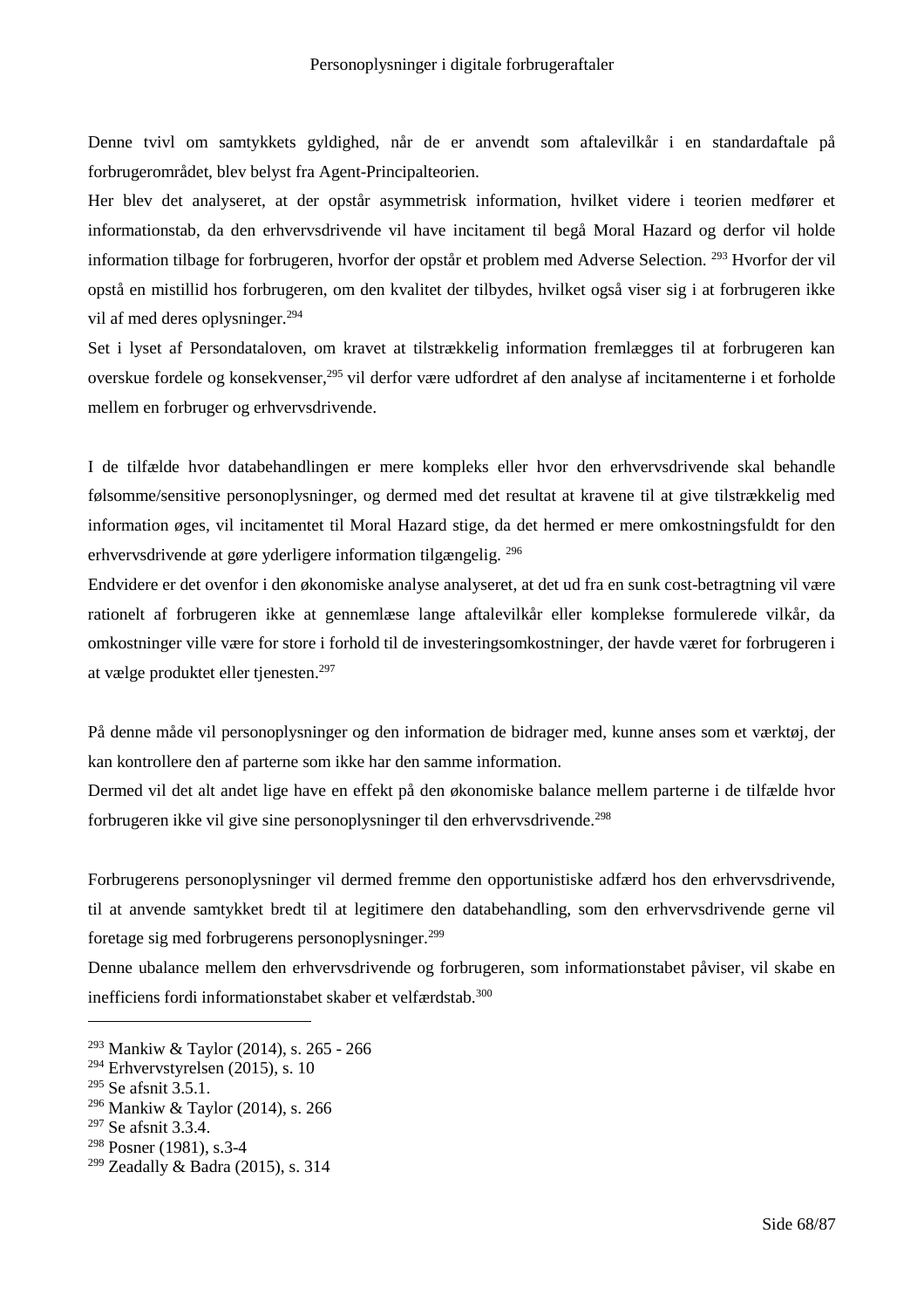Denne tvivl om samtykkets gyldighed, når de er anvendt som aftalevilkår i en standardaftale på forbrugerområdet, blev belyst fra Agent-Principalteorien.

Her blev det analyseret, at der opstår asymmetrisk information, hvilket videre i teorien medfører et informationstab, da den erhvervsdrivende vil have incitament til begå Moral Hazard og derfor vil holde information tilbage for forbrugeren, hvorfor der opstår et problem med Adverse Selection. [293] Hvorfor der vil opstå en mistillid hos forbrugeren, om den kvalitet der tilbydes, hvilket også viser sig i at forbrugeren ikke vil af med deres oplysninger.[294]

Set i lyset af Persondataloven, om kravet at tilstrækkelig information fremlægges til at forbrugeren kan overskue fordele og konsekvenser,[295] vil derfor være udfordret af den analyse af incitamenterne i et forholde mellem en forbruger og erhvervsdrivende.

I de tilfælde hvor databehandlingen er mere kompleks eller hvor den erhvervsdrivende skal behandle følsomme/sensitive personoplysninger, og dermed med det resultat at kravene til at give tilstrækkelig med information øges, vil incitamentet til Moral Hazard stige, da det hermed er mere omkostningsfuldt for den erhvervsdrivende at gøre yderligere information tilgængelig. [296]

Endvidere er det ovenfor i den økonomiske analyse analyseret, at det ud fra en sunk cost-betragtning vil være rationelt af forbrugeren ikke at gennemlæse lange aftalevilkår eller komplekse formulerede vilkår, da omkostninger ville være for store i forhold til de investeringsomkostninger, der havde været for forbrugeren i at vælge produktet eller tjenesten.[297]

På denne måde vil personoplysninger og den information de bidrager med, kunne anses som et værktøj, der kan kontrollere den af parterne som ikke har den samme information.

Dermed vil det alt andet lige have en effekt på den økonomiske balance mellem parterne i de tilfælde hvor forbrugeren ikke vil give sine personoplysninger til den erhvervsdrivende.[298]

Forbrugerens personoplysninger vil dermed fremme den opportunistiske adfærd hos den erhvervsdrivende, til at anvende samtykket bredt til at legitimere den databehandling, som den erhvervsdrivende gerne vil foretage sig med forbrugerens personoplysninger.[299]

Denne ubalance mellem den erhvervsdrivende og forbrugeren, som informationstabet påviser, vil skabe en inefficiens fordi informationstabet skaber et velfærdstab.[300]

---

[293] Mankiw & Taylor (2014), s. 265 - 266
[294] Erhvervstyrelsen (2015), s. 10
[295] Se afsnit 3.5.1.
[296] Mankiw & Taylor (2014), s. 266
[297] Se afsnit 3.3.4.
[298] Posner (1981), s.3-4
[299] Zeadally & Badra (2015), s. 314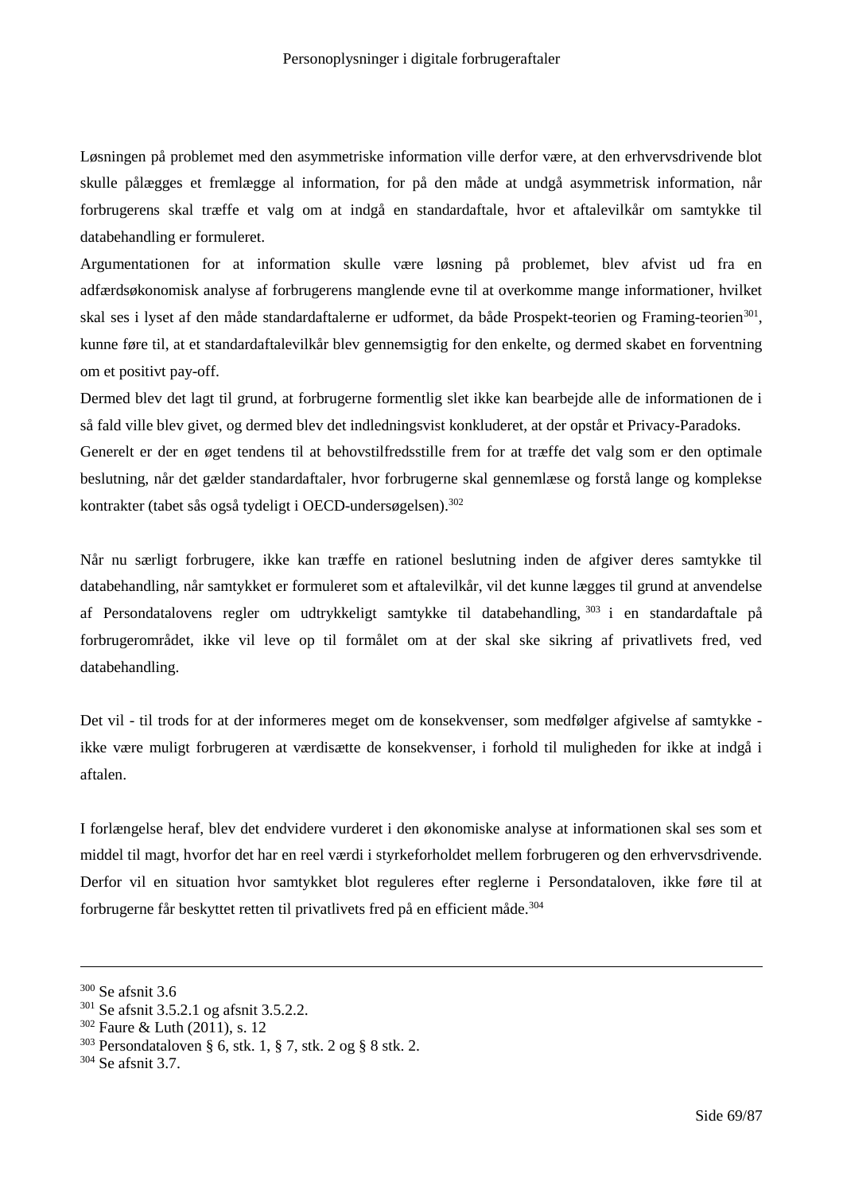Løsningen på problemet med den asymmetriske information ville derfor være, at den erhvervsdrivende blot skulle pålægges et fremlægge al information, for på den måde at undgå asymmetrisk information, når forbrugerens skal træffe et valg om at indgå en standardaftale, hvor et aftalevilkår om samtykke til databehandling er formuleret.

Argumentationen for at information skulle være løsning på problemet, blev afvist ud fra en adfærdsøkonomisk analyse af forbrugerens manglende evne til at overkomme mange informationer, hvilket skal ses i lyset af den måde standardaftalerne er udformet, da både Prospekt-teorien og Framing-teorien[301], kunne føre til, at et standardaftalevilkår blev gennemsigtig for den enkelte, og dermed skabet en forventning om et positivt pay-off.

Dermed blev det lagt til grund, at forbrugerne formentlig slet ikke kan bearbejde alle de informationen de i så fald ville blev givet, og dermed blev det indledningsvist konkluderet, at der opstår et Privacy-Paradoks.

Generelt er der en øget tendens til at behovstilfredsstille frem for at træffe det valg som er den optimale beslutning, når det gælder standardaftaler, hvor forbrugerne skal gennemlæse og forstå lange og komplekse kontrakter (tabet sås også tydeligt i OECD-undersøgelsen).[302]

Når nu særligt forbrugere, ikke kan træffe en rationel beslutning inden de afgiver deres samtykke til databehandling, når samtykket er formuleret som et aftalevilkår, vil det kunne lægges til grund at anvendelse af Persondatalovens regler om udtrykkeligt samtykke til databehandling,[303] i en standardaftale på forbrugerområdet, ikke vil leve op til formålet om at der skal ske sikring af privatlivets fred, ved databehandling.

Det vil - til trods for at der informeres meget om de konsekvenser, som medfølger afgivelse af samtykke - ikke være muligt forbrugeren at værdisætte de konsekvenser, i forhold til muligheden for ikke at indgå i aftalen.

I forlængelse heraf, blev det endvidere vurderet i den økonomiske analyse at informationen skal ses som et middel til magt, hvorfor det har en reel værdi i styrkeforholdet mellem forbrugeren og den erhvervsdrivende. Derfor vil en situation hvor samtykket blot reguleres efter reglerne i Persondataloven, ikke føre til at forbrugerne får beskyttet retten til privatlivets fred på en efficient måde.[304]

---

[300] Se afsnit 3.6
[301] Se afsnit 3.5.2.1 og afsnit 3.5.2.2.
[302] Faure & Luth (2011), s. 12
[303] Persondataloven § 6, stk. 1, § 7, stk. 2 og § 8 stk. 2.
[304] Se afsnit 3.7.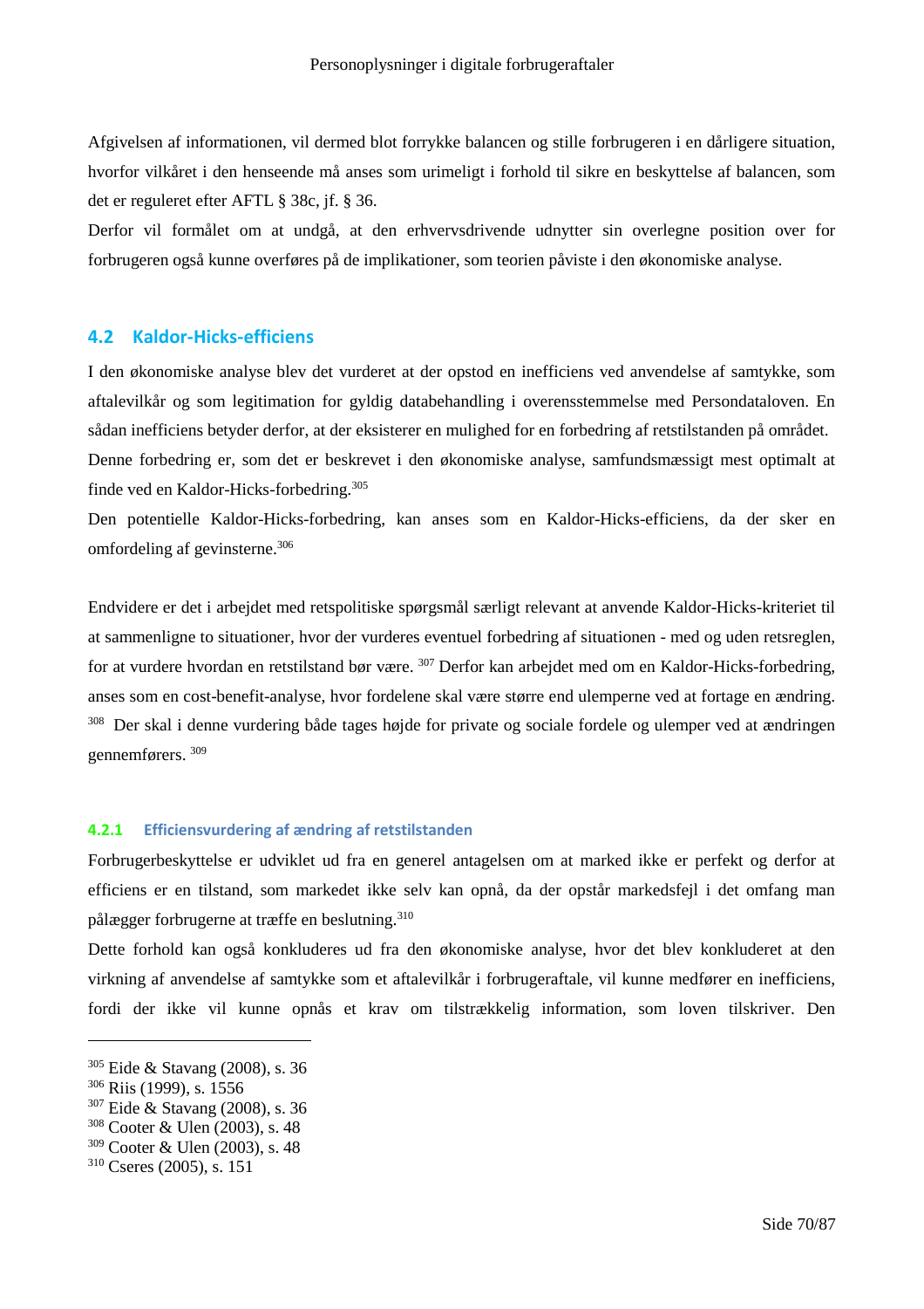Afgivelsen af informationen, vil dermed blot forrykke balancen og stille forbrugeren i en dårligere situation, hvorfor vilkåret i den henseende må anses som urimeligt i forhold til sikre en beskyttelse af balancen, som det er reguleret efter AFTL § 38c, jf. § 36.

Derfor vil formålet om at undgå, at den erhvervsdrivende udnytter sin overlegne position over for forbrugeren også kunne overføres på de implikationer, som teorien påviste i den økonomiske analyse.

## 4.2 Kaldor-Hicks-efficiens

I den økonomiske analyse blev det vurderet at der opstod en inefficiens ved anvendelse af samtykke, som aftalevilkår og som legitimation for gyldig databehandling i overensstemmelse med Persondataloven. En sådan inefficiens betyder derfor, at der eksisterer en mulighed for en forbedring af retstilstanden på området.

Denne forbedring er, som det er beskrevet i den økonomiske analyse, samfundsmæssigt mest optimalt at finde ved en Kaldor-Hicks-forbedring.[305]

Den potentielle Kaldor-Hicks-forbedring, kan anses som en Kaldor-Hicks-efficiens, da der sker en omfordeling af gevinsterne.[306]

Endvidere er det i arbejdet med retspolitiske spørgsmål særligt relevant at anvende Kaldor-Hicks-kriteriet til at sammenligne to situationer, hvor der vurderes eventuel forbedring af situationen - med og uden retsreglen, for at vurdere hvordan en retstilstand bør være. [307] Derfor kan arbejdet med om en Kaldor-Hicks-forbedring, anses som en cost-benefit-analyse, hvor fordelene skal være større end ulemperne ved at fortage en ændring. [308] Der skal i denne vurdering både tages højde for private og sociale fordele og ulemper ved at ændringen gennemførers. [309]

### 4.2.1 Efficiensvurdering af ændring af retstilstanden

Forbrugerbeskyttelse er udviklet ud fra en generel antagelsen om at marked ikke er perfekt og derfor at efficiens er en tilstand, som markedet ikke selv kan opnå, da der opstår markedsfejl i det omfang man pålægger forbrugerne at træffe en beslutning.[310]

Dette forhold kan også konkluderes ud fra den økonomiske analyse, hvor det blev konkluderet at den virkning af anvendelse af samtykke som et aftalevilkår i forbrugeraftale, vil kunne medfører en inefficiens, fordi der ikke vil kunne opnås et krav om tilstrækkelig information, som loven tilskriver. Den

---

[305] Eide & Stavang (2008), s. 36

[306] Riis (1999), s. 1556

[307] Eide & Stavang (2008), s. 36

[308] Cooter & Ulen (2003), s. 48

[309] Cooter & Ulen (2003), s. 48

[310] Cseres (2005), s. 151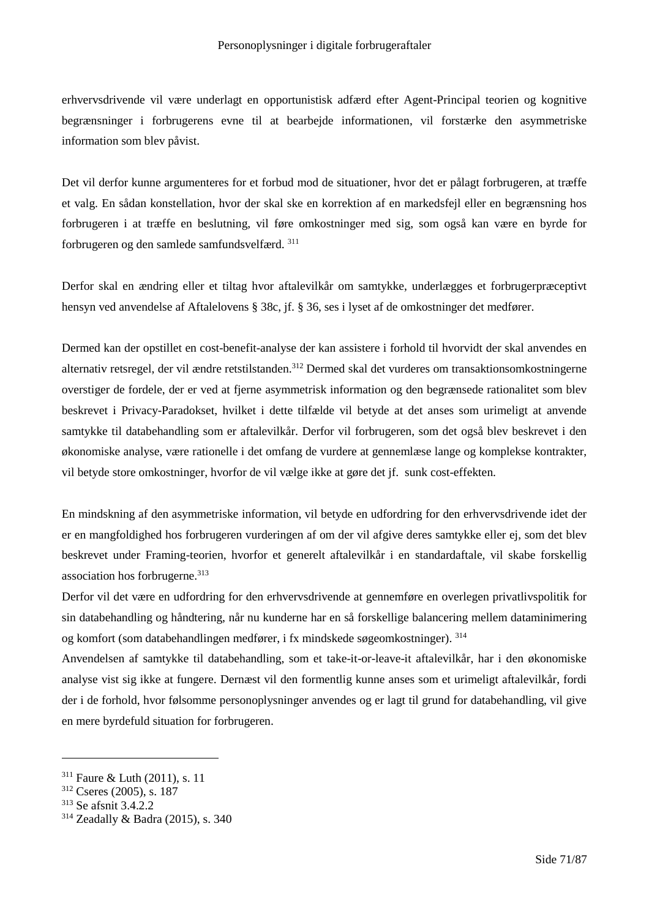erhvervsdrivende vil være underlagt en opportunistisk adfærd efter Agent-Principal teorien og kognitive begrænsninger i forbrugerens evne til at bearbejde informationen, vil forstærke den asymmetriske information som blev påvist.

Det vil derfor kunne argumenteres for et forbud mod de situationer, hvor det er pålagt forbrugeren, at træffe et valg. En sådan konstellation, hvor der skal ske en korrektion af en markedsfejl eller en begrænsning hos forbrugeren i at træffe en beslutning, vil føre omkostninger med sig, som også kan være en byrde for forbrugeren og den samlede samfundsvelfærd. [311]

Derfor skal en ændring eller et tiltag hvor aftalevilkår om samtykke, underlægges et forbrugerpræceptivt hensyn ved anvendelse af Aftalelovens § 38c, jf. § 36, ses i lyset af de omkostninger det medfører.

Dermed kan der opstillet en cost-benefit-analyse der kan assistere i forhold til hvorvidt der skal anvendes en alternativ retsregel, der vil ændre retstilstanden.[312] Dermed skal det vurderes om transaktionsomkostningerne overstiger de fordele, der er ved at fjerne asymmetrisk information og den begrænsede rationalitet som blev beskrevet i Privacy-Paradokset, hvilket i dette tilfælde vil betyde at det anses som urimeligt at anvende samtykke til databehandling som er aftalevilkår. Derfor vil forbrugeren, som det også blev beskrevet i den økonomiske analyse, være rationelle i det omfang de vurdere at gennemlæse lange og komplekse kontrakter, vil betyde store omkostninger, hvorfor de vil vælge ikke at gøre det jf. sunk cost-effekten.

En mindskning af den asymmetriske information, vil betyde en udfordring for den erhvervsdrivende idet der er en mangfoldighed hos forbrugeren vurderingen af om der vil afgive deres samtykke eller ej, som det blev beskrevet under Framing-teorien, hvorfor et generelt aftalevilkår i en standardaftale, vil skabe forskellig association hos forbrugerne.[313]
Derfor vil det være en udfordring for den erhvervsdrivende at gennemføre en overlegen privatlivspolitik for sin databehandling og håndtering, når nu kunderne har en så forskellige balancering mellem dataminimering og komfort (som databehandlingen medfører, i fx mindskede søgeomkostninger). [314]
Anvendelsen af samtykke til databehandling, som et take-it-or-leave-it aftalevilkår, har i den økonomiske analyse vist sig ikke at fungere. Dernæst vil den formentlig kunne anses som et urimeligt aftalevilkår, fordi der i de forhold, hvor følsomme personoplysninger anvendes og er lagt til grund for databehandling, vil give en mere byrdefuld situation for forbrugeren.

---

[311] Faure & Luth (2011), s. 11
[312] Cseres (2005), s. 187
[313] Se afsnit 3.4.2.2
[314] Zeadally & Badra (2015), s. 340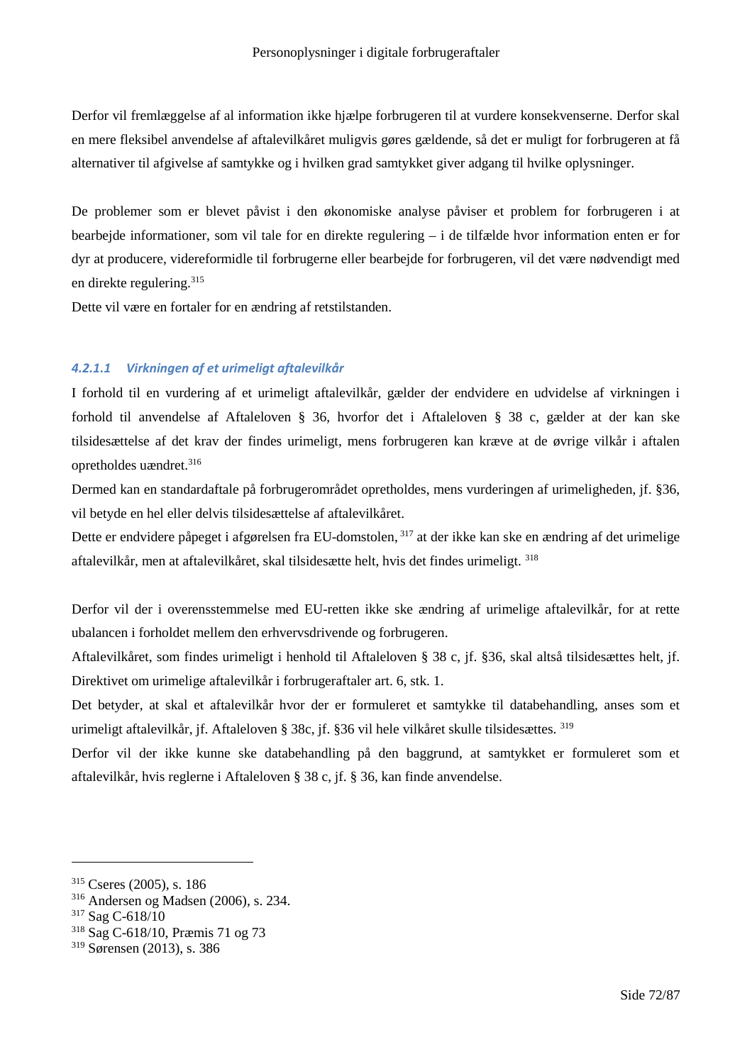Derfor vil fremlæggelse af al information ikke hjælpe forbrugeren til at vurdere konsekvenserne. Derfor skal en mere fleksibel anvendelse af aftalevilkåret muligvis gøres gældende, så det er muligt for forbrugeren at få alternativer til afgivelse af samtykke og i hvilken grad samtykket giver adgang til hvilke oplysninger.

De problemer som er blevet påvist i den økonomiske analyse påviser et problem for forbrugeren i at bearbejde informationer, som vil tale for en direkte regulering – i de tilfælde hvor information enten er for dyr at producere, videreformidle til forbrugerne eller bearbejde for forbrugeren, vil det være nødvendigt med en direkte regulering.[315]

Dette vil være en fortaler for en ændring af retstilstanden.

#### *4.2.1.1 Virkningen af et urimeligt aftalevilkår*

I forhold til en vurdering af et urimeligt aftalevilkår, gælder der endvidere en udvidelse af virkningen i forhold til anvendelse af Aftaleloven § 36, hvorfor det i Aftaleloven § 38 c, gælder at der kan ske tilsidesættelse af det krav der findes urimeligt, mens forbrugeren kan kræve at de øvrige vilkår i aftalen opretholdes uændret.[316]

Dermed kan en standardaftale på forbrugerområdet opretholdes, mens vurderingen af urimeligheden, jf. §36, vil betyde en hel eller delvis tilsidesættelse af aftalevilkåret.

Dette er endvidere påpeget i afgørelsen fra EU-domstolen,[317] at der ikke kan ske en ændring af det urimelige aftalevilkår, men at aftalevilkåret, skal tilsidesætte helt, hvis det findes urimeligt.[318]

Derfor vil der i overensstemmelse med EU-retten ikke ske ændring af urimelige aftalevilkår, for at rette ubalancen i forholdet mellem den erhvervsdrivende og forbrugeren.

Aftalevilkåret, som findes urimeligt i henhold til Aftaleloven § 38 c, jf. §36, skal altså tilsidesættes helt, jf. Direktivet om urimelige aftalevilkår i forbrugeraftaler art. 6, stk. 1.

Det betyder, at skal et aftalevilkår hvor der er formuleret et samtykke til databehandling, anses som et urimeligt aftalevilkår, jf. Aftaleloven § 38c, jf. §36 vil hele vilkåret skulle tilsidesættes.[319]

Derfor vil der ikke kunne ske databehandling på den baggrund, at samtykket er formuleret som et aftalevilkår, hvis reglerne i Aftaleloven § 38 c, jf. § 36, kan finde anvendelse.

---

[315] Cseres (2005), s. 186

[316] Andersen og Madsen (2006), s. 234.

[317] Sag C-618/10

[318] Sag C-618/10, Præmis 71 og 73

[319] Sørensen (2013), s. 386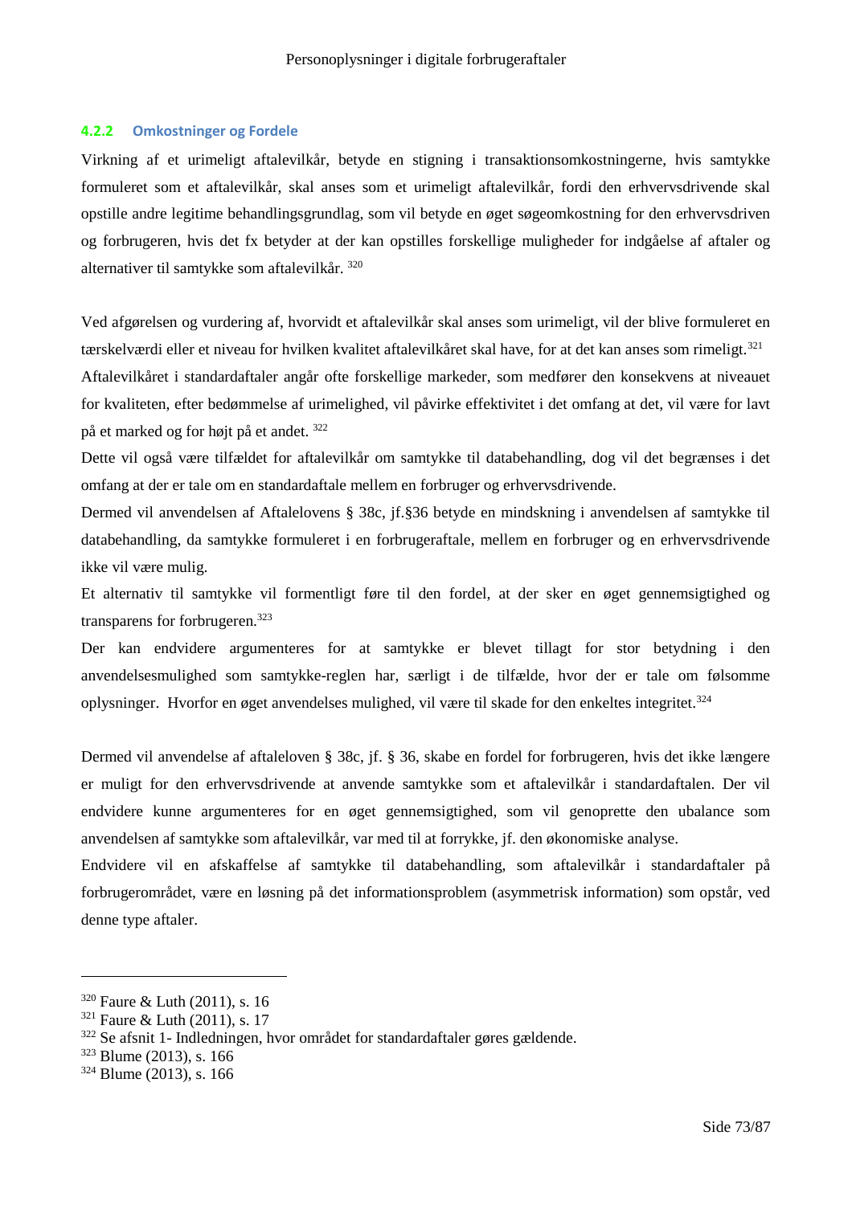### 4.2.2 Omkostninger og Fordele

Virkning af et urimeligt aftalevilkår, betyde en stigning i transaktionsomkostningerne, hvis samtykke formuleret som et aftalevilkår, skal anses som et urimeligt aftalevilkår, fordi den erhvervsdrivende skal opstille andre legitime behandlingsgrundlag, som vil betyde en øget søgeomkostning for den erhvervsdriven og forbrugeren, hvis det fx betyder at der kan opstilles forskellige muligheder for indgåelse af aftaler og alternativer til samtykke som aftalevilkår. [320]

Ved afgørelsen og vurdering af, hvorvidt et aftalevilkår skal anses som urimeligt, vil der blive formuleret en tærskelværdi eller et niveau for hvilken kvalitet aftalevilkåret skal have, for at det kan anses som rimeligt.[321]

Aftalevilkåret i standardaftaler angår ofte forskellige markeder, som medfører den konsekvens at niveauet for kvaliteten, efter bedømmelse af urimelighed, vil påvirke effektivitet i det omfang at det, vil være for lavt på et marked og for højt på et andet. [322]

Dette vil også være tilfældet for aftalevilkår om samtykke til databehandling, dog vil det begrænses i det omfang at der er tale om en standardaftale mellem en forbruger og erhvervsdrivende.

Dermed vil anvendelsen af Aftalelovens § 38c, jf.§36 betyde en mindskning i anvendelsen af samtykke til databehandling, da samtykke formuleret i en forbrugeraftale, mellem en forbruger og en erhvervsdrivende ikke vil være mulig.

Et alternativ til samtykke vil formentligt føre til den fordel, at der sker en øget gennemsigtighed og transparens for forbrugeren.[323]

Der kan endvidere argumenteres for at samtykke er blevet tillagt for stor betydning i den anvendelsesmulighed som samtykke-reglen har, særligt i de tilfælde, hvor der er tale om følsomme oplysninger. Hvorfor en øget anvendelses mulighed, vil være til skade for den enkeltes integritet.[324]

Dermed vil anvendelse af aftaleloven § 38c, jf. § 36, skabe en fordel for forbrugeren, hvis det ikke længere er muligt for den erhvervsdrivende at anvende samtykke som et aftalevilkår i standardaftalen. Der vil endvidere kunne argumenteres for en øget gennemsigtighed, som vil genoprette den ubalance som anvendelsen af samtykke som aftalevilkår, var med til at forrykke, jf. den økonomiske analyse.

Endvidere vil en afskaffelse af samtykke til databehandling, som aftalevilkår i standardaftaler på forbrugerområdet, være en løsning på det informationsproblem (asymmetrisk information) som opstår, ved denne type aftaler.

---

[320] Faure & Luth (2011), s. 16
[321] Faure & Luth (2011), s. 17
[322] Se afsnit 1- Indledningen, hvor området for standardaftaler gøres gældende.
[323] Blume (2013), s. 166
[324] Blume (2013), s. 166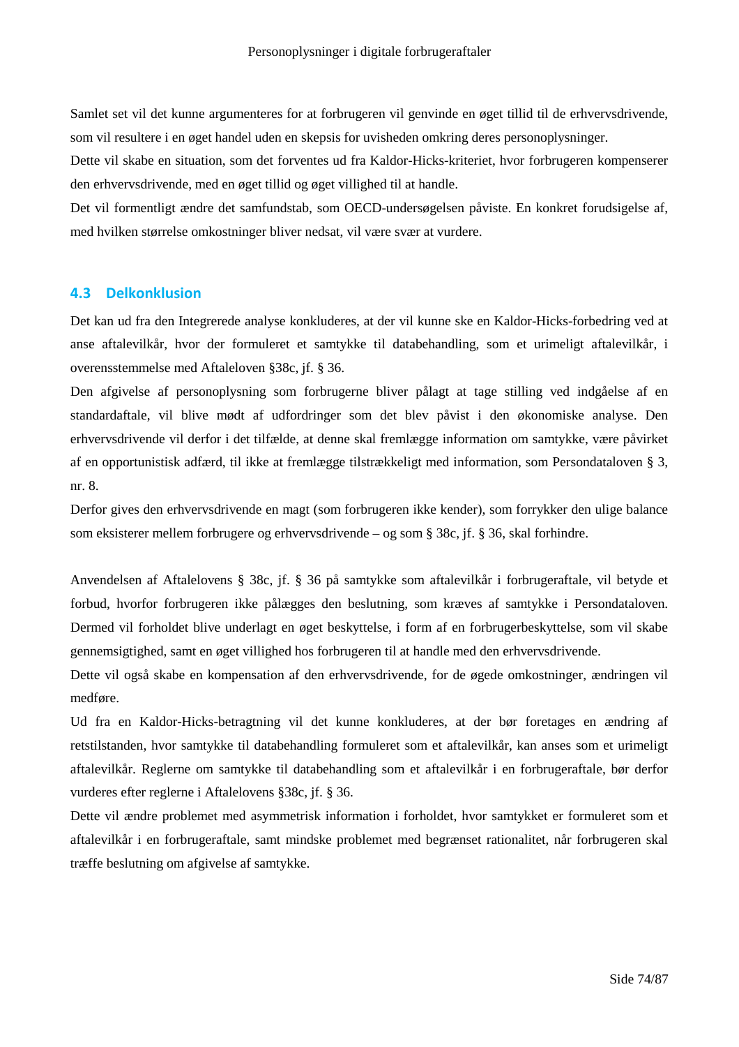Samlet set vil det kunne argumenteres for at forbrugeren vil genvinde en øget tillid til de erhvervsdrivende, som vil resultere i en øget handel uden en skepsis for uvisheden omkring deres personoplysninger.
Dette vil skabe en situation, som det forventes ud fra Kaldor-Hicks-kriteriet, hvor forbrugeren kompenserer den erhvervsdrivende, med en øget tillid og øget villighed til at handle.
Det vil formentligt ændre det samfundstab, som OECD-undersøgelsen påviste. En konkret forudsigelse af, med hvilken størrelse omkostninger bliver nedsat, vil være svær at vurdere.

## 4.3 Delkonklusion

Det kan ud fra den Integrerede analyse konkluderes, at der vil kunne ske en Kaldor-Hicks-forbedring ved at anse aftalevilkår, hvor der formuleret et samtykke til databehandling, som et urimeligt aftalevilkår, i overensstemmelse med Aftaleloven §38c, jf. § 36.
Den afgivelse af personoplysning som forbrugerne bliver pålagt at tage stilling ved indgåelse af en standardaftale, vil blive mødt af udfordringer som det blev påvist i den økonomiske analyse. Den erhvervsdrivende vil derfor i det tilfælde, at denne skal fremlægge information om samtykke, være påvirket af en opportunistisk adfærd, til ikke at fremlægge tilstrækkeligt med information, som Persondataloven § 3, nr. 8.
Derfor gives den erhvervsdrivende en magt (som forbrugeren ikke kender), som forrykker den ulige balance som eksisterer mellem forbrugere og erhvervsdrivende – og som § 38c, jf. § 36, skal forhindre.

Anvendelsen af Aftalelovens § 38c, jf. § 36 på samtykke som aftalevilkår i forbrugeraftale, vil betyde et forbud, hvorfor forbrugeren ikke pålægges den beslutning, som kræves af samtykke i Persondataloven. Dermed vil forholdet blive underlagt en øget beskyttelse, i form af en forbrugerbeskyttelse, som vil skabe gennemsigtighed, samt en øget villighed hos forbrugeren til at handle med den erhvervsdrivende.
Dette vil også skabe en kompensation af den erhvervsdrivende, for de øgede omkostninger, ændringen vil medføre.
Ud fra en Kaldor-Hicks-betragtning vil det kunne konkluderes, at der bør foretages en ændring af retstilstanden, hvor samtykke til databehandling formuleret som et aftalevilkår, kan anses som et urimeligt aftalevilkår. Reglerne om samtykke til databehandling som et aftalevilkår i en forbrugeraftale, bør derfor vurderes efter reglerne i Aftalelovens §38c, jf. § 36.
Dette vil ændre problemet med asymmetrisk information i forholdet, hvor samtykket er formuleret som et aftalevilkår i en forbrugeraftale, samt mindske problemet med begrænset rationalitet, når forbrugeren skal træffe beslutning om afgivelse af samtykke.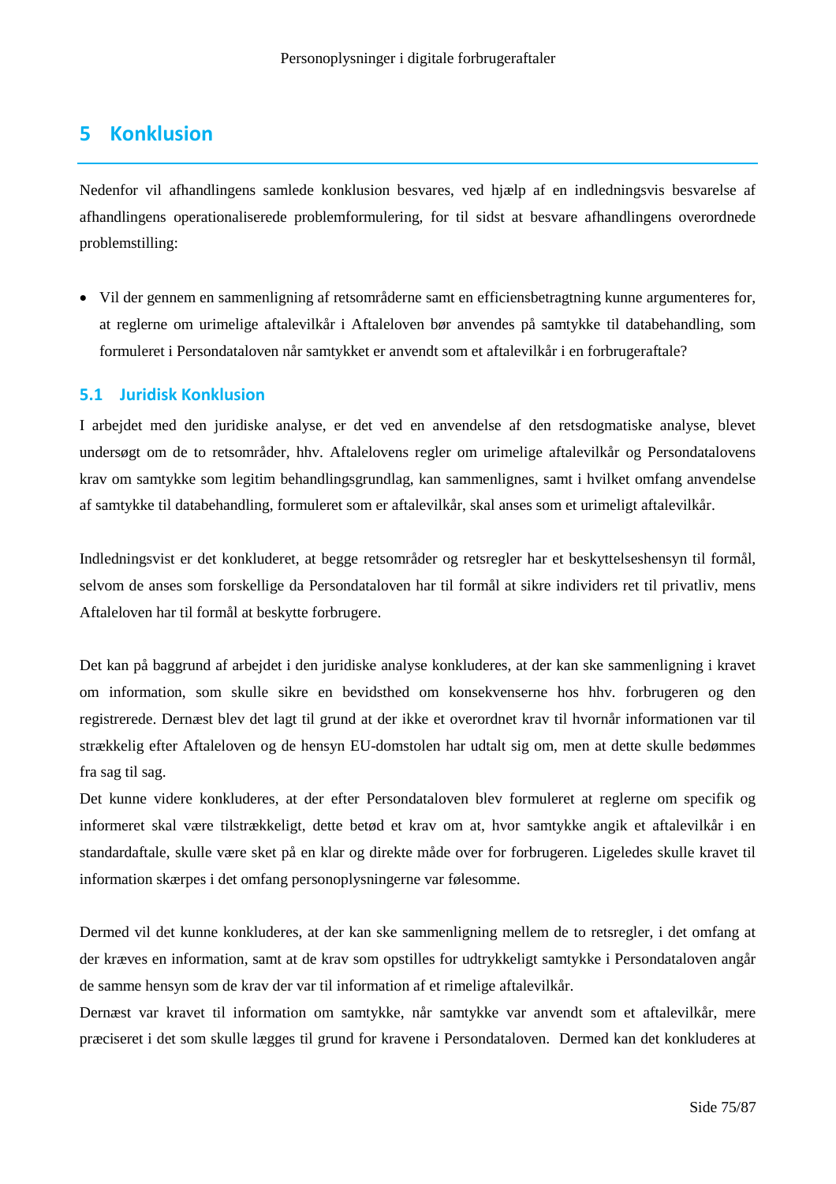# 5 Konklusion

Nedenfor vil afhandlingens samlede konklusion besvares, ved hjælp af en indledningsvis besvarelse af afhandlingens operationaliserede problemformulering, for til sidst at besvare afhandlingens overordnede problemstilling:

- Vil der gennem en sammenligning af retsområderne samt en efficiensbetragtning kunne argumenteres for, at reglerne om urimelige aftalevilkår i Aftaleloven bør anvendes på samtykke til databehandling, som formuleret i Persondataloven når samtykket er anvendt som et aftalevilkår i en forbrugeraftale?

## 5.1 Juridisk Konklusion

I arbejdet med den juridiske analyse, er det ved en anvendelse af den retsdogmatiske analyse, blevet undersøgt om de to retsområder, hhv. Aftalelovens regler om urimelige aftalevilkår og Persondatalovens krav om samtykke som legitim behandlingsgrundlag, kan sammenlignes, samt i hvilket omfang anvendelse af samtykke til databehandling, formuleret som er aftalevilkår, skal anses som et urimeligt aftalevilkår.

Indledningsvist er det konkluderet, at begge retsområder og retsregler har et beskyttelseshensyn til formål, selvom de anses som forskellige da Persondataloven har til formål at sikre individers ret til privatliv, mens Aftaleloven har til formål at beskytte forbrugere.

Det kan på baggrund af arbejdet i den juridiske analyse konkluderes, at der kan ske sammenligning i kravet om information, som skulle sikre en bevidsthed om konsekvenserne hos hhv. forbrugeren og den registrerede. Dernæst blev det lagt til grund at der ikke et overordnet krav til hvornår informationen var til strækkelig efter Aftaleloven og de hensyn EU-domstolen har udtalt sig om, men at dette skulle bedømmes fra sag til sag.

Det kunne videre konkluderes, at der efter Persondataloven blev formuleret at reglerne om specifik og informeret skal være tilstrækkeligt, dette betød et krav om at, hvor samtykke angik et aftalevilkår i en standardaftale, skulle være sket på en klar og direkte måde over for forbrugeren. Ligeledes skulle kravet til information skærpes i det omfang personoplysningerne var følesomme.

Dermed vil det kunne konkluderes, at der kan ske sammenligning mellem de to retsregler, i det omfang at der kræves en information, samt at de krav som opstilles for udtrykkeligt samtykke i Persondataloven angår de samme hensyn som de krav der var til information af et rimelige aftalevilkår.

Dernæst var kravet til information om samtykke, når samtykke var anvendt som et aftalevilkår, mere præciseret i det som skulle lægges til grund for kravene i Persondataloven. Dermed kan det konkluderes at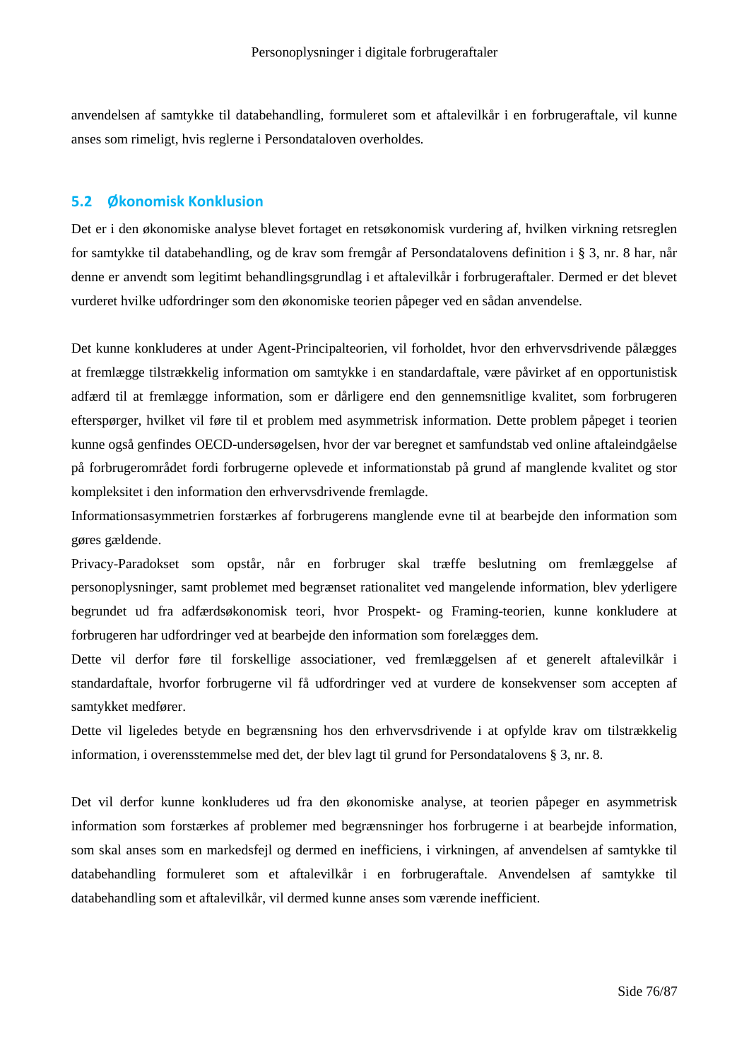anvendelsen af samtykke til databehandling, formuleret som et aftalevilkår i en forbrugeraftale, vil kunne anses som rimeligt, hvis reglerne i Persondataloven overholdes.

## 5.2 Økonomisk Konklusion

Det er i den økonomiske analyse blevet fortaget en retsøkonomisk vurdering af, hvilken virkning retsreglen for samtykke til databehandling, og de krav som fremgår af Persondatalovens definition i § 3, nr. 8 har, når denne er anvendt som legitimt behandlingsgrundlag i et aftalevilkår i forbrugeraftaler. Dermed er det blevet vurderet hvilke udfordringer som den økonomiske teorien påpeger ved en sådan anvendelse.

Det kunne konkluderes at under Agent-Principalteorien, vil forholdet, hvor den erhvervsdrivende pålægges at fremlægge tilstrækkelig information om samtykke i en standardaftale, være påvirket af en opportunistisk adfærd til at fremlægge information, som er dårligere end den gennemsnitlige kvalitet, som forbrugeren efterspørger, hvilket vil føre til et problem med asymmetrisk information. Dette problem påpeget i teorien kunne også genfindes OECD-undersøgelsen, hvor der var beregnet et samfundstab ved online aftaleindgåelse på forbrugerområdet fordi forbrugerne oplevede et informationstab på grund af manglende kvalitet og stor kompleksitet i den information den erhvervsdrivende fremlagde.

Informationsasymmetrien forstærkes af forbrugerens manglende evne til at bearbejde den information som gøres gældende.

Privacy-Paradokset som opstår, når en forbruger skal træffe beslutning om fremlæggelse af personoplysninger, samt problemet med begrænset rationalitet ved mangelende information, blev yderligere begrundet ud fra adfærdsøkonomisk teori, hvor Prospekt- og Framing-teorien, kunne konkludere at forbrugeren har udfordringer ved at bearbejde den information som forelægges dem.

Dette vil derfor føre til forskellige associationer, ved fremlæggelsen af et generelt aftalevilkår i standardaftale, hvorfor forbrugerne vil få udfordringer ved at vurdere de konsekvenser som accepten af samtykket medfører.

Dette vil ligeledes betyde en begrænsning hos den erhvervsdrivende i at opfylde krav om tilstrækkelig information, i overensstemmelse med det, der blev lagt til grund for Persondatalovens § 3, nr. 8.

Det vil derfor kunne konkluderes ud fra den økonomiske analyse, at teorien påpeger en asymmetrisk information som forstærkes af problemer med begrænsninger hos forbrugerne i at bearbejde information, som skal anses som en markedsfejl og dermed en inefficiens, i virkningen, af anvendelsen af samtykke til databehandling formuleret som et aftalevilkår i en forbrugeraftale. Anvendelsen af samtykke til databehandling som et aftalevilkår, vil dermed kunne anses som værende inefficient.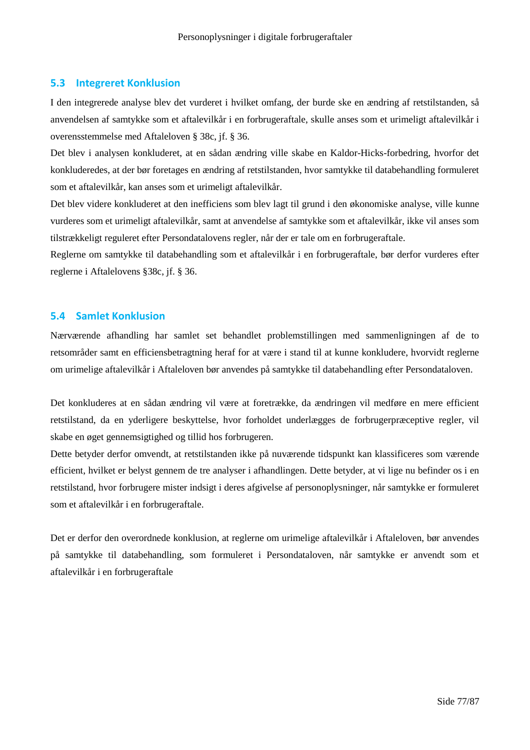## 5.3 Integreret Konklusion

I den integrerede analyse blev det vurderet i hvilket omfang, der burde ske en ændring af retstilstanden, så anvendelsen af samtykke som et aftalevilkår i en forbrugeraftale, skulle anses som et urimeligt aftalevilkår i overensstemmelse med Aftaleloven § 38c, jf. § 36.

Det blev i analysen konkluderet, at en sådan ændring ville skabe en Kaldor-Hicks-forbedring, hvorfor det konkluderedes, at der bør foretages en ændring af retstilstanden, hvor samtykke til databehandling formuleret som et aftalevilkår, kan anses som et urimeligt aftalevilkår.

Det blev videre konkluderet at den inefficiens som blev lagt til grund i den økonomiske analyse, ville kunne vurderes som et urimeligt aftalevilkår, samt at anvendelse af samtykke som et aftalevilkår, ikke vil anses som tilstrækkeligt reguleret efter Persondatalovens regler, når der er tale om en forbrugeraftale.

Reglerne om samtykke til databehandling som et aftalevilkår i en forbrugeraftale, bør derfor vurderes efter reglerne i Aftalelovens §38c, jf. § 36.

## 5.4 Samlet Konklusion

Nærværende afhandling har samlet set behandlet problemstillingen med sammenligningen af de to retsområder samt en efficiensbetragtning heraf for at være i stand til at kunne konkludere, hvorvidt reglerne om urimelige aftalevilkår i Aftaleloven bør anvendes på samtykke til databehandling efter Persondataloven.

Det konkluderes at en sådan ændring vil være at foretrække, da ændringen vil medføre en mere efficient retstilstand, da en yderligere beskyttelse, hvor forholdet underlægges de forbrugerpræceptive regler, vil skabe en øget gennemsigtighed og tillid hos forbrugeren.

Dette betyder derfor omvendt, at retstilstanden ikke på nuværende tidspunkt kan klassificeres som værende efficient, hvilket er belyst gennem de tre analyser i afhandlingen. Dette betyder, at vi lige nu befinder os i en retstilstand, hvor forbrugere mister indsigt i deres afgivelse af personoplysninger, når samtykke er formuleret som et aftalevilkår i en forbrugeraftale.

Det er derfor den overordnede konklusion, at reglerne om urimelige aftalevilkår i Aftaleloven, bør anvendes på samtykke til databehandling, som formuleret i Persondataloven, når samtykke er anvendt som et aftalevilkår i en forbrugeraftale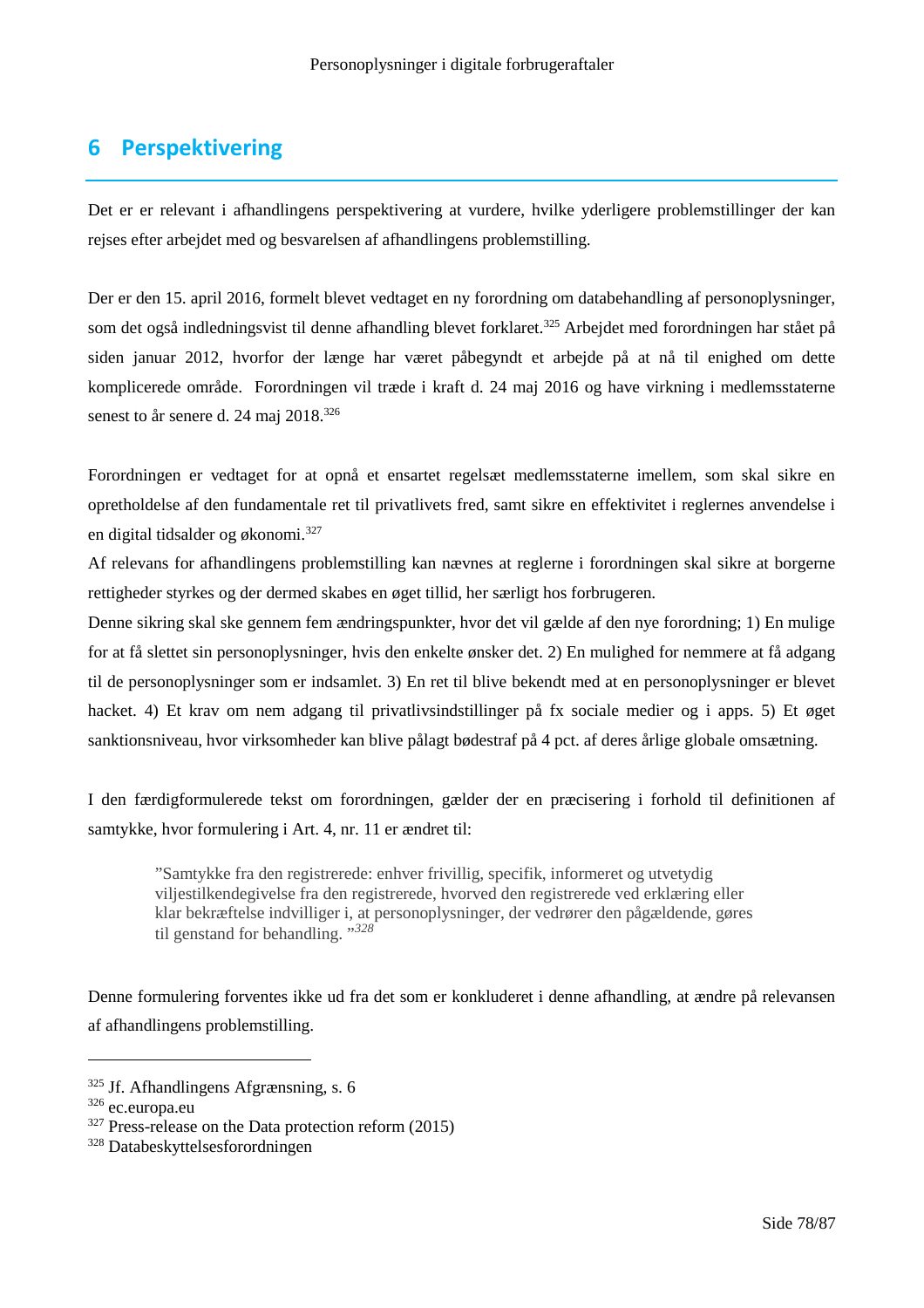# 6 Perspektivering

Det er er relevant i afhandlingens perspektivering at vurdere, hvilke yderligere problemstillinger der kan rejses efter arbejdet med og besvarelsen af afhandlingens problemstilling.

Der er den 15. april 2016, formelt blevet vedtaget en ny forordning om databehandling af personoplysninger, som det også indledningsvist til denne afhandling blevet forklaret.[325] Arbejdet med forordningen har stået på siden januar 2012, hvorfor der længe har været påbegyndt et arbejde på at nå til enighed om dette komplicerede område. Forordningen vil træde i kraft d. 24 maj 2016 og have virkning i medlemsstaterne senest to år senere d. 24 maj 2018.[326]

Forordningen er vedtaget for at opnå et ensartet regelsæt medlemsstaterne imellem, som skal sikre en opretholdelse af den fundamentale ret til privatlivets fred, samt sikre en effektivitet i reglernes anvendelse i en digital tidsalder og økonomi.[327]

Af relevans for afhandlingens problemstilling kan nævnes at reglerne i forordningen skal sikre at borgerne rettigheder styrkes og der dermed skabes en øget tillid, her særligt hos forbrugeren.

Denne sikring skal ske gennem fem ændringspunkter, hvor det vil gælde af den nye forordning; 1) En mulige for at få slettet sin personoplysninger, hvis den enkelte ønsker det. 2) En mulighed for nemmere at få adgang til de personoplysninger som er indsamlet. 3) En ret til blive bekendt med at en personoplysninger er blevet hacket. 4) Et krav om nem adgang til privatlivsindstillinger på fx sociale medier og i apps. 5) Et øget sanktionsniveau, hvor virksomheder kan blive pålagt bødestraf på 4 pct. af deres årlige globale omsætning.

I den færdigformulerede tekst om forordningen, gælder der en præcisering i forhold til definitionen af samtykke, hvor formulering i Art. 4, nr. 11 er ændret til:

> ”Samtykke fra den registrerede: enhver frivillig, specifik, informeret og utvetydig viljestilkendegivelse fra den registrerede, hvorved den registrerede ved erklæring eller klar bekræftelse indvilliger i, at personoplysninger, der vedrører den pågældende, gøres til genstand for behandling. ”[328]

Denne formulering forventes ikke ud fra det som er konkluderet i denne afhandling, at ændre på relevansen af afhandlingens problemstilling.

---

[325] Jf. Afhandlingens Afgrænsning, s. 6
[326] ec.europa.eu
[327] Press-release on the Data protection reform (2015)
[328] Databeskyttelsesforordningen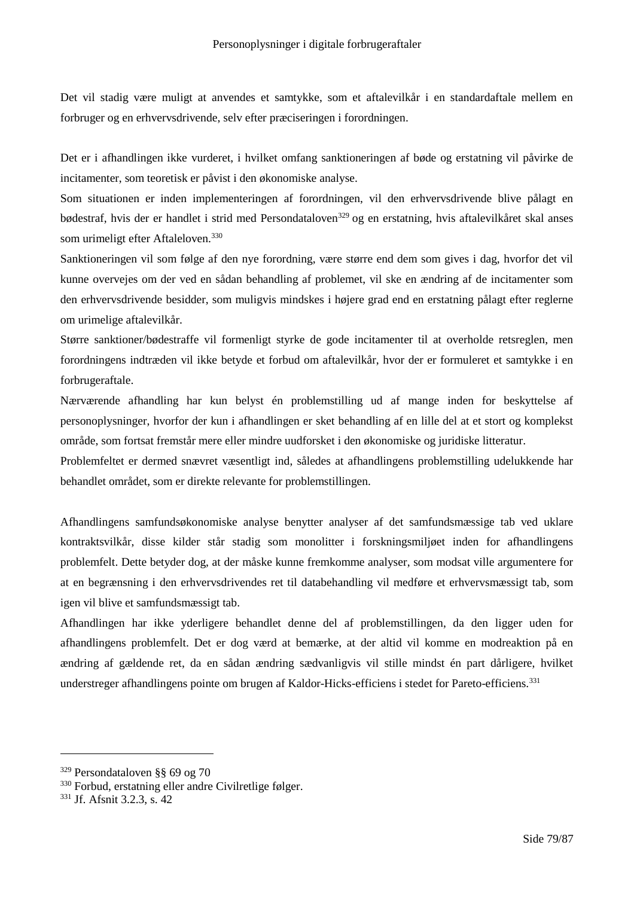Det vil stadig være muligt at anvendes et samtykke, som et aftalevilkår i en standardaftale mellem en forbruger og en erhvervsdrivende, selv efter præciseringen i forordningen.

Det er i afhandlingen ikke vurderet, i hvilket omfang sanktioneringen af bøde og erstatning vil påvirke de incitamenter, som teoretisk er påvist i den økonomiske analyse.

Som situationen er inden implementeringen af forordningen, vil den erhvervsdrivende blive pålagt en bødestraf, hvis der er handlet i strid med Persondataloven[329] og en erstatning, hvis aftalevilkåret skal anses som urimeligt efter Aftaleloven.[330]

Sanktioneringen vil som følge af den nye forordning, være større end dem som gives i dag, hvorfor det vil kunne overvejes om der ved en sådan behandling af problemet, vil ske en ændring af de incitamenter som den erhvervsdrivende besidder, som muligvis mindskes i højere grad end en erstatning pålagt efter reglerne om urimelige aftalevilkår.

Større sanktioner/bødestraffe vil formenligt styrke de gode incitamenter til at overholde retsreglen, men forordningens indtræden vil ikke betyde et forbud om aftalevilkår, hvor der er formuleret et samtykke i en forbrugeraftale.

Nærværende afhandling har kun belyst én problemstilling ud af mange inden for beskyttelse af personoplysninger, hvorfor der kun i afhandlingen er sket behandling af en lille del at et stort og komplekst område, som fortsat fremstår mere eller mindre uudforsket i den økonomiske og juridiske litteratur.

Problemfeltet er dermed snævret væsentligt ind, således at afhandlingens problemstilling udelukkende har behandlet området, som er direkte relevante for problemstillingen.

Afhandlingens samfundsøkonomiske analyse benytter analyser af det samfundsmæssige tab ved uklare kontraktsvilkår, disse kilder står stadig som monolitter i forskningsmiljøet inden for afhandlingens problemfelt. Dette betyder dog, at der måske kunne fremkomme analyser, som modsat ville argumentere for at en begrænsning i den erhvervsdrivendes ret til databehandling vil medføre et erhvervsmæssigt tab, som igen vil blive et samfundsmæssigt tab.

Afhandlingen har ikke yderligere behandlet denne del af problemstillingen, da den ligger uden for afhandlingens problemfelt. Det er dog værd at bemærke, at der altid vil komme en modreaktion på en ændring af gældende ret, da en sådan ændring sædvanligvis vil stille mindst én part dårligere, hvilket understreger afhandlingens pointe om brugen af Kaldor-Hicks-efficiens i stedet for Pareto-efficiens.[331]

---

[329] Persondataloven §§ 69 og 70

[330] Forbud, erstatning eller andre Civilretlige følger.

[331] Jf. Afsnit 3.2.3, s. 42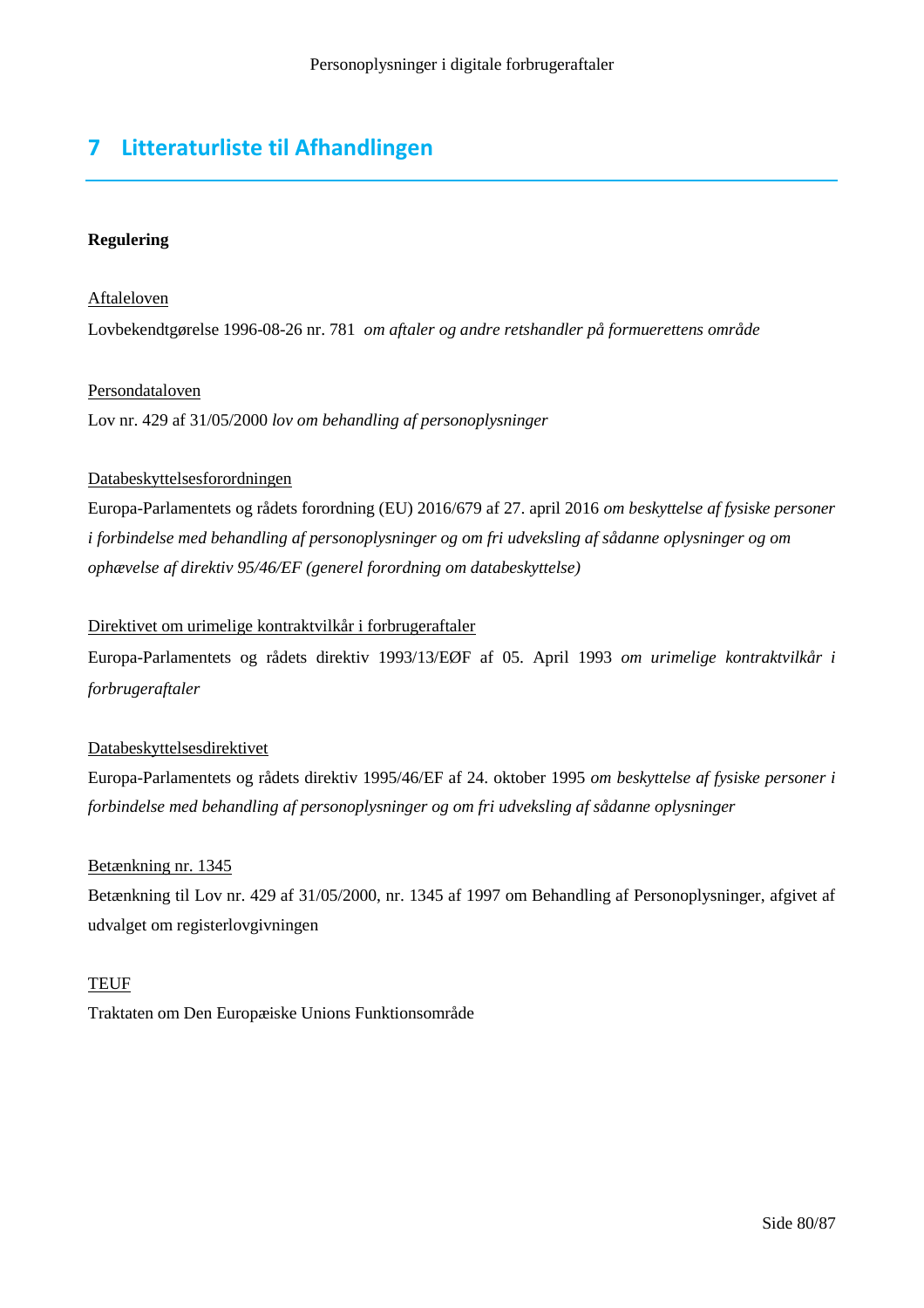# 7 Litteraturliste til Afhandlingen

**Regulering**

<u>Aftaleloven</u>

Lovbekendtgørelse 1996-08-26 nr. 781 *om aftaler og andre retshandler på formuerettens område*

<u>Persondataloven</u>

Lov nr. 429 af 31/05/2000 *lov om behandling af personoplysninger*

<u>Databeskyttelsesforordningen</u>

Europa-Parlamentets og rådets forordning (EU) 2016/679 af 27. april 2016 *om beskyttelse af fysiske personer i forbindelse med behandling af personoplysninger og om fri udveksling af sådanne oplysninger og om ophævelse af direktiv 95/46/EF (generel forordning om databeskyttelse)*

<u>Direktivet om urimelige kontraktvilkår i forbrugeraftaler</u>

Europa-Parlamentets og rådets direktiv 1993/13/EØF af 05. April 1993 *om urimelige kontraktvilkår i forbrugeraftaler*

<u>Databeskyttelsesdirektivet</u>

Europa-Parlamentets og rådets direktiv 1995/46/EF af 24. oktober 1995 *om beskyttelse af fysiske personer i forbindelse med behandling af personoplysninger og om fri udveksling af sådanne oplysninger*

<u>Betænkning nr. 1345</u>

Betænkning til Lov nr. 429 af 31/05/2000, nr. 1345 af 1997 om Behandling af Personoplysninger, afgivet af udvalget om registerlovgivningen

<u>TEUF</u>

Traktaten om Den Europæiske Unions Funktionsområde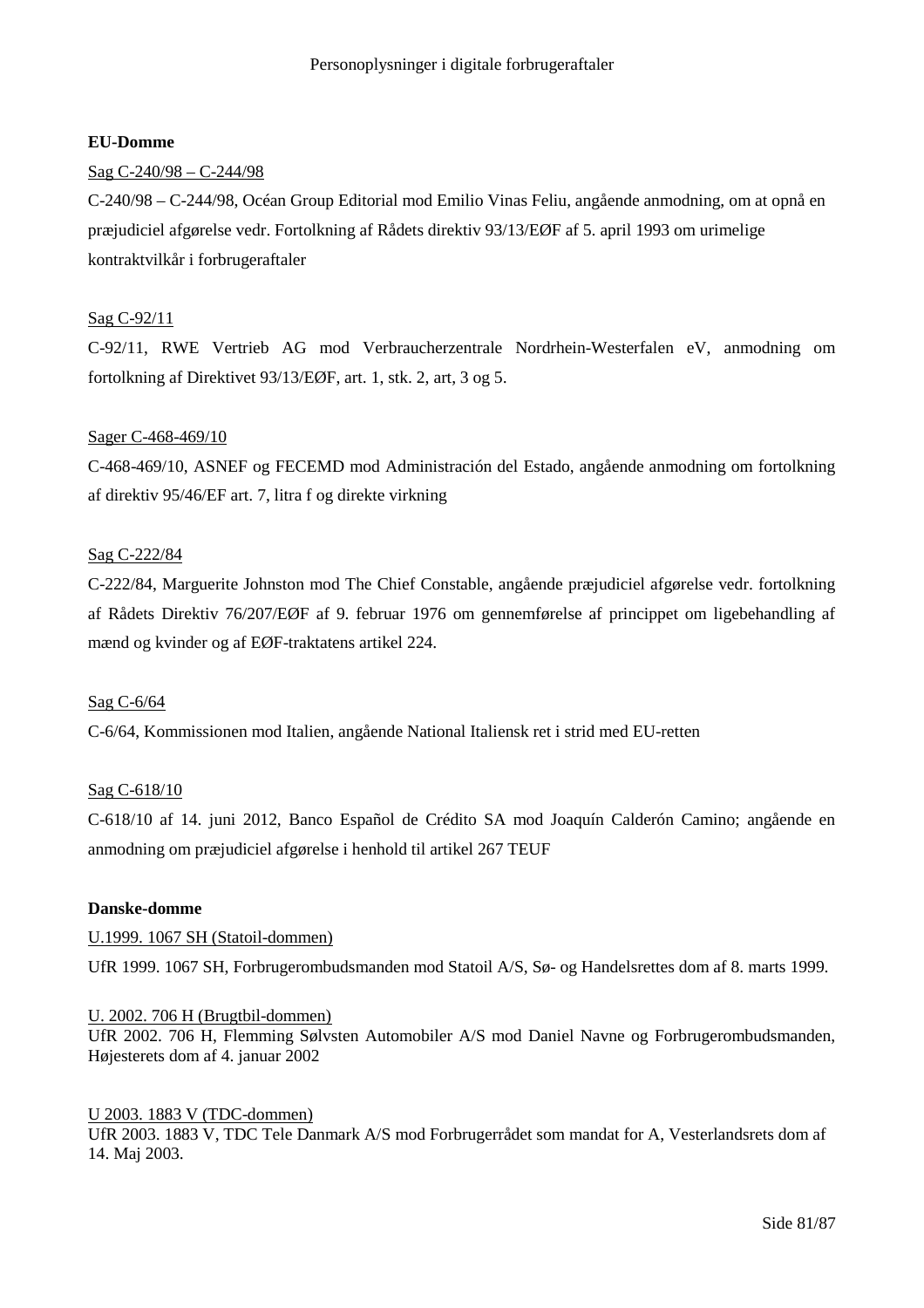**EU-Domme**

Sag C-240/98 – C-244/98

C-240/98 – C-244/98, Océan Group Editorial mod Emilio Vinas Feliu, angående anmodning, om at opnå en præjudiciel afgørelse vedr. Fortolkning af Rådets direktiv 93/13/EØF af 5. april 1993 om urimelige kontraktvilkår i forbrugeraftaler

Sag C-92/11

C-92/11, RWE Vertrieb AG mod Verbraucherzentrale Nordrhein-Westerfalen eV, anmodning om fortolkning af Direktivet 93/13/EØF, art. 1, stk. 2, art, 3 og 5.

Sager C-468-469/10

C-468-469/10, ASNEF og FECEMD mod Administración del Estado, angående anmodning om fortolkning af direktiv 95/46/EF art. 7, litra f og direkte virkning

Sag C-222/84

C-222/84, Marguerite Johnston mod The Chief Constable, angående præjudiciel afgørelse vedr. fortolkning af Rådets Direktiv 76/207/EØF af 9. februar 1976 om gennemførelse af princippet om ligebehandling af mænd og kvinder og af EØF-traktatens artikel 224.

Sag C-6/64

C-6/64, Kommissionen mod Italien, angående National Italiensk ret i strid med EU-retten

Sag C-618/10

C-618/10 af 14. juni 2012, Banco Español de Crédito SA mod Joaquín Calderón Camino; angående en anmodning om præjudiciel afgørelse i henhold til artikel 267 TEUF

**Danske-domme**

U.1999. 1067 SH (Statoil-dommen)

UfR 1999. 1067 SH, Forbrugerombudsmanden mod Statoil A/S, Sø- og Handelsrettes dom af 8. marts 1999.

U. 2002. 706 H (Brugtbil-dommen)

UfR 2002. 706 H, Flemming Sølvsten Automobiler A/S mod Daniel Navne og Forbrugerombudsmanden, Højesterets dom af 4. januar 2002

U 2003. 1883 V (TDC-dommen)

UfR 2003. 1883 V, TDC Tele Danmark A/S mod Forbrugerrådet som mandat for A, Vesterlandsrets dom af 14. Maj 2003.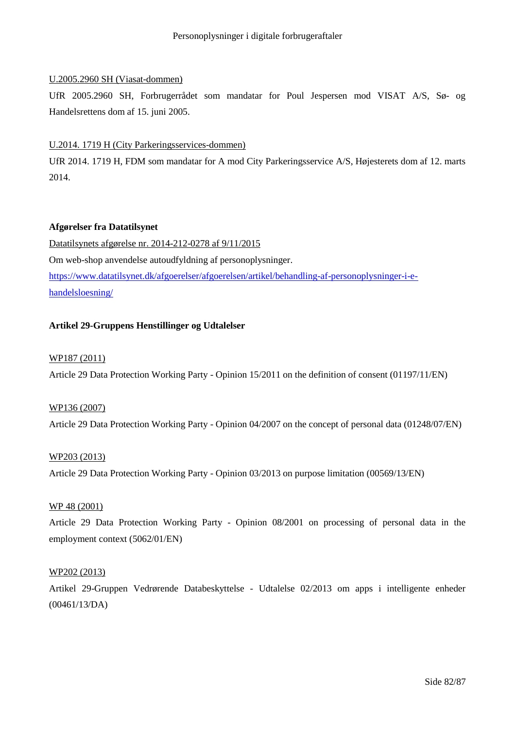U.2005.2960 SH (Viasat-dommen)

UfR 2005.2960 SH, Forbrugerrådet som mandatar for Poul Jespersen mod VISAT A/S, Sø- og Handelsrettens dom af 15. juni 2005.

U.2014. 1719 H (City Parkeringsservices-dommen)

UfR 2014. 1719 H, FDM som mandatar for A mod City Parkeringsservice A/S, Højesterets dom af 12. marts 2014.

**Afgørelser fra Datatilsynet**

Datatilsynets afgørelse nr. 2014-212-0278 af 9/11/2015

Om web-shop anvendelse autoudfyldning af personoplysninger.

https://www.datatilsynet.dk/afgoerelser/afgoerelsen/artikel/behandling-af-personoplysninger-i-e-handelsloesning/

**Artikel 29-Gruppens Henstillinger og Udtalelser**

WP187 (2011)

Article 29 Data Protection Working Party - Opinion 15/2011 on the definition of consent (01197/11/EN)

WP136 (2007)

Article 29 Data Protection Working Party - Opinion 04/2007 on the concept of personal data (01248/07/EN)

WP203 (2013)

Article 29 Data Protection Working Party - Opinion 03/2013 on purpose limitation (00569/13/EN)

WP 48 (2001)

Article 29 Data Protection Working Party - Opinion 08/2001 on processing of personal data in the employment context (5062/01/EN)

WP202 (2013)

Artikel 29-Gruppen Vedrørende Databeskyttelse - Udtalelse 02/2013 om apps i intelligente enheder (00461/13/DA)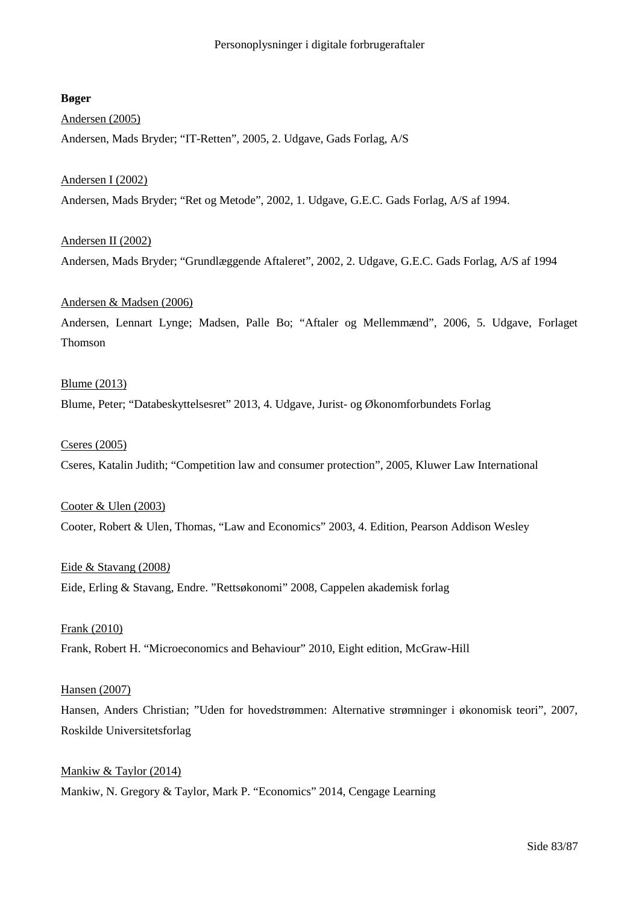**Bøger**

Andersen (2005)

Andersen, Mads Bryder; “IT-Retten”, 2005, 2. Udgave, Gads Forlag, A/S

Andersen I (2002)

Andersen, Mads Bryder; “Ret og Metode”, 2002, 1. Udgave, G.E.C. Gads Forlag, A/S af 1994.

Andersen II (2002)

Andersen, Mads Bryder; “Grundlæggende Aftaleret”, 2002, 2. Udgave, G.E.C. Gads Forlag, A/S af 1994

Andersen & Madsen (2006)

Andersen, Lennart Lynge; Madsen, Palle Bo; “Aftaler og Mellemmænd”, 2006, 5. Udgave, Forlaget Thomson

Blume (2013)

Blume, Peter; “Databeskyttelsesret” 2013, 4. Udgave, Jurist- og Økonomforbundets Forlag

Cseres (2005)

Cseres, Katalin Judith; “Competition law and consumer protection”, 2005, Kluwer Law International

Cooter & Ulen (2003)

Cooter, Robert & Ulen, Thomas, “Law and Economics” 2003, 4. Edition, Pearson Addison Wesley

Eide & Stavang (2008)

Eide, Erling & Stavang, Endre. ”Rettsøkonomi” 2008, Cappelen akademisk forlag

Frank (2010)

Frank, Robert H. “Microeconomics and Behaviour” 2010, Eight edition, McGraw-Hill

Hansen (2007)

Hansen, Anders Christian; ”Uden for hovedstrømmen: Alternative strømninger i økonomisk teori”, 2007, Roskilde Universitetsforlag

Mankiw & Taylor (2014)

Mankiw, N. Gregory & Taylor, Mark P. “Economics” 2014, Cengage Learning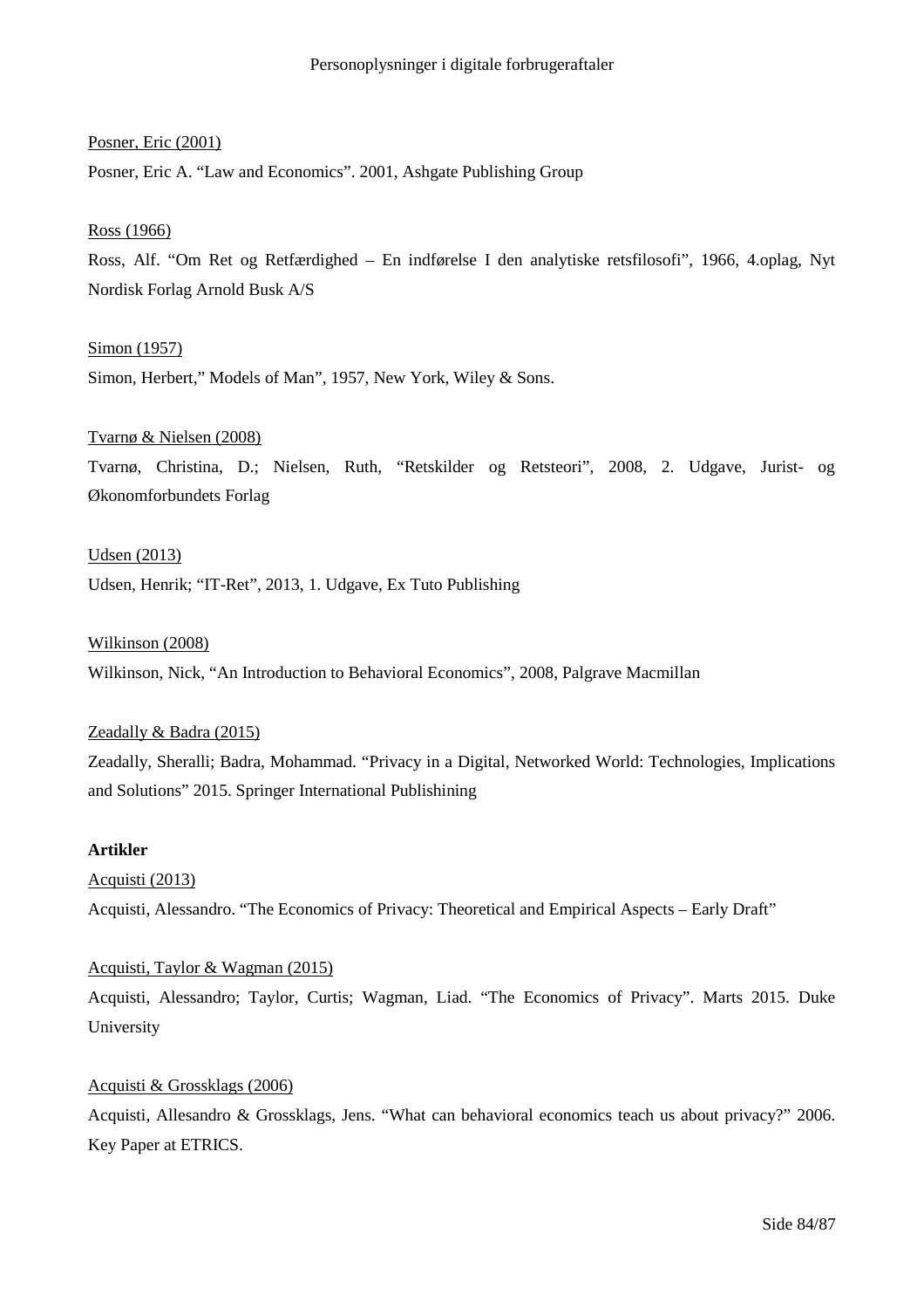<u>Posner, Eric (2001)</u>

Posner, Eric A. “Law and Economics”. 2001, Ashgate Publishing Group

<u>Ross (1966)</u>

Ross, Alf. “Om Ret og Retfærdighed – En indførelse I den analytiske retsfilosofi”, 1966, 4.oplag, Nyt Nordisk Forlag Arnold Busk A/S

<u>Simon (1957)</u>

Simon, Herbert,” Models of Man”, 1957, New York, Wiley & Sons.

<u>Tvarnø & Nielsen (2008)</u>

Tvarnø, Christina, D.; Nielsen, Ruth, “Retskilder og Retsteori”, 2008, 2. Udgave, Jurist- og Økonomforbundets Forlag

<u>Udsen (2013)</u>

Udsen, Henrik; “IT-Ret”, 2013, 1. Udgave, Ex Tuto Publishing

<u>Wilkinson (2008)</u>

Wilkinson, Nick, “An Introduction to Behavioral Economics”, 2008, Palgrave Macmillan

<u>Zeadally & Badra (2015)</u>

Zeadally, Sheralli; Badra, Mohammad. “Privacy in a Digital, Networked World: Technologies, Implications and Solutions” 2015. Springer International Publishining

**Artikler**

<u>Acquisti (2013)</u>

Acquisti, Alessandro. “The Economics of Privacy: Theoretical and Empirical Aspects – Early Draft”

<u>Acquisti, Taylor & Wagman (2015)</u>

Acquisti, Alessandro; Taylor, Curtis; Wagman, Liad. “The Economics of Privacy”. Marts 2015. Duke University

<u>Acquisti & Grossklags (2006)</u>

Acquisti, Allesandro & Grossklags, Jens. “What can behavioral economics teach us about privacy?” 2006. Key Paper at ETRICS.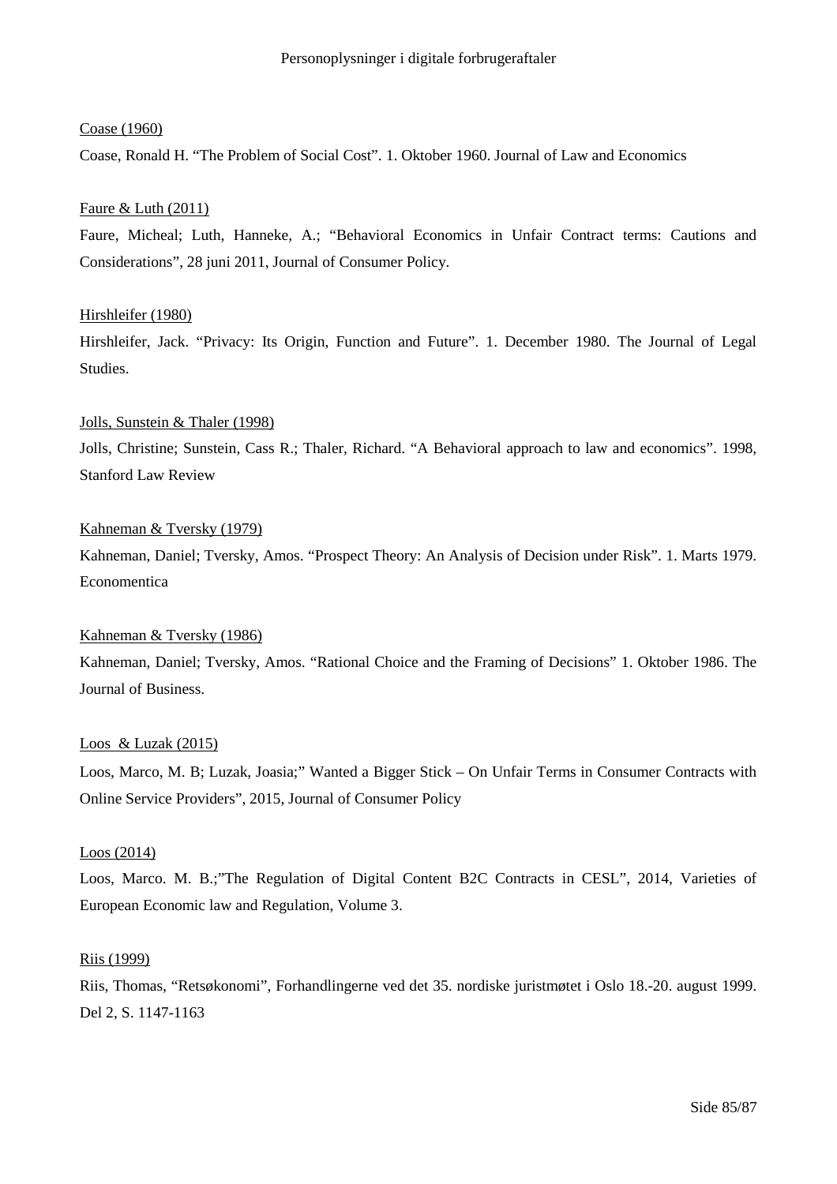Coase (1960)

Coase, Ronald H. "The Problem of Social Cost". 1. Oktober 1960. Journal of Law and Economics

Faure & Luth (2011)

Faure, Micheal; Luth, Hanneke, A.; "Behavioral Economics in Unfair Contract terms: Cautions and Considerations", 28 juni 2011, Journal of Consumer Policy.

Hirshleifer (1980)

Hirshleifer, Jack. "Privacy: Its Origin, Function and Future". 1. December 1980. The Journal of Legal Studies.

Jolls, Sunstein & Thaler (1998)

Jolls, Christine; Sunstein, Cass R.; Thaler, Richard. "A Behavioral approach to law and economics". 1998, Stanford Law Review

Kahneman & Tversky (1979)

Kahneman, Daniel; Tversky, Amos. "Prospect Theory: An Analysis of Decision under Risk". 1. Marts 1979. Economentica

Kahneman & Tversky (1986)

Kahneman, Daniel; Tversky, Amos. "Rational Choice and the Framing of Decisions" 1. Oktober 1986. The Journal of Business.

Loos & Luzak (2015)

Loos, Marco, M. B; Luzak, Joasia;" Wanted a Bigger Stick – On Unfair Terms in Consumer Contracts with Online Service Providers", 2015, Journal of Consumer Policy

Loos (2014)

Loos, Marco. M. B.;"The Regulation of Digital Content B2C Contracts in CESL", 2014, Varieties of European Economic law and Regulation, Volume 3.

Riis (1999)

Riis, Thomas, "Retsøkonomi", Forhandlingerne ved det 35. nordiske juristmøtet i Oslo 18.-20. august 1999. Del 2, S. 1147-1163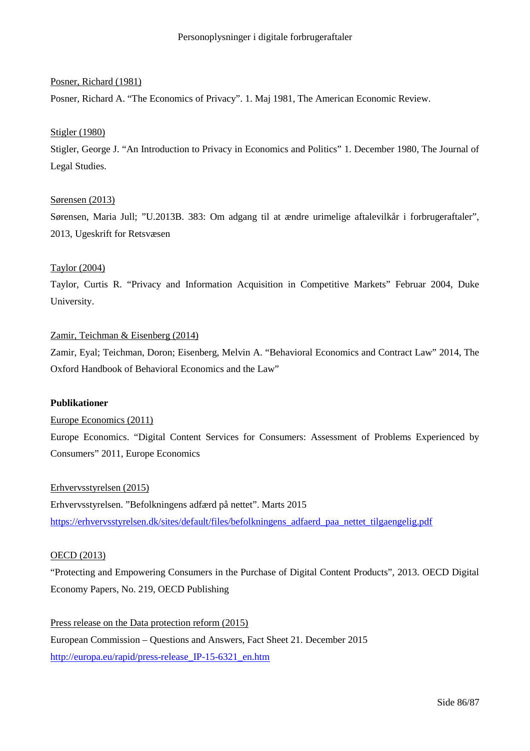Posner, Richard (1981)

Posner, Richard A. "The Economics of Privacy". 1. Maj 1981, The American Economic Review.

Stigler (1980)

Stigler, George J. "An Introduction to Privacy in Economics and Politics" 1. December 1980, The Journal of Legal Studies.

Sørensen (2013)

Sørensen, Maria Jull; "U.2013B. 383: Om adgang til at ændre urimelige aftalevilkår i forbrugeraftaler", 2013, Ugeskrift for Retsvæsen

Taylor (2004)

Taylor, Curtis R. "Privacy and Information Acquisition in Competitive Markets" Februar 2004, Duke University.

Zamir, Teichman & Eisenberg (2014)

Zamir, Eyal; Teichman, Doron; Eisenberg, Melvin A. "Behavioral Economics and Contract Law" 2014, The Oxford Handbook of Behavioral Economics and the Law"

**Publikationer**

Europe Economics (2011)

Europe Economics. "Digital Content Services for Consumers: Assessment of Problems Experienced by Consumers" 2011, Europe Economics

Erhvervsstyrelsen (2015)

Erhvervsstyrelsen. "Befolkningens adfærd på nettet". Marts 2015
https://erhvervsstyrelsen.dk/sites/default/files/befolkningens_adfaerd_paa_nettet_tilgaengelig.pdf

OECD (2013)

"Protecting and Empowering Consumers in the Purchase of Digital Content Products", 2013. OECD Digital Economy Papers, No. 219, OECD Publishing

Press release on the Data protection reform (2015)

European Commission – Questions and Answers, Fact Sheet 21. December 2015
http://europa.eu/rapid/press-release_IP-15-6321_en.htm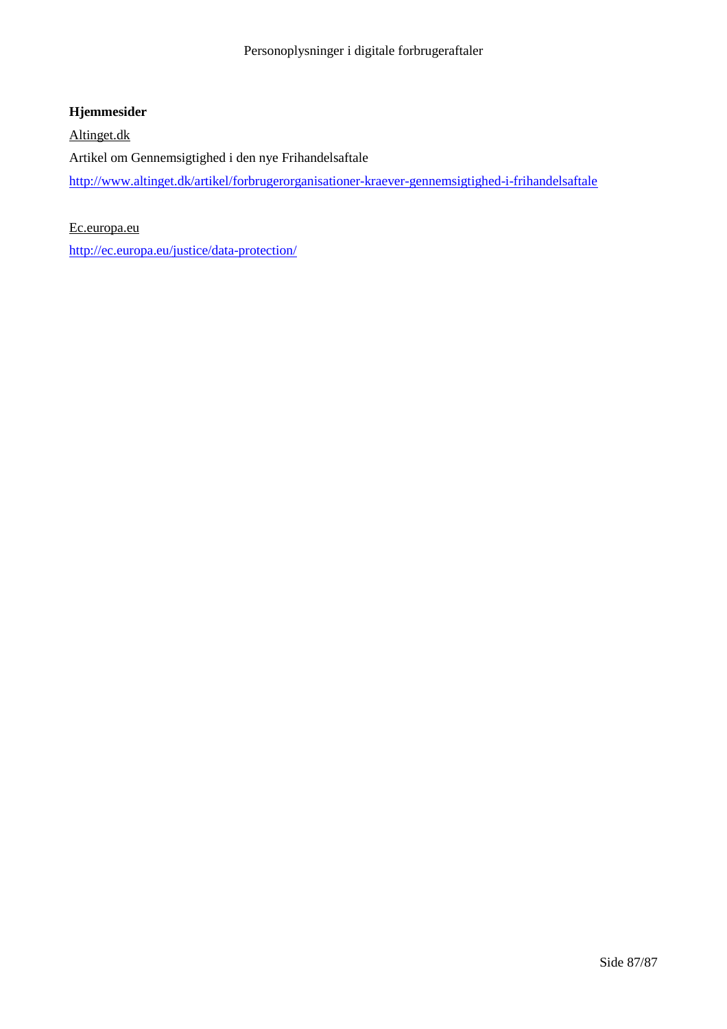**Hjemmesider**

Altinget.dk

Artikel om Gennemsigtighed i den nye Frihandelsaftale

http://www.altinget.dk/artikel/forbrugerorganisationer-kraever-gennemsigtighed-i-frihandelsaftale

Ec.europa.eu

http://ec.europa.eu/justice/data-protection/